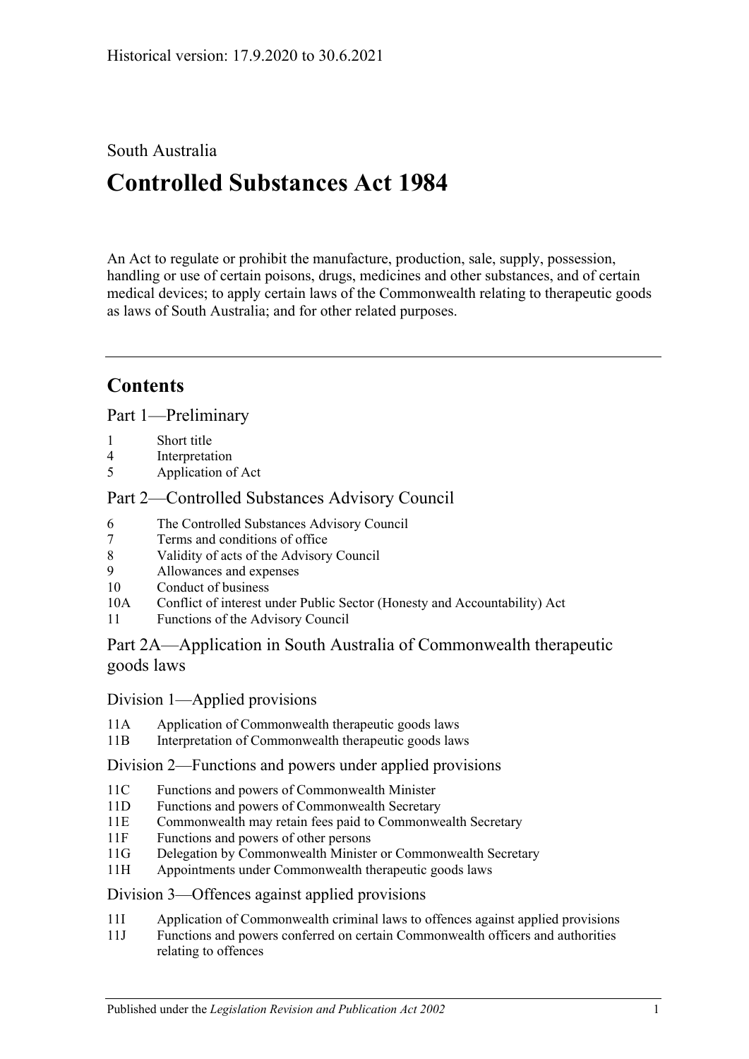Historical version: 17.9.2020 to 30.6.2021

South Australia

# Controlled Substances Act 1984

An Act to regulate or prohibit the manufacture, production, sale, supply, possession, handling or use of certain poisons, drugs, medicines and other substances, and of certain medical devices; to apply certain laws of the Commonwealth relating to therapeutic goods as laws of South Australia; and for other related purposes.

---

## Contents

### Part 1—Preliminary

- 1 Short title
- 4 Interpretation
- 5 Application of Act

### Part 2—Controlled Substances Advisory Council

- 6 The Controlled Substances Advisory Council
- 7 Terms and conditions of office
- 8 Validity of acts of the Advisory Council
- 9 Allowances and expenses
- 10 Conduct of business
- 10A Conflict of interest under Public Sector (Honesty and Accountability) Act
- 11 Functions of the Advisory Council

### Part 2A—Application in South Australia of Commonwealth therapeutic goods laws

#### Division 1—Applied provisions

- 11A Application of Commonwealth therapeutic goods laws
- 11B Interpretation of Commonwealth therapeutic goods laws

#### Division 2—Functions and powers under applied provisions

- 11C Functions and powers of Commonwealth Minister
- 11D Functions and powers of Commonwealth Secretary
- 11E Commonwealth may retain fees paid to Commonwealth Secretary
- 11F Functions and powers of other persons
- 11G Delegation by Commonwealth Minister or Commonwealth Secretary
- 11H Appointments under Commonwealth therapeutic goods laws

#### Division 3—Offences against applied provisions

- 11I Application of Commonwealth criminal laws to offences against applied provisions
- 11J Functions and powers conferred on certain Commonwealth officers and authorities relating to offences

Published under the *Legislation Revision and Publication Act 2002*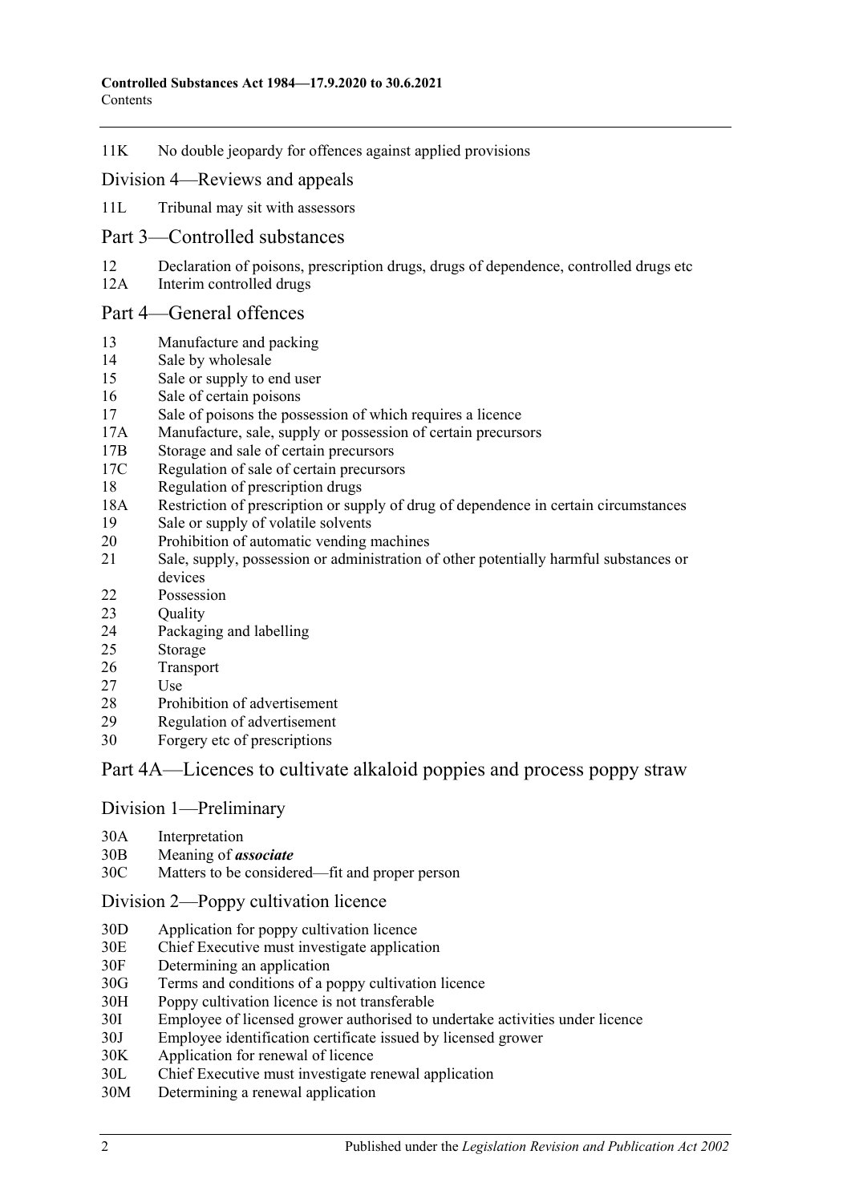11K No double jeopardy for offences against applied provisions

## Division 4—Reviews and appeals

11L Tribunal may sit with assessors

# Part 3—Controlled substances

12 Declaration of poisons, prescription drugs, drugs of dependence, controlled drugs etc
12A Interim controlled drugs

# Part 4—General offences

13 Manufacture and packing
14 Sale by wholesale
15 Sale or supply to end user
16 Sale of certain poisons
17 Sale of poisons the possession of which requires a licence
17A Manufacture, sale, supply or possession of certain precursors
17B Storage and sale of certain precursors
17C Regulation of sale of certain precursors
18 Regulation of prescription drugs
18A Restriction of prescription or supply of drug of dependence in certain circumstances
19 Sale or supply of volatile solvents
20 Prohibition of automatic vending machines
21 Sale, supply, possession or administration of other potentially harmful substances or devices
22 Possession
23 Quality
24 Packaging and labelling
25 Storage
26 Transport
27 Use
28 Prohibition of advertisement
29 Regulation of advertisement
30 Forgery etc of prescriptions

# Part 4A—Licences to cultivate alkaloid poppies and process poppy straw

## Division 1—Preliminary

30A Interpretation
30B Meaning of ***associate***
30C Matters to be considered—fit and proper person

## Division 2—Poppy cultivation licence

30D Application for poppy cultivation licence
30E Chief Executive must investigate application
30F Determining an application
30G Terms and conditions of a poppy cultivation licence
30H Poppy cultivation licence is not transferable
30I Employee of licensed grower authorised to undertake activities under licence
30J Employee identification certificate issued by licensed grower
30K Application for renewal of licence
30L Chief Executive must investigate renewal application
30M Determining a renewal application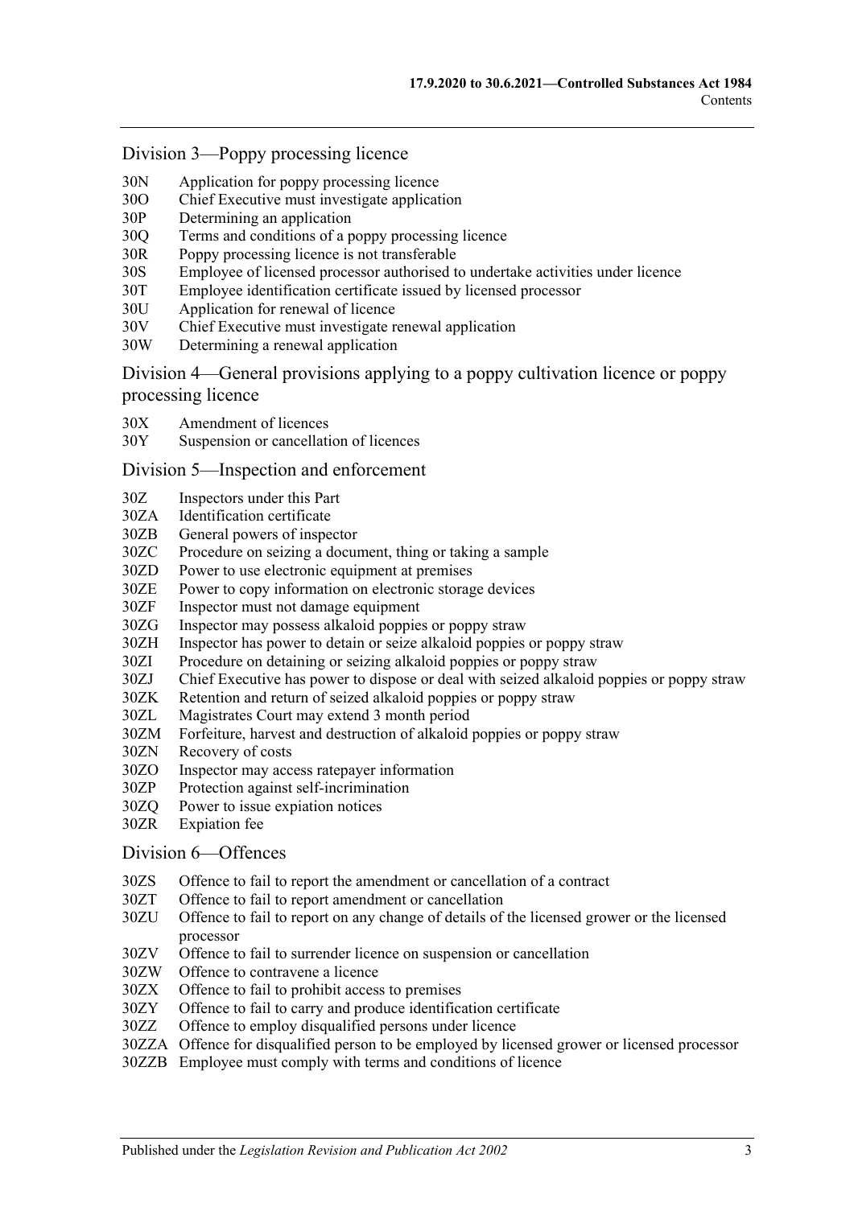## Division 3—Poppy processing licence

- 30N Application for poppy processing licence
- 30O Chief Executive must investigate application
- 30P Determining an application
- 30Q Terms and conditions of a poppy processing licence
- 30R Poppy processing licence is not transferable
- 30S Employee of licensed processor authorised to undertake activities under licence
- 30T Employee identification certificate issued by licensed processor
- 30U Application for renewal of licence
- 30V Chief Executive must investigate renewal application
- 30W Determining a renewal application

## Division 4—General provisions applying to a poppy cultivation licence or poppy processing licence

- 30X Amendment of licences
- 30Y Suspension or cancellation of licences

## Division 5—Inspection and enforcement

- 30Z Inspectors under this Part
- 30ZA Identification certificate
- 30ZB General powers of inspector
- 30ZC Procedure on seizing a document, thing or taking a sample
- 30ZD Power to use electronic equipment at premises
- 30ZE Power to copy information on electronic storage devices
- 30ZF Inspector must not damage equipment
- 30ZG Inspector may possess alkaloid poppies or poppy straw
- 30ZH Inspector has power to detain or seize alkaloid poppies or poppy straw
- 30ZI Procedure on detaining or seizing alkaloid poppies or poppy straw
- 30ZJ Chief Executive has power to dispose or deal with seized alkaloid poppies or poppy straw
- 30ZK Retention and return of seized alkaloid poppies or poppy straw
- 30ZL Magistrates Court may extend 3 month period
- 30ZM Forfeiture, harvest and destruction of alkaloid poppies or poppy straw
- 30ZN Recovery of costs
- 30ZO Inspector may access ratepayer information
- 30ZP Protection against self-incrimination
- 30ZQ Power to issue expiation notices
- 30ZR Expiation fee

## Division 6—Offences

- 30ZS Offence to fail to report the amendment or cancellation of a contract
- 30ZT Offence to fail to report amendment or cancellation
- 30ZU Offence to fail to report on any change of details of the licensed grower or the licensed processor
- 30ZV Offence to fail to surrender licence on suspension or cancellation
- 30ZW Offence to contravene a licence
- 30ZX Offence to fail to prohibit access to premises
- 30ZY Offence to fail to carry and produce identification certificate
- 30ZZ Offence to employ disqualified persons under licence
- 30ZZA Offence for disqualified person to be employed by licensed grower or licensed processor
- 30ZZB Employee must comply with terms and conditions of licence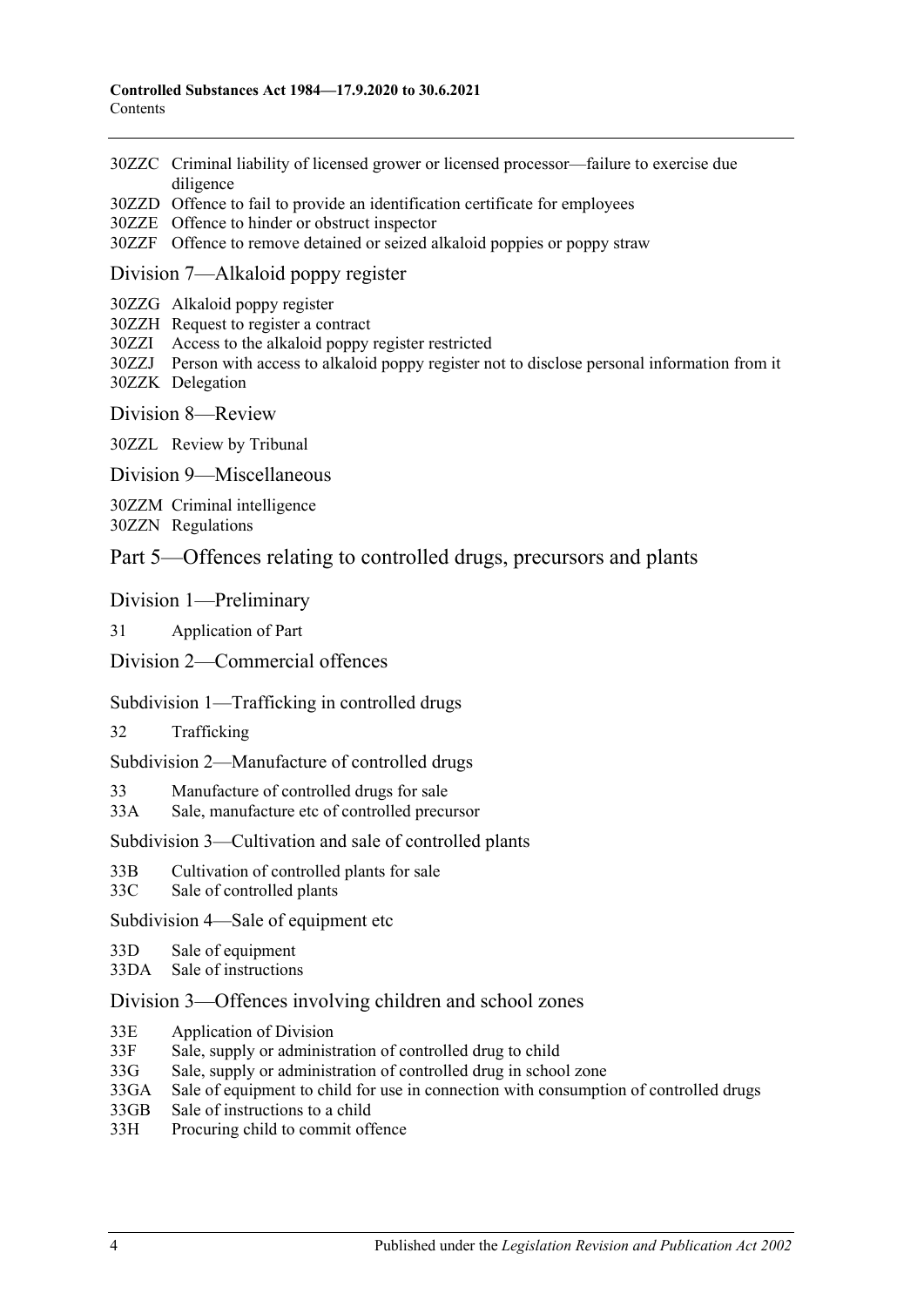30ZZC Criminal liability of licensed grower or licensed processor—failure to exercise due diligence
30ZZD Offence to fail to provide an identification certificate for employees
30ZZE Offence to hinder or obstruct inspector
30ZZF Offence to remove detained or seized alkaloid poppies or poppy straw

## Division 7—Alkaloid poppy register

30ZZG Alkaloid poppy register
30ZZH Request to register a contract
30ZZI Access to the alkaloid poppy register restricted
30ZZJ Person with access to alkaloid poppy register not to disclose personal information from it
30ZZK Delegation

## Division 8—Review

30ZZL Review by Tribunal

## Division 9—Miscellaneous

30ZZM Criminal intelligence
30ZZN Regulations

# Part 5—Offences relating to controlled drugs, precursors and plants

## Division 1—Preliminary

31 Application of Part

## Division 2—Commercial offences

### Subdivision 1—Trafficking in controlled drugs

32 Trafficking

### Subdivision 2—Manufacture of controlled drugs

33 Manufacture of controlled drugs for sale
33A Sale, manufacture etc of controlled precursor

### Subdivision 3—Cultivation and sale of controlled plants

33B Cultivation of controlled plants for sale
33C Sale of controlled plants

### Subdivision 4—Sale of equipment etc

33D Sale of equipment
33DA Sale of instructions

## Division 3—Offences involving children and school zones

33E Application of Division
33F Sale, supply or administration of controlled drug to child
33G Sale, supply or administration of controlled drug in school zone
33GA Sale of equipment to child for use in connection with consumption of controlled drugs
33GB Sale of instructions to a child
33H Procuring child to commit offence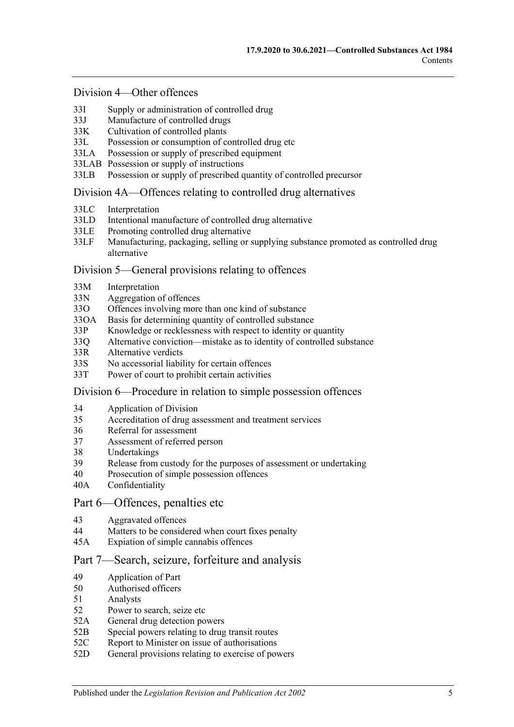## Division 4—Other offences

- 33I Supply or administration of controlled drug
- 33J Manufacture of controlled drugs
- 33K Cultivation of controlled plants
- 33L Possession or consumption of controlled drug etc
- 33LA Possession or supply of prescribed equipment
- 33LAB Possession or supply of instructions
- 33LB Possession or supply of prescribed quantity of controlled precursor

## Division 4A—Offences relating to controlled drug alternatives

- 33LC Interpretation
- 33LD Intentional manufacture of controlled drug alternative
- 33LE Promoting controlled drug alternative
- 33LF Manufacturing, packaging, selling or supplying substance promoted as controlled drug alternative

## Division 5—General provisions relating to offences

- 33M Interpretation
- 33N Aggregation of offences
- 33O Offences involving more than one kind of substance
- 33OA Basis for determining quantity of controlled substance
- 33P Knowledge or recklessness with respect to identity or quantity
- 33Q Alternative conviction—mistake as to identity of controlled substance
- 33R Alternative verdicts
- 33S No accessorial liability for certain offences
- 33T Power of court to prohibit certain activities

## Division 6—Procedure in relation to simple possession offences

- 34 Application of Division
- 35 Accreditation of drug assessment and treatment services
- 36 Referral for assessment
- 37 Assessment of referred person
- 38 Undertakings
- 39 Release from custody for the purposes of assessment or undertaking
- 40 Prosecution of simple possession offences
- 40A Confidentiality

# Part 6—Offences, penalties etc

- 43 Aggravated offences
- 44 Matters to be considered when court fixes penalty
- 45A Expiation of simple cannabis offences

# Part 7—Search, seizure, forfeiture and analysis

- 49 Application of Part
- 50 Authorised officers
- 51 Analysts
- 52 Power to search, seize etc
- 52A General drug detection powers
- 52B Special powers relating to drug transit routes
- 52C Report to Minister on issue of authorisations
- 52D General provisions relating to exercise of powers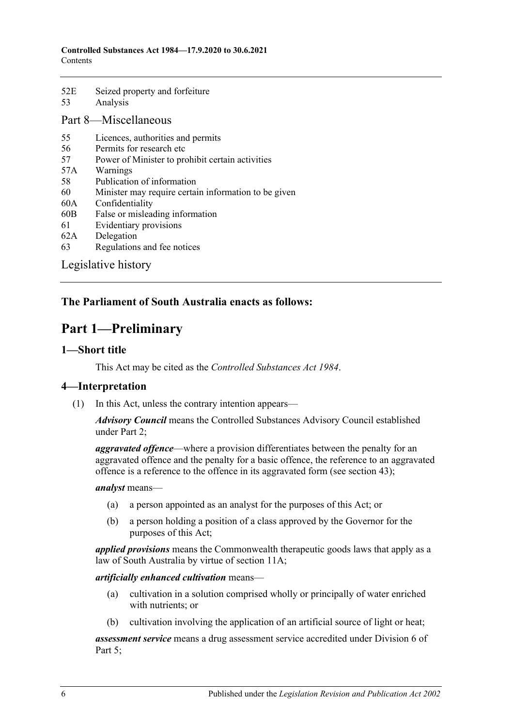52E Seized property and forfeiture
53 Analysis

Part 8—Miscellaneous

55 Licences, authorities and permits
56 Permits for research etc
57 Power of Minister to prohibit certain activities
57A Warnings
58 Publication of information
60 Minister may require certain information to be given
60A Confidentiality
60B False or misleading information
61 Evidentiary provisions
62A Delegation
63 Regulations and fee notices

Legislative history

**The Parliament of South Australia enacts as follows:**

# Part 1—Preliminary

## 1—Short title

This Act may be cited as the *Controlled Substances Act 1984*.

## 4—Interpretation

(1) In this Act, unless the contrary intention appears—

***Advisory Council*** means the Controlled Substances Advisory Council established under Part 2;

***aggravated offence***—where a provision differentiates between the penalty for an aggravated offence and the penalty for a basic offence, the reference to an aggravated offence is a reference to the offence in its aggravated form (see section 43);

***analyst*** means—

(a) a person appointed as an analyst for the purposes of this Act; or

(b) a person holding a position of a class approved by the Governor for the purposes of this Act;

***applied provisions*** means the Commonwealth therapeutic goods laws that apply as a law of South Australia by virtue of section 11A;

***artificially enhanced cultivation*** means—

(a) cultivation in a solution comprised wholly or principally of water enriched with nutrients; or

(b) cultivation involving the application of an artificial source of light or heat;

***assessment service*** means a drug assessment service accredited under Division 6 of Part 5;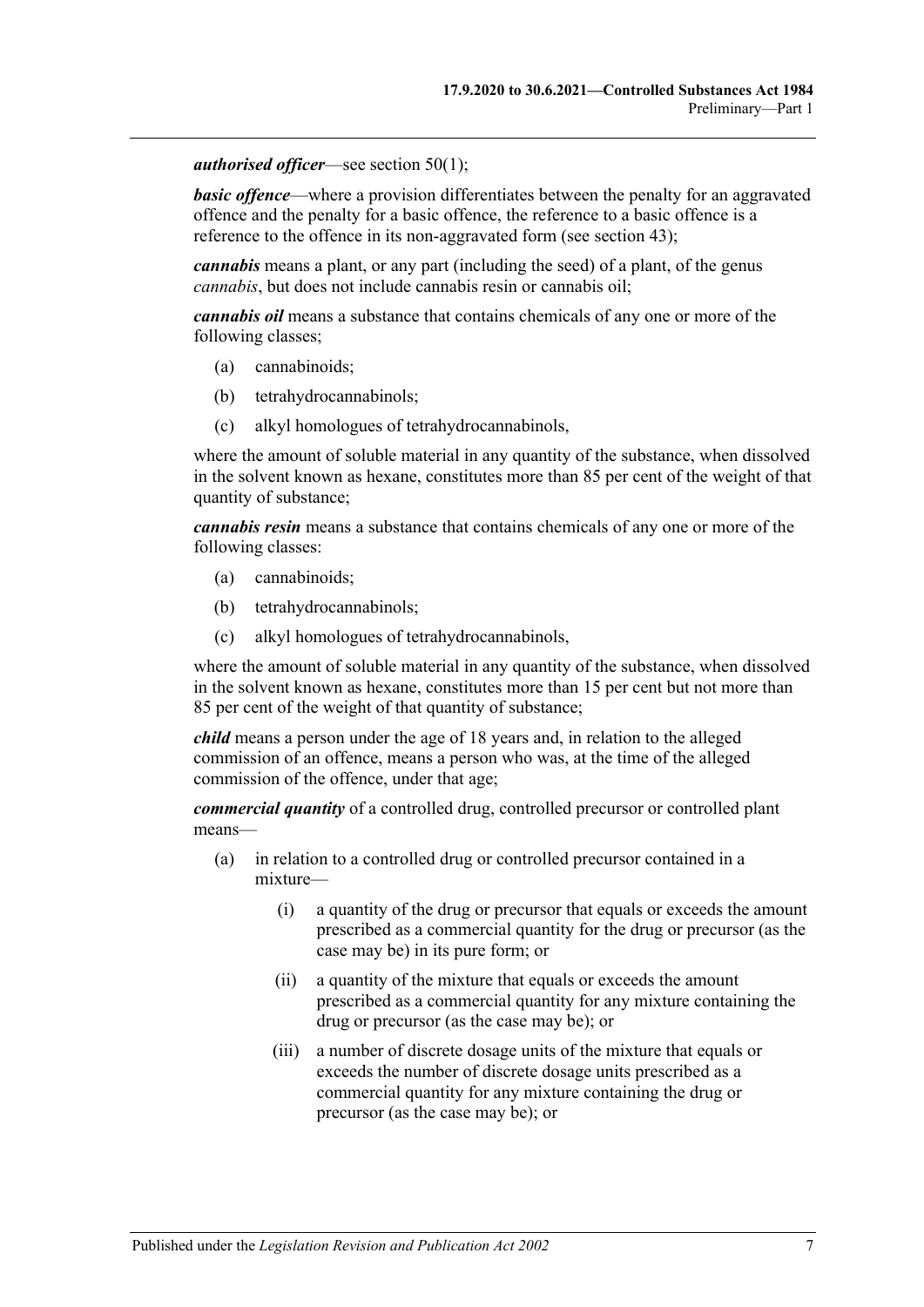***authorised officer***—see section 50(1);

***basic offence***—where a provision differentiates between the penalty for an aggravated offence and the penalty for a basic offence, the reference to a basic offence is a reference to the offence in its non-aggravated form (see section 43);

***cannabis*** means a plant, or any part (including the seed) of a plant, of the genus *cannabis*, but does not include cannabis resin or cannabis oil;

***cannabis oil*** means a substance that contains chemicals of any one or more of the following classes;

- (a) cannabinoids;
- (b) tetrahydrocannabinols;
- (c) alkyl homologues of tetrahydrocannabinols,

where the amount of soluble material in any quantity of the substance, when dissolved in the solvent known as hexane, constitutes more than 85 per cent of the weight of that quantity of substance;

***cannabis resin*** means a substance that contains chemicals of any one or more of the following classes:

- (a) cannabinoids;
- (b) tetrahydrocannabinols;
- (c) alkyl homologues of tetrahydrocannabinols,

where the amount of soluble material in any quantity of the substance, when dissolved in the solvent known as hexane, constitutes more than 15 per cent but not more than 85 per cent of the weight of that quantity of substance;

***child*** means a person under the age of 18 years and, in relation to the alleged commission of an offence, means a person who was, at the time of the alleged commission of the offence, under that age;

***commercial quantity*** of a controlled drug, controlled precursor or controlled plant means—

- (a) in relation to a controlled drug or controlled precursor contained in a mixture—
  - (i) a quantity of the drug or precursor that equals or exceeds the amount prescribed as a commercial quantity for the drug or precursor (as the case may be) in its pure form; or
  - (ii) a quantity of the mixture that equals or exceeds the amount prescribed as a commercial quantity for any mixture containing the drug or precursor (as the case may be); or
  - (iii) a number of discrete dosage units of the mixture that equals or exceeds the number of discrete dosage units prescribed as a commercial quantity for any mixture containing the drug or precursor (as the case may be); or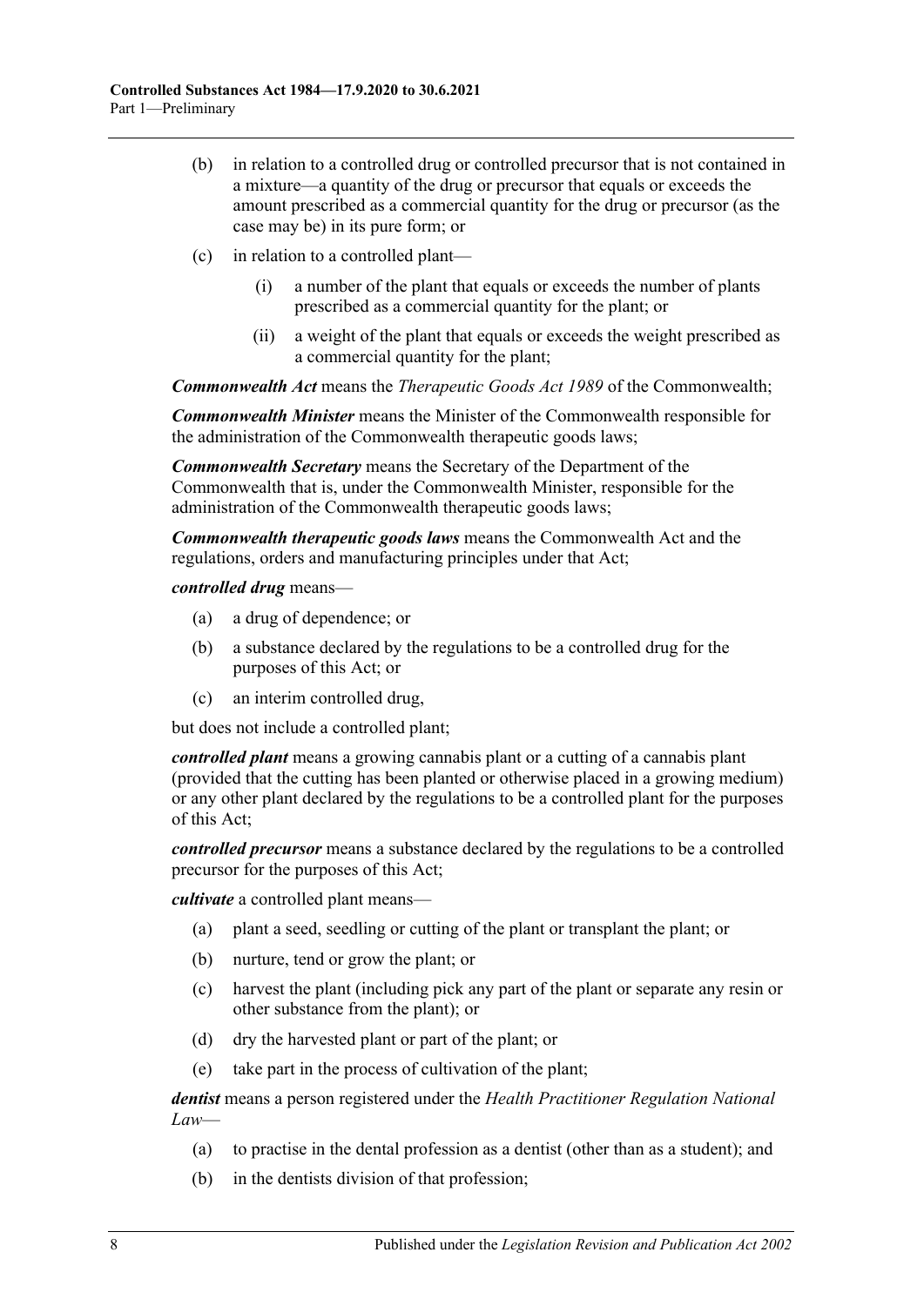(b) in relation to a controlled drug or controlled precursor that is not contained in a mixture—a quantity of the drug or precursor that equals or exceeds the amount prescribed as a commercial quantity for the drug or precursor (as the case may be) in its pure form; or

(c) in relation to a controlled plant—

(i) a number of the plant that equals or exceeds the number of plants prescribed as a commercial quantity for the plant; or

(ii) a weight of the plant that equals or exceeds the weight prescribed as a commercial quantity for the plant;

***Commonwealth Act*** means the *Therapeutic Goods Act 1989* of the Commonwealth;

***Commonwealth Minister*** means the Minister of the Commonwealth responsible for the administration of the Commonwealth therapeutic goods laws;

***Commonwealth Secretary*** means the Secretary of the Department of the Commonwealth that is, under the Commonwealth Minister, responsible for the administration of the Commonwealth therapeutic goods laws;

***Commonwealth therapeutic goods laws*** means the Commonwealth Act and the regulations, orders and manufacturing principles under that Act;

***controlled drug*** means—

(a) a drug of dependence; or

(b) a substance declared by the regulations to be a controlled drug for the purposes of this Act; or

(c) an interim controlled drug,

but does not include a controlled plant;

***controlled plant*** means a growing cannabis plant or a cutting of a cannabis plant (provided that the cutting has been planted or otherwise placed in a growing medium) or any other plant declared by the regulations to be a controlled plant for the purposes of this Act;

***controlled precursor*** means a substance declared by the regulations to be a controlled precursor for the purposes of this Act;

***cultivate*** a controlled plant means—

(a) plant a seed, seedling or cutting of the plant or transplant the plant; or

(b) nurture, tend or grow the plant; or

(c) harvest the plant (including pick any part of the plant or separate any resin or other substance from the plant); or

(d) dry the harvested plant or part of the plant; or

(e) take part in the process of cultivation of the plant;

***dentist*** means a person registered under the *Health Practitioner Regulation National Law*—

(a) to practise in the dental profession as a dentist (other than as a student); and

(b) in the dentists division of that profession;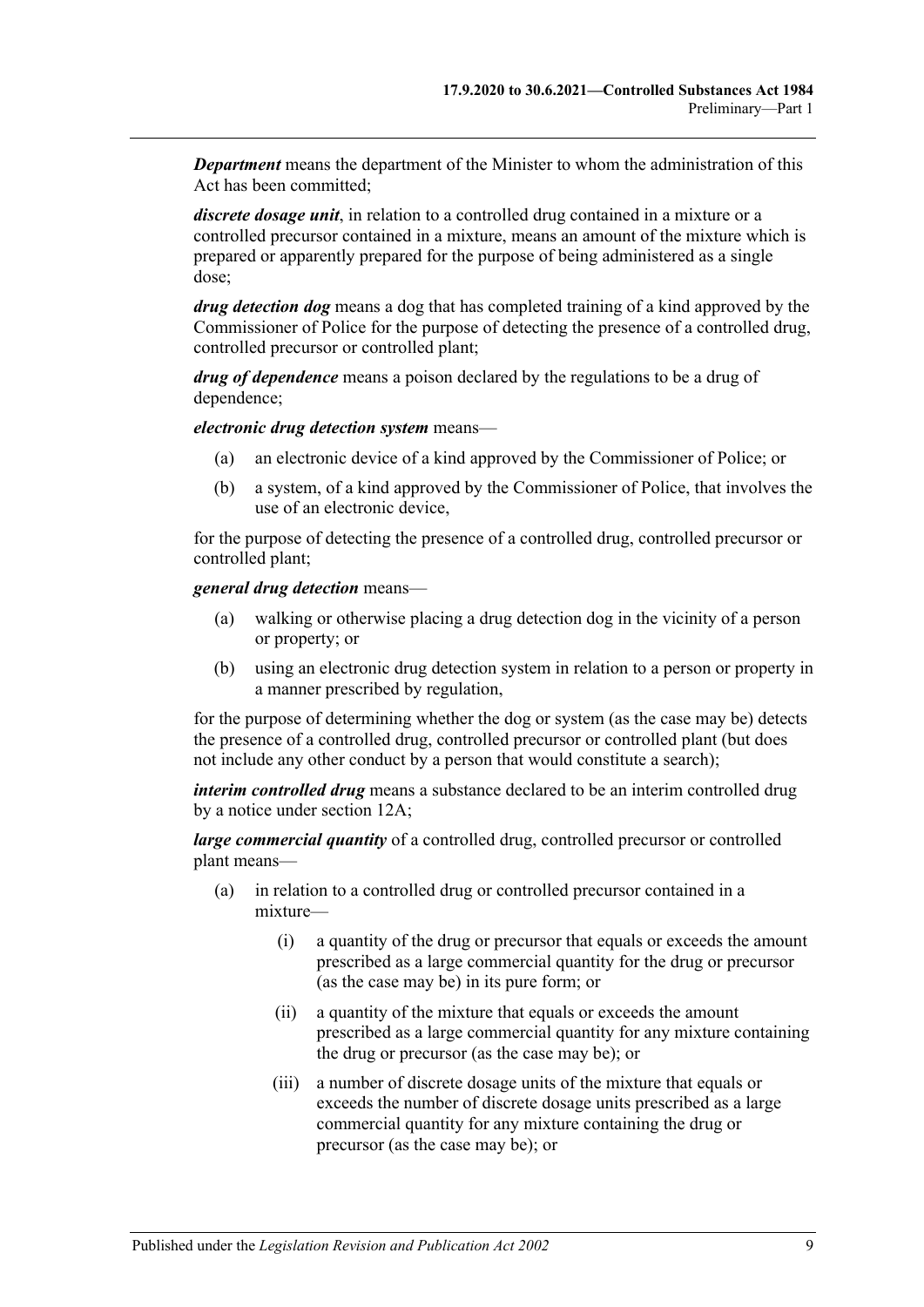***Department*** means the department of the Minister to whom the administration of this Act has been committed;

***discrete dosage unit***, in relation to a controlled drug contained in a mixture or a controlled precursor contained in a mixture, means an amount of the mixture which is prepared or apparently prepared for the purpose of being administered as a single dose;

***drug detection dog*** means a dog that has completed training of a kind approved by the Commissioner of Police for the purpose of detecting the presence of a controlled drug, controlled precursor or controlled plant;

***drug of dependence*** means a poison declared by the regulations to be a drug of dependence;

***electronic drug detection system*** means—

(a) an electronic device of a kind approved by the Commissioner of Police; or

(b) a system, of a kind approved by the Commissioner of Police, that involves the use of an electronic device,

for the purpose of detecting the presence of a controlled drug, controlled precursor or controlled plant;

***general drug detection*** means—

(a) walking or otherwise placing a drug detection dog in the vicinity of a person or property; or

(b) using an electronic drug detection system in relation to a person or property in a manner prescribed by regulation,

for the purpose of determining whether the dog or system (as the case may be) detects the presence of a controlled drug, controlled precursor or controlled plant (but does not include any other conduct by a person that would constitute a search);

***interim controlled drug*** means a substance declared to be an interim controlled drug by a notice under section 12A;

***large commercial quantity*** of a controlled drug, controlled precursor or controlled plant means—

(a) in relation to a controlled drug or controlled precursor contained in a mixture—

(i) a quantity of the drug or precursor that equals or exceeds the amount prescribed as a large commercial quantity for the drug or precursor (as the case may be) in its pure form; or

(ii) a quantity of the mixture that equals or exceeds the amount prescribed as a large commercial quantity for any mixture containing the drug or precursor (as the case may be); or

(iii) a number of discrete dosage units of the mixture that equals or exceeds the number of discrete dosage units prescribed as a large commercial quantity for any mixture containing the drug or precursor (as the case may be); or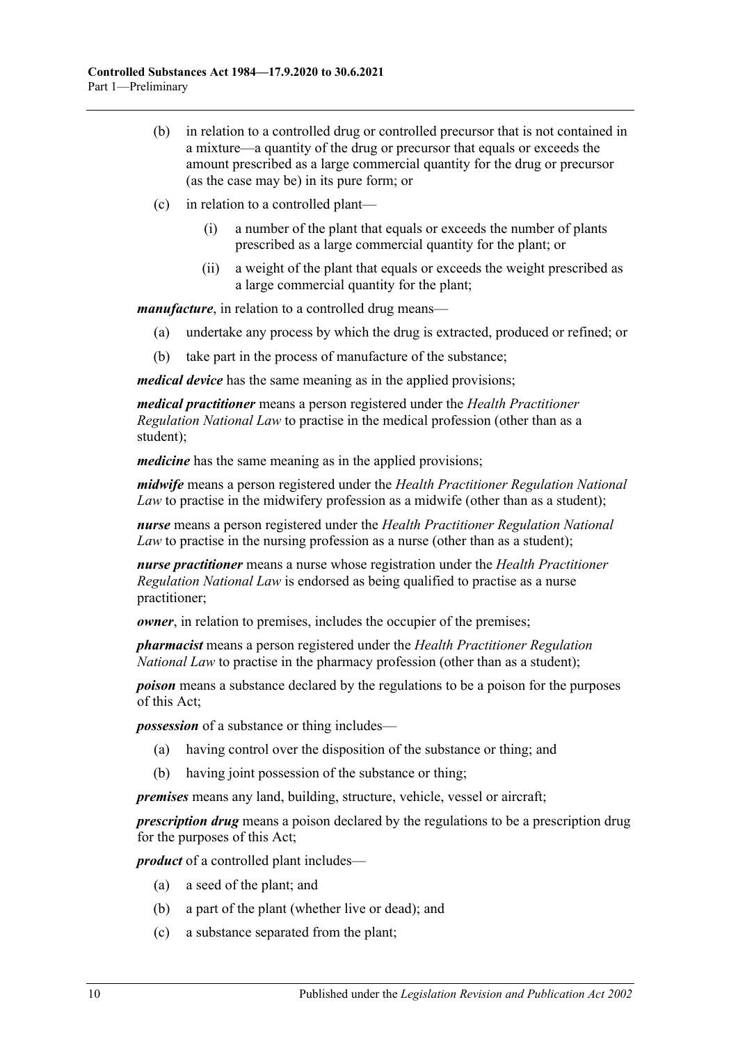(b) in relation to a controlled drug or controlled precursor that is not contained in a mixture—a quantity of the drug or precursor that equals or exceeds the amount prescribed as a large commercial quantity for the drug or precursor (as the case may be) in its pure form; or

(c) in relation to a controlled plant—

(i) a number of the plant that equals or exceeds the number of plants prescribed as a large commercial quantity for the plant; or

(ii) a weight of the plant that equals or exceeds the weight prescribed as a large commercial quantity for the plant;

***manufacture***, in relation to a controlled drug means—

(a) undertake any process by which the drug is extracted, produced or refined; or

(b) take part in the process of manufacture of the substance;

***medical device*** has the same meaning as in the applied provisions;

***medical practitioner*** means a person registered under the *Health Practitioner Regulation National Law* to practise in the medical profession (other than as a student);

***medicine*** has the same meaning as in the applied provisions;

***midwife*** means a person registered under the *Health Practitioner Regulation National Law* to practise in the midwifery profession as a midwife (other than as a student);

***nurse*** means a person registered under the *Health Practitioner Regulation National Law* to practise in the nursing profession as a nurse (other than as a student);

***nurse practitioner*** means a nurse whose registration under the *Health Practitioner Regulation National Law* is endorsed as being qualified to practise as a nurse practitioner;

***owner***, in relation to premises, includes the occupier of the premises;

***pharmacist*** means a person registered under the *Health Practitioner Regulation National Law* to practise in the pharmacy profession (other than as a student);

***poison*** means a substance declared by the regulations to be a poison for the purposes of this Act;

***possession*** of a substance or thing includes—

(a) having control over the disposition of the substance or thing; and

(b) having joint possession of the substance or thing;

***premises*** means any land, building, structure, vehicle, vessel or aircraft;

***prescription drug*** means a poison declared by the regulations to be a prescription drug for the purposes of this Act;

***product*** of a controlled plant includes—

(a) a seed of the plant; and

(b) a part of the plant (whether live or dead); and

(c) a substance separated from the plant;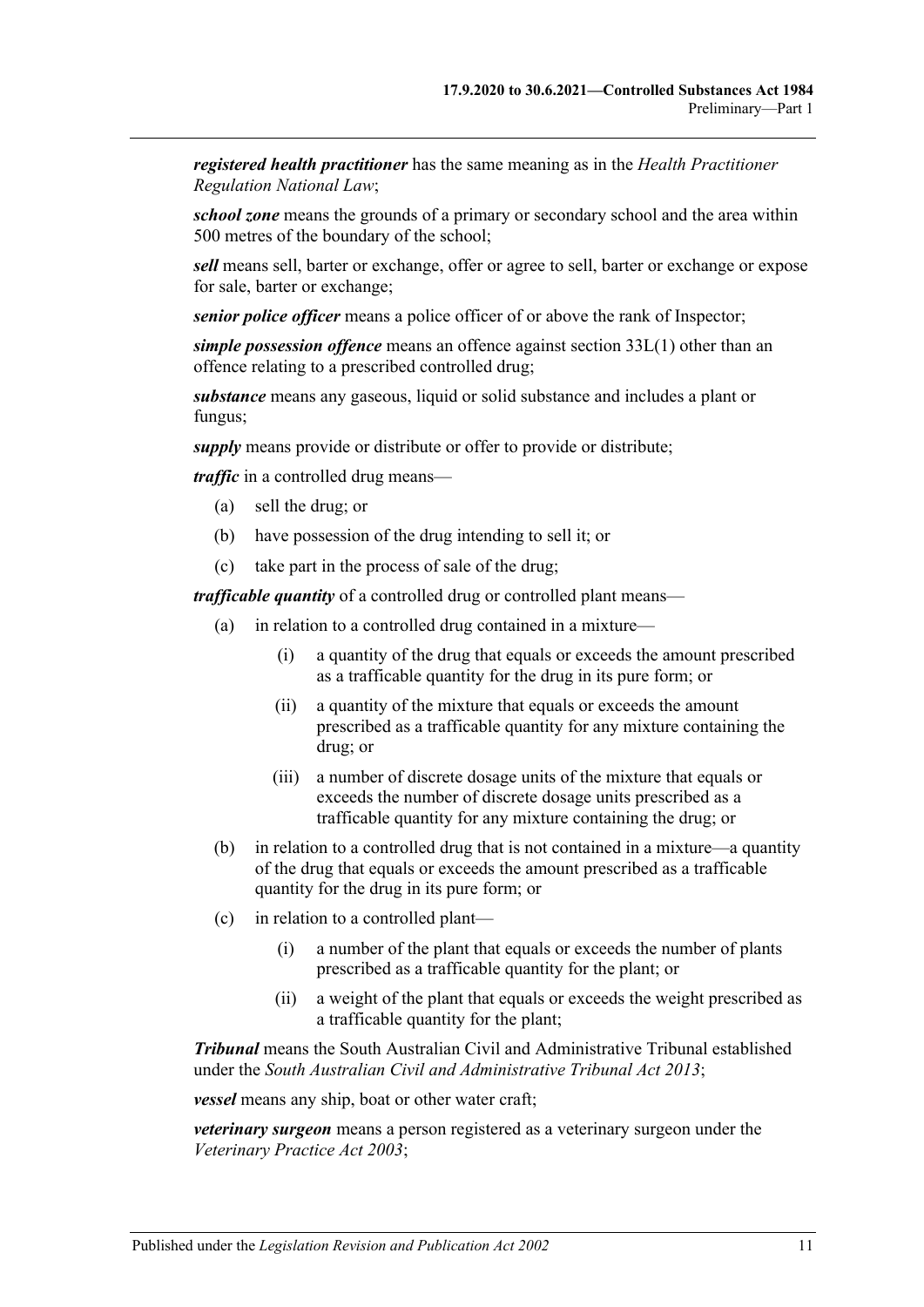***registered health practitioner*** has the same meaning as in the *Health Practitioner Regulation National Law*;

***school zone*** means the grounds of a primary or secondary school and the area within 500 metres of the boundary of the school;

***sell*** means sell, barter or exchange, offer or agree to sell, barter or exchange or expose for sale, barter or exchange;

***senior police officer*** means a police officer of or above the rank of Inspector;

***simple possession offence*** means an offence against section 33L(1) other than an offence relating to a prescribed controlled drug;

***substance*** means any gaseous, liquid or solid substance and includes a plant or fungus;

***supply*** means provide or distribute or offer to provide or distribute;

***traffic*** in a controlled drug means—

- (a) sell the drug; or
- (b) have possession of the drug intending to sell it; or
- (c) take part in the process of sale of the drug;

***trafficable quantity*** of a controlled drug or controlled plant means—

- (a) in relation to a controlled drug contained in a mixture—
  - (i) a quantity of the drug that equals or exceeds the amount prescribed as a trafficable quantity for the drug in its pure form; or
  - (ii) a quantity of the mixture that equals or exceeds the amount prescribed as a trafficable quantity for any mixture containing the drug; or
  - (iii) a number of discrete dosage units of the mixture that equals or exceeds the number of discrete dosage units prescribed as a trafficable quantity for any mixture containing the drug; or
- (b) in relation to a controlled drug that is not contained in a mixture—a quantity of the drug that equals or exceeds the amount prescribed as a trafficable quantity for the drug in its pure form; or
- (c) in relation to a controlled plant—
  - (i) a number of the plant that equals or exceeds the number of plants prescribed as a trafficable quantity for the plant; or
  - (ii) a weight of the plant that equals or exceeds the weight prescribed as a trafficable quantity for the plant;

***Tribunal*** means the South Australian Civil and Administrative Tribunal established under the *South Australian Civil and Administrative Tribunal Act 2013*;

***vessel*** means any ship, boat or other water craft;

***veterinary surgeon*** means a person registered as a veterinary surgeon under the *Veterinary Practice Act 2003*;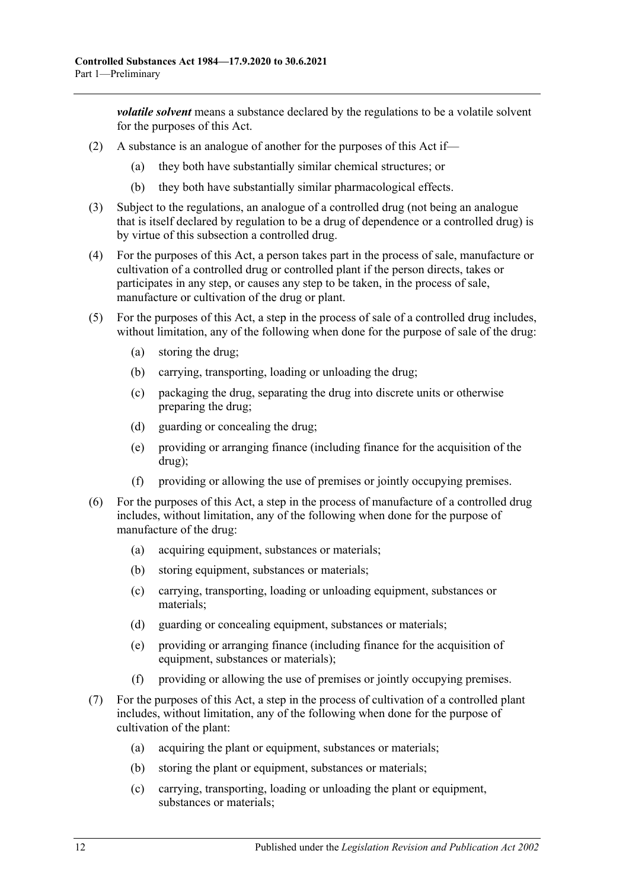***volatile solvent*** means a substance declared by the regulations to be a volatile solvent for the purposes of this Act.

(2) A substance is an analogue of another for the purposes of this Act if—

(a) they both have substantially similar chemical structures; or

(b) they both have substantially similar pharmacological effects.

(3) Subject to the regulations, an analogue of a controlled drug (not being an analogue that is itself declared by regulation to be a drug of dependence or a controlled drug) is by virtue of this subsection a controlled drug.

(4) For the purposes of this Act, a person takes part in the process of sale, manufacture or cultivation of a controlled drug or controlled plant if the person directs, takes or participates in any step, or causes any step to be taken, in the process of sale, manufacture or cultivation of the drug or plant.

(5) For the purposes of this Act, a step in the process of sale of a controlled drug includes, without limitation, any of the following when done for the purpose of sale of the drug:

(a) storing the drug;

(b) carrying, transporting, loading or unloading the drug;

(c) packaging the drug, separating the drug into discrete units or otherwise preparing the drug;

(d) guarding or concealing the drug;

(e) providing or arranging finance (including finance for the acquisition of the drug);

(f) providing or allowing the use of premises or jointly occupying premises.

(6) For the purposes of this Act, a step in the process of manufacture of a controlled drug includes, without limitation, any of the following when done for the purpose of manufacture of the drug:

(a) acquiring equipment, substances or materials;

(b) storing equipment, substances or materials;

(c) carrying, transporting, loading or unloading equipment, substances or materials;

(d) guarding or concealing equipment, substances or materials;

(e) providing or arranging finance (including finance for the acquisition of equipment, substances or materials);

(f) providing or allowing the use of premises or jointly occupying premises.

(7) For the purposes of this Act, a step in the process of cultivation of a controlled plant includes, without limitation, any of the following when done for the purpose of cultivation of the plant:

(a) acquiring the plant or equipment, substances or materials;

(b) storing the plant or equipment, substances or materials;

(c) carrying, transporting, loading or unloading the plant or equipment, substances or materials;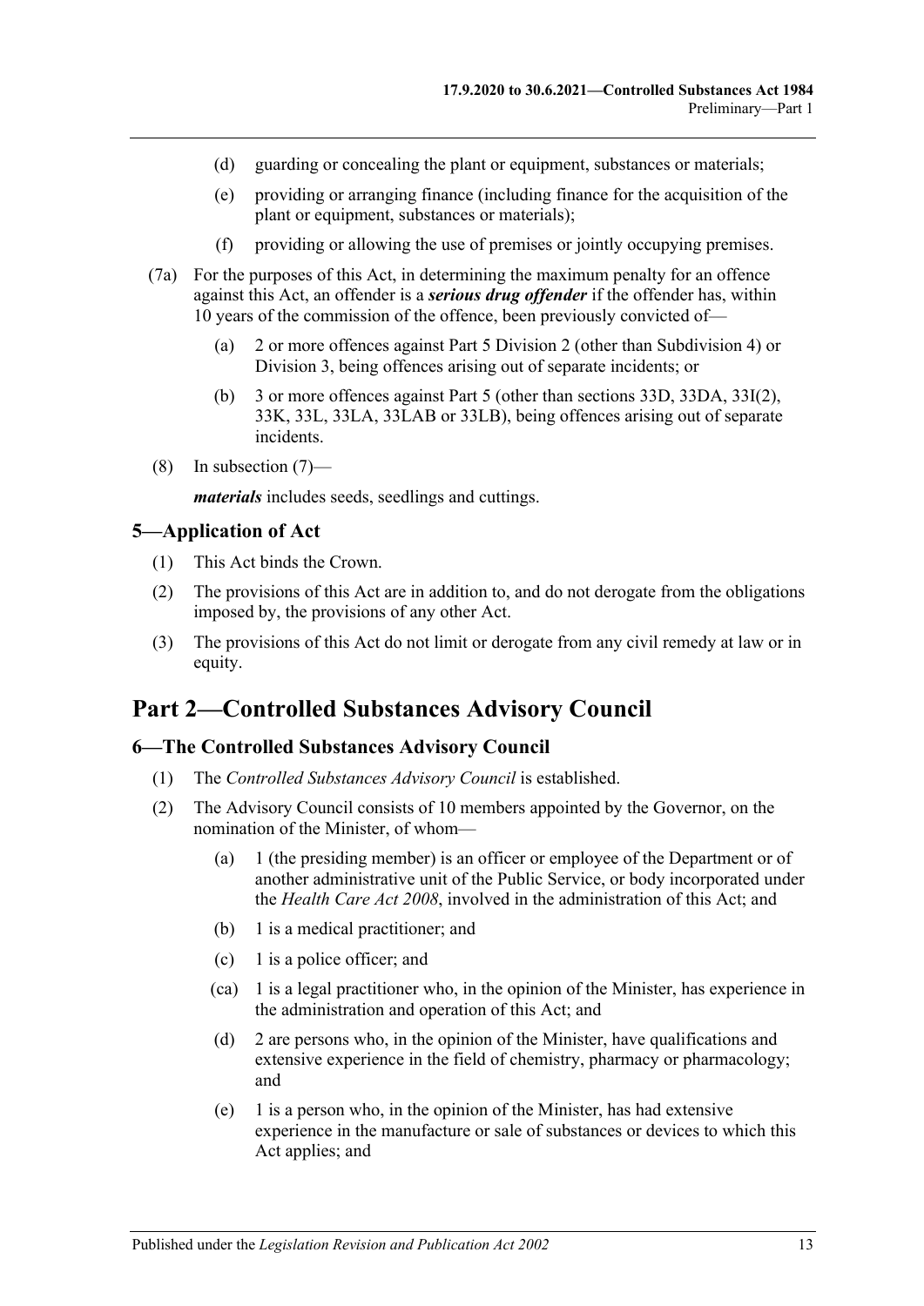(d) guarding or concealing the plant or equipment, substances or materials;

(e) providing or arranging finance (including finance for the acquisition of the plant or equipment, substances or materials);

(f) providing or allowing the use of premises or jointly occupying premises.

(7a) For the purposes of this Act, in determining the maximum penalty for an offence against this Act, an offender is a ***serious drug offender*** if the offender has, within 10 years of the commission of the offence, been previously convicted of—

(a) 2 or more offences against Part 5 Division 2 (other than Subdivision 4) or Division 3, being offences arising out of separate incidents; or

(b) 3 or more offences against Part 5 (other than sections 33D, 33DA, 33I(2), 33K, 33L, 33LA, 33LAB or 33LB), being offences arising out of separate incidents.

(8) In subsection (7)—

***materials*** includes seeds, seedlings and cuttings.

### 5—Application of Act

(1) This Act binds the Crown.

(2) The provisions of this Act are in addition to, and do not derogate from the obligations imposed by, the provisions of any other Act.

(3) The provisions of this Act do not limit or derogate from any civil remedy at law or in equity.

## Part 2—Controlled Substances Advisory Council

### 6—The Controlled Substances Advisory Council

(1) The *Controlled Substances Advisory Council* is established.

(2) The Advisory Council consists of 10 members appointed by the Governor, on the nomination of the Minister, of whom—

(a) 1 (the presiding member) is an officer or employee of the Department or of another administrative unit of the Public Service, or body incorporated under the *Health Care Act 2008*, involved in the administration of this Act; and

(b) 1 is a medical practitioner; and

(c) 1 is a police officer; and

(ca) 1 is a legal practitioner who, in the opinion of the Minister, has experience in the administration and operation of this Act; and

(d) 2 are persons who, in the opinion of the Minister, have qualifications and extensive experience in the field of chemistry, pharmacy or pharmacology; and

(e) 1 is a person who, in the opinion of the Minister, has had extensive experience in the manufacture or sale of substances or devices to which this Act applies; and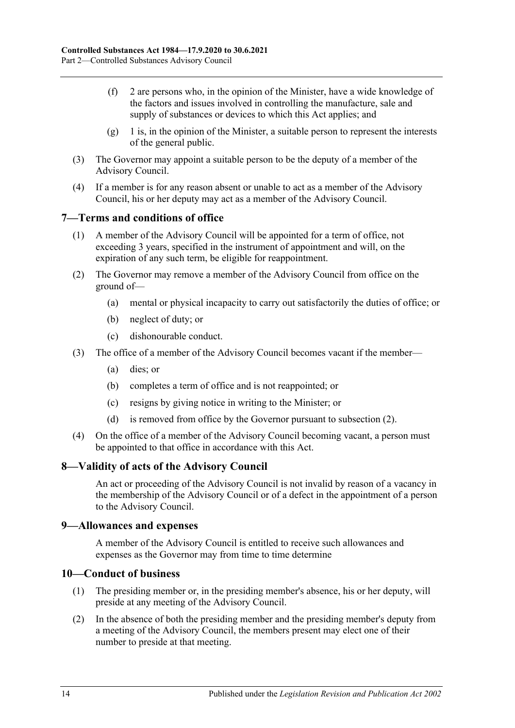(f) 2 are persons who, in the opinion of the Minister, have a wide knowledge of the factors and issues involved in controlling the manufacture, sale and supply of substances or devices to which this Act applies; and

(g) 1 is, in the opinion of the Minister, a suitable person to represent the interests of the general public.

(3) The Governor may appoint a suitable person to be the deputy of a member of the Advisory Council.

(4) If a member is for any reason absent or unable to act as a member of the Advisory Council, his or her deputy may act as a member of the Advisory Council.

## 7—Terms and conditions of office

(1) A member of the Advisory Council will be appointed for a term of office, not exceeding 3 years, specified in the instrument of appointment and will, on the expiration of any such term, be eligible for reappointment.

(2) The Governor may remove a member of the Advisory Council from office on the ground of—

(a) mental or physical incapacity to carry out satisfactorily the duties of office; or

(b) neglect of duty; or

(c) dishonourable conduct.

(3) The office of a member of the Advisory Council becomes vacant if the member—

(a) dies; or

(b) completes a term of office and is not reappointed; or

(c) resigns by giving notice in writing to the Minister; or

(d) is removed from office by the Governor pursuant to subsection (2).

(4) On the office of a member of the Advisory Council becoming vacant, a person must be appointed to that office in accordance with this Act.

## 8—Validity of acts of the Advisory Council

An act or proceeding of the Advisory Council is not invalid by reason of a vacancy in the membership of the Advisory Council or of a defect in the appointment of a person to the Advisory Council.

## 9—Allowances and expenses

A member of the Advisory Council is entitled to receive such allowances and expenses as the Governor may from time to time determine

## 10—Conduct of business

(1) The presiding member or, in the presiding member's absence, his or her deputy, will preside at any meeting of the Advisory Council.

(2) In the absence of both the presiding member and the presiding member's deputy from a meeting of the Advisory Council, the members present may elect one of their number to preside at that meeting.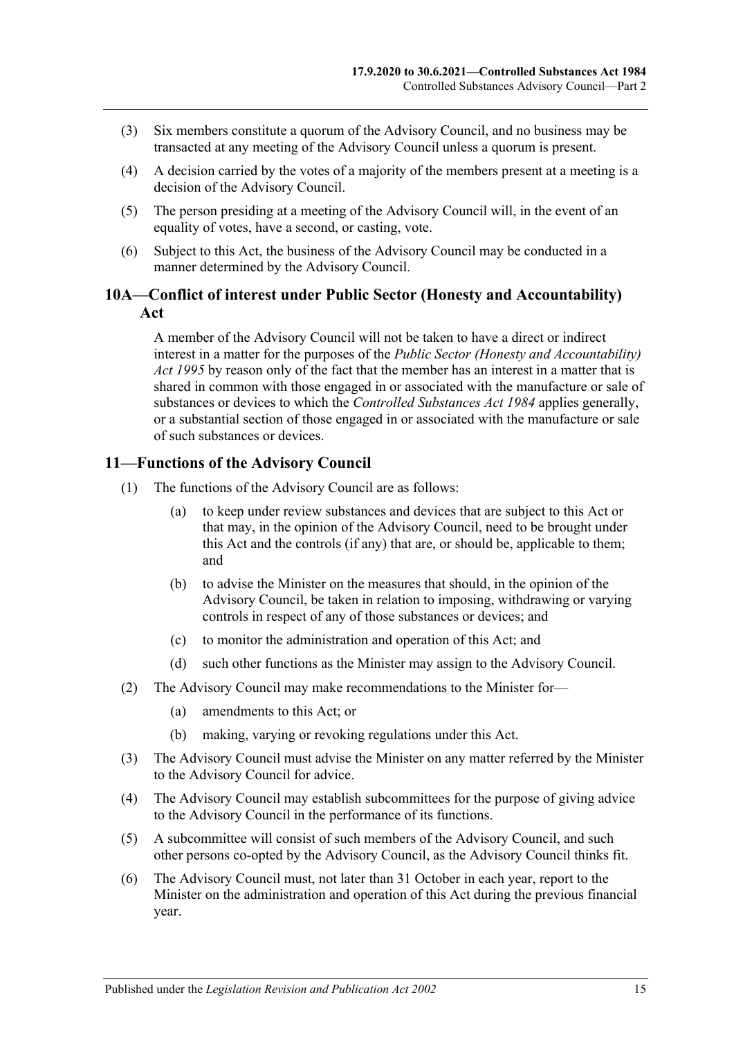(3) Six members constitute a quorum of the Advisory Council, and no business may be transacted at any meeting of the Advisory Council unless a quorum is present.

(4) A decision carried by the votes of a majority of the members present at a meeting is a decision of the Advisory Council.

(5) The person presiding at a meeting of the Advisory Council will, in the event of an equality of votes, have a second, or casting, vote.

(6) Subject to this Act, the business of the Advisory Council may be conducted in a manner determined by the Advisory Council.

## 10A—Conflict of interest under Public Sector (Honesty and Accountability) Act

A member of the Advisory Council will not be taken to have a direct or indirect interest in a matter for the purposes of the *Public Sector (Honesty and Accountability) Act 1995* by reason only of the fact that the member has an interest in a matter that is shared in common with those engaged in or associated with the manufacture or sale of substances or devices to which the *Controlled Substances Act 1984* applies generally, or a substantial section of those engaged in or associated with the manufacture or sale of such substances or devices.

## 11—Functions of the Advisory Council

(1) The functions of the Advisory Council are as follows:

- (a) to keep under review substances and devices that are subject to this Act or that may, in the opinion of the Advisory Council, need to be brought under this Act and the controls (if any) that are, or should be, applicable to them; and
- (b) to advise the Minister on the measures that should, in the opinion of the Advisory Council, be taken in relation to imposing, withdrawing or varying controls in respect of any of those substances or devices; and
- (c) to monitor the administration and operation of this Act; and
- (d) such other functions as the Minister may assign to the Advisory Council.

(2) The Advisory Council may make recommendations to the Minister for—

- (a) amendments to this Act; or
- (b) making, varying or revoking regulations under this Act.

(3) The Advisory Council must advise the Minister on any matter referred by the Minister to the Advisory Council for advice.

(4) The Advisory Council may establish subcommittees for the purpose of giving advice to the Advisory Council in the performance of its functions.

(5) A subcommittee will consist of such members of the Advisory Council, and such other persons co-opted by the Advisory Council, as the Advisory Council thinks fit.

(6) The Advisory Council must, not later than 31 October in each year, report to the Minister on the administration and operation of this Act during the previous financial year.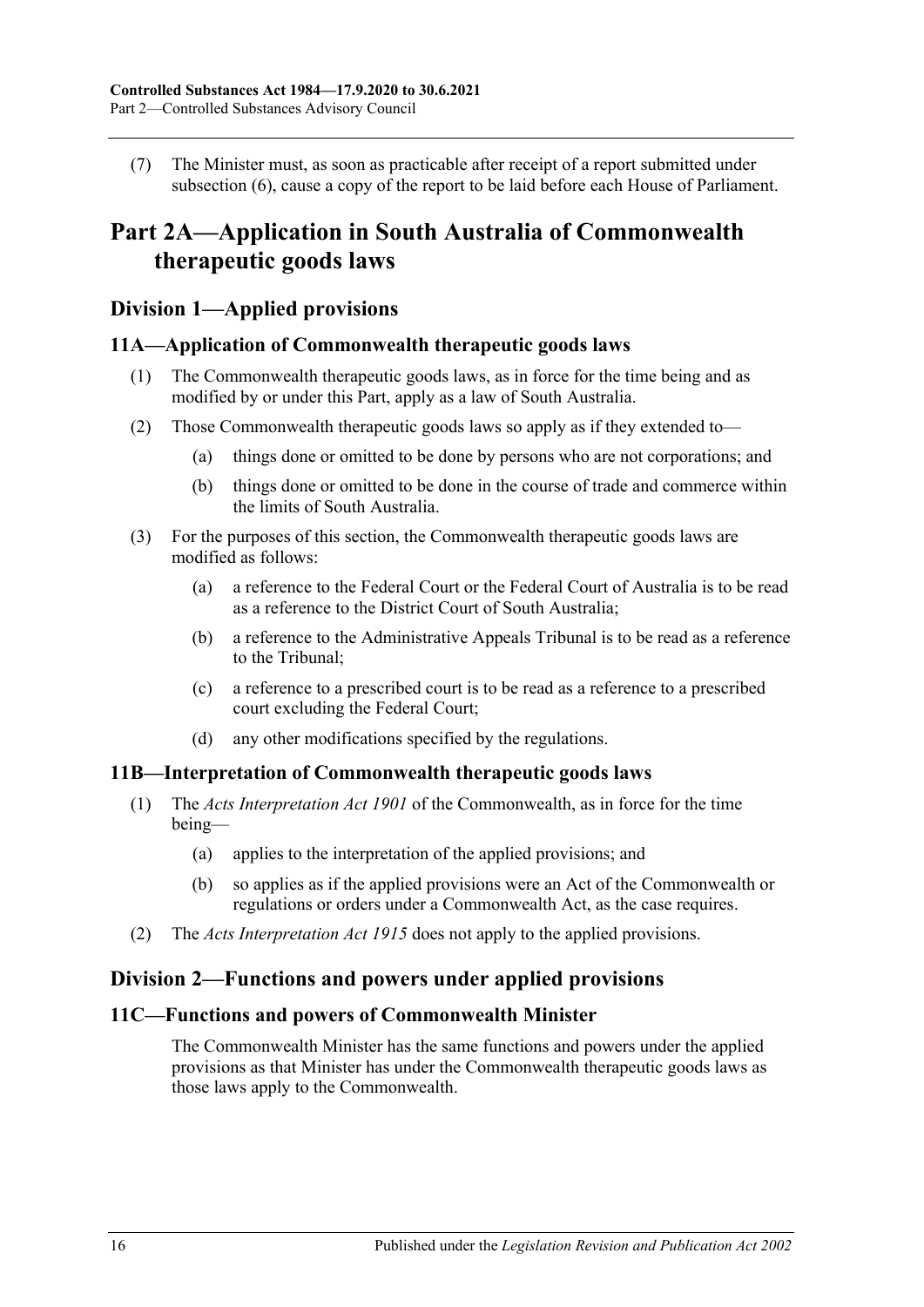(7) The Minister must, as soon as practicable after receipt of a report submitted under subsection (6), cause a copy of the report to be laid before each House of Parliament.

# Part 2A—Application in South Australia of Commonwealth therapeutic goods laws

## Division 1—Applied provisions

### 11A—Application of Commonwealth therapeutic goods laws

(1) The Commonwealth therapeutic goods laws, as in force for the time being and as modified by or under this Part, apply as a law of South Australia.

(2) Those Commonwealth therapeutic goods laws so apply as if they extended to—

(a) things done or omitted to be done by persons who are not corporations; and

(b) things done or omitted to be done in the course of trade and commerce within the limits of South Australia.

(3) For the purposes of this section, the Commonwealth therapeutic goods laws are modified as follows:

(a) a reference to the Federal Court or the Federal Court of Australia is to be read as a reference to the District Court of South Australia;

(b) a reference to the Administrative Appeals Tribunal is to be read as a reference to the Tribunal;

(c) a reference to a prescribed court is to be read as a reference to a prescribed court excluding the Federal Court;

(d) any other modifications specified by the regulations.

### 11B—Interpretation of Commonwealth therapeutic goods laws

(1) The *Acts Interpretation Act 1901* of the Commonwealth, as in force for the time being—

(a) applies to the interpretation of the applied provisions; and

(b) so applies as if the applied provisions were an Act of the Commonwealth or regulations or orders under a Commonwealth Act, as the case requires.

(2) The *Acts Interpretation Act 1915* does not apply to the applied provisions.

## Division 2—Functions and powers under applied provisions

### 11C—Functions and powers of Commonwealth Minister

The Commonwealth Minister has the same functions and powers under the applied provisions as that Minister has under the Commonwealth therapeutic goods laws as those laws apply to the Commonwealth.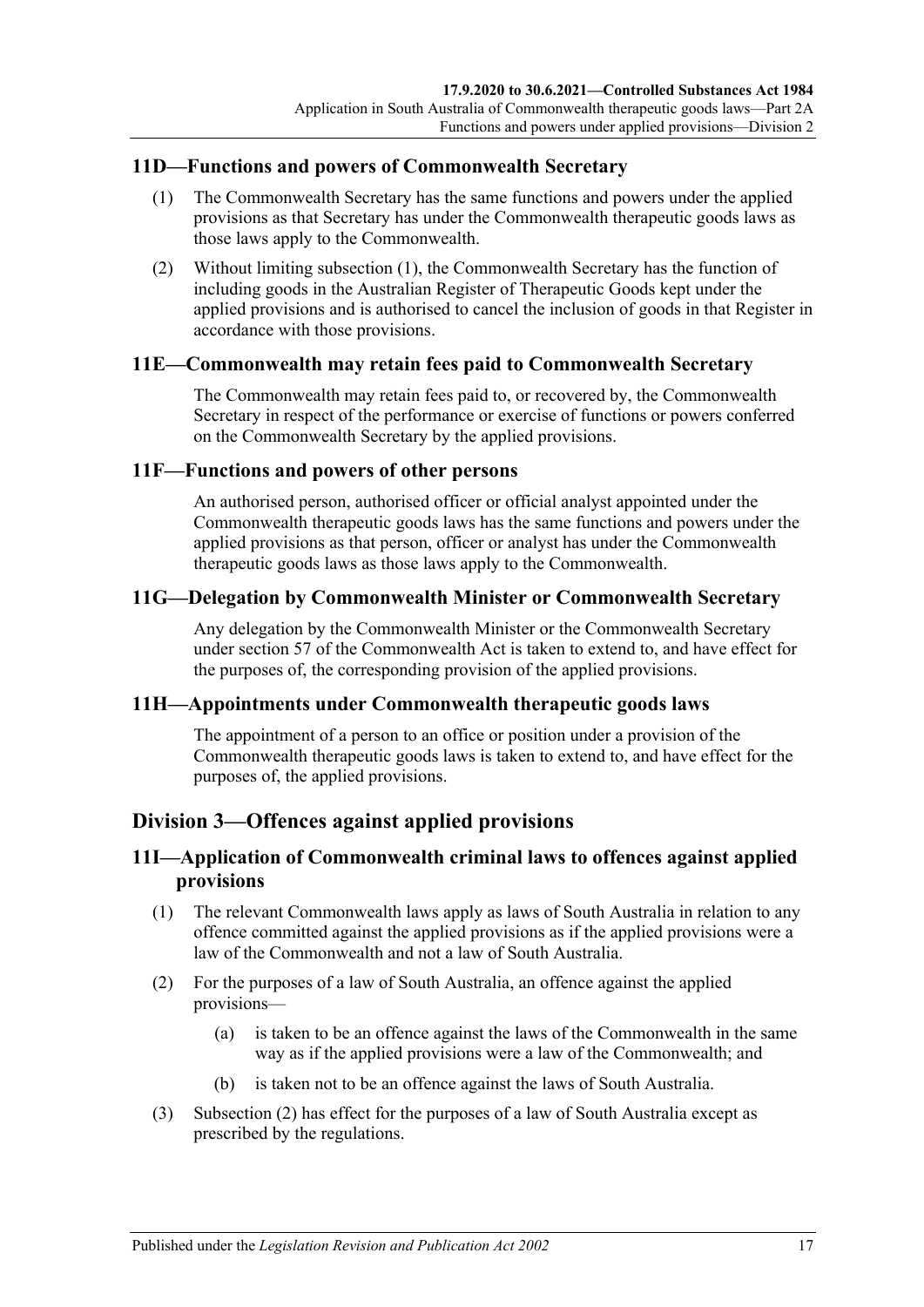## 11D—Functions and powers of Commonwealth Secretary

(1) The Commonwealth Secretary has the same functions and powers under the applied provisions as that Secretary has under the Commonwealth therapeutic goods laws as those laws apply to the Commonwealth.

(2) Without limiting subsection (1), the Commonwealth Secretary has the function of including goods in the Australian Register of Therapeutic Goods kept under the applied provisions and is authorised to cancel the inclusion of goods in that Register in accordance with those provisions.

## 11E—Commonwealth may retain fees paid to Commonwealth Secretary

The Commonwealth may retain fees paid to, or recovered by, the Commonwealth Secretary in respect of the performance or exercise of functions or powers conferred on the Commonwealth Secretary by the applied provisions.

## 11F—Functions and powers of other persons

An authorised person, authorised officer or official analyst appointed under the Commonwealth therapeutic goods laws has the same functions and powers under the applied provisions as that person, officer or analyst has under the Commonwealth therapeutic goods laws as those laws apply to the Commonwealth.

## 11G—Delegation by Commonwealth Minister or Commonwealth Secretary

Any delegation by the Commonwealth Minister or the Commonwealth Secretary under section 57 of the Commonwealth Act is taken to extend to, and have effect for the purposes of, the corresponding provision of the applied provisions.

## 11H—Appointments under Commonwealth therapeutic goods laws

The appointment of a person to an office or position under a provision of the Commonwealth therapeutic goods laws is taken to extend to, and have effect for the purposes of, the applied provisions.

# Division 3—Offences against applied provisions

## 11I—Application of Commonwealth criminal laws to offences against applied provisions

(1) The relevant Commonwealth laws apply as laws of South Australia in relation to any offence committed against the applied provisions as if the applied provisions were a law of the Commonwealth and not a law of South Australia.

(2) For the purposes of a law of South Australia, an offence against the applied provisions—

  (a) is taken to be an offence against the laws of the Commonwealth in the same way as if the applied provisions were a law of the Commonwealth; and

  (b) is taken not to be an offence against the laws of South Australia.

(3) Subsection (2) has effect for the purposes of a law of South Australia except as prescribed by the regulations.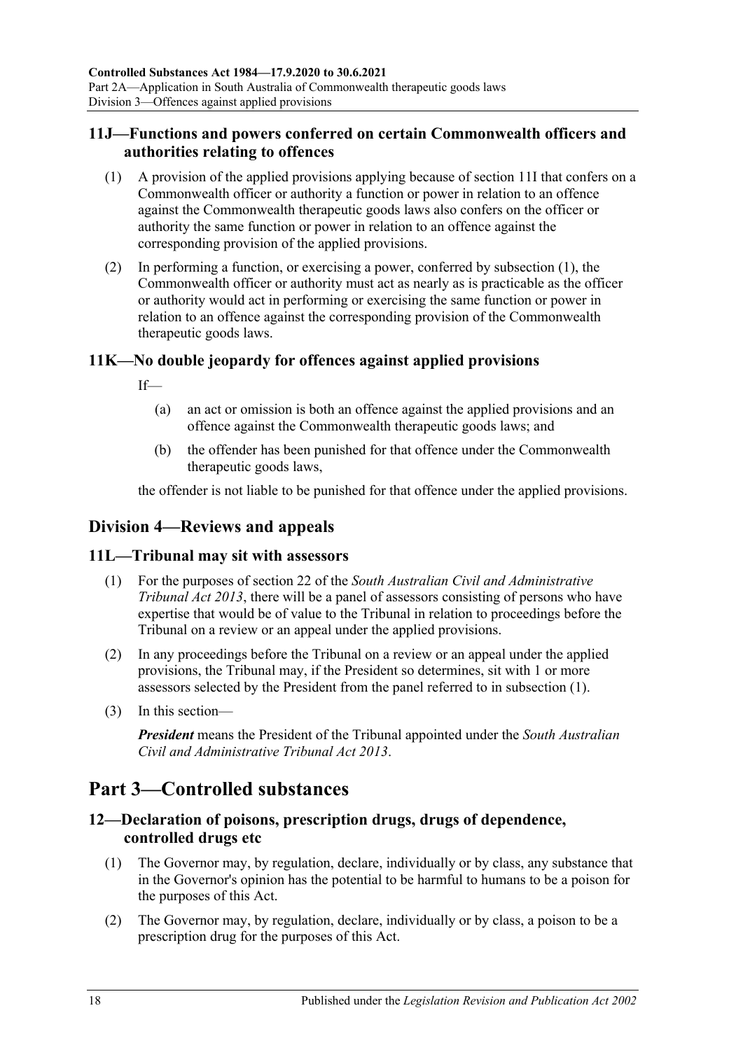### 11J—Functions and powers conferred on certain Commonwealth officers and authorities relating to offences

(1) A provision of the applied provisions applying because of section 11I that confers on a Commonwealth officer or authority a function or power in relation to an offence against the Commonwealth therapeutic goods laws also confers on the officer or authority the same function or power in relation to an offence against the corresponding provision of the applied provisions.

(2) In performing a function, or exercising a power, conferred by subsection (1), the Commonwealth officer or authority must act as nearly as is practicable as the officer or authority would act in performing or exercising the same function or power in relation to an offence against the corresponding provision of the Commonwealth therapeutic goods laws.

### 11K—No double jeopardy for offences against applied provisions

If—

(a) an act or omission is both an offence against the applied provisions and an offence against the Commonwealth therapeutic goods laws; and

(b) the offender has been punished for that offence under the Commonwealth therapeutic goods laws,

the offender is not liable to be punished for that offence under the applied provisions.

## Division 4—Reviews and appeals

### 11L—Tribunal may sit with assessors

(1) For the purposes of section 22 of the *South Australian Civil and Administrative Tribunal Act 2013*, there will be a panel of assessors consisting of persons who have expertise that would be of value to the Tribunal in relation to proceedings before the Tribunal on a review or an appeal under the applied provisions.

(2) In any proceedings before the Tribunal on a review or an appeal under the applied provisions, the Tribunal may, if the President so determines, sit with 1 or more assessors selected by the President from the panel referred to in subsection (1).

(3) In this section—

***President*** means the President of the Tribunal appointed under the *South Australian Civil and Administrative Tribunal Act 2013*.

# Part 3—Controlled substances

### 12—Declaration of poisons, prescription drugs, drugs of dependence, controlled drugs etc

(1) The Governor may, by regulation, declare, individually or by class, any substance that in the Governor's opinion has the potential to be harmful to humans to be a poison for the purposes of this Act.

(2) The Governor may, by regulation, declare, individually or by class, a poison to be a prescription drug for the purposes of this Act.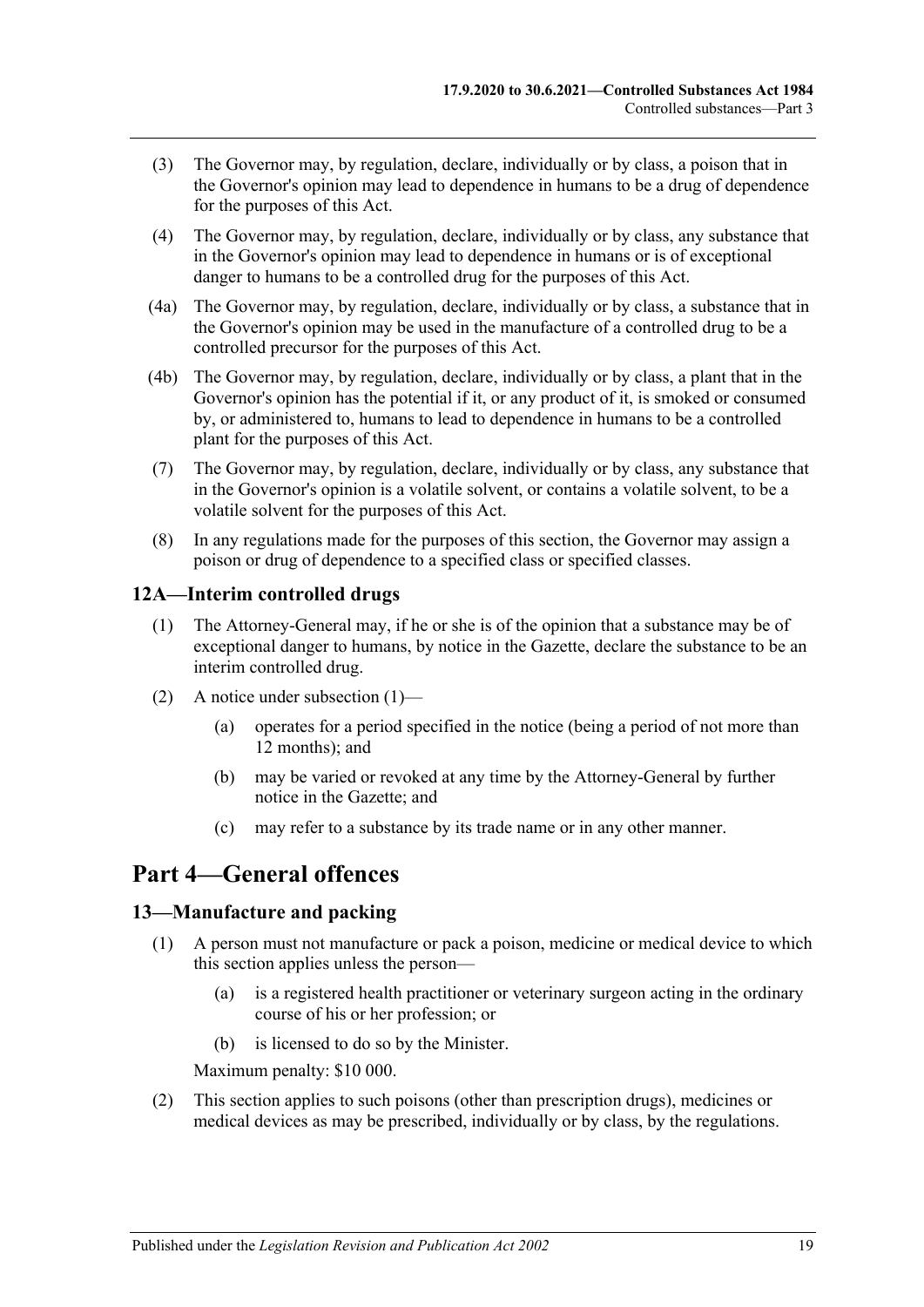(3) The Governor may, by regulation, declare, individually or by class, a poison that in the Governor's opinion may lead to dependence in humans to be a drug of dependence for the purposes of this Act.

(4) The Governor may, by regulation, declare, individually or by class, any substance that in the Governor's opinion may lead to dependence in humans or is of exceptional danger to humans to be a controlled drug for the purposes of this Act.

(4a) The Governor may, by regulation, declare, individually or by class, a substance that in the Governor's opinion may be used in the manufacture of a controlled drug to be a controlled precursor for the purposes of this Act.

(4b) The Governor may, by regulation, declare, individually or by class, a plant that in the Governor's opinion has the potential if it, or any product of it, is smoked or consumed by, or administered to, humans to lead to dependence in humans to be a controlled plant for the purposes of this Act.

(7) The Governor may, by regulation, declare, individually or by class, any substance that in the Governor's opinion is a volatile solvent, or contains a volatile solvent, to be a volatile solvent for the purposes of this Act.

(8) In any regulations made for the purposes of this section, the Governor may assign a poison or drug of dependence to a specified class or specified classes.

### 12A—Interim controlled drugs

(1) The Attorney-General may, if he or she is of the opinion that a substance may be of exceptional danger to humans, by notice in the Gazette, declare the substance to be an interim controlled drug.

(2) A notice under subsection (1)—

(a) operates for a period specified in the notice (being a period of not more than 12 months); and

(b) may be varied or revoked at any time by the Attorney-General by further notice in the Gazette; and

(c) may refer to a substance by its trade name or in any other manner.

## Part 4—General offences

### 13—Manufacture and packing

(1) A person must not manufacture or pack a poison, medicine or medical device to which this section applies unless the person—

(a) is a registered health practitioner or veterinary surgeon acting in the ordinary course of his or her profession; or

(b) is licensed to do so by the Minister.

Maximum penalty: $10 000.

(2) This section applies to such poisons (other than prescription drugs), medicines or medical devices as may be prescribed, individually or by class, by the regulations.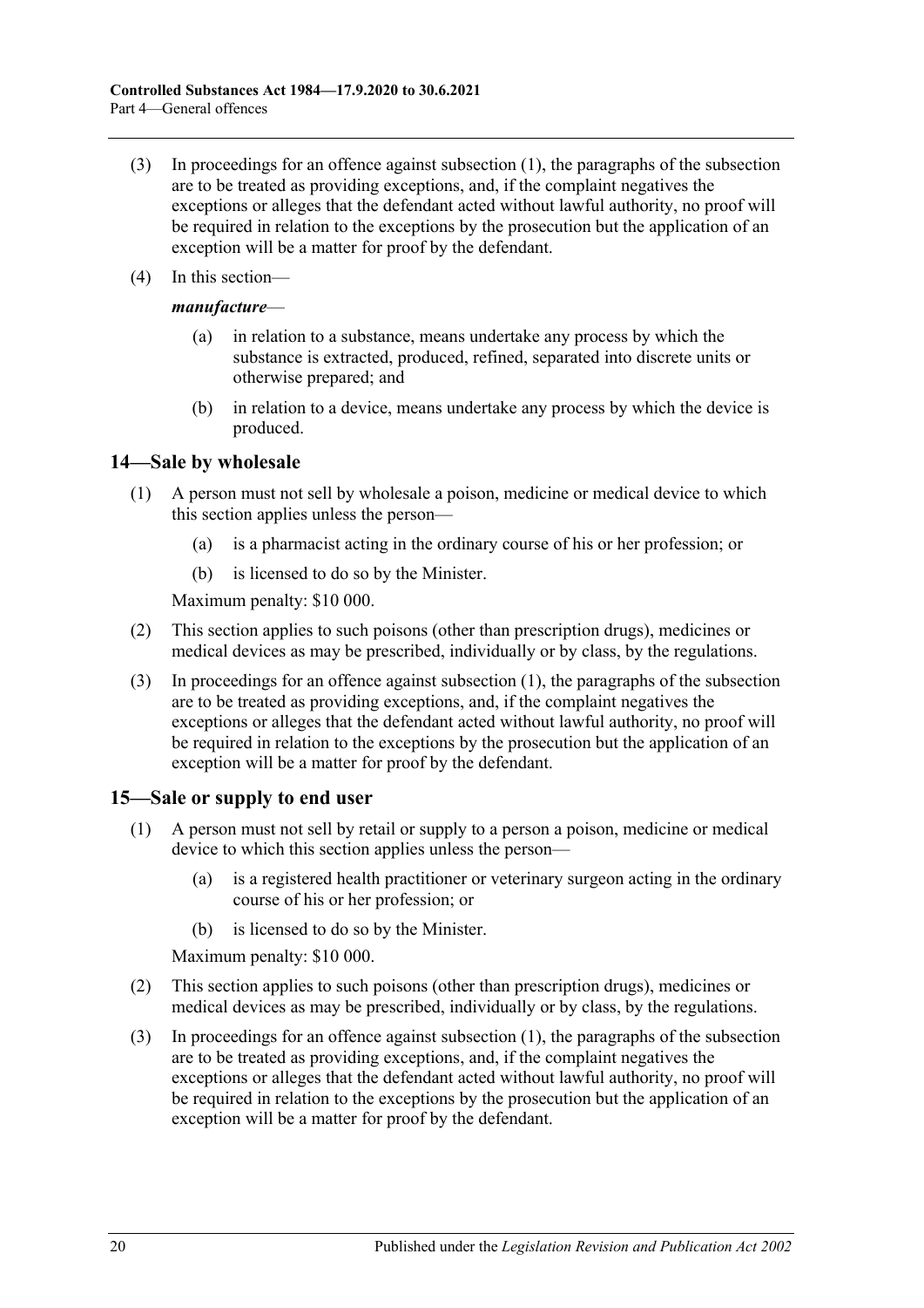(3) In proceedings for an offence against subsection (1), the paragraphs of the subsection are to be treated as providing exceptions, and, if the complaint negatives the exceptions or alleges that the defendant acted without lawful authority, no proof will be required in relation to the exceptions by the prosecution but the application of an exception will be a matter for proof by the defendant.

(4) In this section—

***manufacture***—

(a) in relation to a substance, means undertake any process by which the substance is extracted, produced, refined, separated into discrete units or otherwise prepared; and

(b) in relation to a device, means undertake any process by which the device is produced.

## 14—Sale by wholesale

(1) A person must not sell by wholesale a poison, medicine or medical device to which this section applies unless the person—

(a) is a pharmacist acting in the ordinary course of his or her profession; or

(b) is licensed to do so by the Minister.

Maximum penalty: $10 000.

(2) This section applies to such poisons (other than prescription drugs), medicines or medical devices as may be prescribed, individually or by class, by the regulations.

(3) In proceedings for an offence against subsection (1), the paragraphs of the subsection are to be treated as providing exceptions, and, if the complaint negatives the exceptions or alleges that the defendant acted without lawful authority, no proof will be required in relation to the exceptions by the prosecution but the application of an exception will be a matter for proof by the defendant.

## 15—Sale or supply to end user

(1) A person must not sell by retail or supply to a person a poison, medicine or medical device to which this section applies unless the person—

(a) is a registered health practitioner or veterinary surgeon acting in the ordinary course of his or her profession; or

(b) is licensed to do so by the Minister.

Maximum penalty: $10 000.

(2) This section applies to such poisons (other than prescription drugs), medicines or medical devices as may be prescribed, individually or by class, by the regulations.

(3) In proceedings for an offence against subsection (1), the paragraphs of the subsection are to be treated as providing exceptions, and, if the complaint negatives the exceptions or alleges that the defendant acted without lawful authority, no proof will be required in relation to the exceptions by the prosecution but the application of an exception will be a matter for proof by the defendant.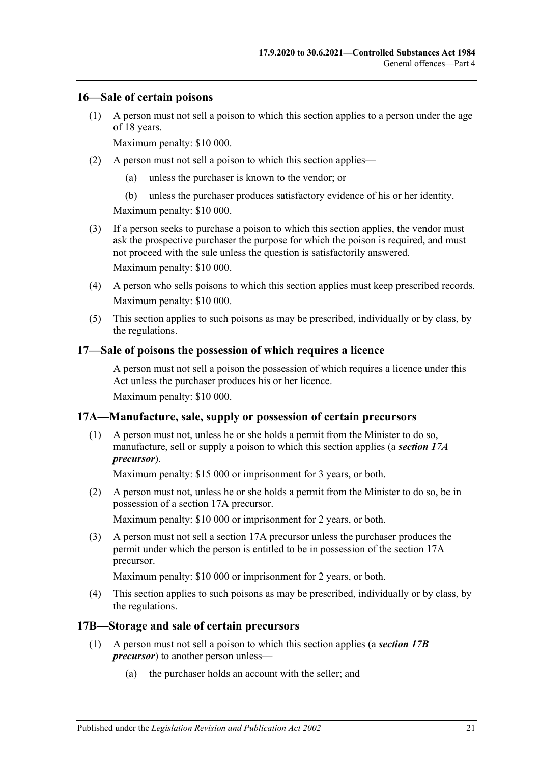## 16—Sale of certain poisons

(1) A person must not sell a poison to which this section applies to a person under the age of 18 years.

Maximum penalty: $10 000.

(2) A person must not sell a poison to which this section applies—

(a) unless the purchaser is known to the vendor; or

(b) unless the purchaser produces satisfactory evidence of his or her identity.

Maximum penalty: $10 000.

(3) If a person seeks to purchase a poison to which this section applies, the vendor must ask the prospective purchaser the purpose for which the poison is required, and must not proceed with the sale unless the question is satisfactorily answered.

Maximum penalty: $10 000.

(4) A person who sells poisons to which this section applies must keep prescribed records.

Maximum penalty: $10 000.

(5) This section applies to such poisons as may be prescribed, individually or by class, by the regulations.

## 17—Sale of poisons the possession of which requires a licence

A person must not sell a poison the possession of which requires a licence under this Act unless the purchaser produces his or her licence.

Maximum penalty: $10 000.

## 17A—Manufacture, sale, supply or possession of certain precursors

(1) A person must not, unless he or she holds a permit from the Minister to do so, manufacture, sell or supply a poison to which this section applies (a ***section 17A precursor***).

Maximum penalty: $15 000 or imprisonment for 3 years, or both.

(2) A person must not, unless he or she holds a permit from the Minister to do so, be in possession of a section 17A precursor.

Maximum penalty: $10 000 or imprisonment for 2 years, or both.

(3) A person must not sell a section 17A precursor unless the purchaser produces the permit under which the person is entitled to be in possession of the section 17A precursor.

Maximum penalty: $10 000 or imprisonment for 2 years, or both.

(4) This section applies to such poisons as may be prescribed, individually or by class, by the regulations.

## 17B—Storage and sale of certain precursors

(1) A person must not sell a poison to which this section applies (a ***section 17B precursor***) to another person unless—

(a) the purchaser holds an account with the seller; and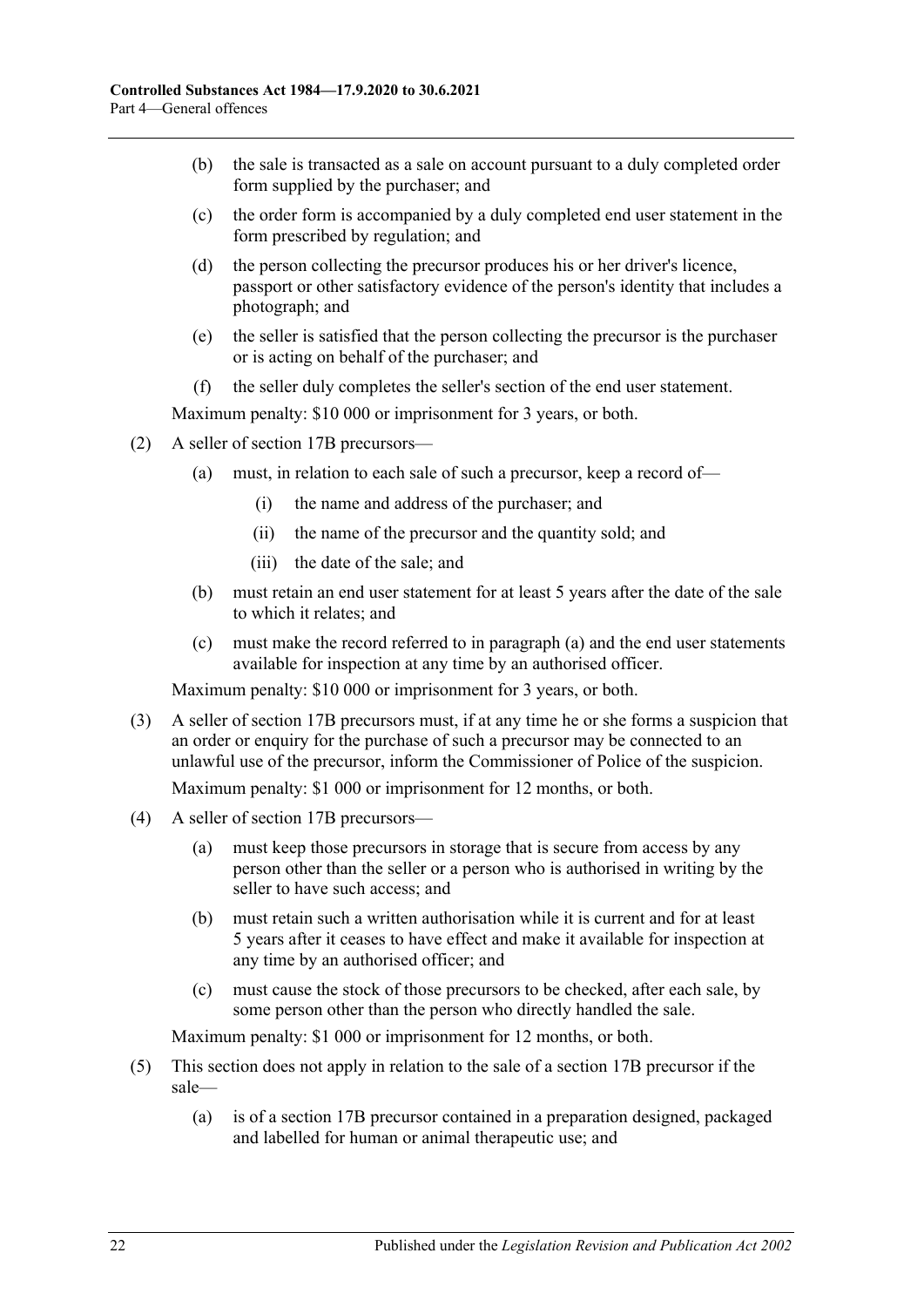(b) the sale is transacted as a sale on account pursuant to a duly completed order form supplied by the purchaser; and

(c) the order form is accompanied by a duly completed end user statement in the form prescribed by regulation; and

(d) the person collecting the precursor produces his or her driver's licence, passport or other satisfactory evidence of the person's identity that includes a photograph; and

(e) the seller is satisfied that the person collecting the precursor is the purchaser or is acting on behalf of the purchaser; and

(f) the seller duly completes the seller's section of the end user statement.

Maximum penalty: $10 000 or imprisonment for 3 years, or both.

(2) A seller of section 17B precursors—

(a) must, in relation to each sale of such a precursor, keep a record of—

(i) the name and address of the purchaser; and

(ii) the name of the precursor and the quantity sold; and

(iii) the date of the sale; and

(b) must retain an end user statement for at least 5 years after the date of the sale to which it relates; and

(c) must make the record referred to in paragraph (a) and the end user statements available for inspection at any time by an authorised officer.

Maximum penalty: $10 000 or imprisonment for 3 years, or both.

(3) A seller of section 17B precursors must, if at any time he or she forms a suspicion that an order or enquiry for the purchase of such a precursor may be connected to an unlawful use of the precursor, inform the Commissioner of Police of the suspicion.

Maximum penalty: $1 000 or imprisonment for 12 months, or both.

(4) A seller of section 17B precursors—

(a) must keep those precursors in storage that is secure from access by any person other than the seller or a person who is authorised in writing by the seller to have such access; and

(b) must retain such a written authorisation while it is current and for at least 5 years after it ceases to have effect and make it available for inspection at any time by an authorised officer; and

(c) must cause the stock of those precursors to be checked, after each sale, by some person other than the person who directly handled the sale.

Maximum penalty: $1 000 or imprisonment for 12 months, or both.

(5) This section does not apply in relation to the sale of a section 17B precursor if the sale—

(a) is of a section 17B precursor contained in a preparation designed, packaged and labelled for human or animal therapeutic use; and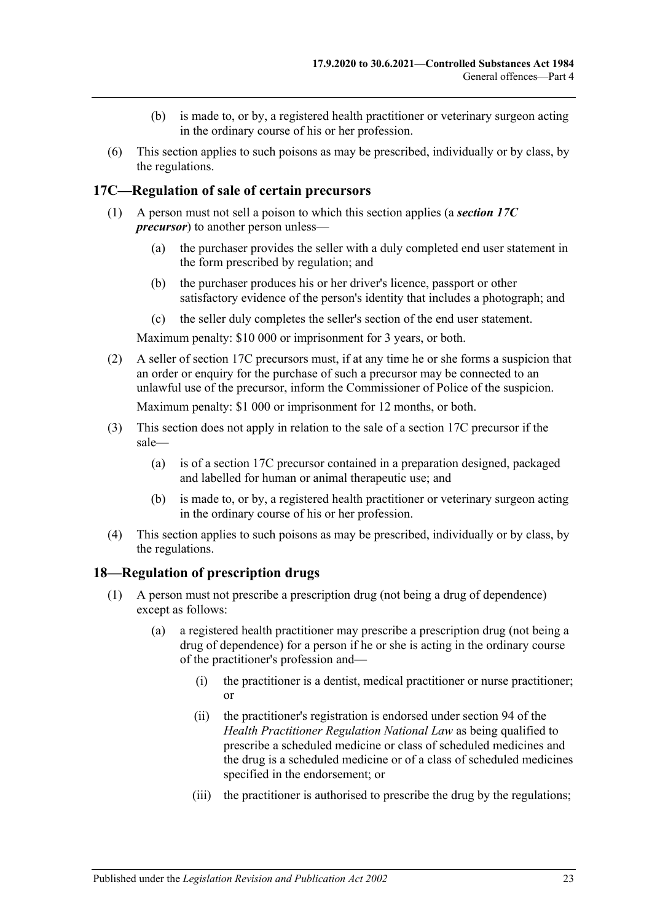(b) is made to, or by, a registered health practitioner or veterinary surgeon acting in the ordinary course of his or her profession.

(6) This section applies to such poisons as may be prescribed, individually or by class, by the regulations.

## 17C—Regulation of sale of certain precursors

(1) A person must not sell a poison to which this section applies (a ***section 17C precursor***) to another person unless—

(a) the purchaser provides the seller with a duly completed end user statement in the form prescribed by regulation; and

(b) the purchaser produces his or her driver's licence, passport or other satisfactory evidence of the person's identity that includes a photograph; and

(c) the seller duly completes the seller's section of the end user statement.

Maximum penalty: $10 000 or imprisonment for 3 years, or both.

(2) A seller of section 17C precursors must, if at any time he or she forms a suspicion that an order or enquiry for the purchase of such a precursor may be connected to an unlawful use of the precursor, inform the Commissioner of Police of the suspicion.

Maximum penalty: $1 000 or imprisonment for 12 months, or both.

(3) This section does not apply in relation to the sale of a section 17C precursor if the sale—

(a) is of a section 17C precursor contained in a preparation designed, packaged and labelled for human or animal therapeutic use; and

(b) is made to, or by, a registered health practitioner or veterinary surgeon acting in the ordinary course of his or her profession.

(4) This section applies to such poisons as may be prescribed, individually or by class, by the regulations.

## 18—Regulation of prescription drugs

(1) A person must not prescribe a prescription drug (not being a drug of dependence) except as follows:

(a) a registered health practitioner may prescribe a prescription drug (not being a drug of dependence) for a person if he or she is acting in the ordinary course of the practitioner's profession and—

(i) the practitioner is a dentist, medical practitioner or nurse practitioner; or

(ii) the practitioner's registration is endorsed under section 94 of the *Health Practitioner Regulation National Law* as being qualified to prescribe a scheduled medicine or class of scheduled medicines and the drug is a scheduled medicine or of a class of scheduled medicines specified in the endorsement; or

(iii) the practitioner is authorised to prescribe the drug by the regulations;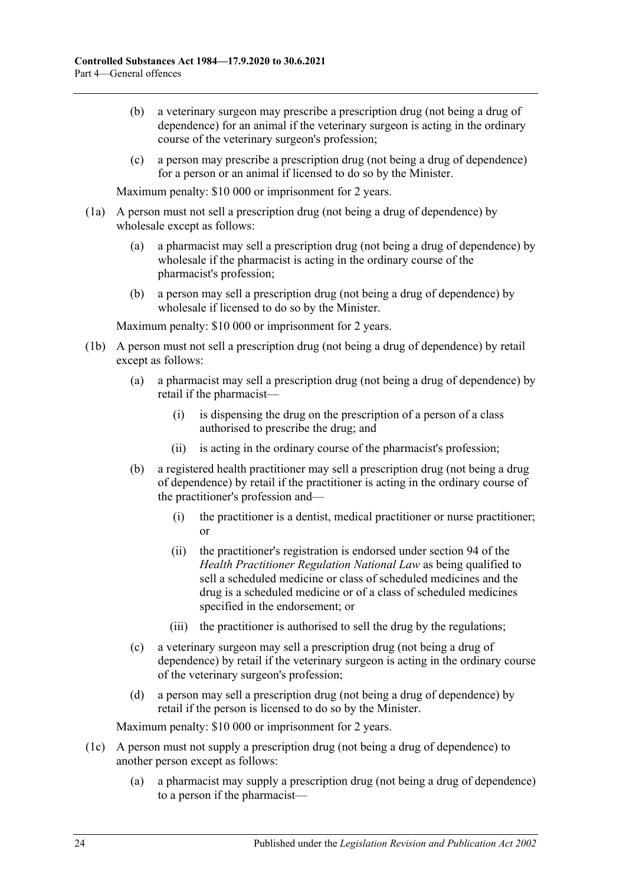(b) a veterinary surgeon may prescribe a prescription drug (not being a drug of dependence) for an animal if the veterinary surgeon is acting in the ordinary course of the veterinary surgeon's profession;

(c) a person may prescribe a prescription drug (not being a drug of dependence) for a person or an animal if licensed to do so by the Minister.

Maximum penalty: $10 000 or imprisonment for 2 years.

(1a) A person must not sell a prescription drug (not being a drug of dependence) by wholesale except as follows:

(a) a pharmacist may sell a prescription drug (not being a drug of dependence) by wholesale if the pharmacist is acting in the ordinary course of the pharmacist's profession;

(b) a person may sell a prescription drug (not being a drug of dependence) by wholesale if licensed to do so by the Minister.

Maximum penalty: $10 000 or imprisonment for 2 years.

(1b) A person must not sell a prescription drug (not being a drug of dependence) by retail except as follows:

(a) a pharmacist may sell a prescription drug (not being a drug of dependence) by retail if the pharmacist—

(i) is dispensing the drug on the prescription of a person of a class authorised to prescribe the drug; and

(ii) is acting in the ordinary course of the pharmacist's profession;

(b) a registered health practitioner may sell a prescription drug (not being a drug of dependence) by retail if the practitioner is acting in the ordinary course of the practitioner's profession and—

(i) the practitioner is a dentist, medical practitioner or nurse practitioner; or

(ii) the practitioner's registration is endorsed under section 94 of the *Health Practitioner Regulation National Law* as being qualified to sell a scheduled medicine or class of scheduled medicines and the drug is a scheduled medicine or of a class of scheduled medicines specified in the endorsement; or

(iii) the practitioner is authorised to sell the drug by the regulations;

(c) a veterinary surgeon may sell a prescription drug (not being a drug of dependence) by retail if the veterinary surgeon is acting in the ordinary course of the veterinary surgeon's profession;

(d) a person may sell a prescription drug (not being a drug of dependence) by retail if the person is licensed to do so by the Minister.

Maximum penalty: $10 000 or imprisonment for 2 years.

(1c) A person must not supply a prescription drug (not being a drug of dependence) to another person except as follows:

(a) a pharmacist may supply a prescription drug (not being a drug of dependence) to a person if the pharmacist—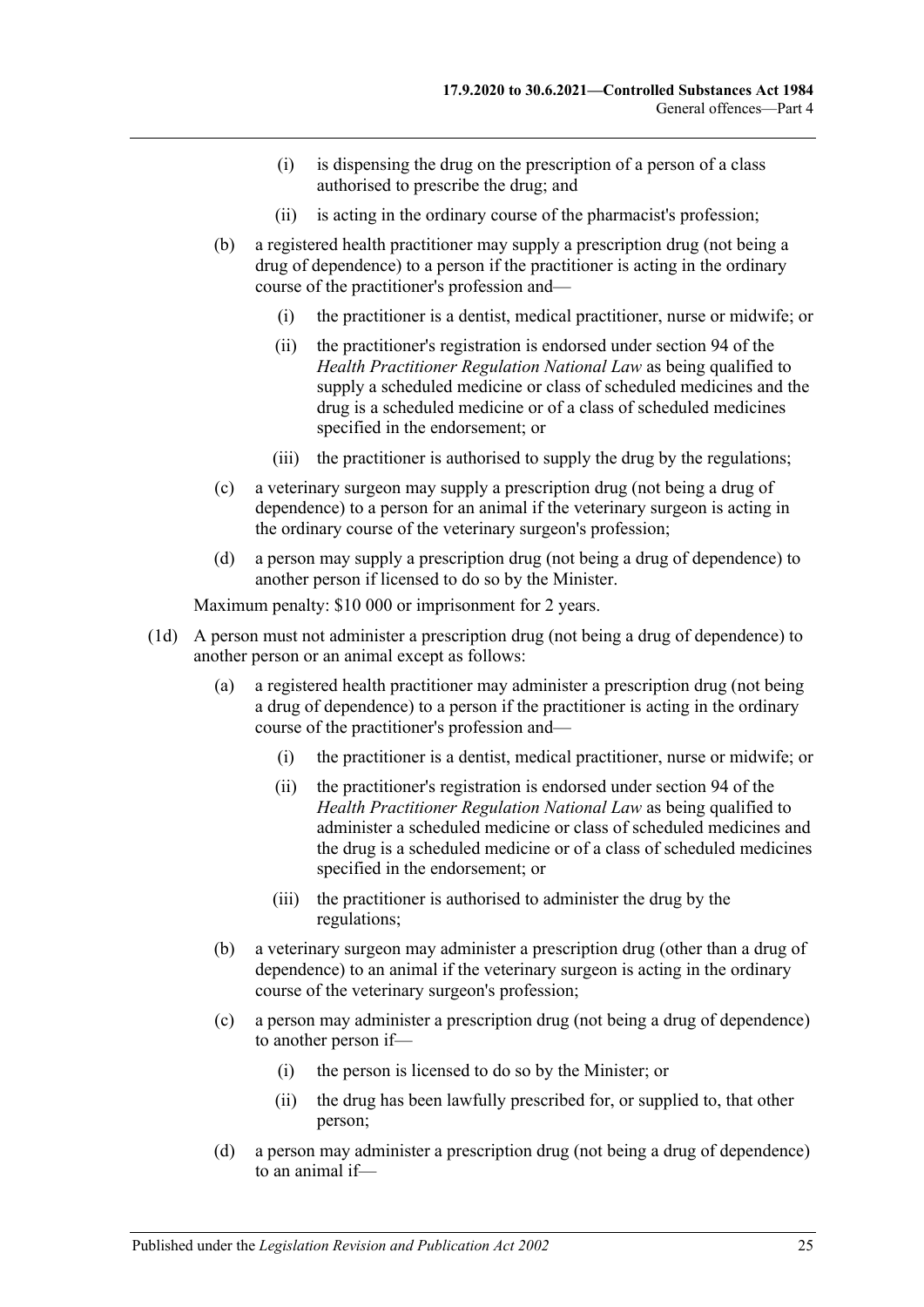(i) is dispensing the drug on the prescription of a person of a class authorised to prescribe the drug; and

(ii) is acting in the ordinary course of the pharmacist's profession;

(b) a registered health practitioner may supply a prescription drug (not being a drug of dependence) to a person if the practitioner is acting in the ordinary course of the practitioner's profession and—

(i) the practitioner is a dentist, medical practitioner, nurse or midwife; or

(ii) the practitioner's registration is endorsed under section 94 of the *Health Practitioner Regulation National Law* as being qualified to supply a scheduled medicine or class of scheduled medicines and the drug is a scheduled medicine or of a class of scheduled medicines specified in the endorsement; or

(iii) the practitioner is authorised to supply the drug by the regulations;

(c) a veterinary surgeon may supply a prescription drug (not being a drug of dependence) to a person for an animal if the veterinary surgeon is acting in the ordinary course of the veterinary surgeon's profession;

(d) a person may supply a prescription drug (not being a drug of dependence) to another person if licensed to do so by the Minister.

Maximum penalty: $10 000 or imprisonment for 2 years.

(1d) A person must not administer a prescription drug (not being a drug of dependence) to another person or an animal except as follows:

(a) a registered health practitioner may administer a prescription drug (not being a drug of dependence) to a person if the practitioner is acting in the ordinary course of the practitioner's profession and—

(i) the practitioner is a dentist, medical practitioner, nurse or midwife; or

(ii) the practitioner's registration is endorsed under section 94 of the *Health Practitioner Regulation National Law* as being qualified to administer a scheduled medicine or class of scheduled medicines and the drug is a scheduled medicine or of a class of scheduled medicines specified in the endorsement; or

(iii) the practitioner is authorised to administer the drug by the regulations;

(b) a veterinary surgeon may administer a prescription drug (other than a drug of dependence) to an animal if the veterinary surgeon is acting in the ordinary course of the veterinary surgeon's profession;

(c) a person may administer a prescription drug (not being a drug of dependence) to another person if—

(i) the person is licensed to do so by the Minister; or

(ii) the drug has been lawfully prescribed for, or supplied to, that other person;

(d) a person may administer a prescription drug (not being a drug of dependence) to an animal if—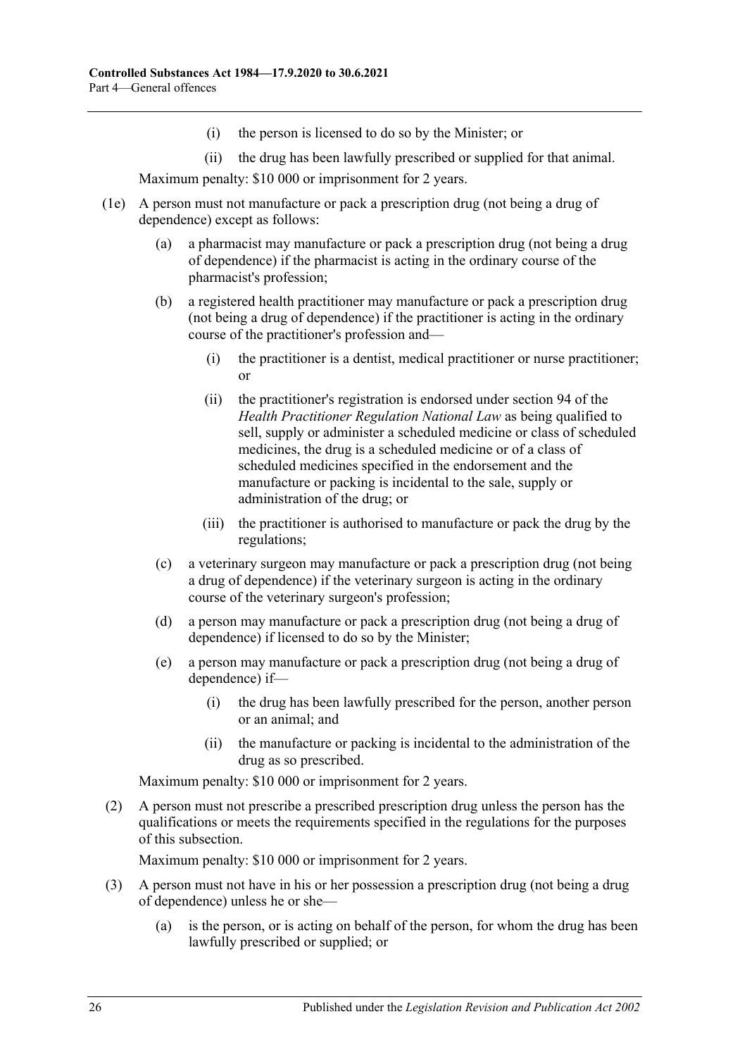(i) the person is licensed to do so by the Minister; or

(ii) the drug has been lawfully prescribed or supplied for that animal.

Maximum penalty: $10 000 or imprisonment for 2 years.

(1e) A person must not manufacture or pack a prescription drug (not being a drug of dependence) except as follows:

(a) a pharmacist may manufacture or pack a prescription drug (not being a drug of dependence) if the pharmacist is acting in the ordinary course of the pharmacist's profession;

(b) a registered health practitioner may manufacture or pack a prescription drug (not being a drug of dependence) if the practitioner is acting in the ordinary course of the practitioner's profession and—

(i) the practitioner is a dentist, medical practitioner or nurse practitioner; or

(ii) the practitioner's registration is endorsed under section 94 of the *Health Practitioner Regulation National Law* as being qualified to sell, supply or administer a scheduled medicine or class of scheduled medicines, the drug is a scheduled medicine or of a class of scheduled medicines specified in the endorsement and the manufacture or packing is incidental to the sale, supply or administration of the drug; or

(iii) the practitioner is authorised to manufacture or pack the drug by the regulations;

(c) a veterinary surgeon may manufacture or pack a prescription drug (not being a drug of dependence) if the veterinary surgeon is acting in the ordinary course of the veterinary surgeon's profession;

(d) a person may manufacture or pack a prescription drug (not being a drug of dependence) if licensed to do so by the Minister;

(e) a person may manufacture or pack a prescription drug (not being a drug of dependence) if—

(i) the drug has been lawfully prescribed for the person, another person or an animal; and

(ii) the manufacture or packing is incidental to the administration of the drug as so prescribed.

Maximum penalty: $10 000 or imprisonment for 2 years.

(2) A person must not prescribe a prescribed prescription drug unless the person has the qualifications or meets the requirements specified in the regulations for the purposes of this subsection.

Maximum penalty: $10 000 or imprisonment for 2 years.

(3) A person must not have in his or her possession a prescription drug (not being a drug of dependence) unless he or she—

(a) is the person, or is acting on behalf of the person, for whom the drug has been lawfully prescribed or supplied; or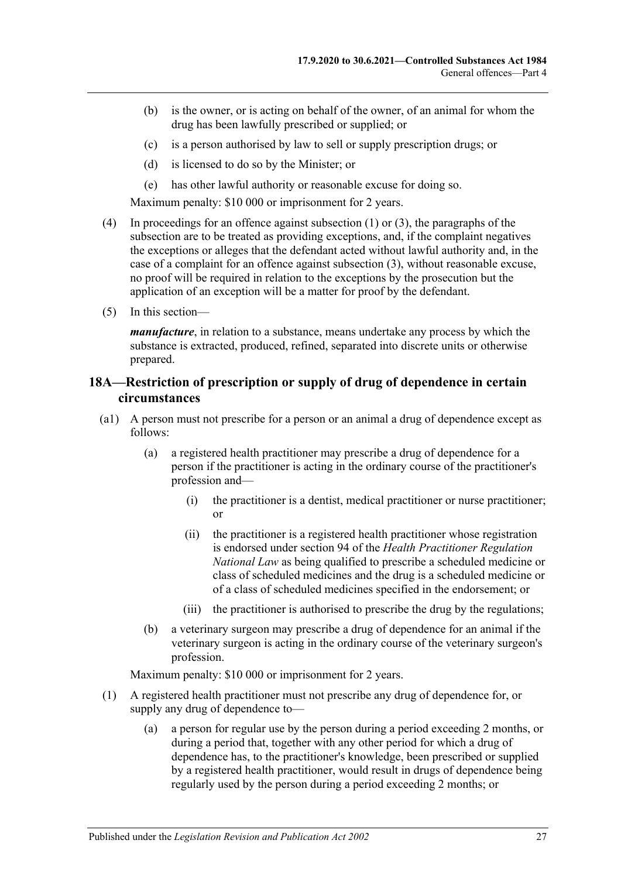(b) is the owner, or is acting on behalf of the owner, of an animal for whom the drug has been lawfully prescribed or supplied; or

(c) is a person authorised by law to sell or supply prescription drugs; or

(d) is licensed to do so by the Minister; or

(e) has other lawful authority or reasonable excuse for doing so.

Maximum penalty: $10 000 or imprisonment for 2 years.

(4) In proceedings for an offence against subsection (1) or (3), the paragraphs of the subsection are to be treated as providing exceptions, and, if the complaint negatives the exceptions or alleges that the defendant acted without lawful authority and, in the case of a complaint for an offence against subsection (3), without reasonable excuse, no proof will be required in relation to the exceptions by the prosecution but the application of an exception will be a matter for proof by the defendant.

(5) In this section—

***manufacture***, in relation to a substance, means undertake any process by which the substance is extracted, produced, refined, separated into discrete units or otherwise prepared.

## 18A—Restriction of prescription or supply of drug of dependence in certain circumstances

(a1) A person must not prescribe for a person or an animal a drug of dependence except as follows:

(a) a registered health practitioner may prescribe a drug of dependence for a person if the practitioner is acting in the ordinary course of the practitioner's profession and—

(i) the practitioner is a dentist, medical practitioner or nurse practitioner; or

(ii) the practitioner is a registered health practitioner whose registration is endorsed under section 94 of the *Health Practitioner Regulation National Law* as being qualified to prescribe a scheduled medicine or class of scheduled medicines and the drug is a scheduled medicine or of a class of scheduled medicines specified in the endorsement; or

(iii) the practitioner is authorised to prescribe the drug by the regulations;

(b) a veterinary surgeon may prescribe a drug of dependence for an animal if the veterinary surgeon is acting in the ordinary course of the veterinary surgeon's profession.

Maximum penalty: $10 000 or imprisonment for 2 years.

(1) A registered health practitioner must not prescribe any drug of dependence for, or supply any drug of dependence to—

(a) a person for regular use by the person during a period exceeding 2 months, or during a period that, together with any other period for which a drug of dependence has, to the practitioner's knowledge, been prescribed or supplied by a registered health practitioner, would result in drugs of dependence being regularly used by the person during a period exceeding 2 months; or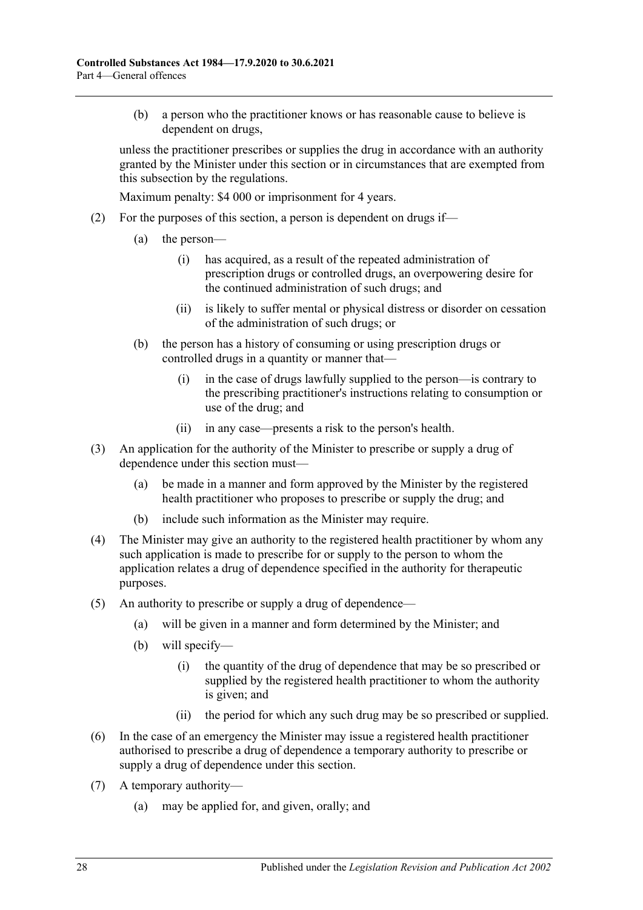(b) a person who the practitioner knows or has reasonable cause to believe is dependent on drugs,

unless the practitioner prescribes or supplies the drug in accordance with an authority granted by the Minister under this section or in circumstances that are exempted from this subsection by the regulations.

Maximum penalty: $4 000 or imprisonment for 4 years.

(2) For the purposes of this section, a person is dependent on drugs if—

(a) the person—

(i) has acquired, as a result of the repeated administration of prescription drugs or controlled drugs, an overpowering desire for the continued administration of such drugs; and

(ii) is likely to suffer mental or physical distress or disorder on cessation of the administration of such drugs; or

(b) the person has a history of consuming or using prescription drugs or controlled drugs in a quantity or manner that—

(i) in the case of drugs lawfully supplied to the person—is contrary to the prescribing practitioner's instructions relating to consumption or use of the drug; and

(ii) in any case—presents a risk to the person's health.

(3) An application for the authority of the Minister to prescribe or supply a drug of dependence under this section must—

(a) be made in a manner and form approved by the Minister by the registered health practitioner who proposes to prescribe or supply the drug; and

(b) include such information as the Minister may require.

(4) The Minister may give an authority to the registered health practitioner by whom any such application is made to prescribe for or supply to the person to whom the application relates a drug of dependence specified in the authority for therapeutic purposes.

(5) An authority to prescribe or supply a drug of dependence—

(a) will be given in a manner and form determined by the Minister; and

(b) will specify—

(i) the quantity of the drug of dependence that may be so prescribed or supplied by the registered health practitioner to whom the authority is given; and

(ii) the period for which any such drug may be so prescribed or supplied.

(6) In the case of an emergency the Minister may issue a registered health practitioner authorised to prescribe a drug of dependence a temporary authority to prescribe or supply a drug of dependence under this section.

(7) A temporary authority—

(a) may be applied for, and given, orally; and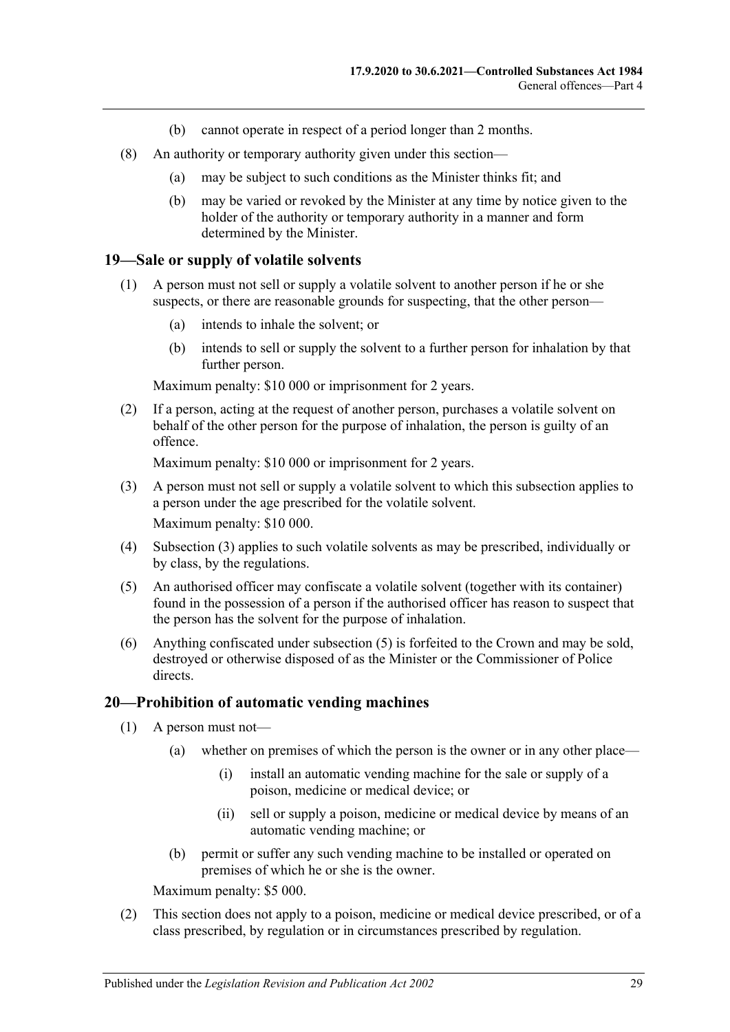(b) cannot operate in respect of a period longer than 2 months.

(8) An authority or temporary authority given under this section—

(a) may be subject to such conditions as the Minister thinks fit; and

(b) may be varied or revoked by the Minister at any time by notice given to the holder of the authority or temporary authority in a manner and form determined by the Minister.

## 19—Sale or supply of volatile solvents

(1) A person must not sell or supply a volatile solvent to another person if he or she suspects, or there are reasonable grounds for suspecting, that the other person—

(a) intends to inhale the solvent; or

(b) intends to sell or supply the solvent to a further person for inhalation by that further person.

Maximum penalty: $10 000 or imprisonment for 2 years.

(2) If a person, acting at the request of another person, purchases a volatile solvent on behalf of the other person for the purpose of inhalation, the person is guilty of an offence.

Maximum penalty: $10 000 or imprisonment for 2 years.

(3) A person must not sell or supply a volatile solvent to which this subsection applies to a person under the age prescribed for the volatile solvent.

Maximum penalty: $10 000.

(4) Subsection (3) applies to such volatile solvents as may be prescribed, individually or by class, by the regulations.

(5) An authorised officer may confiscate a volatile solvent (together with its container) found in the possession of a person if the authorised officer has reason to suspect that the person has the solvent for the purpose of inhalation.

(6) Anything confiscated under subsection (5) is forfeited to the Crown and may be sold, destroyed or otherwise disposed of as the Minister or the Commissioner of Police directs.

## 20—Prohibition of automatic vending machines

(1) A person must not—

(a) whether on premises of which the person is the owner or in any other place—

(i) install an automatic vending machine for the sale or supply of a poison, medicine or medical device; or

(ii) sell or supply a poison, medicine or medical device by means of an automatic vending machine; or

(b) permit or suffer any such vending machine to be installed or operated on premises of which he or she is the owner.

Maximum penalty: $5 000.

(2) This section does not apply to a poison, medicine or medical device prescribed, or of a class prescribed, by regulation or in circumstances prescribed by regulation.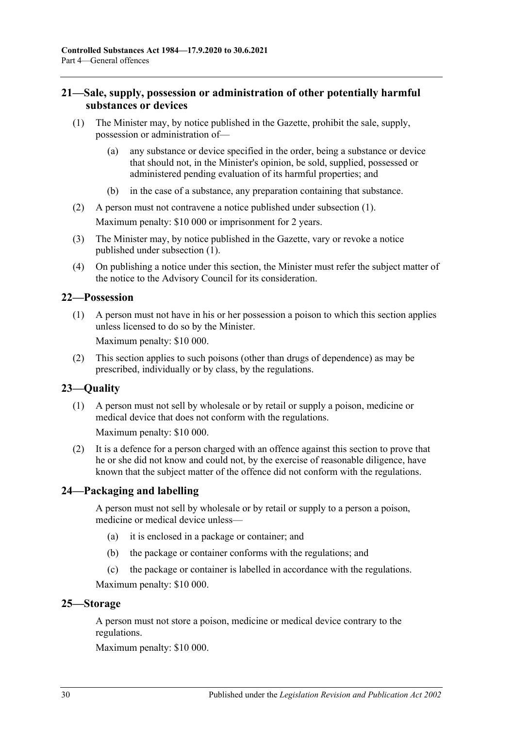## 21—Sale, supply, possession or administration of other potentially harmful substances or devices

(1) The Minister may, by notice published in the Gazette, prohibit the sale, supply, possession or administration of—

(a) any substance or device specified in the order, being a substance or device that should not, in the Minister's opinion, be sold, supplied, possessed or administered pending evaluation of its harmful properties; and

(b) in the case of a substance, any preparation containing that substance.

(2) A person must not contravene a notice published under subsection (1).

Maximum penalty: $10 000 or imprisonment for 2 years.

(3) The Minister may, by notice published in the Gazette, vary or revoke a notice published under subsection (1).

(4) On publishing a notice under this section, the Minister must refer the subject matter of the notice to the Advisory Council for its consideration.

## 22—Possession

(1) A person must not have in his or her possession a poison to which this section applies unless licensed to do so by the Minister.

Maximum penalty: $10 000.

(2) This section applies to such poisons (other than drugs of dependence) as may be prescribed, individually or by class, by the regulations.

## 23—Quality

(1) A person must not sell by wholesale or by retail or supply a poison, medicine or medical device that does not conform with the regulations.

Maximum penalty: $10 000.

(2) It is a defence for a person charged with an offence against this section to prove that he or she did not know and could not, by the exercise of reasonable diligence, have known that the subject matter of the offence did not conform with the regulations.

## 24—Packaging and labelling

A person must not sell by wholesale or by retail or supply to a person a poison, medicine or medical device unless—

(a) it is enclosed in a package or container; and

(b) the package or container conforms with the regulations; and

(c) the package or container is labelled in accordance with the regulations.

Maximum penalty: $10 000.

## 25—Storage

A person must not store a poison, medicine or medical device contrary to the regulations.

Maximum penalty: $10 000.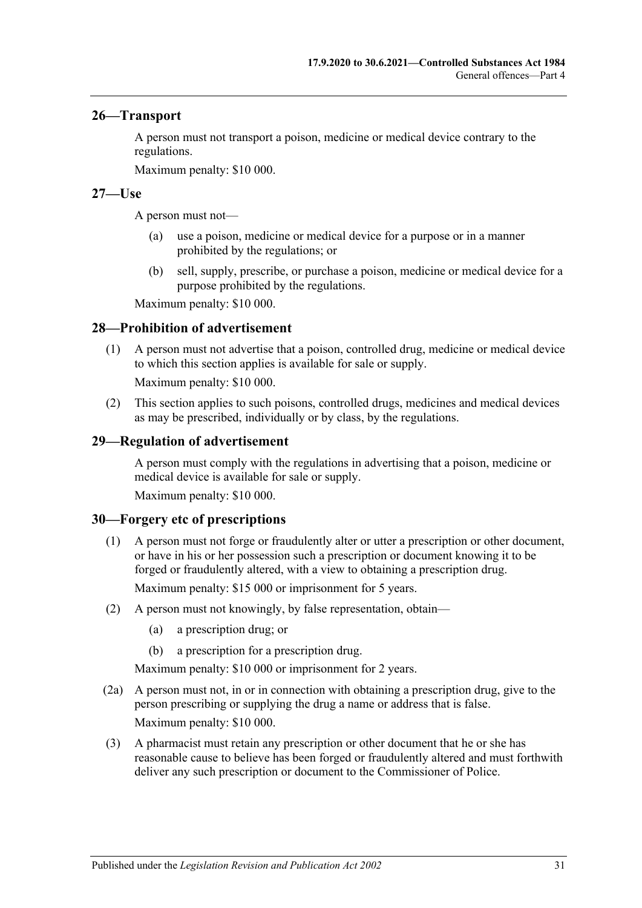## 26—Transport

A person must not transport a poison, medicine or medical device contrary to the regulations.

Maximum penalty: $10 000.

## 27—Use

A person must not—

(a) use a poison, medicine or medical device for a purpose or in a manner prohibited by the regulations; or

(b) sell, supply, prescribe, or purchase a poison, medicine or medical device for a purpose prohibited by the regulations.

Maximum penalty: $10 000.

## 28—Prohibition of advertisement

(1) A person must not advertise that a poison, controlled drug, medicine or medical device to which this section applies is available for sale or supply.

Maximum penalty: $10 000.

(2) This section applies to such poisons, controlled drugs, medicines and medical devices as may be prescribed, individually or by class, by the regulations.

## 29—Regulation of advertisement

A person must comply with the regulations in advertising that a poison, medicine or medical device is available for sale or supply.

Maximum penalty: $10 000.

## 30—Forgery etc of prescriptions

(1) A person must not forge or fraudulently alter or utter a prescription or other document, or have in his or her possession such a prescription or document knowing it to be forged or fraudulently altered, with a view to obtaining a prescription drug.

Maximum penalty: $15 000 or imprisonment for 5 years.

(2) A person must not knowingly, by false representation, obtain—

(a) a prescription drug; or

(b) a prescription for a prescription drug.

Maximum penalty: $10 000 or imprisonment for 2 years.

(2a) A person must not, in or in connection with obtaining a prescription drug, give to the person prescribing or supplying the drug a name or address that is false.

Maximum penalty: $10 000.

(3) A pharmacist must retain any prescription or other document that he or she has reasonable cause to believe has been forged or fraudulently altered and must forthwith deliver any such prescription or document to the Commissioner of Police.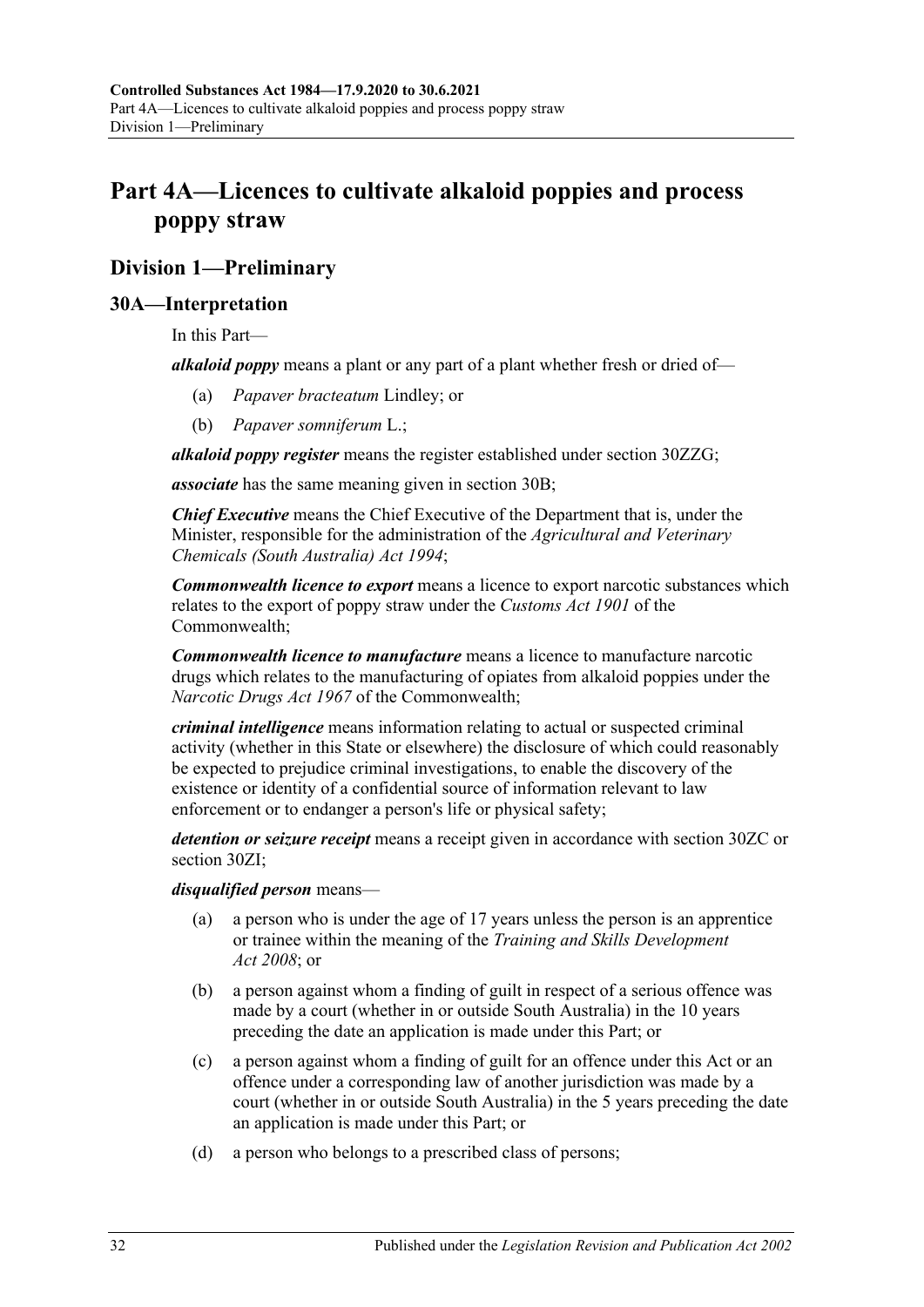# Part 4A—Licences to cultivate alkaloid poppies and process poppy straw

## Division 1—Preliminary

### 30A—Interpretation

In this Part—

***alkaloid poppy*** means a plant or any part of a plant whether fresh or dried of—

- (a) *Papaver bracteatum* Lindley; or
- (b) *Papaver somniferum* L.;

***alkaloid poppy register*** means the register established under section 30ZZG;

***associate*** has the same meaning given in section 30B;

***Chief Executive*** means the Chief Executive of the Department that is, under the Minister, responsible for the administration of the *Agricultural and Veterinary Chemicals (South Australia) Act 1994*;

***Commonwealth licence to export*** means a licence to export narcotic substances which relates to the export of poppy straw under the *Customs Act 1901* of the Commonwealth;

***Commonwealth licence to manufacture*** means a licence to manufacture narcotic drugs which relates to the manufacturing of opiates from alkaloid poppies under the *Narcotic Drugs Act 1967* of the Commonwealth;

***criminal intelligence*** means information relating to actual or suspected criminal activity (whether in this State or elsewhere) the disclosure of which could reasonably be expected to prejudice criminal investigations, to enable the discovery of the existence or identity of a confidential source of information relevant to law enforcement or to endanger a person's life or physical safety;

***detention or seizure receipt*** means a receipt given in accordance with section 30ZC or section 30ZI;

***disqualified person*** means—

- (a) a person who is under the age of 17 years unless the person is an apprentice or trainee within the meaning of the *Training and Skills Development Act 2008*; or
- (b) a person against whom a finding of guilt in respect of a serious offence was made by a court (whether in or outside South Australia) in the 10 years preceding the date an application is made under this Part; or
- (c) a person against whom a finding of guilt for an offence under this Act or an offence under a corresponding law of another jurisdiction was made by a court (whether in or outside South Australia) in the 5 years preceding the date an application is made under this Part; or
- (d) a person who belongs to a prescribed class of persons;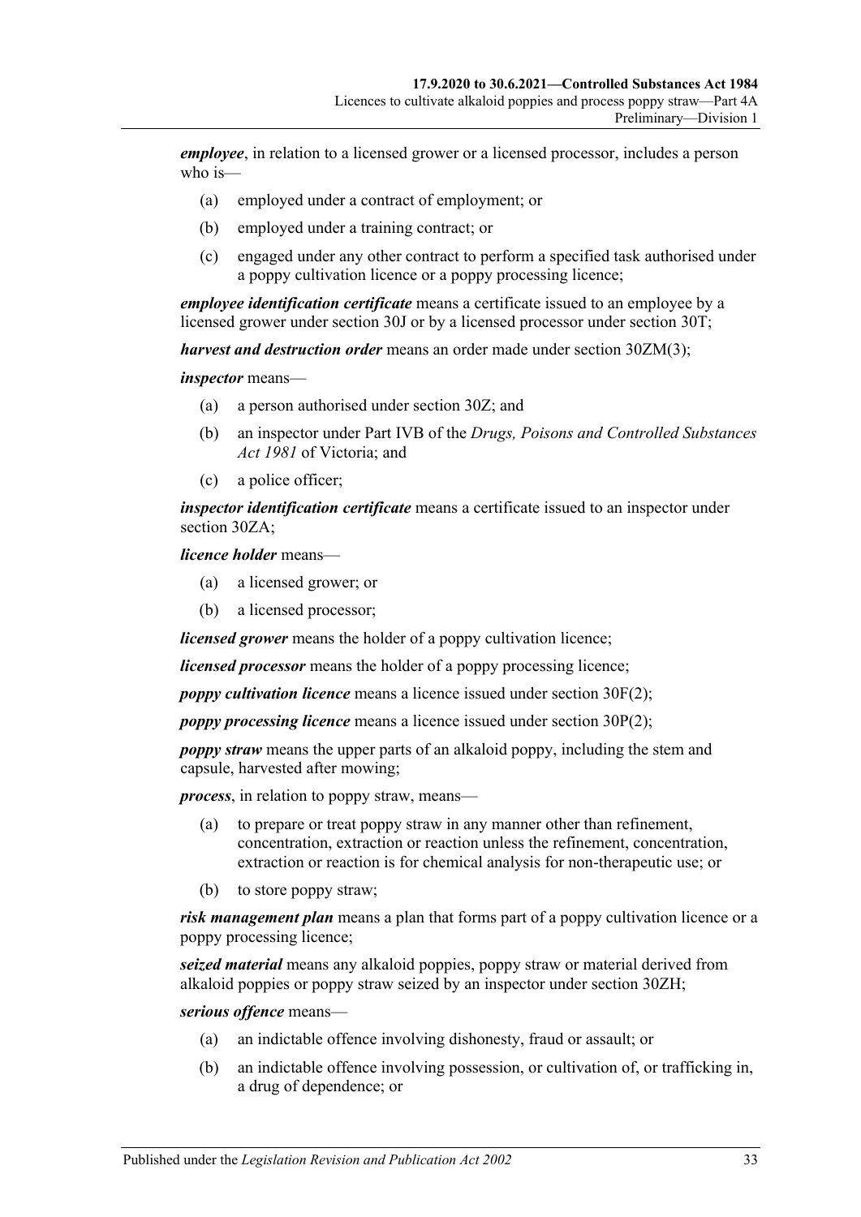***employee***, in relation to a licensed grower or a licensed processor, includes a person who is—

- (a) employed under a contract of employment; or
- (b) employed under a training contract; or
- (c) engaged under any other contract to perform a specified task authorised under a poppy cultivation licence or a poppy processing licence;

***employee identification certificate*** means a certificate issued to an employee by a licensed grower under section 30J or by a licensed processor under section 30T;

***harvest and destruction order*** means an order made under section 30ZM(3);

***inspector*** means—

- (a) a person authorised under section 30Z; and
- (b) an inspector under Part IVB of the *Drugs, Poisons and Controlled Substances Act 1981* of Victoria; and
- (c) a police officer;

***inspector identification certificate*** means a certificate issued to an inspector under section 30ZA;

***licence holder*** means—

- (a) a licensed grower; or
- (b) a licensed processor;

***licensed grower*** means the holder of a poppy cultivation licence;

***licensed processor*** means the holder of a poppy processing licence;

***poppy cultivation licence*** means a licence issued under section 30F(2);

***poppy processing licence*** means a licence issued under section 30P(2);

***poppy straw*** means the upper parts of an alkaloid poppy, including the stem and capsule, harvested after mowing;

***process***, in relation to poppy straw, means—

- (a) to prepare or treat poppy straw in any manner other than refinement, concentration, extraction or reaction unless the refinement, concentration, extraction or reaction is for chemical analysis for non-therapeutic use; or
- (b) to store poppy straw;

***risk management plan*** means a plan that forms part of a poppy cultivation licence or a poppy processing licence;

***seized material*** means any alkaloid poppies, poppy straw or material derived from alkaloid poppies or poppy straw seized by an inspector under section 30ZH;

***serious offence*** means—

- (a) an indictable offence involving dishonesty, fraud or assault; or
- (b) an indictable offence involving possession, or cultivation of, or trafficking in, a drug of dependence; or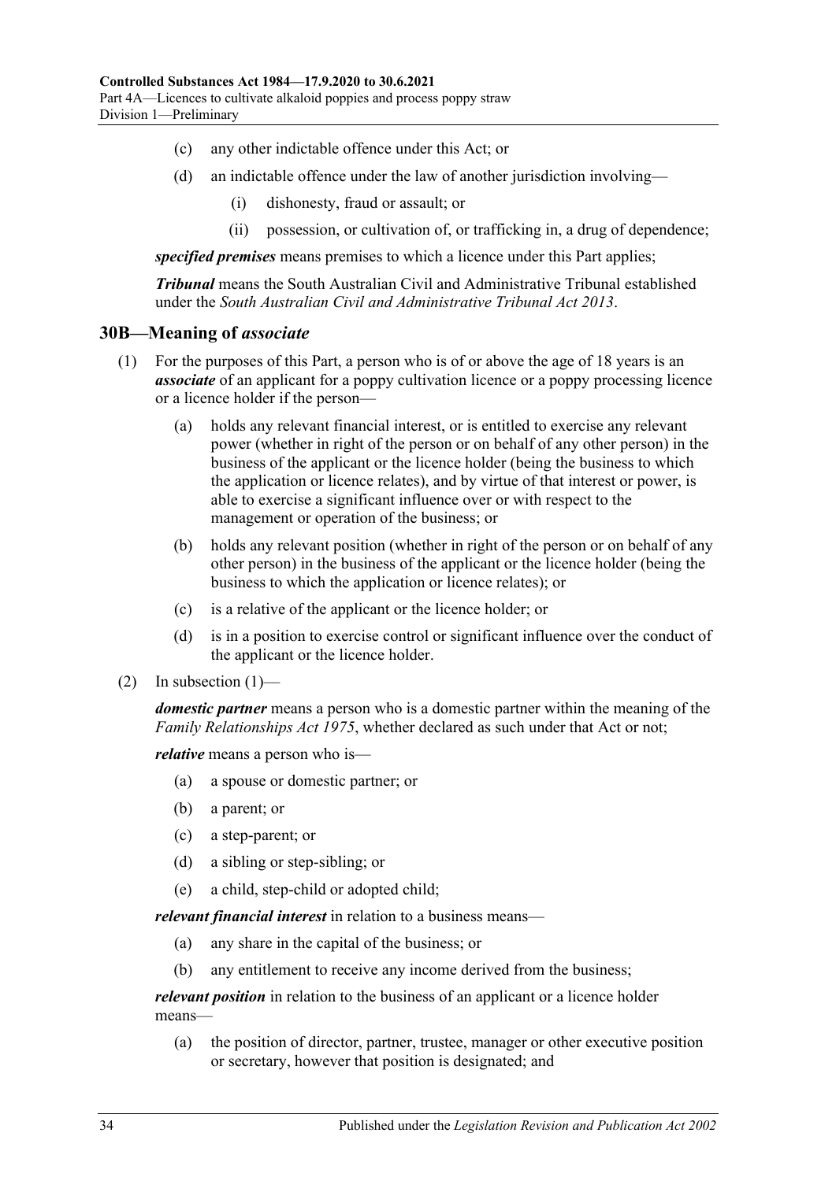(c) any other indictable offence under this Act; or

(d) an indictable offence under the law of another jurisdiction involving—

(i) dishonesty, fraud or assault; or

(ii) possession, or cultivation of, or trafficking in, a drug of dependence;

***specified premises*** means premises to which a licence under this Part applies;

***Tribunal*** means the South Australian Civil and Administrative Tribunal established under the *South Australian Civil and Administrative Tribunal Act 2013*.

## 30B—Meaning of *associate*

(1) For the purposes of this Part, a person who is of or above the age of 18 years is an ***associate*** of an applicant for a poppy cultivation licence or a poppy processing licence or a licence holder if the person—

(a) holds any relevant financial interest, or is entitled to exercise any relevant power (whether in right of the person or on behalf of any other person) in the business of the applicant or the licence holder (being the business to which the application or licence relates), and by virtue of that interest or power, is able to exercise a significant influence over or with respect to the management or operation of the business; or

(b) holds any relevant position (whether in right of the person or on behalf of any other person) in the business of the applicant or the licence holder (being the business to which the application or licence relates); or

(c) is a relative of the applicant or the licence holder; or

(d) is in a position to exercise control or significant influence over the conduct of the applicant or the licence holder.

(2) In subsection (1)—

***domestic partner*** means a person who is a domestic partner within the meaning of the *Family Relationships Act 1975*, whether declared as such under that Act or not;

***relative*** means a person who is—

(a) a spouse or domestic partner; or

(b) a parent; or

(c) a step-parent; or

(d) a sibling or step-sibling; or

(e) a child, step-child or adopted child;

***relevant financial interest*** in relation to a business means—

(a) any share in the capital of the business; or

(b) any entitlement to receive any income derived from the business;

***relevant position*** in relation to the business of an applicant or a licence holder means—

(a) the position of director, partner, trustee, manager or other executive position or secretary, however that position is designated; and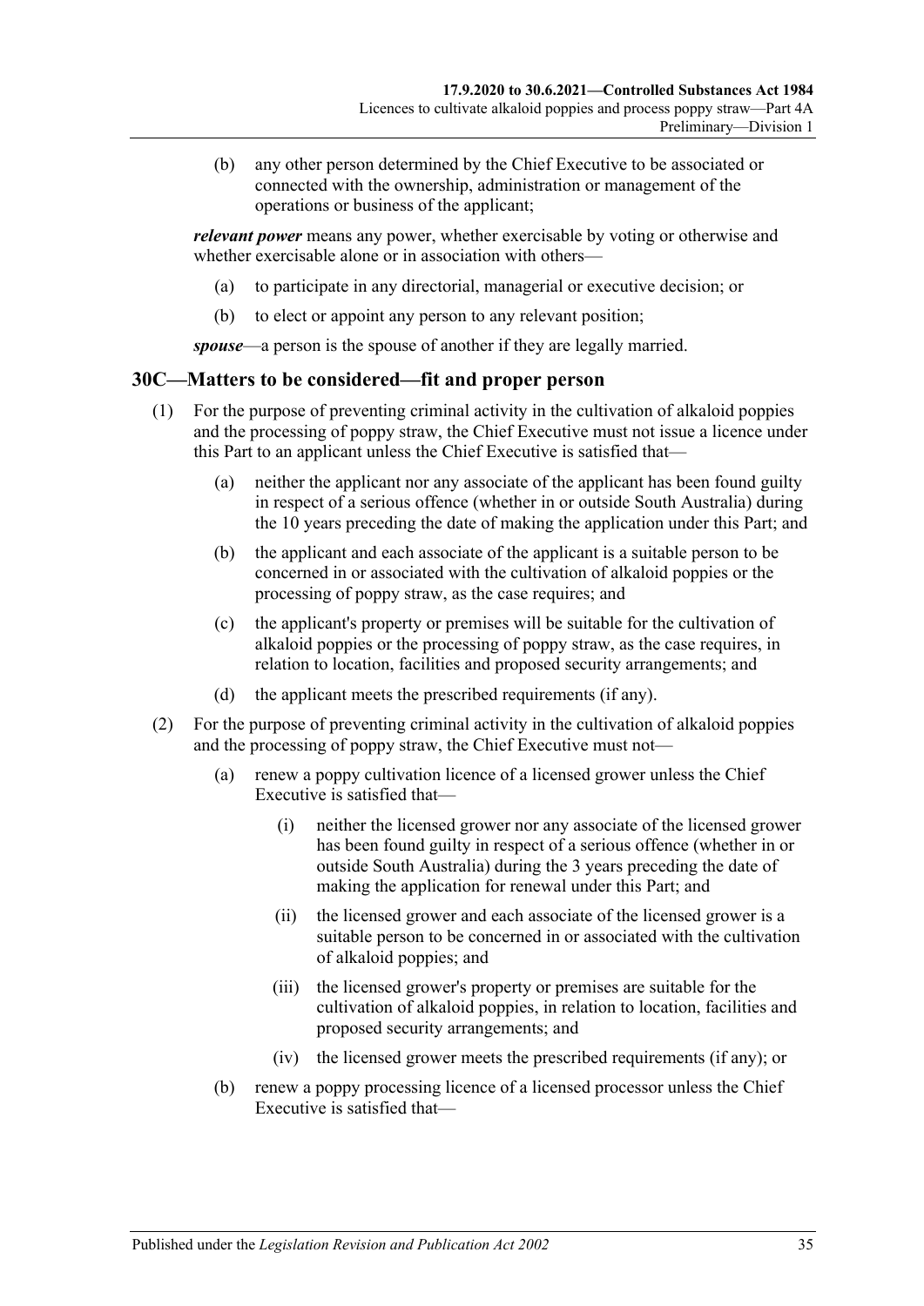(b) any other person determined by the Chief Executive to be associated or connected with the ownership, administration or management of the operations or business of the applicant;

***relevant power*** means any power, whether exercisable by voting or otherwise and whether exercisable alone or in association with others—

(a) to participate in any directorial, managerial or executive decision; or

(b) to elect or appoint any person to any relevant position;

***spouse***—a person is the spouse of another if they are legally married.

## 30C—Matters to be considered—fit and proper person

(1) For the purpose of preventing criminal activity in the cultivation of alkaloid poppies and the processing of poppy straw, the Chief Executive must not issue a licence under this Part to an applicant unless the Chief Executive is satisfied that—

(a) neither the applicant nor any associate of the applicant has been found guilty in respect of a serious offence (whether in or outside South Australia) during the 10 years preceding the date of making the application under this Part; and

(b) the applicant and each associate of the applicant is a suitable person to be concerned in or associated with the cultivation of alkaloid poppies or the processing of poppy straw, as the case requires; and

(c) the applicant's property or premises will be suitable for the cultivation of alkaloid poppies or the processing of poppy straw, as the case requires, in relation to location, facilities and proposed security arrangements; and

(d) the applicant meets the prescribed requirements (if any).

(2) For the purpose of preventing criminal activity in the cultivation of alkaloid poppies and the processing of poppy straw, the Chief Executive must not—

(a) renew a poppy cultivation licence of a licensed grower unless the Chief Executive is satisfied that—

(i) neither the licensed grower nor any associate of the licensed grower has been found guilty in respect of a serious offence (whether in or outside South Australia) during the 3 years preceding the date of making the application for renewal under this Part; and

(ii) the licensed grower and each associate of the licensed grower is a suitable person to be concerned in or associated with the cultivation of alkaloid poppies; and

(iii) the licensed grower's property or premises are suitable for the cultivation of alkaloid poppies, in relation to location, facilities and proposed security arrangements; and

(iv) the licensed grower meets the prescribed requirements (if any); or

(b) renew a poppy processing licence of a licensed processor unless the Chief Executive is satisfied that—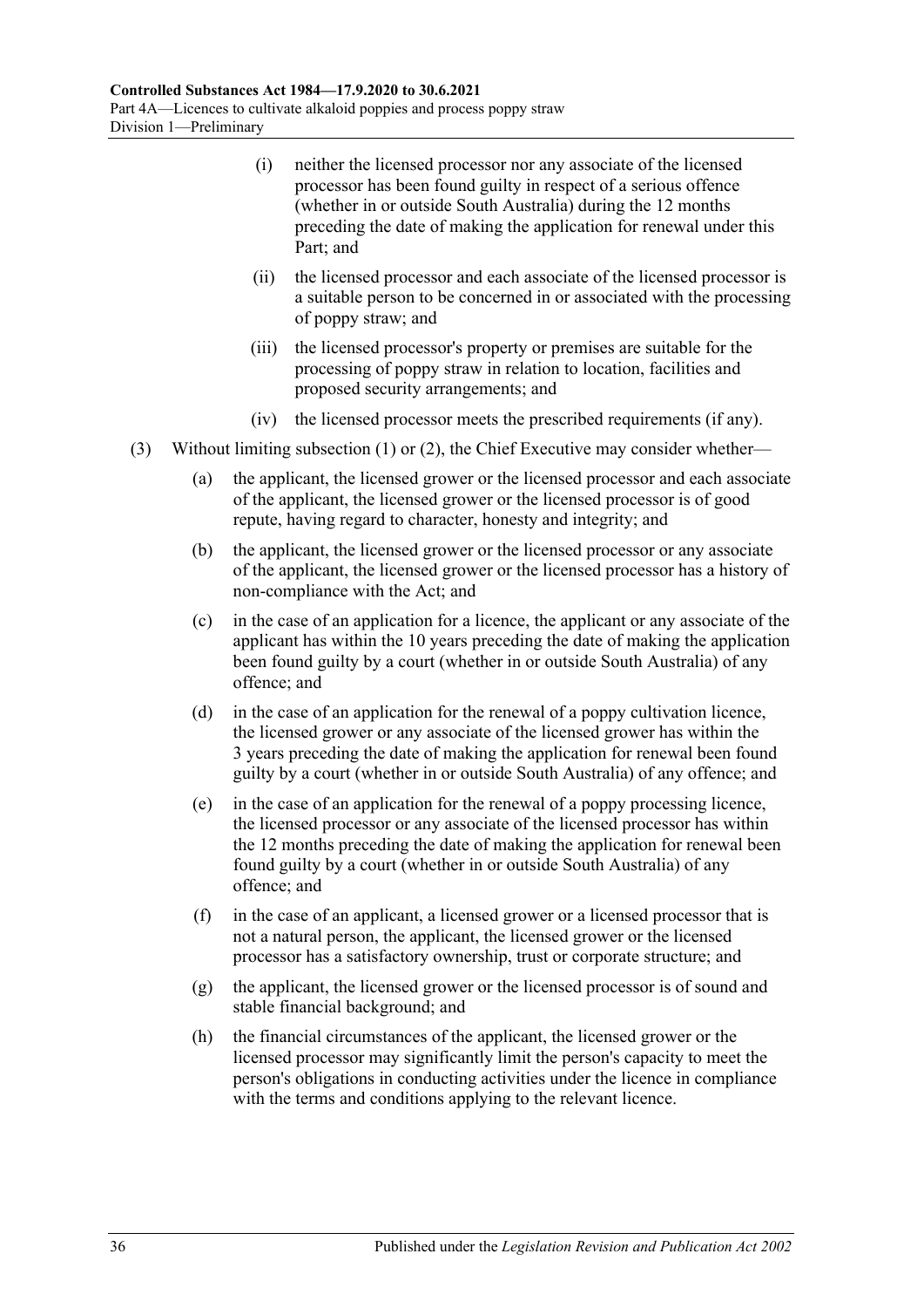(i) neither the licensed processor nor any associate of the licensed processor has been found guilty in respect of a serious offence (whether in or outside South Australia) during the 12 months preceding the date of making the application for renewal under this Part; and

(ii) the licensed processor and each associate of the licensed processor is a suitable person to be concerned in or associated with the processing of poppy straw; and

(iii) the licensed processor's property or premises are suitable for the processing of poppy straw in relation to location, facilities and proposed security arrangements; and

(iv) the licensed processor meets the prescribed requirements (if any).

(3) Without limiting subsection (1) or (2), the Chief Executive may consider whether—

(a) the applicant, the licensed grower or the licensed processor and each associate of the applicant, the licensed grower or the licensed processor is of good repute, having regard to character, honesty and integrity; and

(b) the applicant, the licensed grower or the licensed processor or any associate of the applicant, the licensed grower or the licensed processor has a history of non-compliance with the Act; and

(c) in the case of an application for a licence, the applicant or any associate of the applicant has within the 10 years preceding the date of making the application been found guilty by a court (whether in or outside South Australia) of any offence; and

(d) in the case of an application for the renewal of a poppy cultivation licence, the licensed grower or any associate of the licensed grower has within the 3 years preceding the date of making the application for renewal been found guilty by a court (whether in or outside South Australia) of any offence; and

(e) in the case of an application for the renewal of a poppy processing licence, the licensed processor or any associate of the licensed processor has within the 12 months preceding the date of making the application for renewal been found guilty by a court (whether in or outside South Australia) of any offence; and

(f) in the case of an applicant, a licensed grower or a licensed processor that is not a natural person, the applicant, the licensed grower or the licensed processor has a satisfactory ownership, trust or corporate structure; and

(g) the applicant, the licensed grower or the licensed processor is of sound and stable financial background; and

(h) the financial circumstances of the applicant, the licensed grower or the licensed processor may significantly limit the person's capacity to meet the person's obligations in conducting activities under the licence in compliance with the terms and conditions applying to the relevant licence.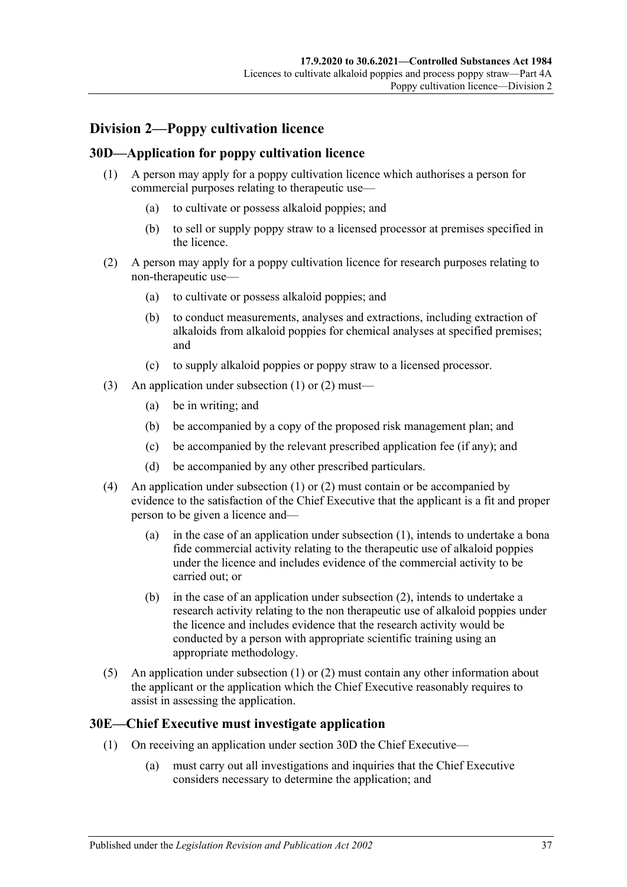## Division 2—Poppy cultivation licence

### 30D—Application for poppy cultivation licence

(1) A person may apply for a poppy cultivation licence which authorises a person for commercial purposes relating to therapeutic use—

(a) to cultivate or possess alkaloid poppies; and

(b) to sell or supply poppy straw to a licensed processor at premises specified in the licence.

(2) A person may apply for a poppy cultivation licence for research purposes relating to non-therapeutic use—

(a) to cultivate or possess alkaloid poppies; and

(b) to conduct measurements, analyses and extractions, including extraction of alkaloids from alkaloid poppies for chemical analyses at specified premises; and

(c) to supply alkaloid poppies or poppy straw to a licensed processor.

(3) An application under subsection (1) or (2) must—

(a) be in writing; and

(b) be accompanied by a copy of the proposed risk management plan; and

(c) be accompanied by the relevant prescribed application fee (if any); and

(d) be accompanied by any other prescribed particulars.

(4) An application under subsection (1) or (2) must contain or be accompanied by evidence to the satisfaction of the Chief Executive that the applicant is a fit and proper person to be given a licence and—

(a) in the case of an application under subsection (1), intends to undertake a bona fide commercial activity relating to the therapeutic use of alkaloid poppies under the licence and includes evidence of the commercial activity to be carried out; or

(b) in the case of an application under subsection (2), intends to undertake a research activity relating to the non therapeutic use of alkaloid poppies under the licence and includes evidence that the research activity would be conducted by a person with appropriate scientific training using an appropriate methodology.

(5) An application under subsection (1) or (2) must contain any other information about the applicant or the application which the Chief Executive reasonably requires to assist in assessing the application.

### 30E—Chief Executive must investigate application

(1) On receiving an application under section 30D the Chief Executive—

(a) must carry out all investigations and inquiries that the Chief Executive considers necessary to determine the application; and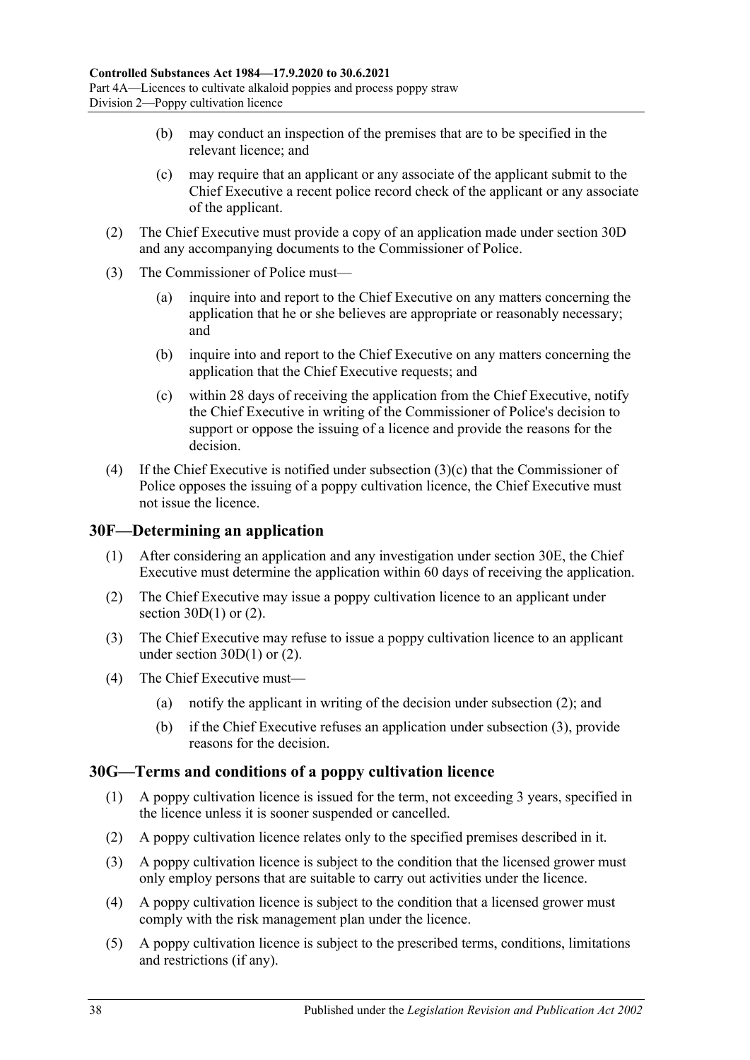(b) may conduct an inspection of the premises that are to be specified in the relevant licence; and

(c) may require that an applicant or any associate of the applicant submit to the Chief Executive a recent police record check of the applicant or any associate of the applicant.

(2) The Chief Executive must provide a copy of an application made under section 30D and any accompanying documents to the Commissioner of Police.

(3) The Commissioner of Police must—

(a) inquire into and report to the Chief Executive on any matters concerning the application that he or she believes are appropriate or reasonably necessary; and

(b) inquire into and report to the Chief Executive on any matters concerning the application that the Chief Executive requests; and

(c) within 28 days of receiving the application from the Chief Executive, notify the Chief Executive in writing of the Commissioner of Police's decision to support or oppose the issuing of a licence and provide the reasons for the decision.

(4) If the Chief Executive is notified under subsection (3)(c) that the Commissioner of Police opposes the issuing of a poppy cultivation licence, the Chief Executive must not issue the licence.

## 30F—Determining an application

(1) After considering an application and any investigation under section 30E, the Chief Executive must determine the application within 60 days of receiving the application.

(2) The Chief Executive may issue a poppy cultivation licence to an applicant under section 30D(1) or (2).

(3) The Chief Executive may refuse to issue a poppy cultivation licence to an applicant under section 30D(1) or (2).

(4) The Chief Executive must—

(a) notify the applicant in writing of the decision under subsection (2); and

(b) if the Chief Executive refuses an application under subsection (3), provide reasons for the decision.

## 30G—Terms and conditions of a poppy cultivation licence

(1) A poppy cultivation licence is issued for the term, not exceeding 3 years, specified in the licence unless it is sooner suspended or cancelled.

(2) A poppy cultivation licence relates only to the specified premises described in it.

(3) A poppy cultivation licence is subject to the condition that the licensed grower must only employ persons that are suitable to carry out activities under the licence.

(4) A poppy cultivation licence is subject to the condition that a licensed grower must comply with the risk management plan under the licence.

(5) A poppy cultivation licence is subject to the prescribed terms, conditions, limitations and restrictions (if any).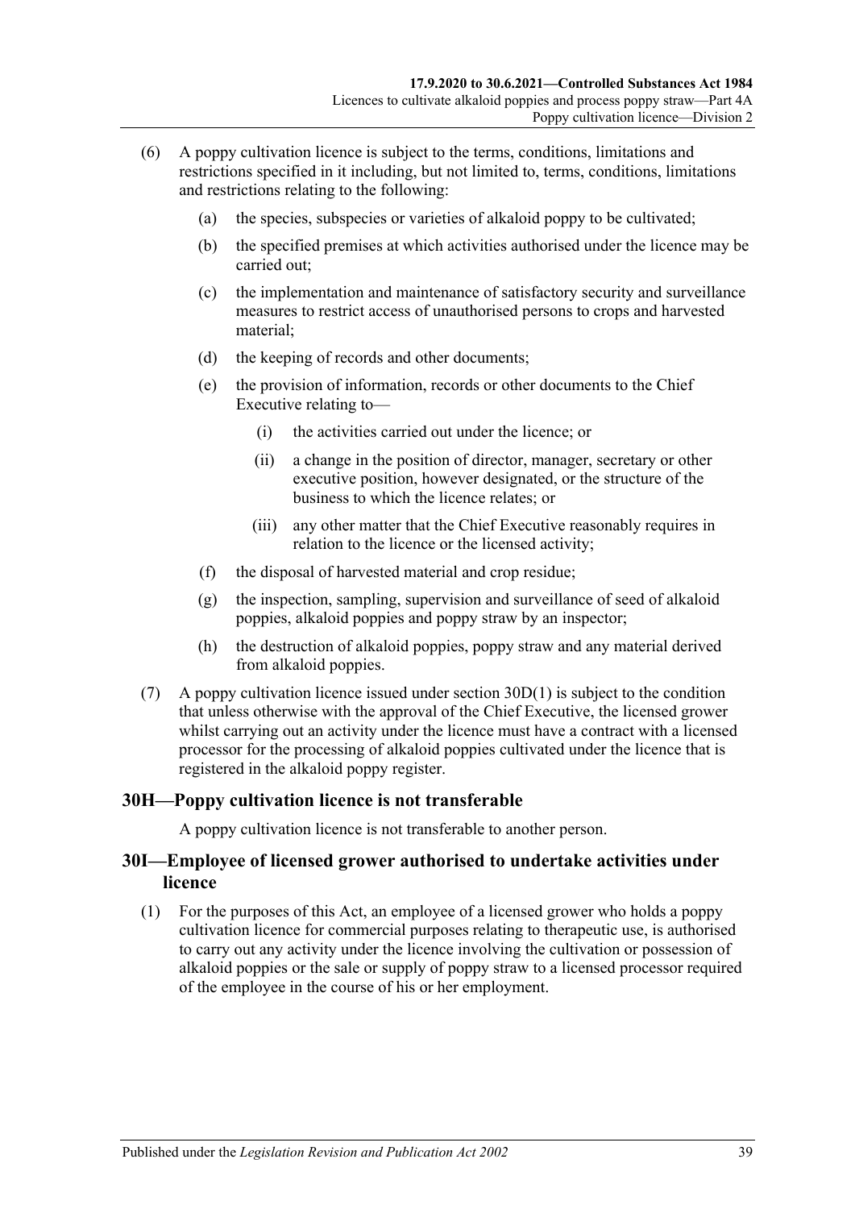(6) A poppy cultivation licence is subject to the terms, conditions, limitations and restrictions specified in it including, but not limited to, terms, conditions, limitations and restrictions relating to the following:

  (a) the species, subspecies or varieties of alkaloid poppy to be cultivated;

  (b) the specified premises at which activities authorised under the licence may be carried out;

  (c) the implementation and maintenance of satisfactory security and surveillance measures to restrict access of unauthorised persons to crops and harvested material;

  (d) the keeping of records and other documents;

  (e) the provision of information, records or other documents to the Chief Executive relating to—

    (i) the activities carried out under the licence; or

    (ii) a change in the position of director, manager, secretary or other executive position, however designated, or the structure of the business to which the licence relates; or

    (iii) any other matter that the Chief Executive reasonably requires in relation to the licence or the licensed activity;

  (f) the disposal of harvested material and crop residue;

  (g) the inspection, sampling, supervision and surveillance of seed of alkaloid poppies, alkaloid poppies and poppy straw by an inspector;

  (h) the destruction of alkaloid poppies, poppy straw and any material derived from alkaloid poppies.

(7) A poppy cultivation licence issued under section 30D(1) is subject to the condition that unless otherwise with the approval of the Chief Executive, the licensed grower whilst carrying out an activity under the licence must have a contract with a licensed processor for the processing of alkaloid poppies cultivated under the licence that is registered in the alkaloid poppy register.

## 30H—Poppy cultivation licence is not transferable

A poppy cultivation licence is not transferable to another person.

## 30I—Employee of licensed grower authorised to undertake activities under licence

(1) For the purposes of this Act, an employee of a licensed grower who holds a poppy cultivation licence for commercial purposes relating to therapeutic use, is authorised to carry out any activity under the licence involving the cultivation or possession of alkaloid poppies or the sale or supply of poppy straw to a licensed processor required of the employee in the course of his or her employment.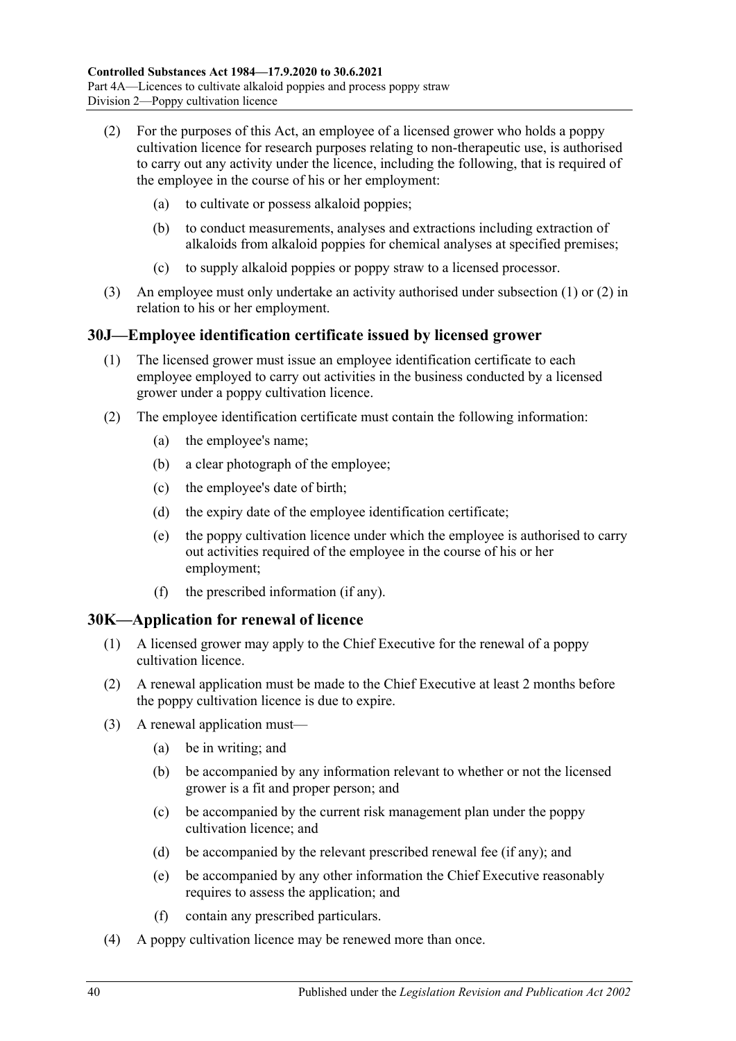(2) For the purposes of this Act, an employee of a licensed grower who holds a poppy cultivation licence for research purposes relating to non-therapeutic use, is authorised to carry out any activity under the licence, including the following, that is required of the employee in the course of his or her employment:

  (a) to cultivate or possess alkaloid poppies;

  (b) to conduct measurements, analyses and extractions including extraction of alkaloids from alkaloid poppies for chemical analyses at specified premises;

  (c) to supply alkaloid poppies or poppy straw to a licensed processor.

(3) An employee must only undertake an activity authorised under subsection (1) or (2) in relation to his or her employment.

## 30J—Employee identification certificate issued by licensed grower

(1) The licensed grower must issue an employee identification certificate to each employee employed to carry out activities in the business conducted by a licensed grower under a poppy cultivation licence.

(2) The employee identification certificate must contain the following information:

  (a) the employee's name;

  (b) a clear photograph of the employee;

  (c) the employee's date of birth;

  (d) the expiry date of the employee identification certificate;

  (e) the poppy cultivation licence under which the employee is authorised to carry out activities required of the employee in the course of his or her employment;

  (f) the prescribed information (if any).

## 30K—Application for renewal of licence

(1) A licensed grower may apply to the Chief Executive for the renewal of a poppy cultivation licence.

(2) A renewal application must be made to the Chief Executive at least 2 months before the poppy cultivation licence is due to expire.

(3) A renewal application must—

  (a) be in writing; and

  (b) be accompanied by any information relevant to whether or not the licensed grower is a fit and proper person; and

  (c) be accompanied by the current risk management plan under the poppy cultivation licence; and

  (d) be accompanied by the relevant prescribed renewal fee (if any); and

  (e) be accompanied by any other information the Chief Executive reasonably requires to assess the application; and

  (f) contain any prescribed particulars.

(4) A poppy cultivation licence may be renewed more than once.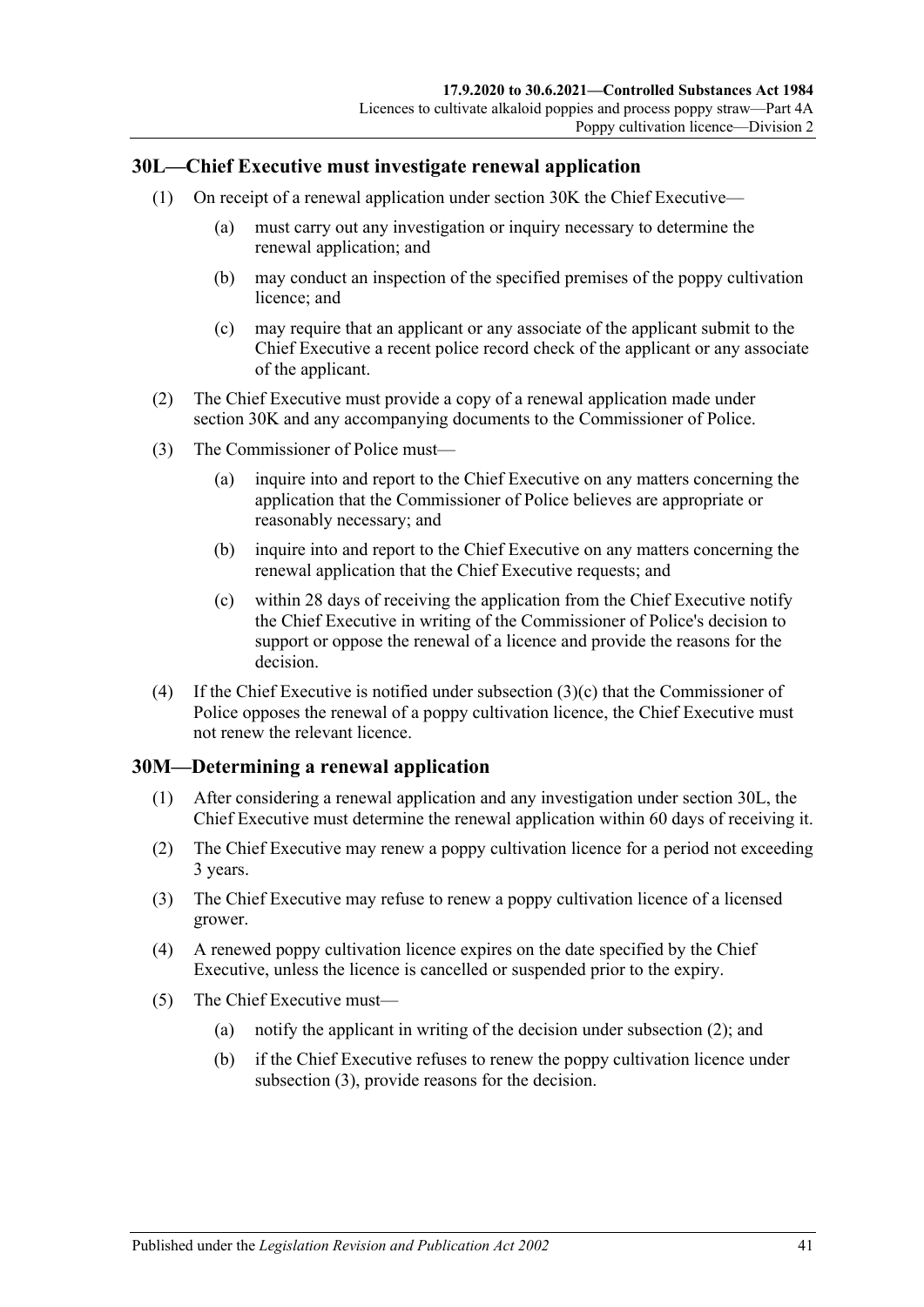## 30L—Chief Executive must investigate renewal application

(1) On receipt of a renewal application under section 30K the Chief Executive—

(a) must carry out any investigation or inquiry necessary to determine the renewal application; and

(b) may conduct an inspection of the specified premises of the poppy cultivation licence; and

(c) may require that an applicant or any associate of the applicant submit to the Chief Executive a recent police record check of the applicant or any associate of the applicant.

(2) The Chief Executive must provide a copy of a renewal application made under section 30K and any accompanying documents to the Commissioner of Police.

(3) The Commissioner of Police must—

(a) inquire into and report to the Chief Executive on any matters concerning the application that the Commissioner of Police believes are appropriate or reasonably necessary; and

(b) inquire into and report to the Chief Executive on any matters concerning the renewal application that the Chief Executive requests; and

(c) within 28 days of receiving the application from the Chief Executive notify the Chief Executive in writing of the Commissioner of Police's decision to support or oppose the renewal of a licence and provide the reasons for the decision.

(4) If the Chief Executive is notified under subsection (3)(c) that the Commissioner of Police opposes the renewal of a poppy cultivation licence, the Chief Executive must not renew the relevant licence.

## 30M—Determining a renewal application

(1) After considering a renewal application and any investigation under section 30L, the Chief Executive must determine the renewal application within 60 days of receiving it.

(2) The Chief Executive may renew a poppy cultivation licence for a period not exceeding 3 years.

(3) The Chief Executive may refuse to renew a poppy cultivation licence of a licensed grower.

(4) A renewed poppy cultivation licence expires on the date specified by the Chief Executive, unless the licence is cancelled or suspended prior to the expiry.

(5) The Chief Executive must—

(a) notify the applicant in writing of the decision under subsection (2); and

(b) if the Chief Executive refuses to renew the poppy cultivation licence under subsection (3), provide reasons for the decision.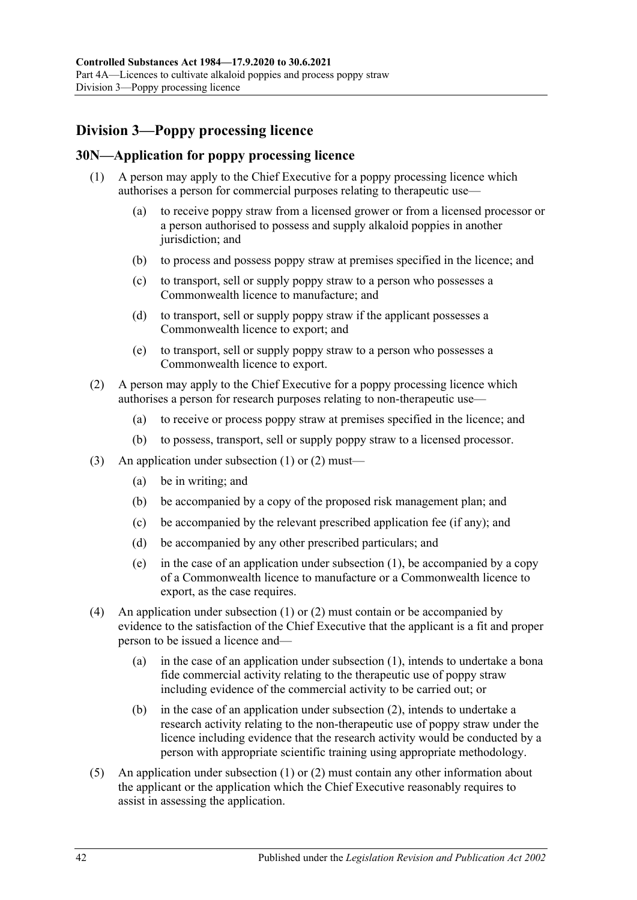## Division 3—Poppy processing licence

### 30N—Application for poppy processing licence

(1) A person may apply to the Chief Executive for a poppy processing licence which authorises a person for commercial purposes relating to therapeutic use—

(a) to receive poppy straw from a licensed grower or from a licensed processor or a person authorised to possess and supply alkaloid poppies in another jurisdiction; and

(b) to process and possess poppy straw at premises specified in the licence; and

(c) to transport, sell or supply poppy straw to a person who possesses a Commonwealth licence to manufacture; and

(d) to transport, sell or supply poppy straw if the applicant possesses a Commonwealth licence to export; and

(e) to transport, sell or supply poppy straw to a person who possesses a Commonwealth licence to export.

(2) A person may apply to the Chief Executive for a poppy processing licence which authorises a person for research purposes relating to non-therapeutic use—

(a) to receive or process poppy straw at premises specified in the licence; and

(b) to possess, transport, sell or supply poppy straw to a licensed processor.

(3) An application under subsection (1) or (2) must—

(a) be in writing; and

(b) be accompanied by a copy of the proposed risk management plan; and

(c) be accompanied by the relevant prescribed application fee (if any); and

(d) be accompanied by any other prescribed particulars; and

(e) in the case of an application under subsection (1), be accompanied by a copy of a Commonwealth licence to manufacture or a Commonwealth licence to export, as the case requires.

(4) An application under subsection (1) or (2) must contain or be accompanied by evidence to the satisfaction of the Chief Executive that the applicant is a fit and proper person to be issued a licence and—

(a) in the case of an application under subsection (1), intends to undertake a bona fide commercial activity relating to the therapeutic use of poppy straw including evidence of the commercial activity to be carried out; or

(b) in the case of an application under subsection (2), intends to undertake a research activity relating to the non-therapeutic use of poppy straw under the licence including evidence that the research activity would be conducted by a person with appropriate scientific training using appropriate methodology.

(5) An application under subsection (1) or (2) must contain any other information about the applicant or the application which the Chief Executive reasonably requires to assist in assessing the application.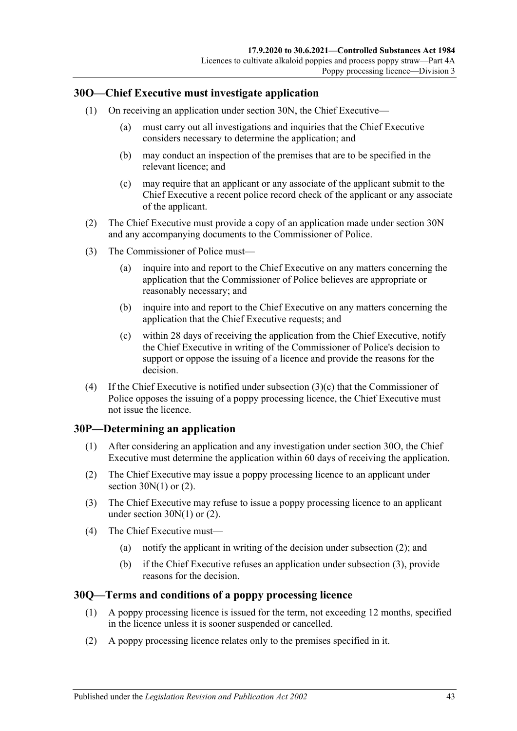## 30O—Chief Executive must investigate application

(1) On receiving an application under section 30N, the Chief Executive—

(a) must carry out all investigations and inquiries that the Chief Executive considers necessary to determine the application; and

(b) may conduct an inspection of the premises that are to be specified in the relevant licence; and

(c) may require that an applicant or any associate of the applicant submit to the Chief Executive a recent police record check of the applicant or any associate of the applicant.

(2) The Chief Executive must provide a copy of an application made under section 30N and any accompanying documents to the Commissioner of Police.

(3) The Commissioner of Police must—

(a) inquire into and report to the Chief Executive on any matters concerning the application that the Commissioner of Police believes are appropriate or reasonably necessary; and

(b) inquire into and report to the Chief Executive on any matters concerning the application that the Chief Executive requests; and

(c) within 28 days of receiving the application from the Chief Executive, notify the Chief Executive in writing of the Commissioner of Police's decision to support or oppose the issuing of a licence and provide the reasons for the decision.

(4) If the Chief Executive is notified under subsection (3)(c) that the Commissioner of Police opposes the issuing of a poppy processing licence, the Chief Executive must not issue the licence.

## 30P—Determining an application

(1) After considering an application and any investigation under section 30O, the Chief Executive must determine the application within 60 days of receiving the application.

(2) The Chief Executive may issue a poppy processing licence to an applicant under section 30N(1) or (2).

(3) The Chief Executive may refuse to issue a poppy processing licence to an applicant under section 30N(1) or (2).

(4) The Chief Executive must—

(a) notify the applicant in writing of the decision under subsection (2); and

(b) if the Chief Executive refuses an application under subsection (3), provide reasons for the decision.

## 30Q—Terms and conditions of a poppy processing licence

(1) A poppy processing licence is issued for the term, not exceeding 12 months, specified in the licence unless it is sooner suspended or cancelled.

(2) A poppy processing licence relates only to the premises specified in it.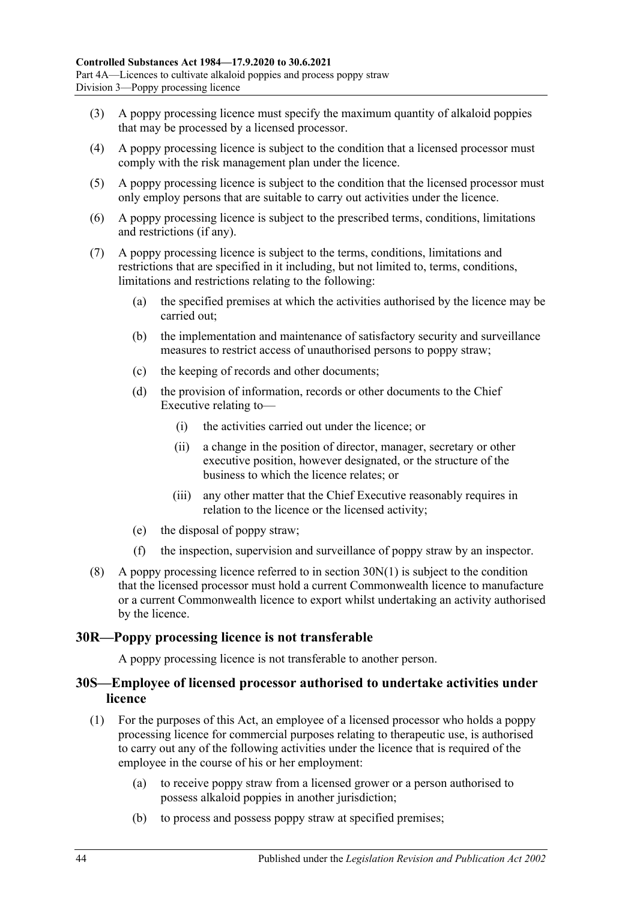(3) A poppy processing licence must specify the maximum quantity of alkaloid poppies that may be processed by a licensed processor.

(4) A poppy processing licence is subject to the condition that a licensed processor must comply with the risk management plan under the licence.

(5) A poppy processing licence is subject to the condition that the licensed processor must only employ persons that are suitable to carry out activities under the licence.

(6) A poppy processing licence is subject to the prescribed terms, conditions, limitations and restrictions (if any).

(7) A poppy processing licence is subject to the terms, conditions, limitations and restrictions that are specified in it including, but not limited to, terms, conditions, limitations and restrictions relating to the following:

  (a) the specified premises at which the activities authorised by the licence may be carried out;

  (b) the implementation and maintenance of satisfactory security and surveillance measures to restrict access of unauthorised persons to poppy straw;

  (c) the keeping of records and other documents;

  (d) the provision of information, records or other documents to the Chief Executive relating to—

    (i) the activities carried out under the licence; or

    (ii) a change in the position of director, manager, secretary or other executive position, however designated, or the structure of the business to which the licence relates; or

    (iii) any other matter that the Chief Executive reasonably requires in relation to the licence or the licensed activity;

  (e) the disposal of poppy straw;

  (f) the inspection, supervision and surveillance of poppy straw by an inspector.

(8) A poppy processing licence referred to in section 30N(1) is subject to the condition that the licensed processor must hold a current Commonwealth licence to manufacture or a current Commonwealth licence to export whilst undertaking an activity authorised by the licence.

## 30R—Poppy processing licence is not transferable

A poppy processing licence is not transferable to another person.

## 30S—Employee of licensed processor authorised to undertake activities under licence

(1) For the purposes of this Act, an employee of a licensed processor who holds a poppy processing licence for commercial purposes relating to therapeutic use, is authorised to carry out any of the following activities under the licence that is required of the employee in the course of his or her employment:

  (a) to receive poppy straw from a licensed grower or a person authorised to possess alkaloid poppies in another jurisdiction;

  (b) to process and possess poppy straw at specified premises;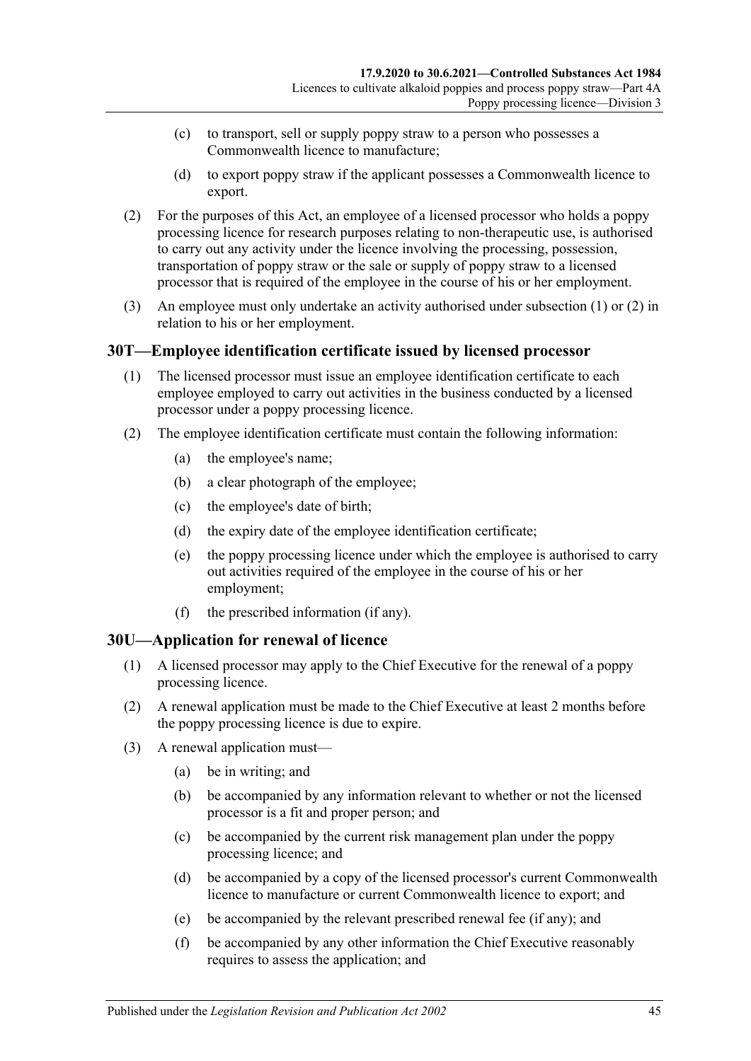(c) to transport, sell or supply poppy straw to a person who possesses a Commonwealth licence to manufacture;

(d) to export poppy straw if the applicant possesses a Commonwealth licence to export.

(2) For the purposes of this Act, an employee of a licensed processor who holds a poppy processing licence for research purposes relating to non-therapeutic use, is authorised to carry out any activity under the licence involving the processing, possession, transportation of poppy straw or the sale or supply of poppy straw to a licensed processor that is required of the employee in the course of his or her employment.

(3) An employee must only undertake an activity authorised under subsection (1) or (2) in relation to his or her employment.

## 30T—Employee identification certificate issued by licensed processor

(1) The licensed processor must issue an employee identification certificate to each employee employed to carry out activities in the business conducted by a licensed processor under a poppy processing licence.

(2) The employee identification certificate must contain the following information:

(a) the employee's name;

(b) a clear photograph of the employee;

(c) the employee's date of birth;

(d) the expiry date of the employee identification certificate;

(e) the poppy processing licence under which the employee is authorised to carry out activities required of the employee in the course of his or her employment;

(f) the prescribed information (if any).

## 30U—Application for renewal of licence

(1) A licensed processor may apply to the Chief Executive for the renewal of a poppy processing licence.

(2) A renewal application must be made to the Chief Executive at least 2 months before the poppy processing licence is due to expire.

(3) A renewal application must—

(a) be in writing; and

(b) be accompanied by any information relevant to whether or not the licensed processor is a fit and proper person; and

(c) be accompanied by the current risk management plan under the poppy processing licence; and

(d) be accompanied by a copy of the licensed processor's current Commonwealth licence to manufacture or current Commonwealth licence to export; and

(e) be accompanied by the relevant prescribed renewal fee (if any); and

(f) be accompanied by any other information the Chief Executive reasonably requires to assess the application; and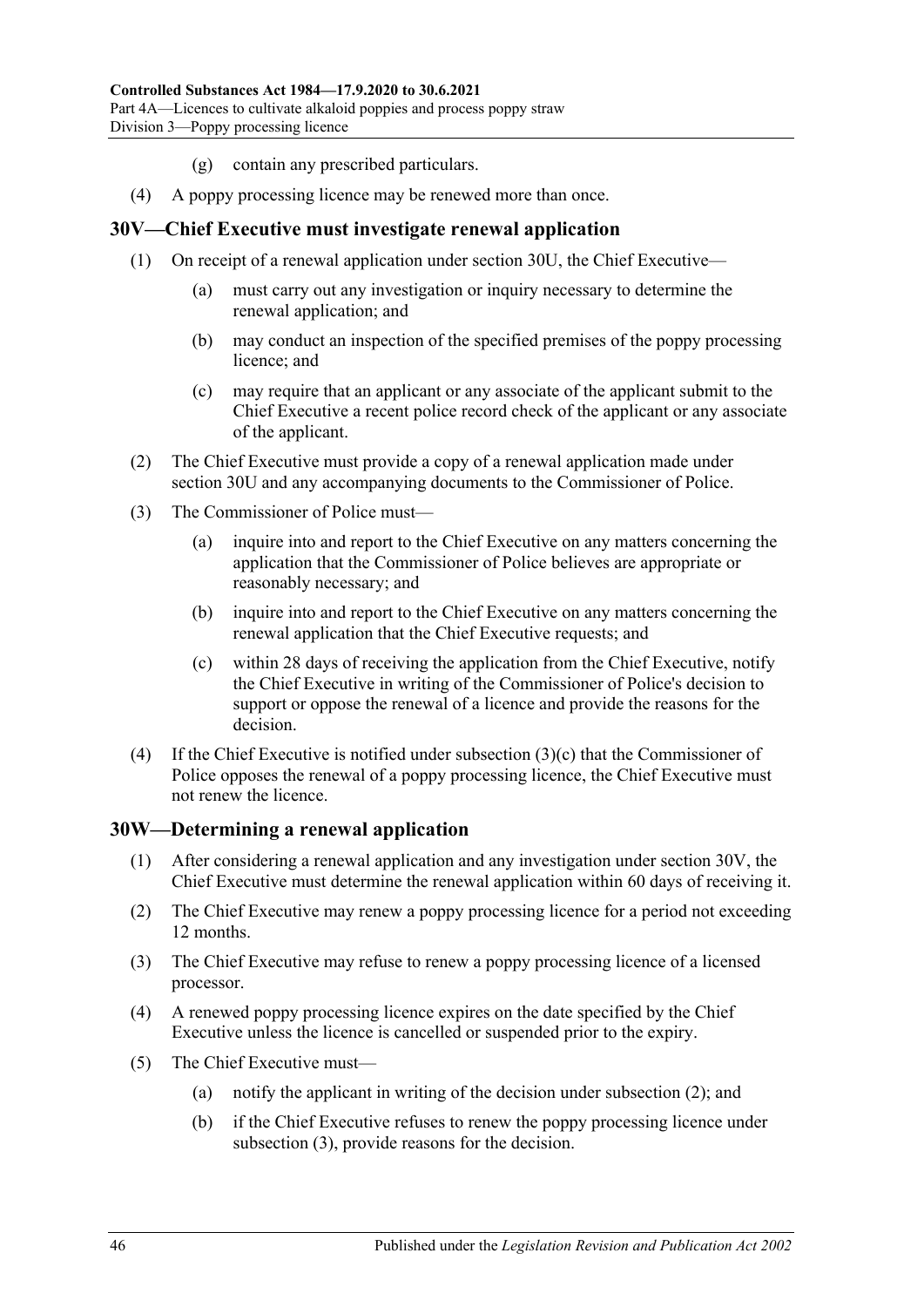(g) contain any prescribed particulars.

(4) A poppy processing licence may be renewed more than once.

## 30V—Chief Executive must investigate renewal application

(1) On receipt of a renewal application under section 30U, the Chief Executive—

(a) must carry out any investigation or inquiry necessary to determine the renewal application; and

(b) may conduct an inspection of the specified premises of the poppy processing licence; and

(c) may require that an applicant or any associate of the applicant submit to the Chief Executive a recent police record check of the applicant or any associate of the applicant.

(2) The Chief Executive must provide a copy of a renewal application made under section 30U and any accompanying documents to the Commissioner of Police.

(3) The Commissioner of Police must—

(a) inquire into and report to the Chief Executive on any matters concerning the application that the Commissioner of Police believes are appropriate or reasonably necessary; and

(b) inquire into and report to the Chief Executive on any matters concerning the renewal application that the Chief Executive requests; and

(c) within 28 days of receiving the application from the Chief Executive, notify the Chief Executive in writing of the Commissioner of Police's decision to support or oppose the renewal of a licence and provide the reasons for the decision.

(4) If the Chief Executive is notified under subsection (3)(c) that the Commissioner of Police opposes the renewal of a poppy processing licence, the Chief Executive must not renew the licence.

## 30W—Determining a renewal application

(1) After considering a renewal application and any investigation under section 30V, the Chief Executive must determine the renewal application within 60 days of receiving it.

(2) The Chief Executive may renew a poppy processing licence for a period not exceeding 12 months.

(3) The Chief Executive may refuse to renew a poppy processing licence of a licensed processor.

(4) A renewed poppy processing licence expires on the date specified by the Chief Executive unless the licence is cancelled or suspended prior to the expiry.

(5) The Chief Executive must—

(a) notify the applicant in writing of the decision under subsection (2); and

(b) if the Chief Executive refuses to renew the poppy processing licence under subsection (3), provide reasons for the decision.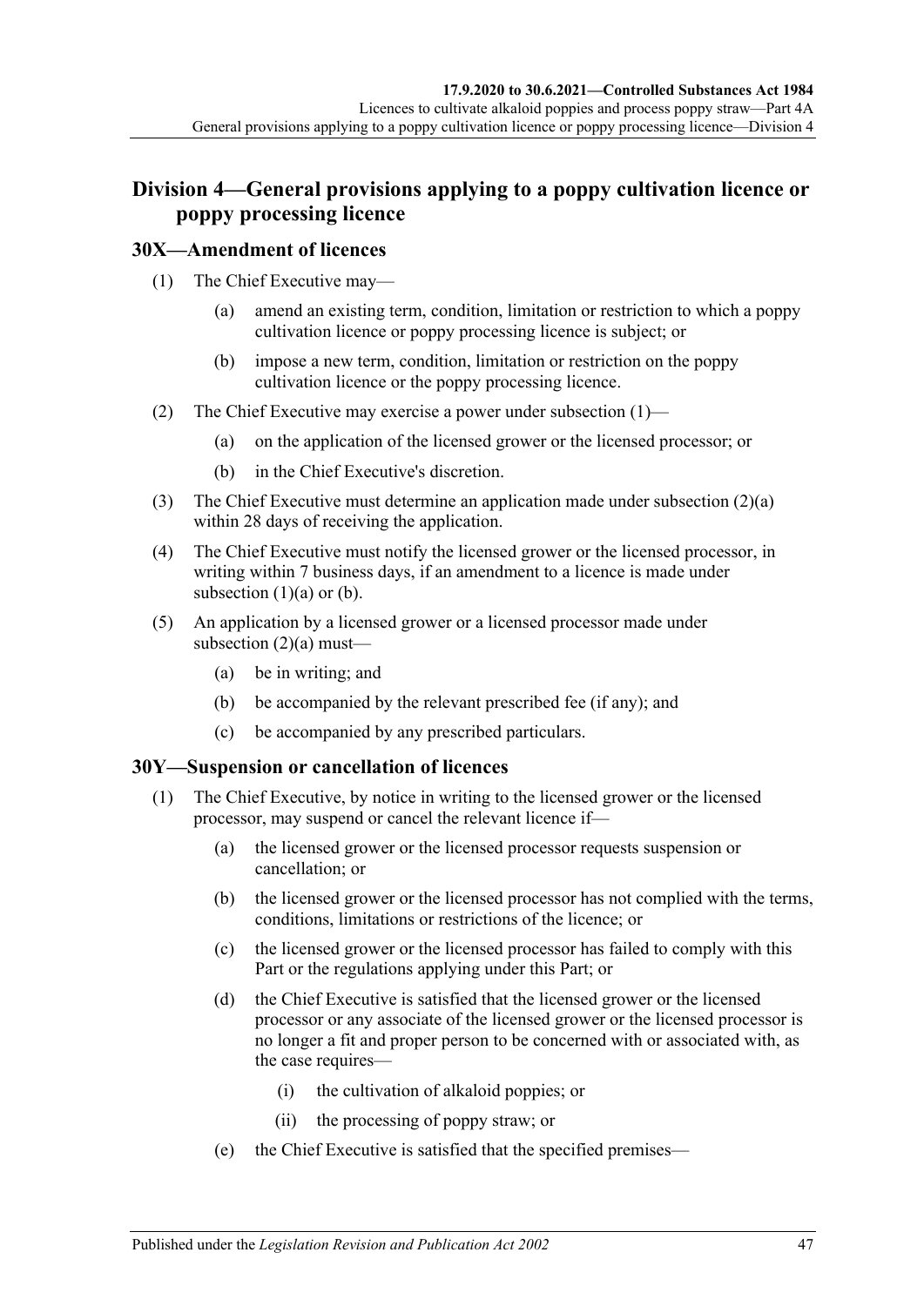## Division 4—General provisions applying to a poppy cultivation licence or poppy processing licence

### 30X—Amendment of licences

(1) The Chief Executive may—

(a) amend an existing term, condition, limitation or restriction to which a poppy cultivation licence or poppy processing licence is subject; or

(b) impose a new term, condition, limitation or restriction on the poppy cultivation licence or the poppy processing licence.

(2) The Chief Executive may exercise a power under subsection (1)—

(a) on the application of the licensed grower or the licensed processor; or

(b) in the Chief Executive's discretion.

(3) The Chief Executive must determine an application made under subsection (2)(a) within 28 days of receiving the application.

(4) The Chief Executive must notify the licensed grower or the licensed processor, in writing within 7 business days, if an amendment to a licence is made under subsection (1)(a) or (b).

(5) An application by a licensed grower or a licensed processor made under subsection (2)(a) must—

(a) be in writing; and

(b) be accompanied by the relevant prescribed fee (if any); and

(c) be accompanied by any prescribed particulars.

### 30Y—Suspension or cancellation of licences

(1) The Chief Executive, by notice in writing to the licensed grower or the licensed processor, may suspend or cancel the relevant licence if—

(a) the licensed grower or the licensed processor requests suspension or cancellation; or

(b) the licensed grower or the licensed processor has not complied with the terms, conditions, limitations or restrictions of the licence; or

(c) the licensed grower or the licensed processor has failed to comply with this Part or the regulations applying under this Part; or

(d) the Chief Executive is satisfied that the licensed grower or the licensed processor or any associate of the licensed grower or the licensed processor is no longer a fit and proper person to be concerned with or associated with, as the case requires—

(i) the cultivation of alkaloid poppies; or

(ii) the processing of poppy straw; or

(e) the Chief Executive is satisfied that the specified premises—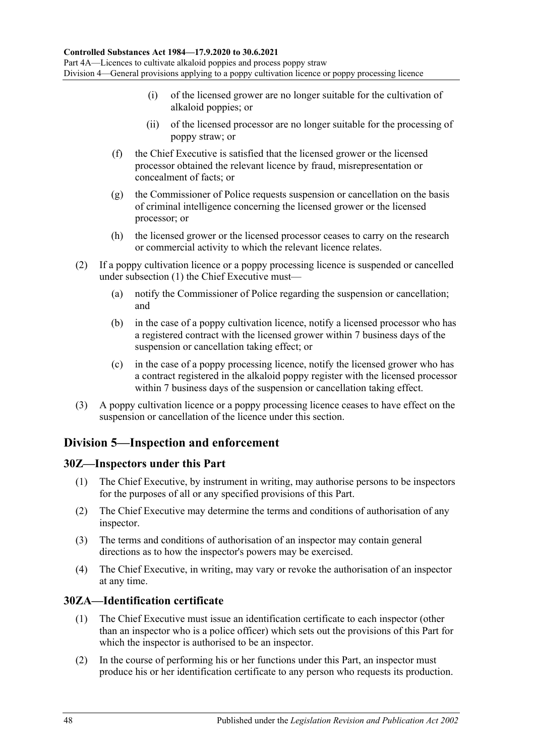(i) of the licensed grower are no longer suitable for the cultivation of alkaloid poppies; or

(ii) of the licensed processor are no longer suitable for the processing of poppy straw; or

(f) the Chief Executive is satisfied that the licensed grower or the licensed processor obtained the relevant licence by fraud, misrepresentation or concealment of facts; or

(g) the Commissioner of Police requests suspension or cancellation on the basis of criminal intelligence concerning the licensed grower or the licensed processor; or

(h) the licensed grower or the licensed processor ceases to carry on the research or commercial activity to which the relevant licence relates.

(2) If a poppy cultivation licence or a poppy processing licence is suspended or cancelled under subsection (1) the Chief Executive must—

(a) notify the Commissioner of Police regarding the suspension or cancellation; and

(b) in the case of a poppy cultivation licence, notify a licensed processor who has a registered contract with the licensed grower within 7 business days of the suspension or cancellation taking effect; or

(c) in the case of a poppy processing licence, notify the licensed grower who has a contract registered in the alkaloid poppy register with the licensed processor within 7 business days of the suspension or cancellation taking effect.

(3) A poppy cultivation licence or a poppy processing licence ceases to have effect on the suspension or cancellation of the licence under this section.

## Division 5—Inspection and enforcement

### 30Z—Inspectors under this Part

(1) The Chief Executive, by instrument in writing, may authorise persons to be inspectors for the purposes of all or any specified provisions of this Part.

(2) The Chief Executive may determine the terms and conditions of authorisation of any inspector.

(3) The terms and conditions of authorisation of an inspector may contain general directions as to how the inspector's powers may be exercised.

(4) The Chief Executive, in writing, may vary or revoke the authorisation of an inspector at any time.

### 30ZA—Identification certificate

(1) The Chief Executive must issue an identification certificate to each inspector (other than an inspector who is a police officer) which sets out the provisions of this Part for which the inspector is authorised to be an inspector.

(2) In the course of performing his or her functions under this Part, an inspector must produce his or her identification certificate to any person who requests its production.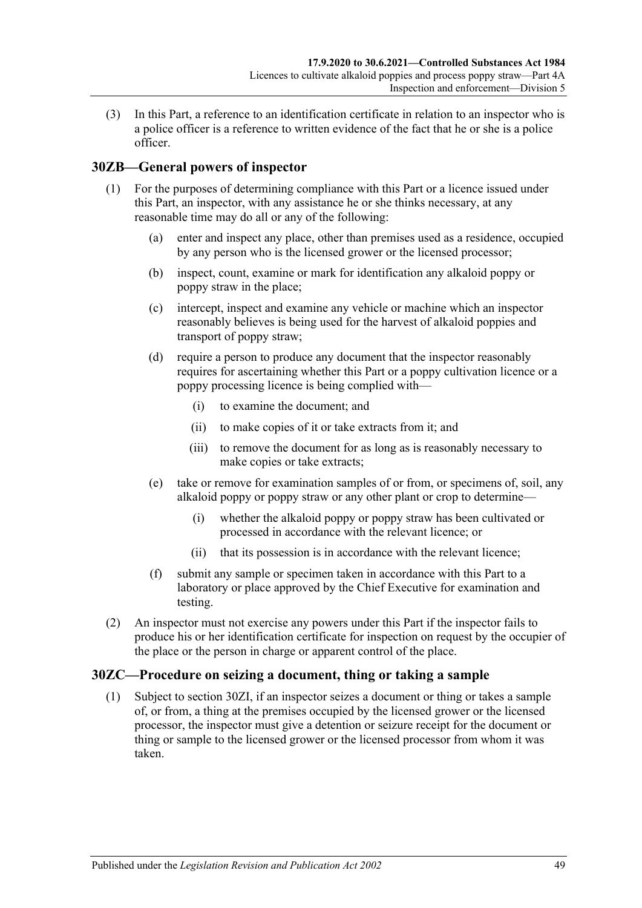(3) In this Part, a reference to an identification certificate in relation to an inspector who is a police officer is a reference to written evidence of the fact that he or she is a police officer.

## 30ZB—General powers of inspector

(1) For the purposes of determining compliance with this Part or a licence issued under this Part, an inspector, with any assistance he or she thinks necessary, at any reasonable time may do all or any of the following:

(a) enter and inspect any place, other than premises used as a residence, occupied by any person who is the licensed grower or the licensed processor;

(b) inspect, count, examine or mark for identification any alkaloid poppy or poppy straw in the place;

(c) intercept, inspect and examine any vehicle or machine which an inspector reasonably believes is being used for the harvest of alkaloid poppies and transport of poppy straw;

(d) require a person to produce any document that the inspector reasonably requires for ascertaining whether this Part or a poppy cultivation licence or a poppy processing licence is being complied with—

(i) to examine the document; and

(ii) to make copies of it or take extracts from it; and

(iii) to remove the document for as long as is reasonably necessary to make copies or take extracts;

(e) take or remove for examination samples of or from, or specimens of, soil, any alkaloid poppy or poppy straw or any other plant or crop to determine—

(i) whether the alkaloid poppy or poppy straw has been cultivated or processed in accordance with the relevant licence; or

(ii) that its possession is in accordance with the relevant licence;

(f) submit any sample or specimen taken in accordance with this Part to a laboratory or place approved by the Chief Executive for examination and testing.

(2) An inspector must not exercise any powers under this Part if the inspector fails to produce his or her identification certificate for inspection on request by the occupier of the place or the person in charge or apparent control of the place.

## 30ZC—Procedure on seizing a document, thing or taking a sample

(1) Subject to section 30ZI, if an inspector seizes a document or thing or takes a sample of, or from, a thing at the premises occupied by the licensed grower or the licensed processor, the inspector must give a detention or seizure receipt for the document or thing or sample to the licensed grower or the licensed processor from whom it was taken.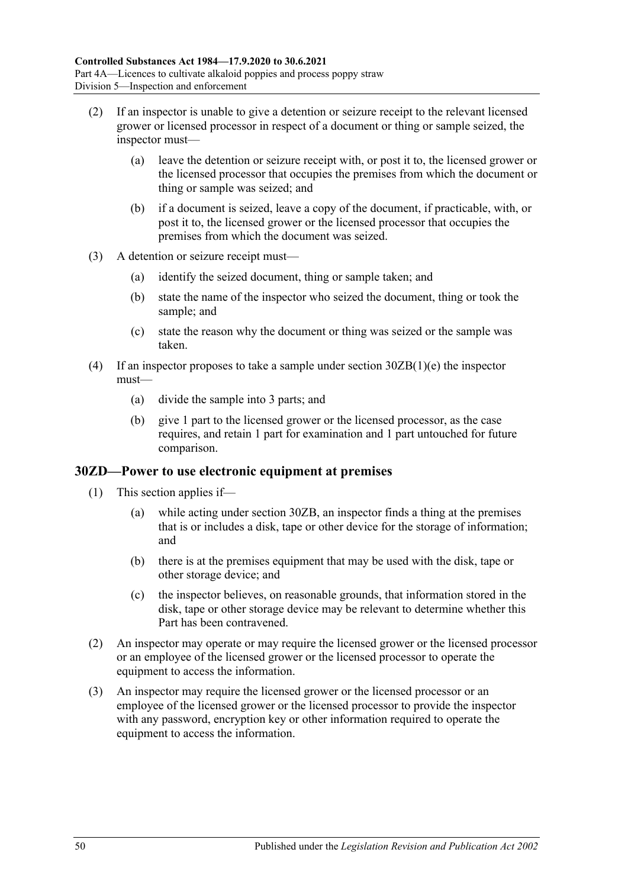(2) If an inspector is unable to give a detention or seizure receipt to the relevant licensed grower or licensed processor in respect of a document or thing or sample seized, the inspector must—

(a) leave the detention or seizure receipt with, or post it to, the licensed grower or the licensed processor that occupies the premises from which the document or thing or sample was seized; and

(b) if a document is seized, leave a copy of the document, if practicable, with, or post it to, the licensed grower or the licensed processor that occupies the premises from which the document was seized.

(3) A detention or seizure receipt must—

(a) identify the seized document, thing or sample taken; and

(b) state the name of the inspector who seized the document, thing or took the sample; and

(c) state the reason why the document or thing was seized or the sample was taken.

(4) If an inspector proposes to take a sample under section 30ZB(1)(e) the inspector must—

(a) divide the sample into 3 parts; and

(b) give 1 part to the licensed grower or the licensed processor, as the case requires, and retain 1 part for examination and 1 part untouched for future comparison.

## 30ZD—Power to use electronic equipment at premises

(1) This section applies if—

(a) while acting under section 30ZB, an inspector finds a thing at the premises that is or includes a disk, tape or other device for the storage of information; and

(b) there is at the premises equipment that may be used with the disk, tape or other storage device; and

(c) the inspector believes, on reasonable grounds, that information stored in the disk, tape or other storage device may be relevant to determine whether this Part has been contravened.

(2) An inspector may operate or may require the licensed grower or the licensed processor or an employee of the licensed grower or the licensed processor to operate the equipment to access the information.

(3) An inspector may require the licensed grower or the licensed processor or an employee of the licensed grower or the licensed processor to provide the inspector with any password, encryption key or other information required to operate the equipment to access the information.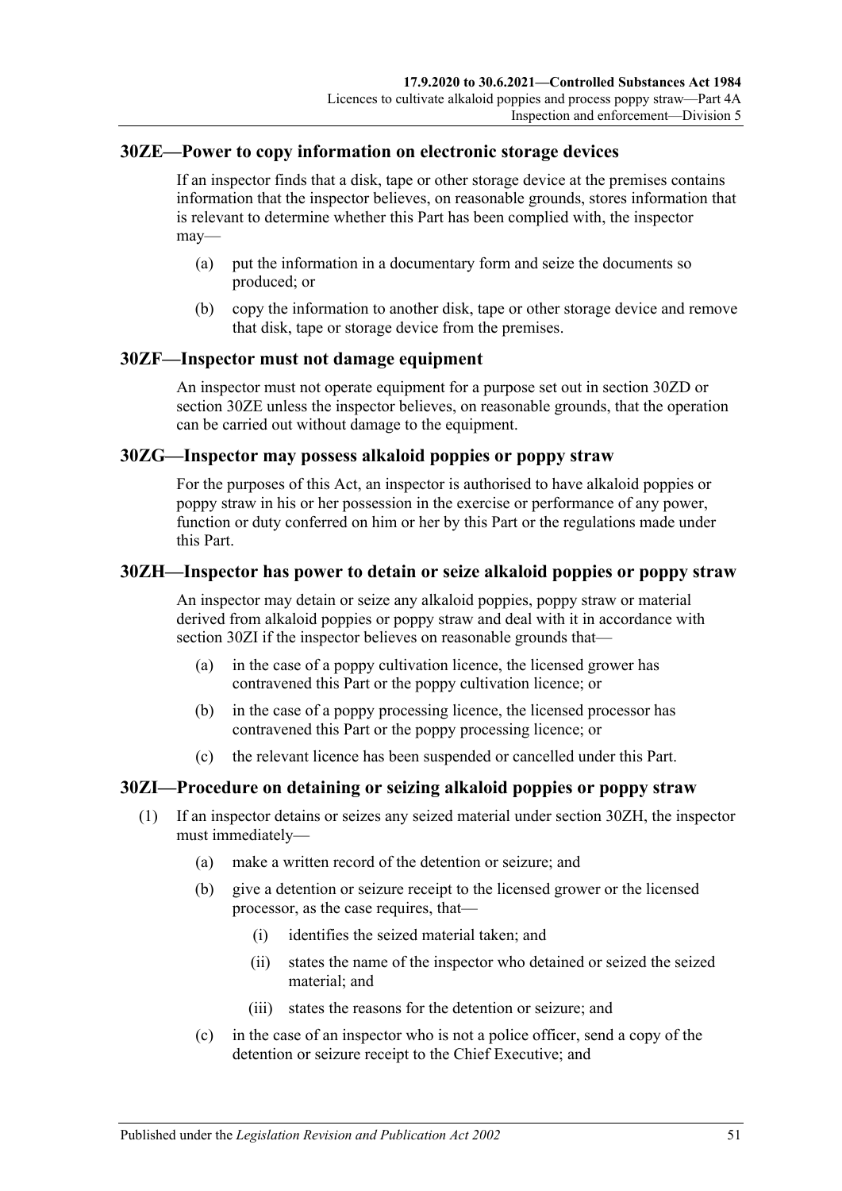## 30ZE—Power to copy information on electronic storage devices

If an inspector finds that a disk, tape or other storage device at the premises contains information that the inspector believes, on reasonable grounds, stores information that is relevant to determine whether this Part has been complied with, the inspector may—

(a) put the information in a documentary form and seize the documents so produced; or

(b) copy the information to another disk, tape or other storage device and remove that disk, tape or storage device from the premises.

## 30ZF—Inspector must not damage equipment

An inspector must not operate equipment for a purpose set out in section 30ZD or section 30ZE unless the inspector believes, on reasonable grounds, that the operation can be carried out without damage to the equipment.

## 30ZG—Inspector may possess alkaloid poppies or poppy straw

For the purposes of this Act, an inspector is authorised to have alkaloid poppies or poppy straw in his or her possession in the exercise or performance of any power, function or duty conferred on him or her by this Part or the regulations made under this Part.

## 30ZH—Inspector has power to detain or seize alkaloid poppies or poppy straw

An inspector may detain or seize any alkaloid poppies, poppy straw or material derived from alkaloid poppies or poppy straw and deal with it in accordance with section 30ZI if the inspector believes on reasonable grounds that—

(a) in the case of a poppy cultivation licence, the licensed grower has contravened this Part or the poppy cultivation licence; or

(b) in the case of a poppy processing licence, the licensed processor has contravened this Part or the poppy processing licence; or

(c) the relevant licence has been suspended or cancelled under this Part.

## 30ZI—Procedure on detaining or seizing alkaloid poppies or poppy straw

(1) If an inspector detains or seizes any seized material under section 30ZH, the inspector must immediately—

(a) make a written record of the detention or seizure; and

(b) give a detention or seizure receipt to the licensed grower or the licensed processor, as the case requires, that—

(i) identifies the seized material taken; and

(ii) states the name of the inspector who detained or seized the seized material; and

(iii) states the reasons for the detention or seizure; and

(c) in the case of an inspector who is not a police officer, send a copy of the detention or seizure receipt to the Chief Executive; and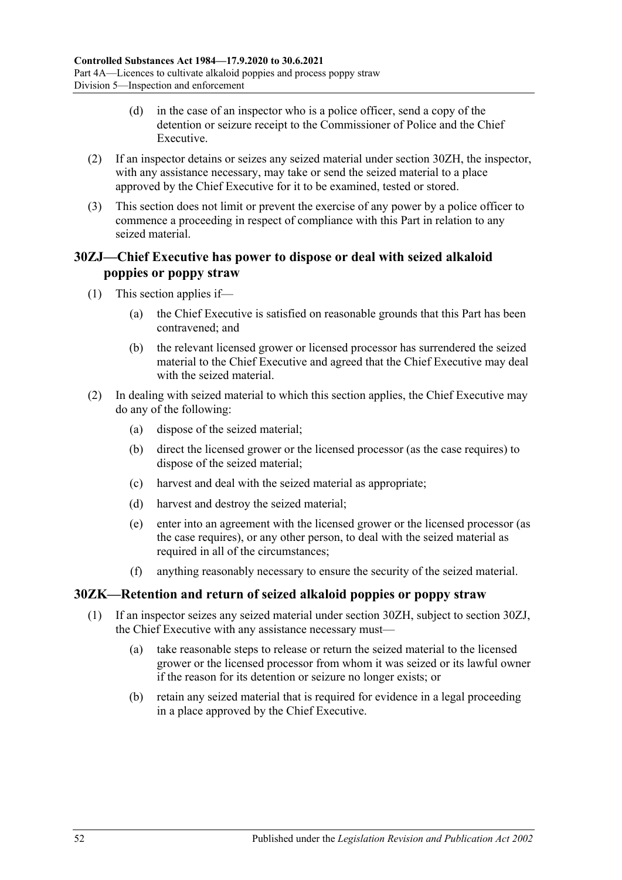(d) in the case of an inspector who is a police officer, send a copy of the detention or seizure receipt to the Commissioner of Police and the Chief Executive.

(2) If an inspector detains or seizes any seized material under section 30ZH, the inspector, with any assistance necessary, may take or send the seized material to a place approved by the Chief Executive for it to be examined, tested or stored.

(3) This section does not limit or prevent the exercise of any power by a police officer to commence a proceeding in respect of compliance with this Part in relation to any seized material.

## 30ZJ—Chief Executive has power to dispose or deal with seized alkaloid poppies or poppy straw

(1) This section applies if—

(a) the Chief Executive is satisfied on reasonable grounds that this Part has been contravened; and

(b) the relevant licensed grower or licensed processor has surrendered the seized material to the Chief Executive and agreed that the Chief Executive may deal with the seized material.

(2) In dealing with seized material to which this section applies, the Chief Executive may do any of the following:

(a) dispose of the seized material;

(b) direct the licensed grower or the licensed processor (as the case requires) to dispose of the seized material;

(c) harvest and deal with the seized material as appropriate;

(d) harvest and destroy the seized material;

(e) enter into an agreement with the licensed grower or the licensed processor (as the case requires), or any other person, to deal with the seized material as required in all of the circumstances;

(f) anything reasonably necessary to ensure the security of the seized material.

## 30ZK—Retention and return of seized alkaloid poppies or poppy straw

(1) If an inspector seizes any seized material under section 30ZH, subject to section 30ZJ, the Chief Executive with any assistance necessary must—

(a) take reasonable steps to release or return the seized material to the licensed grower or the licensed processor from whom it was seized or its lawful owner if the reason for its detention or seizure no longer exists; or

(b) retain any seized material that is required for evidence in a legal proceeding in a place approved by the Chief Executive.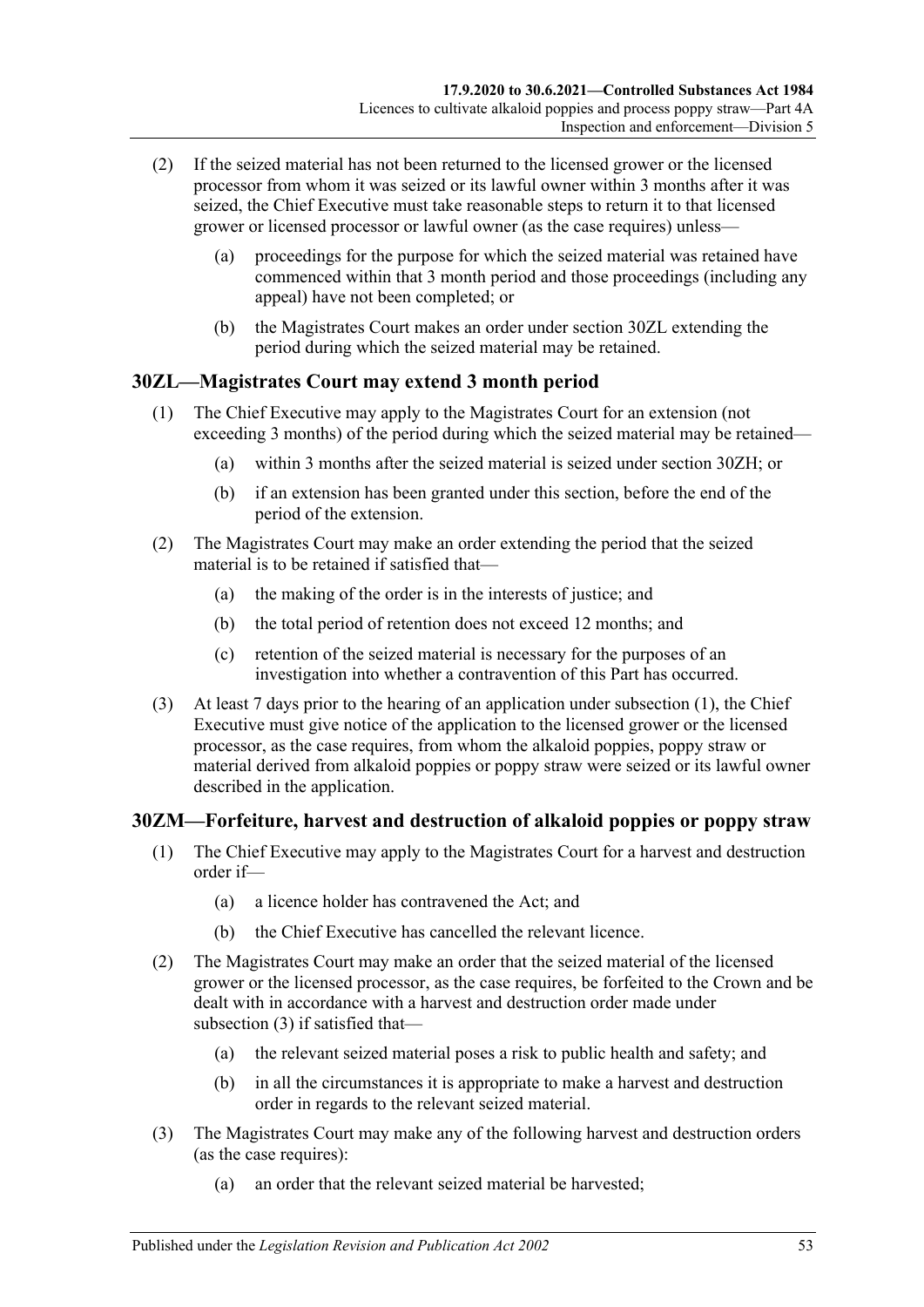(2) If the seized material has not been returned to the licensed grower or the licensed processor from whom it was seized or its lawful owner within 3 months after it was seized, the Chief Executive must take reasonable steps to return it to that licensed grower or licensed processor or lawful owner (as the case requires) unless—

(a) proceedings for the purpose for which the seized material was retained have commenced within that 3 month period and those proceedings (including any appeal) have not been completed; or

(b) the Magistrates Court makes an order under section 30ZL extending the period during which the seized material may be retained.

## 30ZL—Magistrates Court may extend 3 month period

(1) The Chief Executive may apply to the Magistrates Court for an extension (not exceeding 3 months) of the period during which the seized material may be retained—

(a) within 3 months after the seized material is seized under section 30ZH; or

(b) if an extension has been granted under this section, before the end of the period of the extension.

(2) The Magistrates Court may make an order extending the period that the seized material is to be retained if satisfied that—

(a) the making of the order is in the interests of justice; and

(b) the total period of retention does not exceed 12 months; and

(c) retention of the seized material is necessary for the purposes of an investigation into whether a contravention of this Part has occurred.

(3) At least 7 days prior to the hearing of an application under subsection (1), the Chief Executive must give notice of the application to the licensed grower or the licensed processor, as the case requires, from whom the alkaloid poppies, poppy straw or material derived from alkaloid poppies or poppy straw were seized or its lawful owner described in the application.

## 30ZM—Forfeiture, harvest and destruction of alkaloid poppies or poppy straw

(1) The Chief Executive may apply to the Magistrates Court for a harvest and destruction order if—

(a) a licence holder has contravened the Act; and

(b) the Chief Executive has cancelled the relevant licence.

(2) The Magistrates Court may make an order that the seized material of the licensed grower or the licensed processor, as the case requires, be forfeited to the Crown and be dealt with in accordance with a harvest and destruction order made under subsection (3) if satisfied that—

(a) the relevant seized material poses a risk to public health and safety; and

(b) in all the circumstances it is appropriate to make a harvest and destruction order in regards to the relevant seized material.

(3) The Magistrates Court may make any of the following harvest and destruction orders (as the case requires):

(a) an order that the relevant seized material be harvested;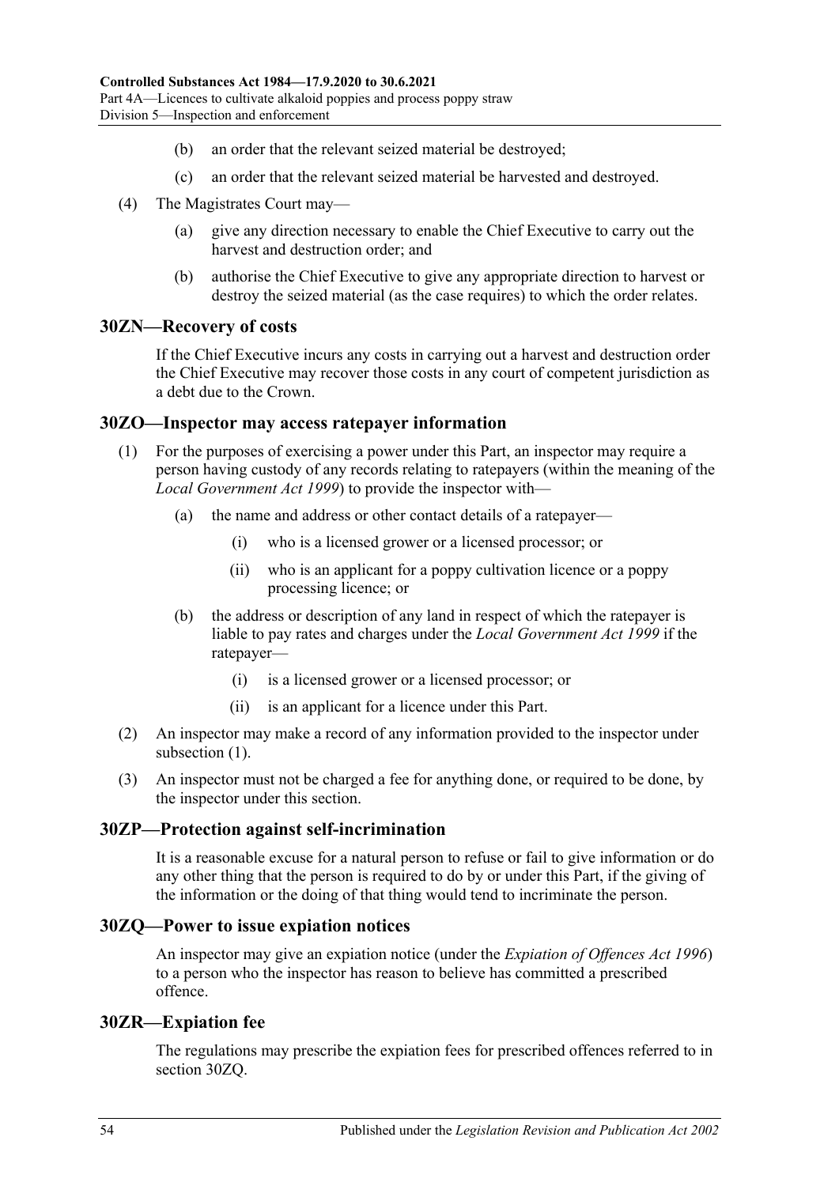(b) an order that the relevant seized material be destroyed;

(c) an order that the relevant seized material be harvested and destroyed.

(4) The Magistrates Court may—

(a) give any direction necessary to enable the Chief Executive to carry out the harvest and destruction order; and

(b) authorise the Chief Executive to give any appropriate direction to harvest or destroy the seized material (as the case requires) to which the order relates.

## 30ZN—Recovery of costs

If the Chief Executive incurs any costs in carrying out a harvest and destruction order the Chief Executive may recover those costs in any court of competent jurisdiction as a debt due to the Crown.

## 30ZO—Inspector may access ratepayer information

(1) For the purposes of exercising a power under this Part, an inspector may require a person having custody of any records relating to ratepayers (within the meaning of the *Local Government Act 1999*) to provide the inspector with—

(a) the name and address or other contact details of a ratepayer—

(i) who is a licensed grower or a licensed processor; or

(ii) who is an applicant for a poppy cultivation licence or a poppy processing licence; or

(b) the address or description of any land in respect of which the ratepayer is liable to pay rates and charges under the *Local Government Act 1999* if the ratepayer—

(i) is a licensed grower or a licensed processor; or

(ii) is an applicant for a licence under this Part.

(2) An inspector may make a record of any information provided to the inspector under subsection (1).

(3) An inspector must not be charged a fee for anything done, or required to be done, by the inspector under this section.

## 30ZP—Protection against self-incrimination

It is a reasonable excuse for a natural person to refuse or fail to give information or do any other thing that the person is required to do by or under this Part, if the giving of the information or the doing of that thing would tend to incriminate the person.

## 30ZQ—Power to issue expiation notices

An inspector may give an expiation notice (under the *Expiation of Offences Act 1996*) to a person who the inspector has reason to believe has committed a prescribed offence.

## 30ZR—Expiation fee

The regulations may prescribe the expiation fees for prescribed offences referred to in section 30ZQ.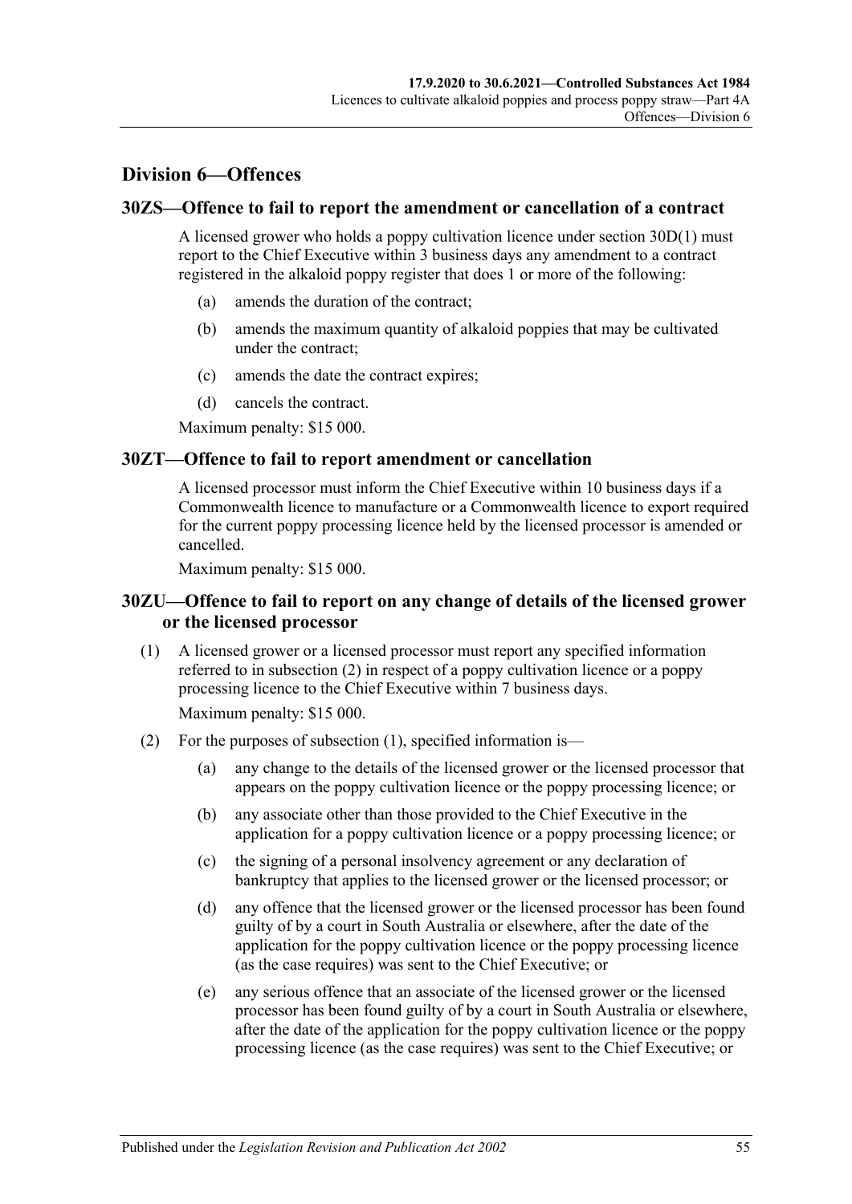## Division 6—Offences

### 30ZS—Offence to fail to report the amendment or cancellation of a contract

A licensed grower who holds a poppy cultivation licence under section 30D(1) must report to the Chief Executive within 3 business days any amendment to a contract registered in the alkaloid poppy register that does 1 or more of the following:

(a) amends the duration of the contract;

(b) amends the maximum quantity of alkaloid poppies that may be cultivated under the contract;

(c) amends the date the contract expires;

(d) cancels the contract.

Maximum penalty: $15 000.

### 30ZT—Offence to fail to report amendment or cancellation

A licensed processor must inform the Chief Executive within 10 business days if a Commonwealth licence to manufacture or a Commonwealth licence to export required for the current poppy processing licence held by the licensed processor is amended or cancelled.

Maximum penalty: $15 000.

### 30ZU—Offence to fail to report on any change of details of the licensed grower or the licensed processor

(1) A licensed grower or a licensed processor must report any specified information referred to in subsection (2) in respect of a poppy cultivation licence or a poppy processing licence to the Chief Executive within 7 business days.

Maximum penalty: $15 000.

(2) For the purposes of subsection (1), specified information is—

(a) any change to the details of the licensed grower or the licensed processor that appears on the poppy cultivation licence or the poppy processing licence; or

(b) any associate other than those provided to the Chief Executive in the application for a poppy cultivation licence or a poppy processing licence; or

(c) the signing of a personal insolvency agreement or any declaration of bankruptcy that applies to the licensed grower or the licensed processor; or

(d) any offence that the licensed grower or the licensed processor has been found guilty of by a court in South Australia or elsewhere, after the date of the application for the poppy cultivation licence or the poppy processing licence (as the case requires) was sent to the Chief Executive; or

(e) any serious offence that an associate of the licensed grower or the licensed processor has been found guilty of by a court in South Australia or elsewhere, after the date of the application for the poppy cultivation licence or the poppy processing licence (as the case requires) was sent to the Chief Executive; or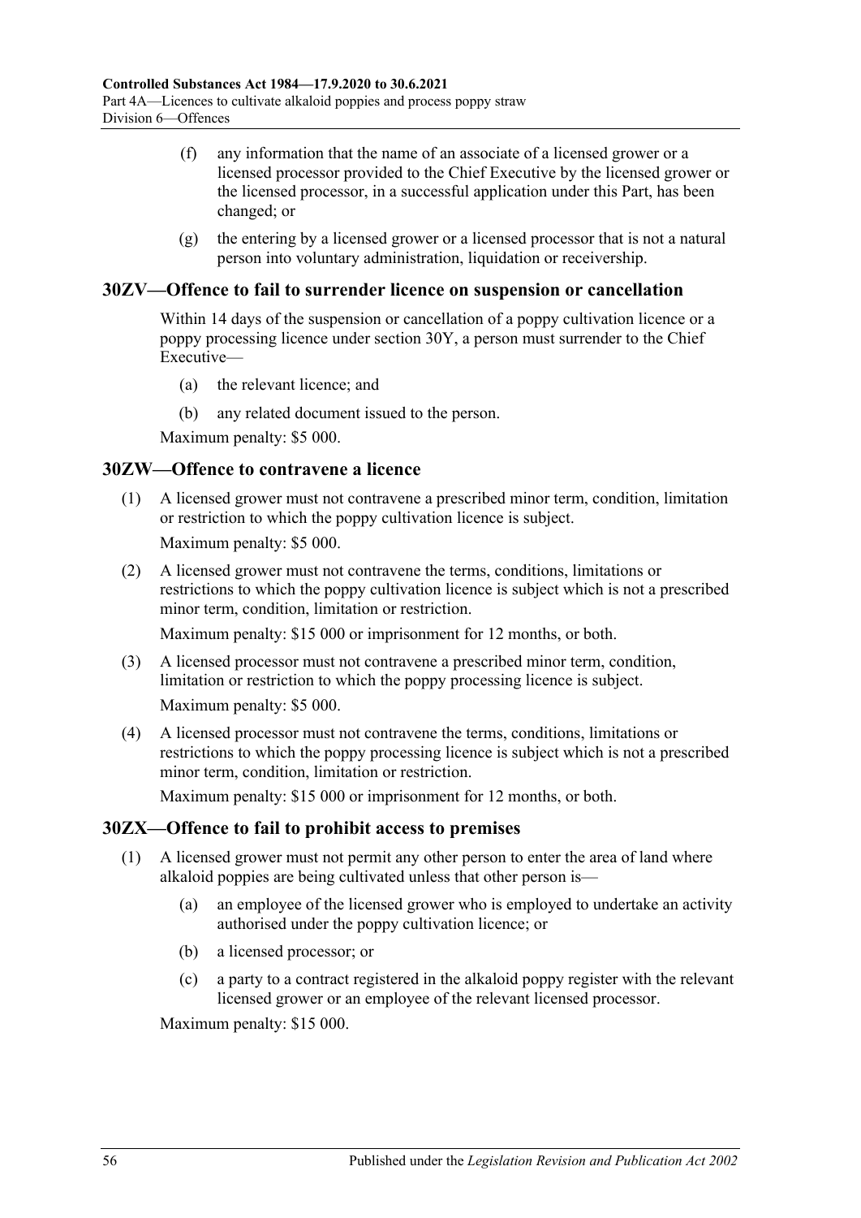(f) any information that the name of an associate of a licensed grower or a licensed processor provided to the Chief Executive by the licensed grower or the licensed processor, in a successful application under this Part, has been changed; or

(g) the entering by a licensed grower or a licensed processor that is not a natural person into voluntary administration, liquidation or receivership.

## 30ZV—Offence to fail to surrender licence on suspension or cancellation

Within 14 days of the suspension or cancellation of a poppy cultivation licence or a poppy processing licence under section 30Y, a person must surrender to the Chief Executive—

(a) the relevant licence; and

(b) any related document issued to the person.

Maximum penalty: $5 000.

## 30ZW—Offence to contravene a licence

(1) A licensed grower must not contravene a prescribed minor term, condition, limitation or restriction to which the poppy cultivation licence is subject.

Maximum penalty: $5 000.

(2) A licensed grower must not contravene the terms, conditions, limitations or restrictions to which the poppy cultivation licence is subject which is not a prescribed minor term, condition, limitation or restriction.

Maximum penalty: $15 000 or imprisonment for 12 months, or both.

(3) A licensed processor must not contravene a prescribed minor term, condition, limitation or restriction to which the poppy processing licence is subject.

Maximum penalty: $5 000.

(4) A licensed processor must not contravene the terms, conditions, limitations or restrictions to which the poppy processing licence is subject which is not a prescribed minor term, condition, limitation or restriction.

Maximum penalty: $15 000 or imprisonment for 12 months, or both.

## 30ZX—Offence to fail to prohibit access to premises

(1) A licensed grower must not permit any other person to enter the area of land where alkaloid poppies are being cultivated unless that other person is—

(a) an employee of the licensed grower who is employed to undertake an activity authorised under the poppy cultivation licence; or

(b) a licensed processor; or

(c) a party to a contract registered in the alkaloid poppy register with the relevant licensed grower or an employee of the relevant licensed processor.

Maximum penalty: $15 000.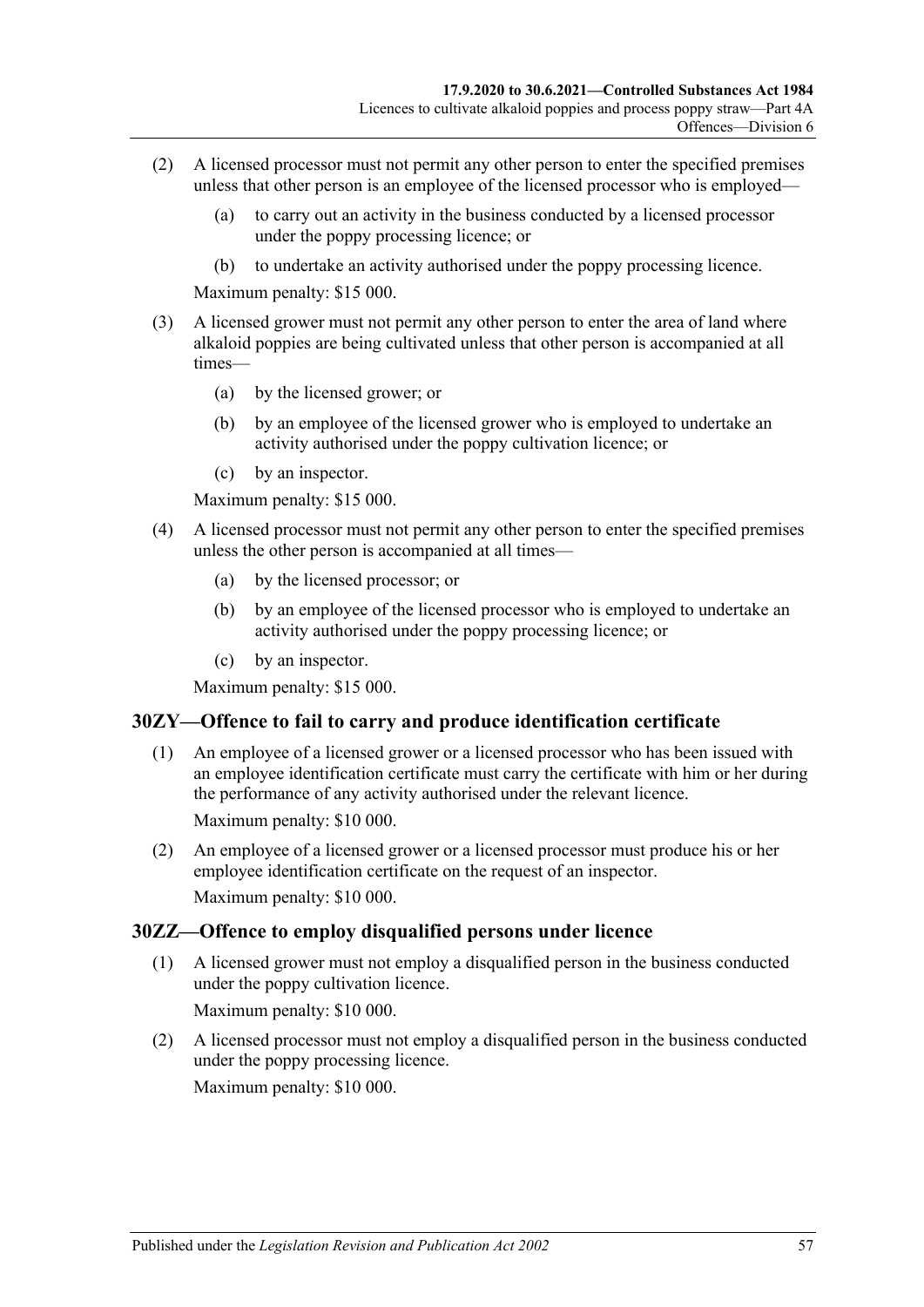(2) A licensed processor must not permit any other person to enter the specified premises unless that other person is an employee of the licensed processor who is employed—

(a) to carry out an activity in the business conducted by a licensed processor under the poppy processing licence; or

(b) to undertake an activity authorised under the poppy processing licence.

Maximum penalty: $15 000.

(3) A licensed grower must not permit any other person to enter the area of land where alkaloid poppies are being cultivated unless that other person is accompanied at all times—

(a) by the licensed grower; or

(b) by an employee of the licensed grower who is employed to undertake an activity authorised under the poppy cultivation licence; or

(c) by an inspector.

Maximum penalty: $15 000.

(4) A licensed processor must not permit any other person to enter the specified premises unless the other person is accompanied at all times—

(a) by the licensed processor; or

(b) by an employee of the licensed processor who is employed to undertake an activity authorised under the poppy processing licence; or

(c) by an inspector.

Maximum penalty: $15 000.

## 30ZY—Offence to fail to carry and produce identification certificate

(1) An employee of a licensed grower or a licensed processor who has been issued with an employee identification certificate must carry the certificate with him or her during the performance of any activity authorised under the relevant licence.

Maximum penalty: $10 000.

(2) An employee of a licensed grower or a licensed processor must produce his or her employee identification certificate on the request of an inspector.

Maximum penalty: $10 000.

## 30ZZ—Offence to employ disqualified persons under licence

(1) A licensed grower must not employ a disqualified person in the business conducted under the poppy cultivation licence.

Maximum penalty: $10 000.

(2) A licensed processor must not employ a disqualified person in the business conducted under the poppy processing licence.

Maximum penalty: $10 000.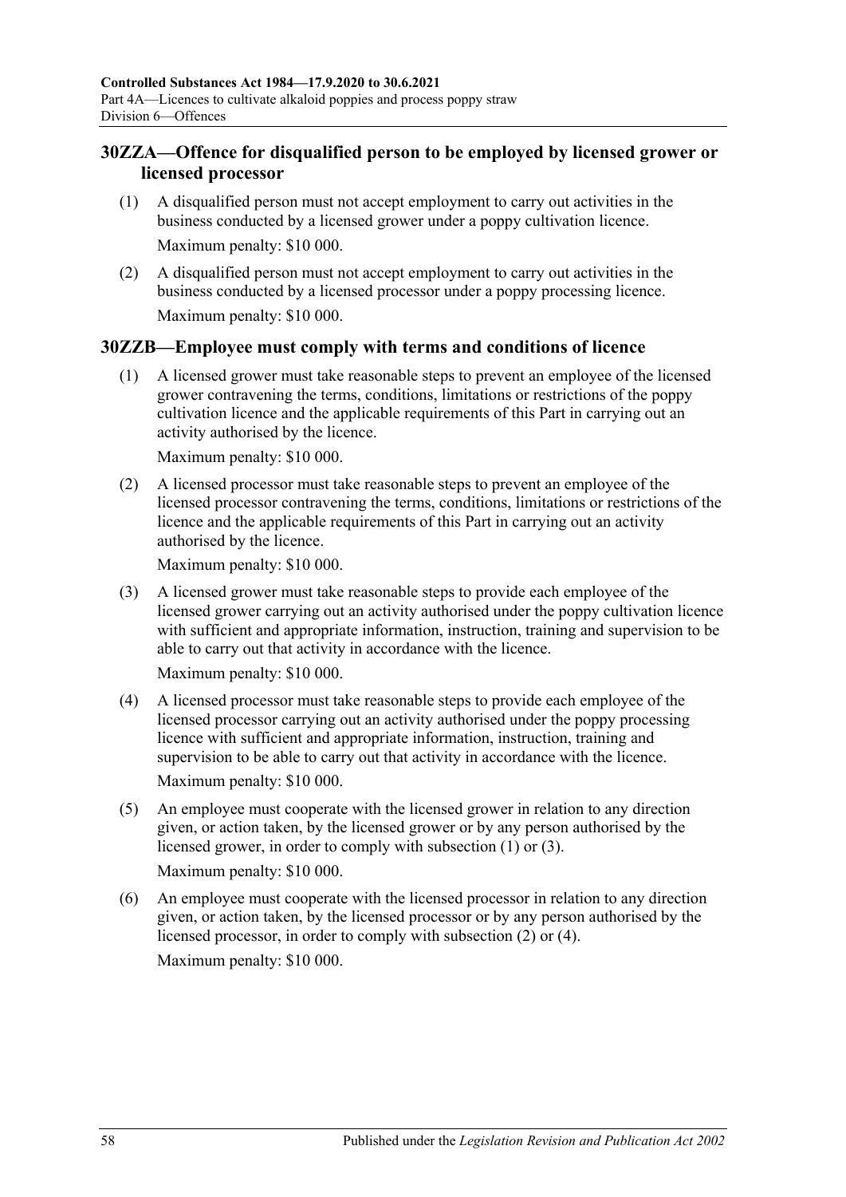## 30ZZA—Offence for disqualified person to be employed by licensed grower or licensed processor

(1) A disqualified person must not accept employment to carry out activities in the business conducted by a licensed grower under a poppy cultivation licence.

Maximum penalty: $10 000.

(2) A disqualified person must not accept employment to carry out activities in the business conducted by a licensed processor under a poppy processing licence.

Maximum penalty: $10 000.

## 30ZZB—Employee must comply with terms and conditions of licence

(1) A licensed grower must take reasonable steps to prevent an employee of the licensed grower contravening the terms, conditions, limitations or restrictions of the poppy cultivation licence and the applicable requirements of this Part in carrying out an activity authorised by the licence.

Maximum penalty: $10 000.

(2) A licensed processor must take reasonable steps to prevent an employee of the licensed processor contravening the terms, conditions, limitations or restrictions of the licence and the applicable requirements of this Part in carrying out an activity authorised by the licence.

Maximum penalty: $10 000.

(3) A licensed grower must take reasonable steps to provide each employee of the licensed grower carrying out an activity authorised under the poppy cultivation licence with sufficient and appropriate information, instruction, training and supervision to be able to carry out that activity in accordance with the licence.

Maximum penalty: $10 000.

(4) A licensed processor must take reasonable steps to provide each employee of the licensed processor carrying out an activity authorised under the poppy processing licence with sufficient and appropriate information, instruction, training and supervision to be able to carry out that activity in accordance with the licence.

Maximum penalty: $10 000.

(5) An employee must cooperate with the licensed grower in relation to any direction given, or action taken, by the licensed grower or by any person authorised by the licensed grower, in order to comply with subsection (1) or (3).

Maximum penalty: $10 000.

(6) An employee must cooperate with the licensed processor in relation to any direction given, or action taken, by the licensed processor or by any person authorised by the licensed processor, in order to comply with subsection (2) or (4).

Maximum penalty: $10 000.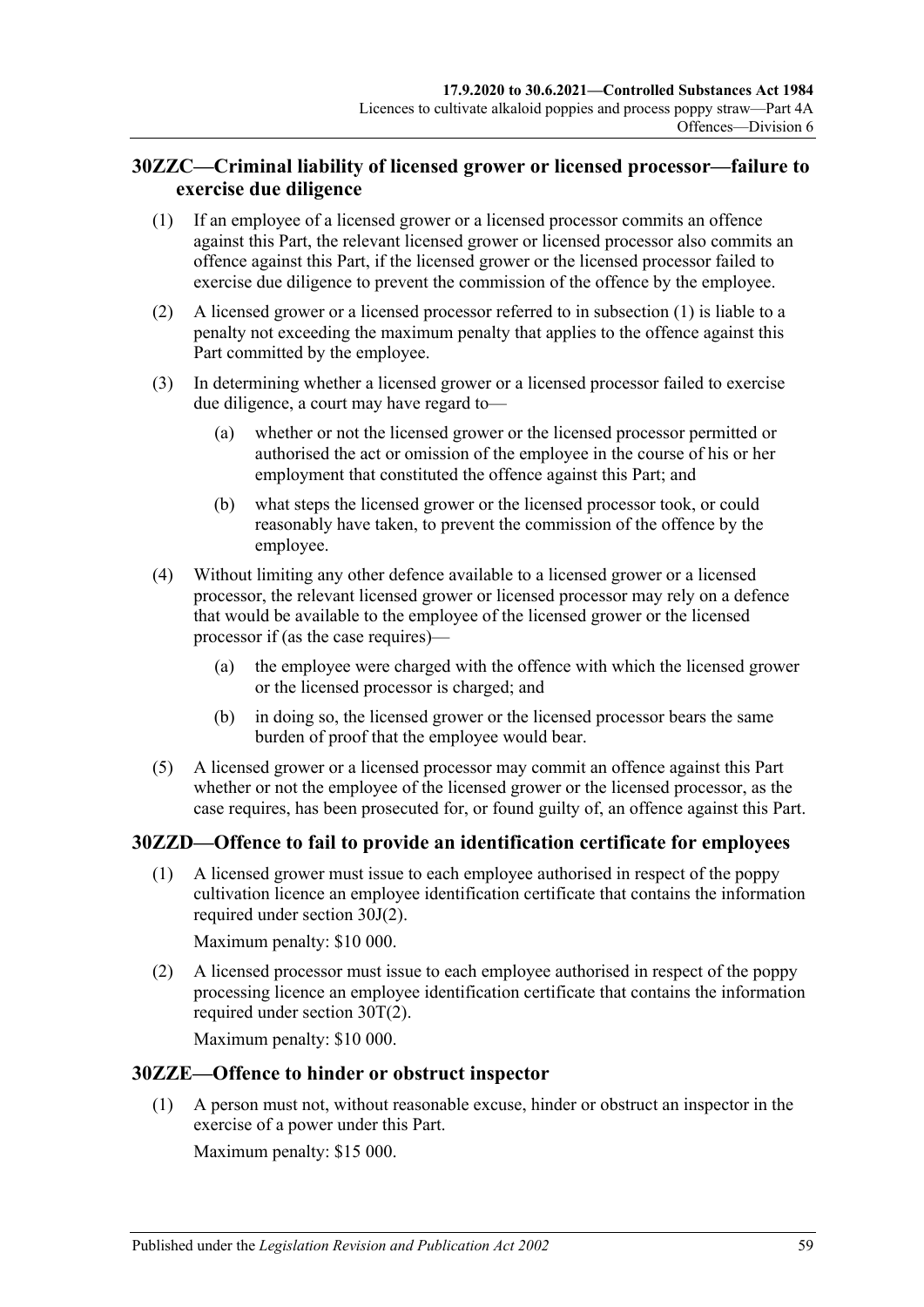## 30ZZC—Criminal liability of licensed grower or licensed processor—failure to exercise due diligence

(1) If an employee of a licensed grower or a licensed processor commits an offence against this Part, the relevant licensed grower or licensed processor also commits an offence against this Part, if the licensed grower or the licensed processor failed to exercise due diligence to prevent the commission of the offence by the employee.

(2) A licensed grower or a licensed processor referred to in subsection (1) is liable to a penalty not exceeding the maximum penalty that applies to the offence against this Part committed by the employee.

(3) In determining whether a licensed grower or a licensed processor failed to exercise due diligence, a court may have regard to—

- (a) whether or not the licensed grower or the licensed processor permitted or authorised the act or omission of the employee in the course of his or her employment that constituted the offence against this Part; and
- (b) what steps the licensed grower or the licensed processor took, or could reasonably have taken, to prevent the commission of the offence by the employee.

(4) Without limiting any other defence available to a licensed grower or a licensed processor, the relevant licensed grower or licensed processor may rely on a defence that would be available to the employee of the licensed grower or the licensed processor if (as the case requires)—

- (a) the employee were charged with the offence with which the licensed grower or the licensed processor is charged; and
- (b) in doing so, the licensed grower or the licensed processor bears the same burden of proof that the employee would bear.

(5) A licensed grower or a licensed processor may commit an offence against this Part whether or not the employee of the licensed grower or the licensed processor, as the case requires, has been prosecuted for, or found guilty of, an offence against this Part.

## 30ZZD—Offence to fail to provide an identification certificate for employees

(1) A licensed grower must issue to each employee authorised in respect of the poppy cultivation licence an employee identification certificate that contains the information required under section 30J(2).

Maximum penalty: $10 000.

(2) A licensed processor must issue to each employee authorised in respect of the poppy processing licence an employee identification certificate that contains the information required under section 30T(2).

Maximum penalty: $10 000.

## 30ZZE—Offence to hinder or obstruct inspector

(1) A person must not, without reasonable excuse, hinder or obstruct an inspector in the exercise of a power under this Part.

Maximum penalty: $15 000.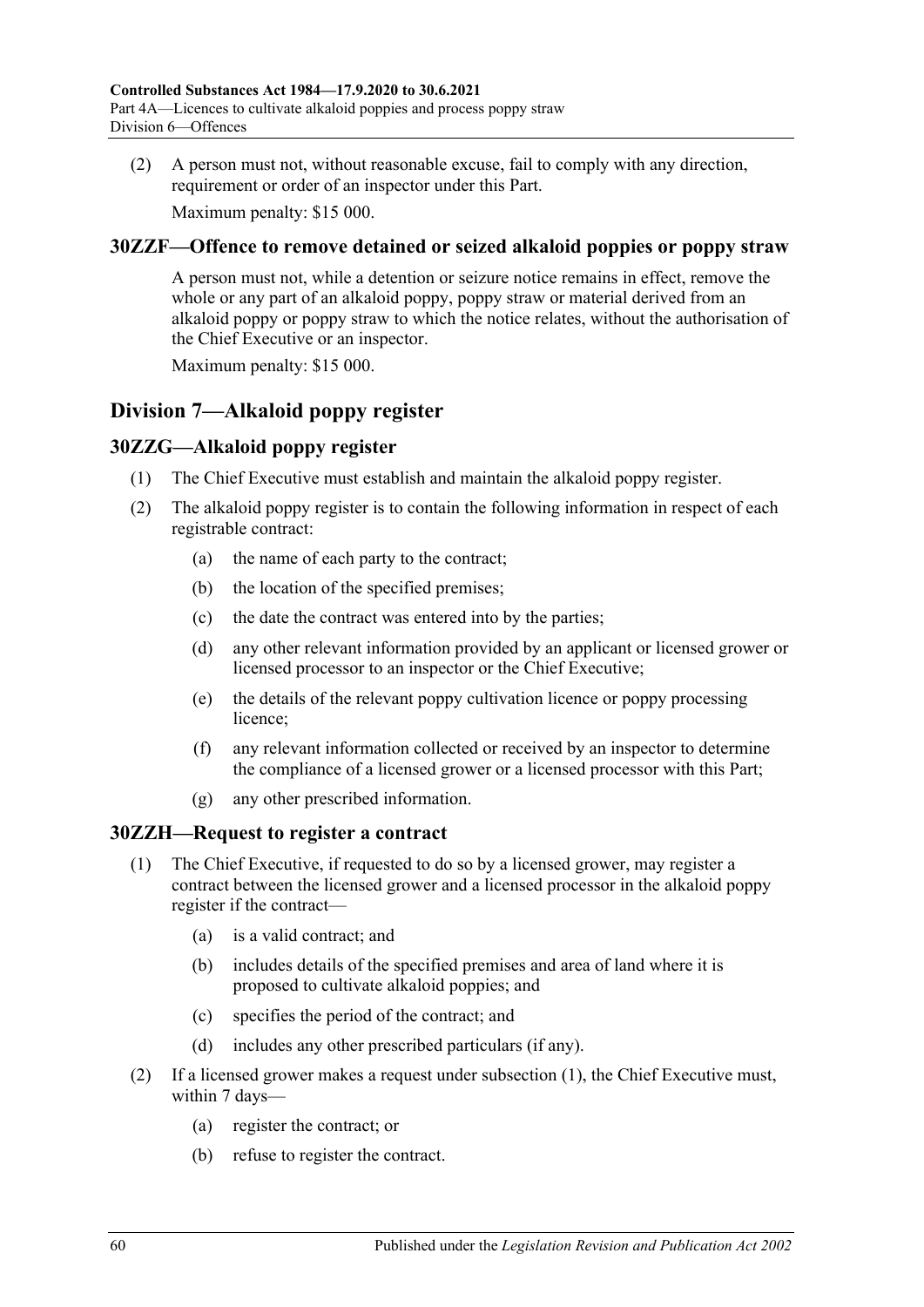(2) A person must not, without reasonable excuse, fail to comply with any direction, requirement or order of an inspector under this Part.

Maximum penalty: $15 000.

### 30ZZF—Offence to remove detained or seized alkaloid poppies or poppy straw

A person must not, while a detention or seizure notice remains in effect, remove the whole or any part of an alkaloid poppy, poppy straw or material derived from an alkaloid poppy or poppy straw to which the notice relates, without the authorisation of the Chief Executive or an inspector.

Maximum penalty: $15 000.

## Division 7—Alkaloid poppy register

### 30ZZG—Alkaloid poppy register

(1) The Chief Executive must establish and maintain the alkaloid poppy register.

(2) The alkaloid poppy register is to contain the following information in respect of each registrable contract:

- (a) the name of each party to the contract;
- (b) the location of the specified premises;
- (c) the date the contract was entered into by the parties;
- (d) any other relevant information provided by an applicant or licensed grower or licensed processor to an inspector or the Chief Executive;
- (e) the details of the relevant poppy cultivation licence or poppy processing licence;
- (f) any relevant information collected or received by an inspector to determine the compliance of a licensed grower or a licensed processor with this Part;
- (g) any other prescribed information.

### 30ZZH—Request to register a contract

(1) The Chief Executive, if requested to do so by a licensed grower, may register a contract between the licensed grower and a licensed processor in the alkaloid poppy register if the contract—

- (a) is a valid contract; and
- (b) includes details of the specified premises and area of land where it is proposed to cultivate alkaloid poppies; and
- (c) specifies the period of the contract; and
- (d) includes any other prescribed particulars (if any).

(2) If a licensed grower makes a request under subsection (1), the Chief Executive must, within 7 days—

- (a) register the contract; or
- (b) refuse to register the contract.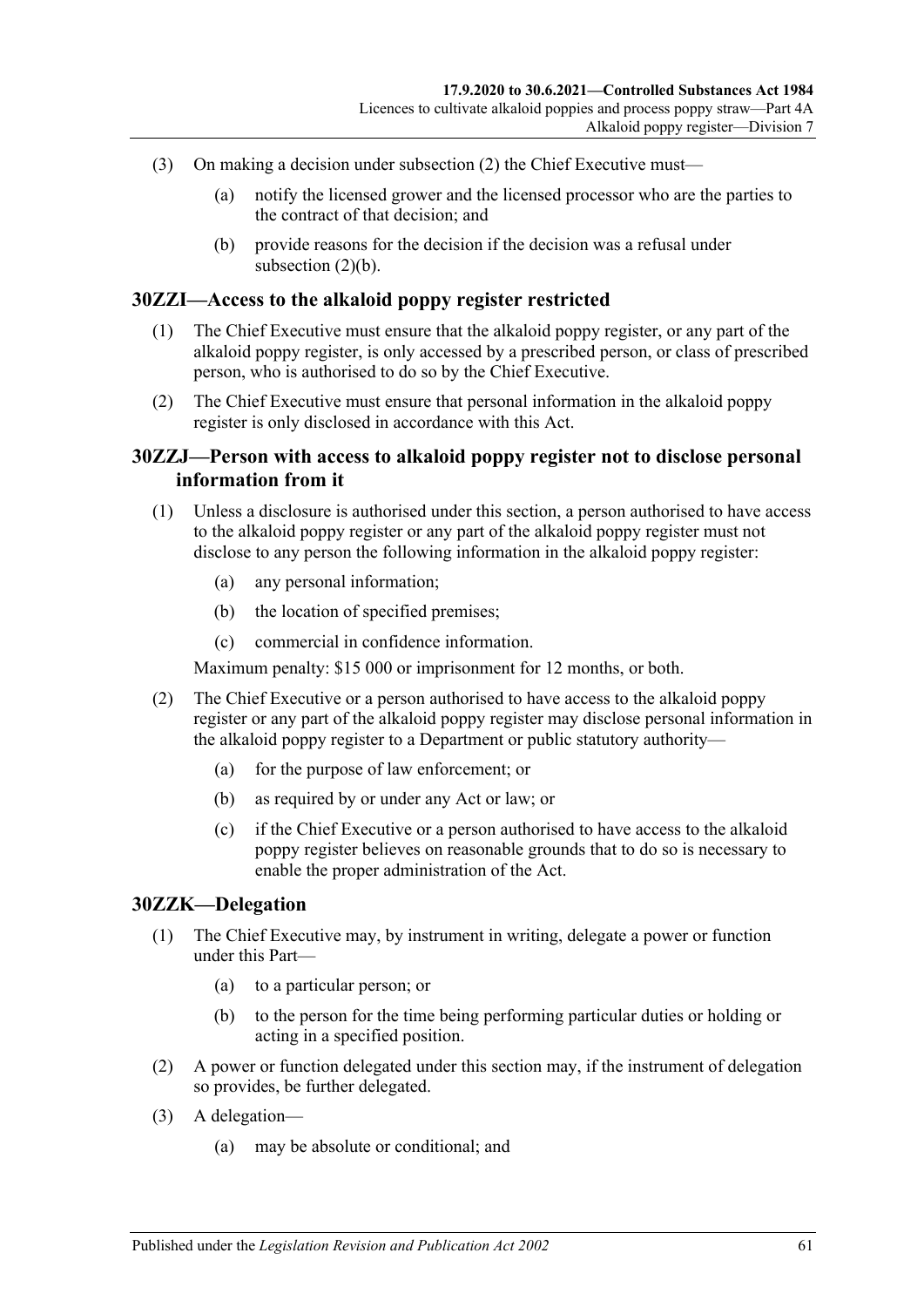(3) On making a decision under subsection (2) the Chief Executive must—

   (a) notify the licensed grower and the licensed processor who are the parties to the contract of that decision; and

   (b) provide reasons for the decision if the decision was a refusal under subsection (2)(b).

## 30ZZI—Access to the alkaloid poppy register restricted

(1) The Chief Executive must ensure that the alkaloid poppy register, or any part of the alkaloid poppy register, is only accessed by a prescribed person, or class of prescribed person, who is authorised to do so by the Chief Executive.

(2) The Chief Executive must ensure that personal information in the alkaloid poppy register is only disclosed in accordance with this Act.

## 30ZZJ—Person with access to alkaloid poppy register not to disclose personal information from it

(1) Unless a disclosure is authorised under this section, a person authorised to have access to the alkaloid poppy register or any part of the alkaloid poppy register must not disclose to any person the following information in the alkaloid poppy register:

   (a) any personal information;

   (b) the location of specified premises;

   (c) commercial in confidence information.

   Maximum penalty: $15 000 or imprisonment for 12 months, or both.

(2) The Chief Executive or a person authorised to have access to the alkaloid poppy register or any part of the alkaloid poppy register may disclose personal information in the alkaloid poppy register to a Department or public statutory authority—

   (a) for the purpose of law enforcement; or

   (b) as required by or under any Act or law; or

   (c) if the Chief Executive or a person authorised to have access to the alkaloid poppy register believes on reasonable grounds that to do so is necessary to enable the proper administration of the Act.

## 30ZZK—Delegation

(1) The Chief Executive may, by instrument in writing, delegate a power or function under this Part—

   (a) to a particular person; or

   (b) to the person for the time being performing particular duties or holding or acting in a specified position.

(2) A power or function delegated under this section may, if the instrument of delegation so provides, be further delegated.

(3) A delegation—

   (a) may be absolute or conditional; and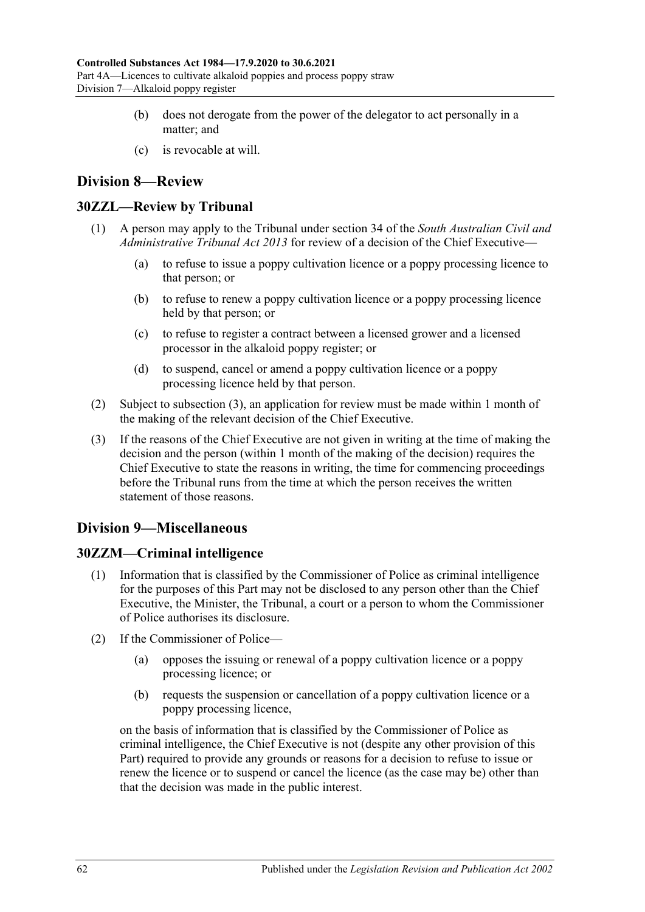(b) does not derogate from the power of the delegator to act personally in a matter; and

(c) is revocable at will.

## Division 8—Review

### 30ZZL—Review by Tribunal

(1) A person may apply to the Tribunal under section 34 of the *South Australian Civil and Administrative Tribunal Act 2013* for review of a decision of the Chief Executive—

(a) to refuse to issue a poppy cultivation licence or a poppy processing licence to that person; or

(b) to refuse to renew a poppy cultivation licence or a poppy processing licence held by that person; or

(c) to refuse to register a contract between a licensed grower and a licensed processor in the alkaloid poppy register; or

(d) to suspend, cancel or amend a poppy cultivation licence or a poppy processing licence held by that person.

(2) Subject to subsection (3), an application for review must be made within 1 month of the making of the relevant decision of the Chief Executive.

(3) If the reasons of the Chief Executive are not given in writing at the time of making the decision and the person (within 1 month of the making of the decision) requires the Chief Executive to state the reasons in writing, the time for commencing proceedings before the Tribunal runs from the time at which the person receives the written statement of those reasons.

## Division 9—Miscellaneous

### 30ZZM—Criminal intelligence

(1) Information that is classified by the Commissioner of Police as criminal intelligence for the purposes of this Part may not be disclosed to any person other than the Chief Executive, the Minister, the Tribunal, a court or a person to whom the Commissioner of Police authorises its disclosure.

(2) If the Commissioner of Police—

(a) opposes the issuing or renewal of a poppy cultivation licence or a poppy processing licence; or

(b) requests the suspension or cancellation of a poppy cultivation licence or a poppy processing licence,

on the basis of information that is classified by the Commissioner of Police as criminal intelligence, the Chief Executive is not (despite any other provision of this Part) required to provide any grounds or reasons for a decision to refuse to issue or renew the licence or to suspend or cancel the licence (as the case may be) other than that the decision was made in the public interest.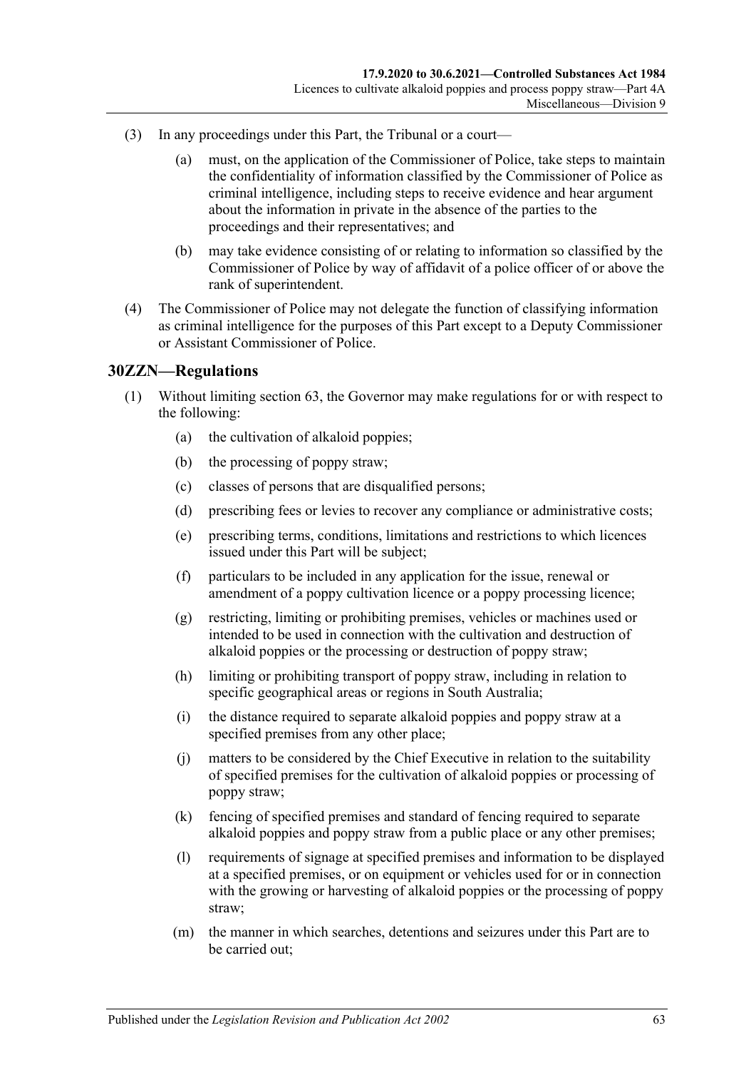(3) In any proceedings under this Part, the Tribunal or a court—

(a) must, on the application of the Commissioner of Police, take steps to maintain the confidentiality of information classified by the Commissioner of Police as criminal intelligence, including steps to receive evidence and hear argument about the information in private in the absence of the parties to the proceedings and their representatives; and

(b) may take evidence consisting of or relating to information so classified by the Commissioner of Police by way of affidavit of a police officer of or above the rank of superintendent.

(4) The Commissioner of Police may not delegate the function of classifying information as criminal intelligence for the purposes of this Part except to a Deputy Commissioner or Assistant Commissioner of Police.

## 30ZZN—Regulations

(1) Without limiting section 63, the Governor may make regulations for or with respect to the following:

(a) the cultivation of alkaloid poppies;

(b) the processing of poppy straw;

(c) classes of persons that are disqualified persons;

(d) prescribing fees or levies to recover any compliance or administrative costs;

(e) prescribing terms, conditions, limitations and restrictions to which licences issued under this Part will be subject;

(f) particulars to be included in any application for the issue, renewal or amendment of a poppy cultivation licence or a poppy processing licence;

(g) restricting, limiting or prohibiting premises, vehicles or machines used or intended to be used in connection with the cultivation and destruction of alkaloid poppies or the processing or destruction of poppy straw;

(h) limiting or prohibiting transport of poppy straw, including in relation to specific geographical areas or regions in South Australia;

(i) the distance required to separate alkaloid poppies and poppy straw at a specified premises from any other place;

(j) matters to be considered by the Chief Executive in relation to the suitability of specified premises for the cultivation of alkaloid poppies or processing of poppy straw;

(k) fencing of specified premises and standard of fencing required to separate alkaloid poppies and poppy straw from a public place or any other premises;

(l) requirements of signage at specified premises and information to be displayed at a specified premises, or on equipment or vehicles used for or in connection with the growing or harvesting of alkaloid poppies or the processing of poppy straw;

(m) the manner in which searches, detentions and seizures under this Part are to be carried out;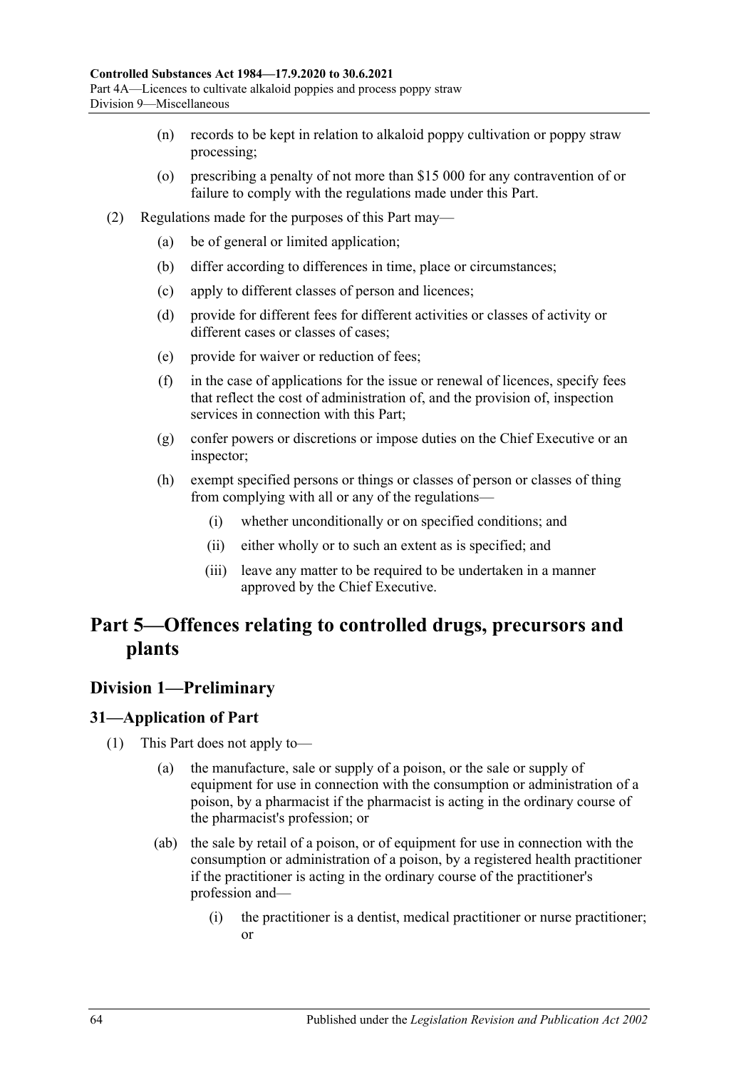(n) records to be kept in relation to alkaloid poppy cultivation or poppy straw processing;

(o) prescribing a penalty of not more than $15 000 for any contravention of or failure to comply with the regulations made under this Part.

(2) Regulations made for the purposes of this Part may—

(a) be of general or limited application;

(b) differ according to differences in time, place or circumstances;

(c) apply to different classes of person and licences;

(d) provide for different fees for different activities or classes of activity or different cases or classes of cases;

(e) provide for waiver or reduction of fees;

(f) in the case of applications for the issue or renewal of licences, specify fees that reflect the cost of administration of, and the provision of, inspection services in connection with this Part;

(g) confer powers or discretions or impose duties on the Chief Executive or an inspector;

(h) exempt specified persons or things or classes of person or classes of thing from complying with all or any of the regulations—

(i) whether unconditionally or on specified conditions; and

(ii) either wholly or to such an extent as is specified; and

(iii) leave any matter to be required to be undertaken in a manner approved by the Chief Executive.

# Part 5—Offences relating to controlled drugs, precursors and plants

## Division 1—Preliminary

### 31—Application of Part

(1) This Part does not apply to—

(a) the manufacture, sale or supply of a poison, or the sale or supply of equipment for use in connection with the consumption or administration of a poison, by a pharmacist if the pharmacist is acting in the ordinary course of the pharmacist's profession; or

(ab) the sale by retail of a poison, or of equipment for use in connection with the consumption or administration of a poison, by a registered health practitioner if the practitioner is acting in the ordinary course of the practitioner's profession and—

(i) the practitioner is a dentist, medical practitioner or nurse practitioner; or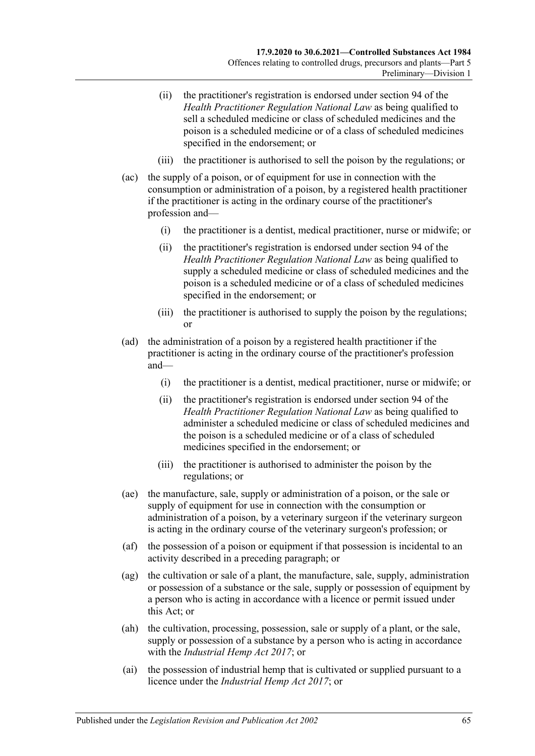(ii) the practitioner's registration is endorsed under section 94 of the *Health Practitioner Regulation National Law* as being qualified to sell a scheduled medicine or class of scheduled medicines and the poison is a scheduled medicine or of a class of scheduled medicines specified in the endorsement; or

(iii) the practitioner is authorised to sell the poison by the regulations; or

(ac) the supply of a poison, or of equipment for use in connection with the consumption or administration of a poison, by a registered health practitioner if the practitioner is acting in the ordinary course of the practitioner's profession and—

(i) the practitioner is a dentist, medical practitioner, nurse or midwife; or

(ii) the practitioner's registration is endorsed under section 94 of the *Health Practitioner Regulation National Law* as being qualified to supply a scheduled medicine or class of scheduled medicines and the poison is a scheduled medicine or of a class of scheduled medicines specified in the endorsement; or

(iii) the practitioner is authorised to supply the poison by the regulations; or

(ad) the administration of a poison by a registered health practitioner if the practitioner is acting in the ordinary course of the practitioner's profession and—

(i) the practitioner is a dentist, medical practitioner, nurse or midwife; or

(ii) the practitioner's registration is endorsed under section 94 of the *Health Practitioner Regulation National Law* as being qualified to administer a scheduled medicine or class of scheduled medicines and the poison is a scheduled medicine or of a class of scheduled medicines specified in the endorsement; or

(iii) the practitioner is authorised to administer the poison by the regulations; or

(ae) the manufacture, sale, supply or administration of a poison, or the sale or supply of equipment for use in connection with the consumption or administration of a poison, by a veterinary surgeon if the veterinary surgeon is acting in the ordinary course of the veterinary surgeon's profession; or

(af) the possession of a poison or equipment if that possession is incidental to an activity described in a preceding paragraph; or

(ag) the cultivation or sale of a plant, the manufacture, sale, supply, administration or possession of a substance or the sale, supply or possession of equipment by a person who is acting in accordance with a licence or permit issued under this Act; or

(ah) the cultivation, processing, possession, sale or supply of a plant, or the sale, supply or possession of a substance by a person who is acting in accordance with the *Industrial Hemp Act 2017*; or

(ai) the possession of industrial hemp that is cultivated or supplied pursuant to a licence under the *Industrial Hemp Act 2017*; or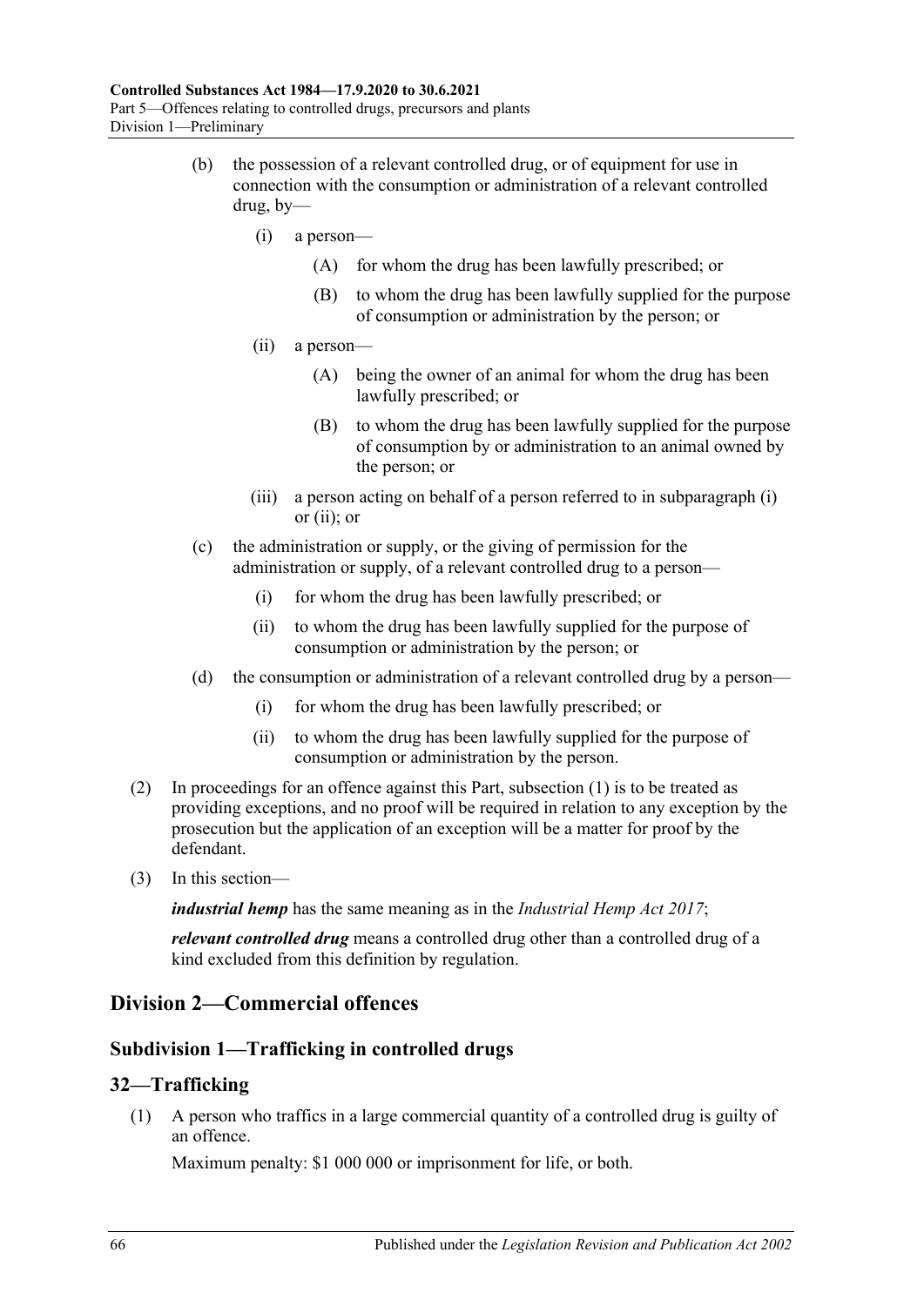(b) the possession of a relevant controlled drug, or of equipment for use in connection with the consumption or administration of a relevant controlled drug, by—

  (i) a person—

    (A) for whom the drug has been lawfully prescribed; or

    (B) to whom the drug has been lawfully supplied for the purpose of consumption or administration by the person; or

  (ii) a person—

    (A) being the owner of an animal for whom the drug has been lawfully prescribed; or

    (B) to whom the drug has been lawfully supplied for the purpose of consumption by or administration to an animal owned by the person; or

  (iii) a person acting on behalf of a person referred to in subparagraph (i) or (ii); or

(c) the administration or supply, or the giving of permission for the administration or supply, of a relevant controlled drug to a person—

  (i) for whom the drug has been lawfully prescribed; or

  (ii) to whom the drug has been lawfully supplied for the purpose of consumption or administration by the person; or

(d) the consumption or administration of a relevant controlled drug by a person—

  (i) for whom the drug has been lawfully prescribed; or

  (ii) to whom the drug has been lawfully supplied for the purpose of consumption or administration by the person.

(2) In proceedings for an offence against this Part, subsection (1) is to be treated as providing exceptions, and no proof will be required in relation to any exception by the prosecution but the application of an exception will be a matter for proof by the defendant.

(3) In this section—

***industrial hemp*** has the same meaning as in the *Industrial Hemp Act 2017*;

***relevant controlled drug*** means a controlled drug other than a controlled drug of a kind excluded from this definition by regulation.

## Division 2—Commercial offences

### Subdivision 1—Trafficking in controlled drugs

### 32—Trafficking

(1) A person who traffics in a large commercial quantity of a controlled drug is guilty of an offence.

Maximum penalty: $1 000 000 or imprisonment for life, or both.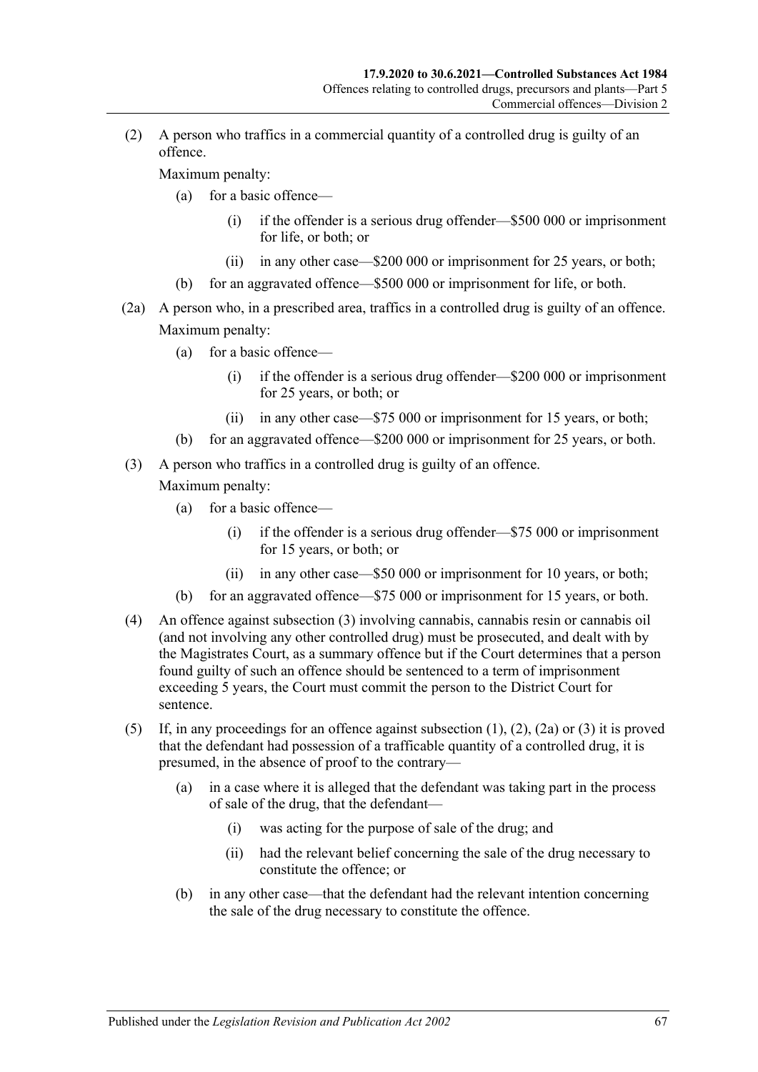(2) A person who traffics in a commercial quantity of a controlled drug is guilty of an offence.

Maximum penalty:

(a) for a basic offence—

(i) if the offender is a serious drug offender—$500 000 or imprisonment for life, or both; or

(ii) in any other case—$200 000 or imprisonment for 25 years, or both;

(b) for an aggravated offence—$500 000 or imprisonment for life, or both.

(2a) A person who, in a prescribed area, traffics in a controlled drug is guilty of an offence.

Maximum penalty:

(a) for a basic offence—

(i) if the offender is a serious drug offender—$200 000 or imprisonment for 25 years, or both; or

(ii) in any other case—$75 000 or imprisonment for 15 years, or both;

(b) for an aggravated offence—$200 000 or imprisonment for 25 years, or both.

(3) A person who traffics in a controlled drug is guilty of an offence.

Maximum penalty:

(a) for a basic offence—

(i) if the offender is a serious drug offender—$75 000 or imprisonment for 15 years, or both; or

(ii) in any other case—$50 000 or imprisonment for 10 years, or both;

(b) for an aggravated offence—$75 000 or imprisonment for 15 years, or both.

(4) An offence against subsection (3) involving cannabis, cannabis resin or cannabis oil (and not involving any other controlled drug) must be prosecuted, and dealt with by the Magistrates Court, as a summary offence but if the Court determines that a person found guilty of such an offence should be sentenced to a term of imprisonment exceeding 5 years, the Court must commit the person to the District Court for sentence.

(5) If, in any proceedings for an offence against subsection (1), (2), (2a) or (3) it is proved that the defendant had possession of a trafficable quantity of a controlled drug, it is presumed, in the absence of proof to the contrary—

(a) in a case where it is alleged that the defendant was taking part in the process of sale of the drug, that the defendant—

(i) was acting for the purpose of sale of the drug; and

(ii) had the relevant belief concerning the sale of the drug necessary to constitute the offence; or

(b) in any other case—that the defendant had the relevant intention concerning the sale of the drug necessary to constitute the offence.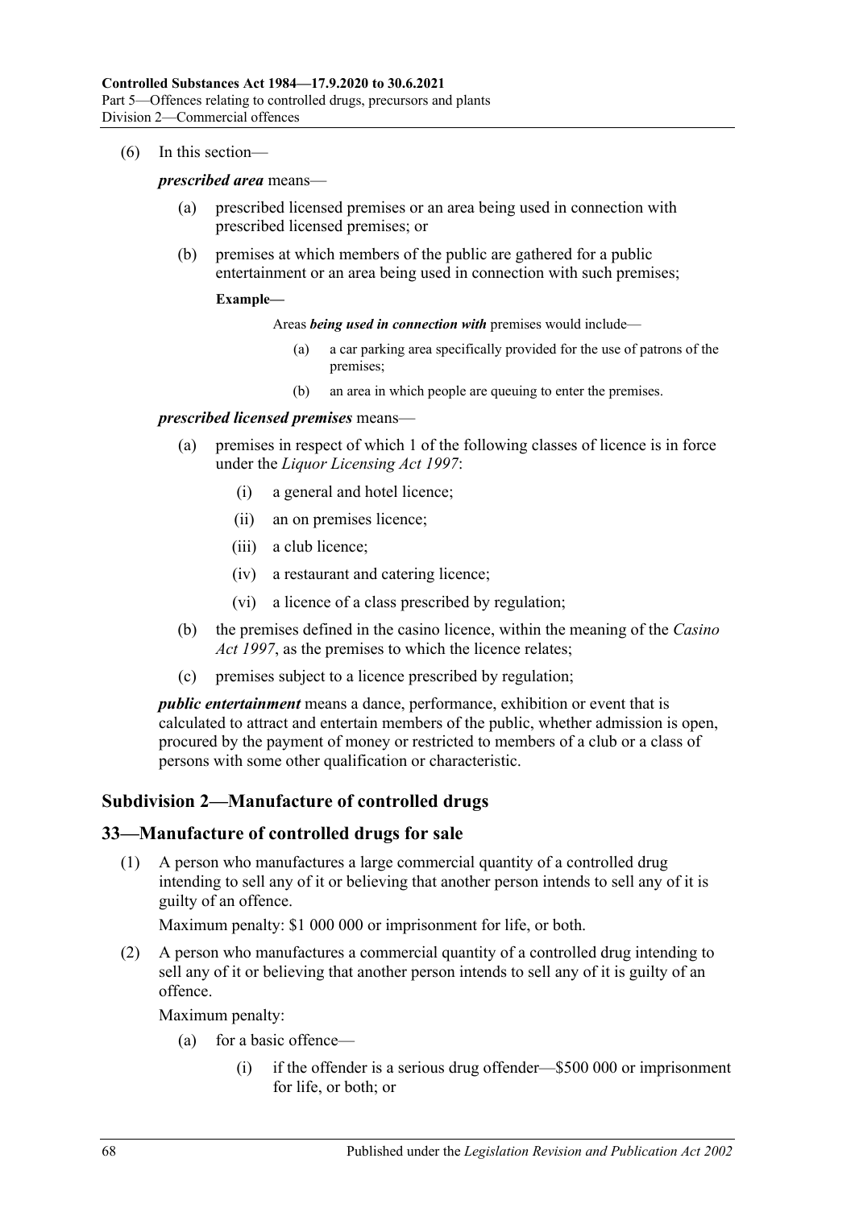(6) In this section—

***prescribed area*** means—

(a) prescribed licensed premises or an area being used in connection with prescribed licensed premises; or

(b) premises at which members of the public are gathered for a public entertainment or an area being used in connection with such premises;

**Example—**

Areas ***being used in connection with*** premises would include—

(a) a car parking area specifically provided for the use of patrons of the premises;

(b) an area in which people are queuing to enter the premises.

***prescribed licensed premises*** means—

(a) premises in respect of which 1 of the following classes of licence is in force under the *Liquor Licensing Act 1997*:

(i) a general and hotel licence;

(ii) an on premises licence;

(iii) a club licence;

(iv) a restaurant and catering licence;

(vi) a licence of a class prescribed by regulation;

(b) the premises defined in the casino licence, within the meaning of the *Casino Act 1997*, as the premises to which the licence relates;

(c) premises subject to a licence prescribed by regulation;

***public entertainment*** means a dance, performance, exhibition or event that is calculated to attract and entertain members of the public, whether admission is open, procured by the payment of money or restricted to members of a club or a class of persons with some other qualification or characteristic.

## Subdivision 2—Manufacture of controlled drugs

## 33—Manufacture of controlled drugs for sale

(1) A person who manufactures a large commercial quantity of a controlled drug intending to sell any of it or believing that another person intends to sell any of it is guilty of an offence.

Maximum penalty: $1 000 000 or imprisonment for life, or both.

(2) A person who manufactures a commercial quantity of a controlled drug intending to sell any of it or believing that another person intends to sell any of it is guilty of an offence.

Maximum penalty:

(a) for a basic offence—

(i) if the offender is a serious drug offender—$500 000 or imprisonment for life, or both; or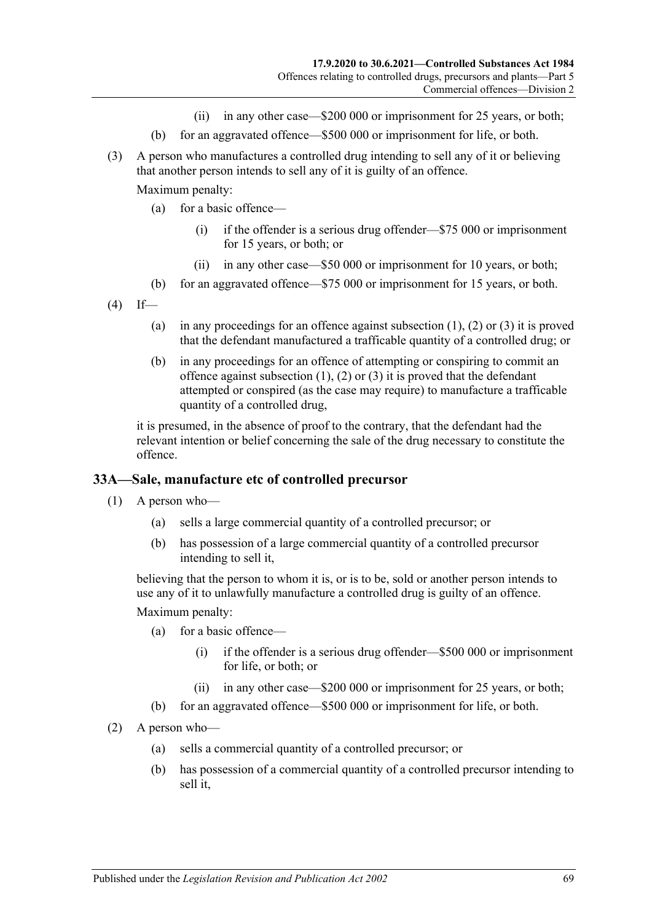(ii) in any other case—$200 000 or imprisonment for 25 years, or both;

(b) for an aggravated offence—$500 000 or imprisonment for life, or both.

(3) A person who manufactures a controlled drug intending to sell any of it or believing that another person intends to sell any of it is guilty of an offence.

Maximum penalty:

(a) for a basic offence—

(i) if the offender is a serious drug offender—$75 000 or imprisonment for 15 years, or both; or

(ii) in any other case—$50 000 or imprisonment for 10 years, or both;

(b) for an aggravated offence—$75 000 or imprisonment for 15 years, or both.

(4) If—

(a) in any proceedings for an offence against subsection (1), (2) or (3) it is proved that the defendant manufactured a trafficable quantity of a controlled drug; or

(b) in any proceedings for an offence of attempting or conspiring to commit an offence against subsection (1), (2) or (3) it is proved that the defendant attempted or conspired (as the case may require) to manufacture a trafficable quantity of a controlled drug,

it is presumed, in the absence of proof to the contrary, that the defendant had the relevant intention or belief concerning the sale of the drug necessary to constitute the offence.

## 33A—Sale, manufacture etc of controlled precursor

(1) A person who—

(a) sells a large commercial quantity of a controlled precursor; or

(b) has possession of a large commercial quantity of a controlled precursor intending to sell it,

believing that the person to whom it is, or is to be, sold or another person intends to use any of it to unlawfully manufacture a controlled drug is guilty of an offence.

Maximum penalty:

(a) for a basic offence—

(i) if the offender is a serious drug offender—$500 000 or imprisonment for life, or both; or

(ii) in any other case—$200 000 or imprisonment for 25 years, or both;

(b) for an aggravated offence—$500 000 or imprisonment for life, or both.

(2) A person who—

(a) sells a commercial quantity of a controlled precursor; or

(b) has possession of a commercial quantity of a controlled precursor intending to sell it,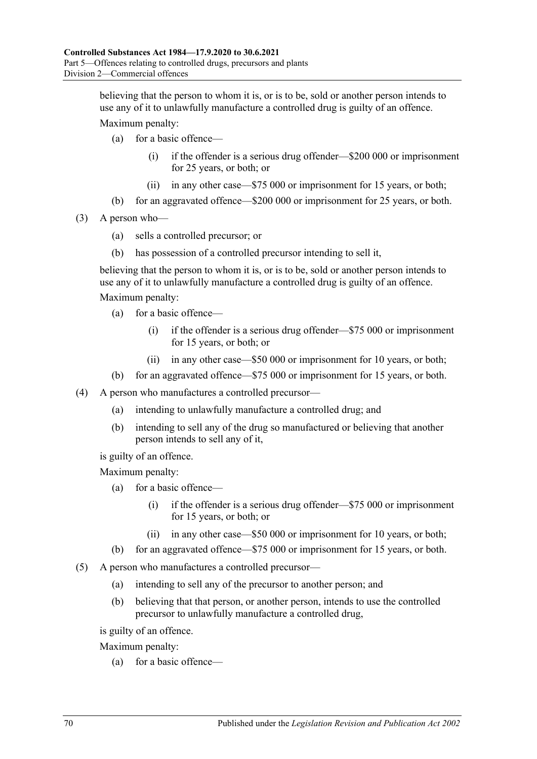believing that the person to whom it is, or is to be, sold or another person intends to use any of it to unlawfully manufacture a controlled drug is guilty of an offence.

Maximum penalty:

(a) for a basic offence—

(i) if the offender is a serious drug offender—$200 000 or imprisonment for 25 years, or both; or

(ii) in any other case—$75 000 or imprisonment for 15 years, or both;

(b) for an aggravated offence—$200 000 or imprisonment for 25 years, or both.

(3) A person who—

(a) sells a controlled precursor; or

(b) has possession of a controlled precursor intending to sell it,

believing that the person to whom it is, or is to be, sold or another person intends to use any of it to unlawfully manufacture a controlled drug is guilty of an offence.

Maximum penalty:

(a) for a basic offence—

(i) if the offender is a serious drug offender—$75 000 or imprisonment for 15 years, or both; or

(ii) in any other case—$50 000 or imprisonment for 10 years, or both;

(b) for an aggravated offence—$75 000 or imprisonment for 15 years, or both.

(4) A person who manufactures a controlled precursor—

(a) intending to unlawfully manufacture a controlled drug; and

(b) intending to sell any of the drug so manufactured or believing that another person intends to sell any of it,

is guilty of an offence.

Maximum penalty:

(a) for a basic offence—

(i) if the offender is a serious drug offender—$75 000 or imprisonment for 15 years, or both; or

(ii) in any other case—$50 000 or imprisonment for 10 years, or both;

(b) for an aggravated offence—$75 000 or imprisonment for 15 years, or both.

(5) A person who manufactures a controlled precursor—

(a) intending to sell any of the precursor to another person; and

(b) believing that that person, or another person, intends to use the controlled precursor to unlawfully manufacture a controlled drug,

is guilty of an offence.

Maximum penalty:

(a) for a basic offence—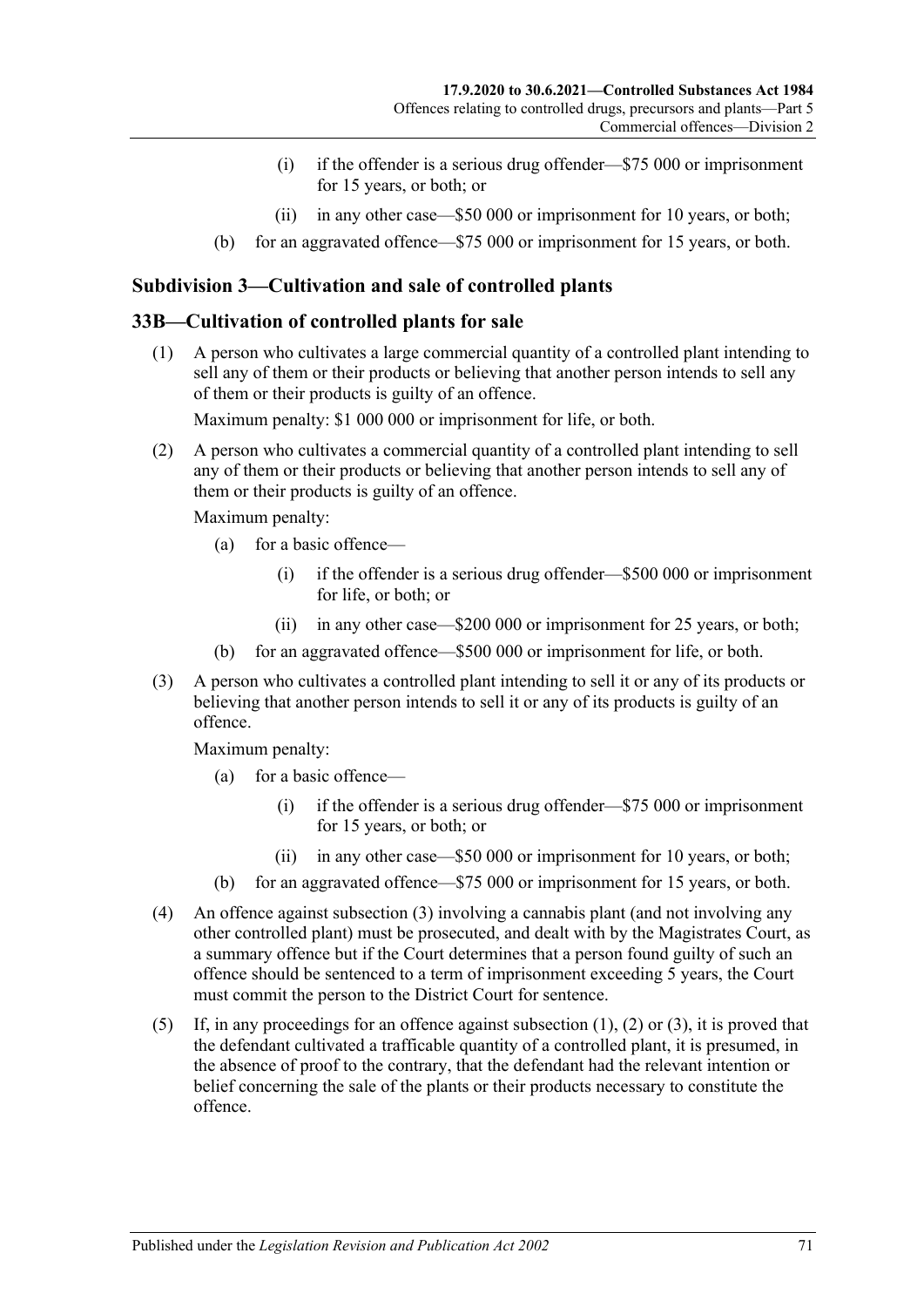(i) if the offender is a serious drug offender—$75 000 or imprisonment for 15 years, or both; or

(ii) in any other case—$50 000 or imprisonment for 10 years, or both;

(b) for an aggravated offence—$75 000 or imprisonment for 15 years, or both.

## Subdivision 3—Cultivation and sale of controlled plants

### 33B—Cultivation of controlled plants for sale

(1) A person who cultivates a large commercial quantity of a controlled plant intending to sell any of them or their products or believing that another person intends to sell any of them or their products is guilty of an offence.

Maximum penalty: $1 000 000 or imprisonment for life, or both.

(2) A person who cultivates a commercial quantity of a controlled plant intending to sell any of them or their products or believing that another person intends to sell any of them or their products is guilty of an offence.

Maximum penalty:

(a) for a basic offence—

(i) if the offender is a serious drug offender—$500 000 or imprisonment for life, or both; or

(ii) in any other case—$200 000 or imprisonment for 25 years, or both;

(b) for an aggravated offence—$500 000 or imprisonment for life, or both.

(3) A person who cultivates a controlled plant intending to sell it or any of its products or believing that another person intends to sell it or any of its products is guilty of an offence.

Maximum penalty:

(a) for a basic offence—

(i) if the offender is a serious drug offender—$75 000 or imprisonment for 15 years, or both; or

(ii) in any other case—$50 000 or imprisonment for 10 years, or both;

(b) for an aggravated offence—$75 000 or imprisonment for 15 years, or both.

(4) An offence against subsection (3) involving a cannabis plant (and not involving any other controlled plant) must be prosecuted, and dealt with by the Magistrates Court, as a summary offence but if the Court determines that a person found guilty of such an offence should be sentenced to a term of imprisonment exceeding 5 years, the Court must commit the person to the District Court for sentence.

(5) If, in any proceedings for an offence against subsection (1), (2) or (3), it is proved that the defendant cultivated a trafficable quantity of a controlled plant, it is presumed, in the absence of proof to the contrary, that the defendant had the relevant intention or belief concerning the sale of the plants or their products necessary to constitute the offence.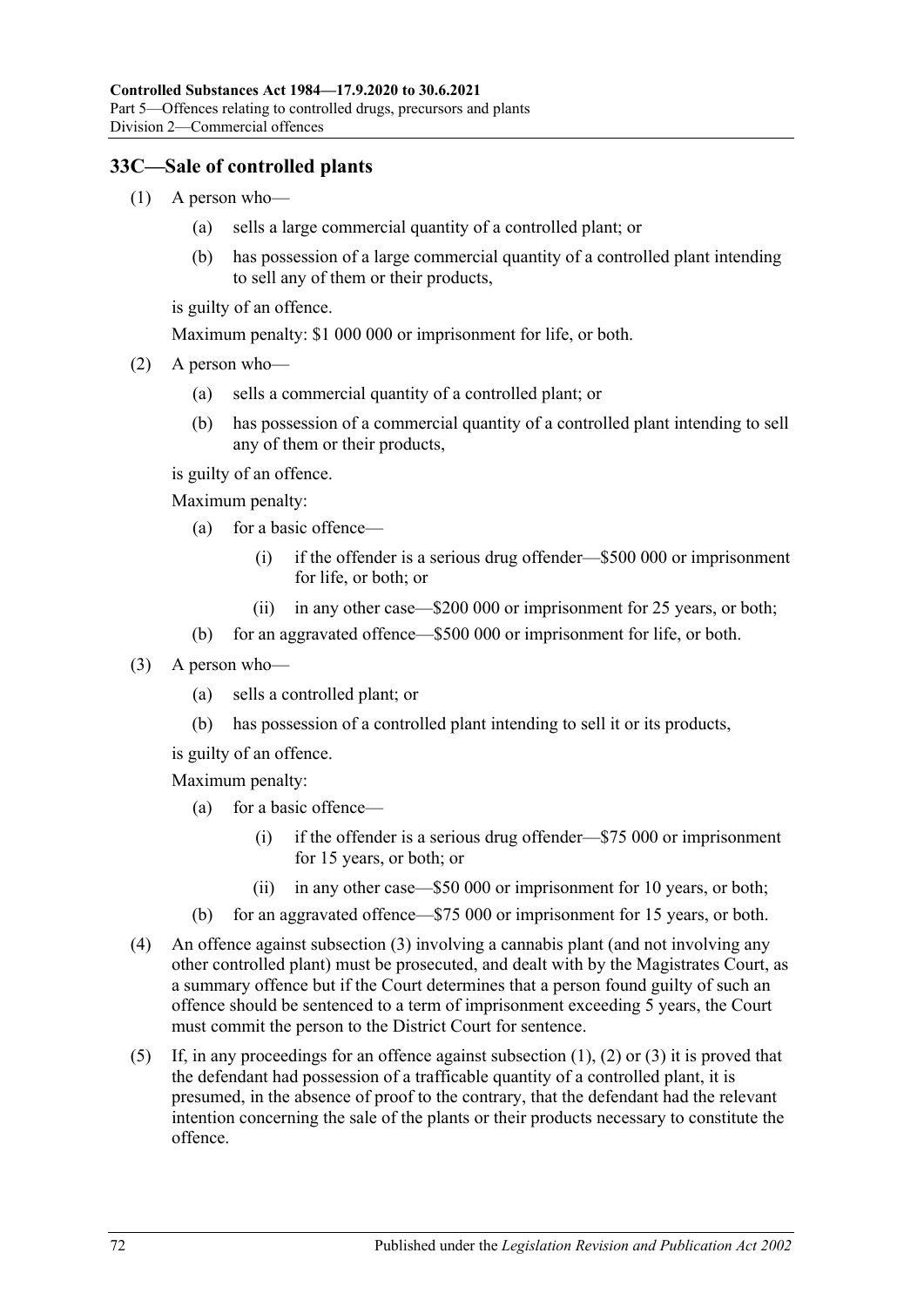## 33C—Sale of controlled plants

(1) A person who—

(a) sells a large commercial quantity of a controlled plant; or

(b) has possession of a large commercial quantity of a controlled plant intending to sell any of them or their products,

is guilty of an offence.

Maximum penalty: $1 000 000 or imprisonment for life, or both.

(2) A person who—

(a) sells a commercial quantity of a controlled plant; or

(b) has possession of a commercial quantity of a controlled plant intending to sell any of them or their products,

is guilty of an offence.

Maximum penalty:

(a) for a basic offence—

(i) if the offender is a serious drug offender—$500 000 or imprisonment for life, or both; or

(ii) in any other case—$200 000 or imprisonment for 25 years, or both;

(b) for an aggravated offence—$500 000 or imprisonment for life, or both.

(3) A person who—

(a) sells a controlled plant; or

(b) has possession of a controlled plant intending to sell it or its products,

is guilty of an offence.

Maximum penalty:

(a) for a basic offence—

(i) if the offender is a serious drug offender—$75 000 or imprisonment for 15 years, or both; or

(ii) in any other case—$50 000 or imprisonment for 10 years, or both;

(b) for an aggravated offence—$75 000 or imprisonment for 15 years, or both.

(4) An offence against subsection (3) involving a cannabis plant (and not involving any other controlled plant) must be prosecuted, and dealt with by the Magistrates Court, as a summary offence but if the Court determines that a person found guilty of such an offence should be sentenced to a term of imprisonment exceeding 5 years, the Court must commit the person to the District Court for sentence.

(5) If, in any proceedings for an offence against subsection (1), (2) or (3) it is proved that the defendant had possession of a trafficable quantity of a controlled plant, it is presumed, in the absence of proof to the contrary, that the defendant had the relevant intention concerning the sale of the plants or their products necessary to constitute the offence.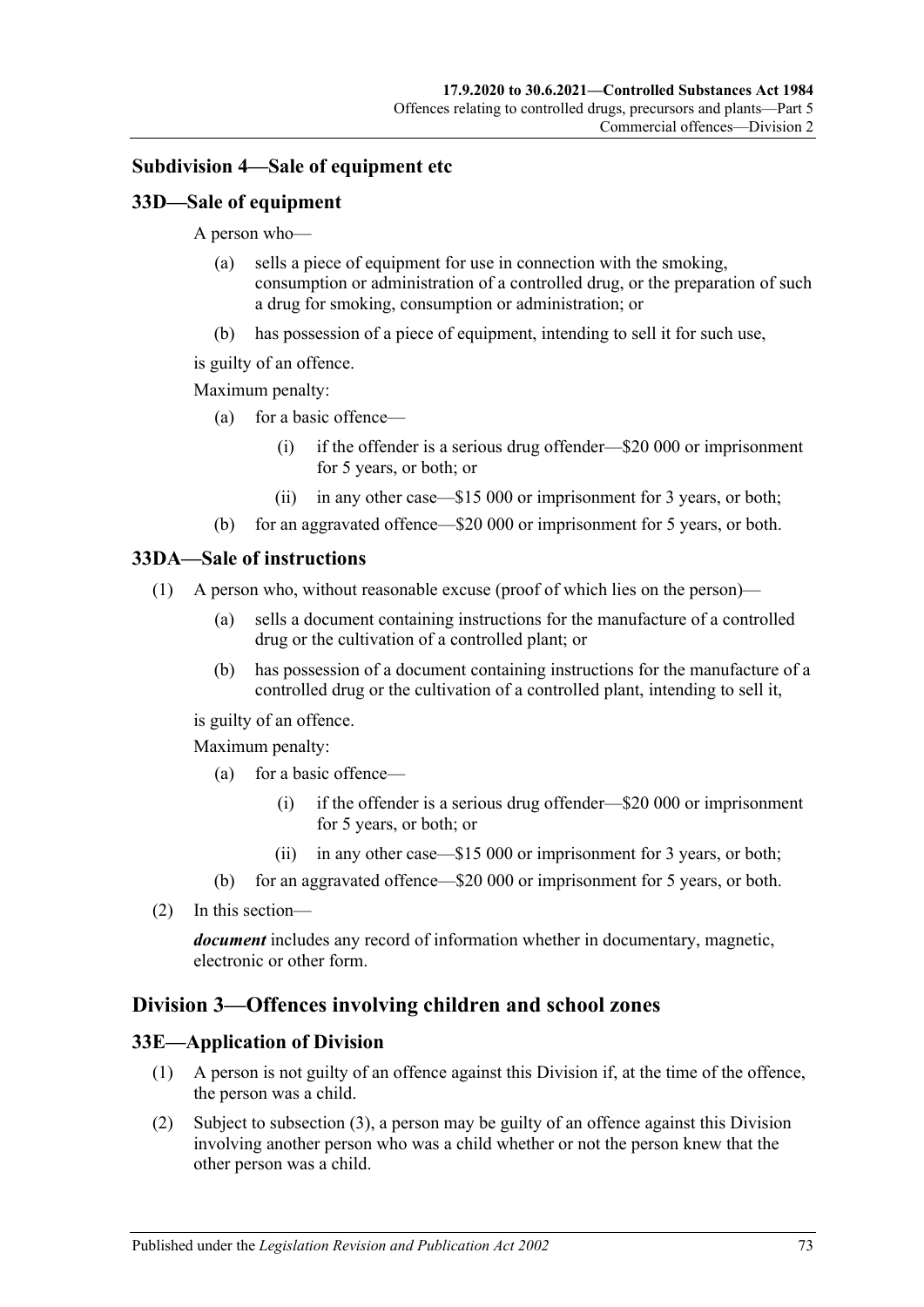### Subdivision 4—Sale of equipment etc

#### 33D—Sale of equipment

A person who—

- (a) sells a piece of equipment for use in connection with the smoking, consumption or administration of a controlled drug, or the preparation of such a drug for smoking, consumption or administration; or
- (b) has possession of a piece of equipment, intending to sell it for such use,

is guilty of an offence.

Maximum penalty:

- (a) for a basic offence—
  - (i) if the offender is a serious drug offender—$20 000 or imprisonment for 5 years, or both; or
  - (ii) in any other case—$15 000 or imprisonment for 3 years, or both;
- (b) for an aggravated offence—$20 000 or imprisonment for 5 years, or both.

#### 33DA—Sale of instructions

(1) A person who, without reasonable excuse (proof of which lies on the person)—

- (a) sells a document containing instructions for the manufacture of a controlled drug or the cultivation of a controlled plant; or
- (b) has possession of a document containing instructions for the manufacture of a controlled drug or the cultivation of a controlled plant, intending to sell it,

is guilty of an offence.

Maximum penalty:

- (a) for a basic offence—
  - (i) if the offender is a serious drug offender—$20 000 or imprisonment for 5 years, or both; or
  - (ii) in any other case—$15 000 or imprisonment for 3 years, or both;
- (b) for an aggravated offence—$20 000 or imprisonment for 5 years, or both.

(2) In this section—

***document*** includes any record of information whether in documentary, magnetic, electronic or other form.

## Division 3—Offences involving children and school zones

#### 33E—Application of Division

(1) A person is not guilty of an offence against this Division if, at the time of the offence, the person was a child.

(2) Subject to subsection (3), a person may be guilty of an offence against this Division involving another person who was a child whether or not the person knew that the other person was a child.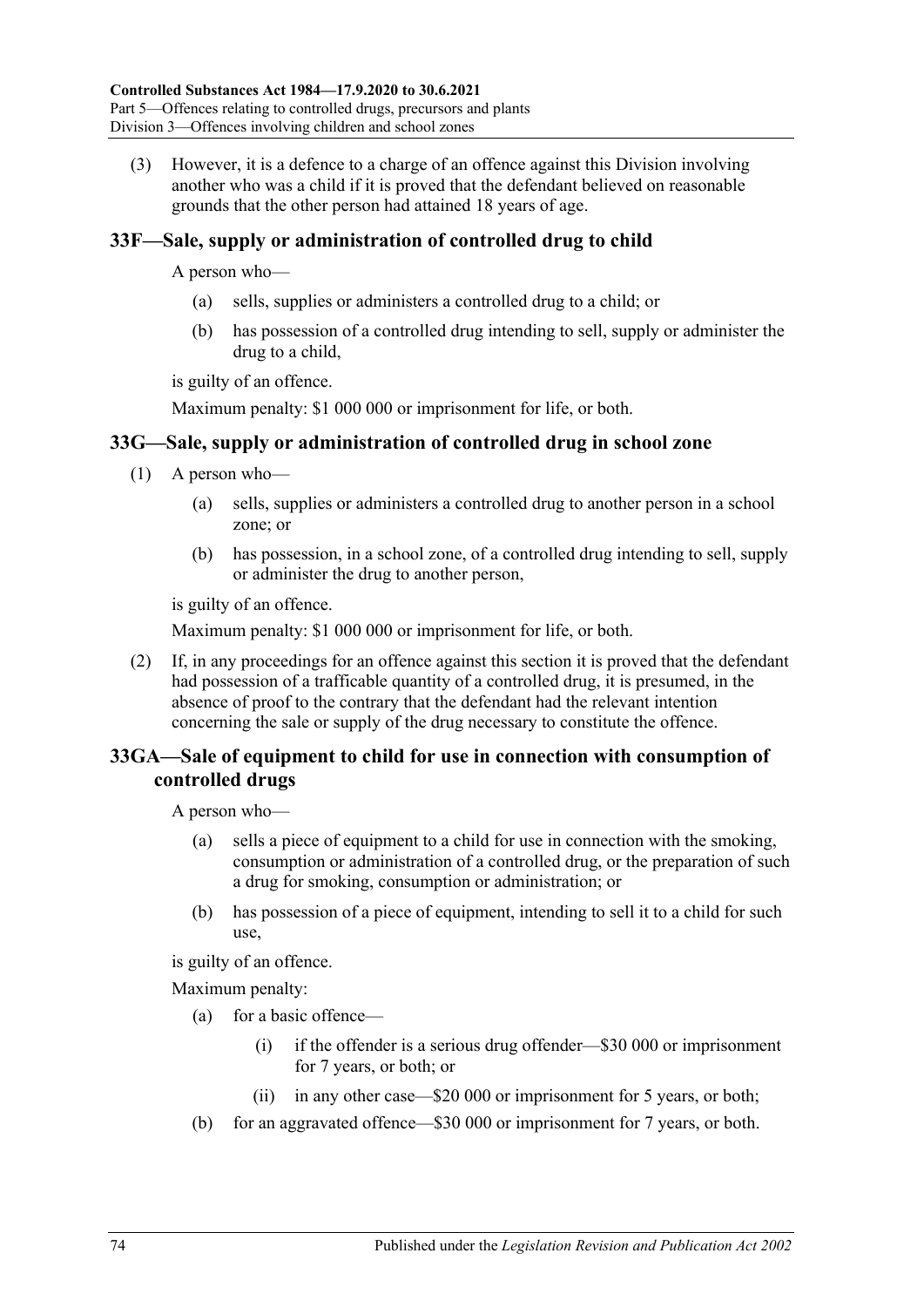(3) However, it is a defence to a charge of an offence against this Division involving another who was a child if it is proved that the defendant believed on reasonable grounds that the other person had attained 18 years of age.

## 33F—Sale, supply or administration of controlled drug to child

A person who—

- (a) sells, supplies or administers a controlled drug to a child; or
- (b) has possession of a controlled drug intending to sell, supply or administer the drug to a child,

is guilty of an offence.

Maximum penalty: $1 000 000 or imprisonment for life, or both.

## 33G—Sale, supply or administration of controlled drug in school zone

(1) A person who—

- (a) sells, supplies or administers a controlled drug to another person in a school zone; or
- (b) has possession, in a school zone, of a controlled drug intending to sell, supply or administer the drug to another person,

is guilty of an offence.

Maximum penalty: $1 000 000 or imprisonment for life, or both.

(2) If, in any proceedings for an offence against this section it is proved that the defendant had possession of a trafficable quantity of a controlled drug, it is presumed, in the absence of proof to the contrary that the defendant had the relevant intention concerning the sale or supply of the drug necessary to constitute the offence.

## 33GA—Sale of equipment to child for use in connection with consumption of controlled drugs

A person who—

- (a) sells a piece of equipment to a child for use in connection with the smoking, consumption or administration of a controlled drug, or the preparation of such a drug for smoking, consumption or administration; or
- (b) has possession of a piece of equipment, intending to sell it to a child for such use,

is guilty of an offence.

Maximum penalty:

- (a) for a basic offence—
    - (i) if the offender is a serious drug offender—$30 000 or imprisonment for 7 years, or both; or
    - (ii) in any other case—$20 000 or imprisonment for 5 years, or both;
- (b) for an aggravated offence—$30 000 or imprisonment for 7 years, or both.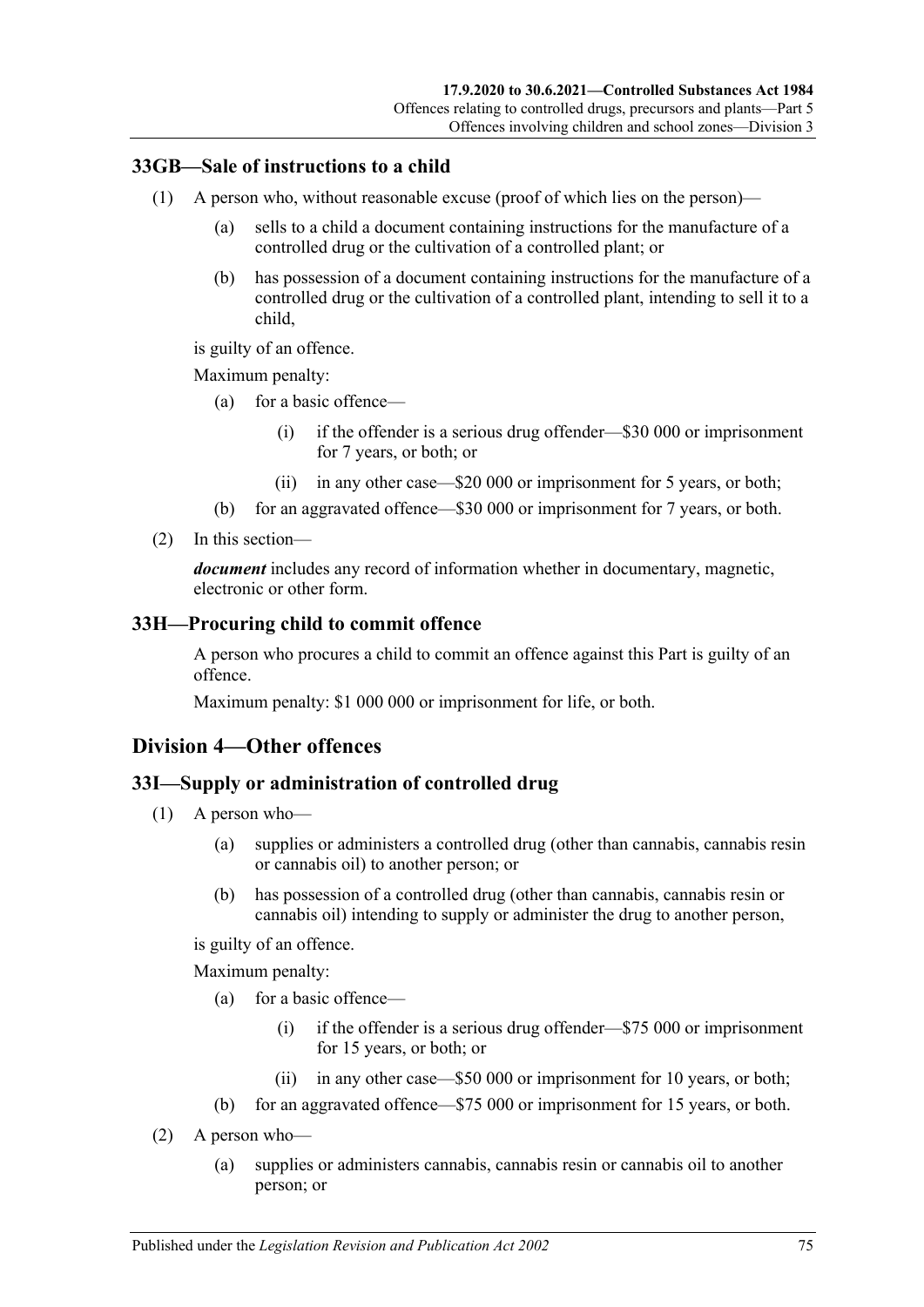## 33GB—Sale of instructions to a child

(1) A person who, without reasonable excuse (proof of which lies on the person)—

(a) sells to a child a document containing instructions for the manufacture of a controlled drug or the cultivation of a controlled plant; or

(b) has possession of a document containing instructions for the manufacture of a controlled drug or the cultivation of a controlled plant, intending to sell it to a child,

is guilty of an offence.

Maximum penalty:

(a) for a basic offence—

(i) if the offender is a serious drug offender—$30 000 or imprisonment for 7 years, or both; or

(ii) in any other case—$20 000 or imprisonment for 5 years, or both;

(b) for an aggravated offence—$30 000 or imprisonment for 7 years, or both.

(2) In this section—

***document*** includes any record of information whether in documentary, magnetic, electronic or other form.

## 33H—Procuring child to commit offence

A person who procures a child to commit an offence against this Part is guilty of an offence.

Maximum penalty: $1 000 000 or imprisonment for life, or both.

# Division 4—Other offences

## 33I—Supply or administration of controlled drug

(1) A person who—

(a) supplies or administers a controlled drug (other than cannabis, cannabis resin or cannabis oil) to another person; or

(b) has possession of a controlled drug (other than cannabis, cannabis resin or cannabis oil) intending to supply or administer the drug to another person,

is guilty of an offence.

Maximum penalty:

(a) for a basic offence—

(i) if the offender is a serious drug offender—$75 000 or imprisonment for 15 years, or both; or

(ii) in any other case—$50 000 or imprisonment for 10 years, or both;

(b) for an aggravated offence—$75 000 or imprisonment for 15 years, or both.

(2) A person who—

(a) supplies or administers cannabis, cannabis resin or cannabis oil to another person; or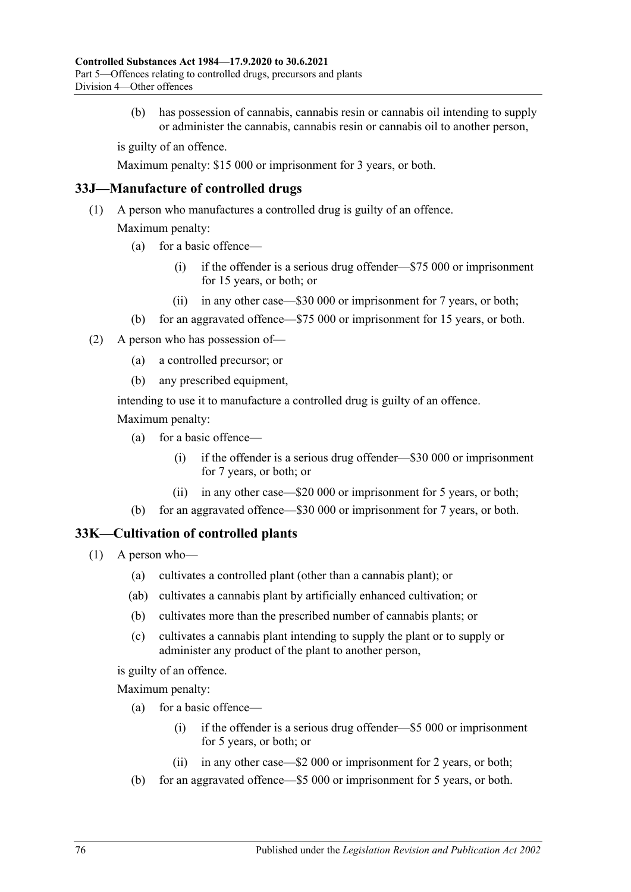(b) has possession of cannabis, cannabis resin or cannabis oil intending to supply or administer the cannabis, cannabis resin or cannabis oil to another person,

is guilty of an offence.

Maximum penalty: $15 000 or imprisonment for 3 years, or both.

## 33J—Manufacture of controlled drugs

(1) A person who manufactures a controlled drug is guilty of an offence.

Maximum penalty:

- (a) for a basic offence—
  - (i) if the offender is a serious drug offender—$75 000 or imprisonment for 15 years, or both; or
  - (ii) in any other case—$30 000 or imprisonment for 7 years, or both;
- (b) for an aggravated offence—$75 000 or imprisonment for 15 years, or both.

(2) A person who has possession of—

- (a) a controlled precursor; or
- (b) any prescribed equipment,

intending to use it to manufacture a controlled drug is guilty of an offence.

Maximum penalty:

- (a) for a basic offence—
  - (i) if the offender is a serious drug offender—$30 000 or imprisonment for 7 years, or both; or
  - (ii) in any other case—$20 000 or imprisonment for 5 years, or both;
- (b) for an aggravated offence—$30 000 or imprisonment for 7 years, or both.

## 33K—Cultivation of controlled plants

(1) A person who—

- (a) cultivates a controlled plant (other than a cannabis plant); or
- (ab) cultivates a cannabis plant by artificially enhanced cultivation; or
- (b) cultivates more than the prescribed number of cannabis plants; or
- (c) cultivates a cannabis plant intending to supply the plant or to supply or administer any product of the plant to another person,

is guilty of an offence.

Maximum penalty:

- (a) for a basic offence—
  - (i) if the offender is a serious drug offender—$5 000 or imprisonment for 5 years, or both; or
  - (ii) in any other case—$2 000 or imprisonment for 2 years, or both;
- (b) for an aggravated offence—$5 000 or imprisonment for 5 years, or both.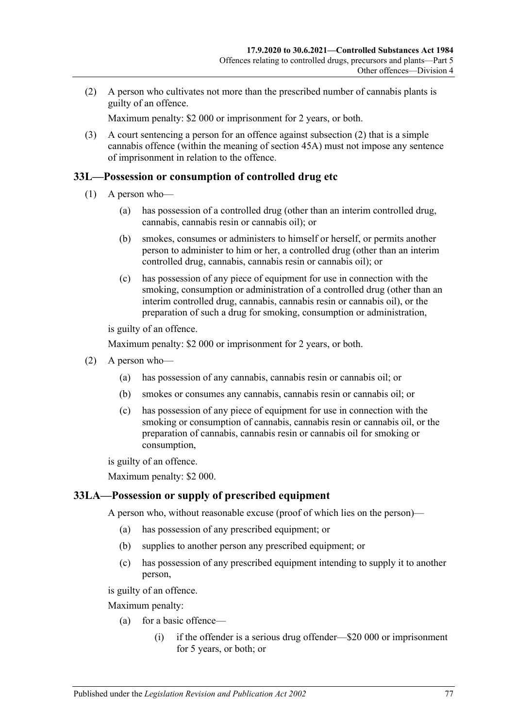(2) A person who cultivates not more than the prescribed number of cannabis plants is guilty of an offence.

Maximum penalty: $2 000 or imprisonment for 2 years, or both.

(3) A court sentencing a person for an offence against subsection (2) that is a simple cannabis offence (within the meaning of section 45A) must not impose any sentence of imprisonment in relation to the offence.

## 33L—Possession or consumption of controlled drug etc

(1) A person who—

(a) has possession of a controlled drug (other than an interim controlled drug, cannabis, cannabis resin or cannabis oil); or

(b) smokes, consumes or administers to himself or herself, or permits another person to administer to him or her, a controlled drug (other than an interim controlled drug, cannabis, cannabis resin or cannabis oil); or

(c) has possession of any piece of equipment for use in connection with the smoking, consumption or administration of a controlled drug (other than an interim controlled drug, cannabis, cannabis resin or cannabis oil), or the preparation of such a drug for smoking, consumption or administration,

is guilty of an offence.

Maximum penalty: $2 000 or imprisonment for 2 years, or both.

(2) A person who—

(a) has possession of any cannabis, cannabis resin or cannabis oil; or

(b) smokes or consumes any cannabis, cannabis resin or cannabis oil; or

(c) has possession of any piece of equipment for use in connection with the smoking or consumption of cannabis, cannabis resin or cannabis oil, or the preparation of cannabis, cannabis resin or cannabis oil for smoking or consumption,

is guilty of an offence.

Maximum penalty: $2 000.

## 33LA—Possession or supply of prescribed equipment

A person who, without reasonable excuse (proof of which lies on the person)—

(a) has possession of any prescribed equipment; or

(b) supplies to another person any prescribed equipment; or

(c) has possession of any prescribed equipment intending to supply it to another person,

is guilty of an offence.

Maximum penalty:

(a) for a basic offence—

(i) if the offender is a serious drug offender—$20 000 or imprisonment for 5 years, or both; or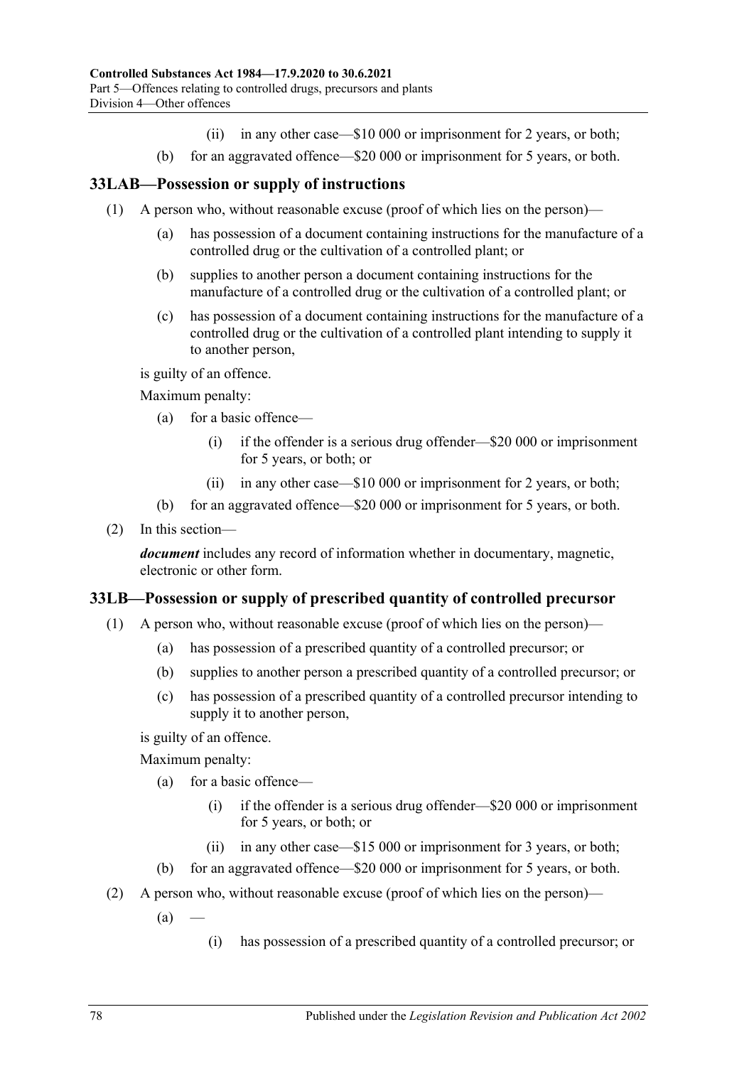(ii) in any other case—$10 000 or imprisonment for 2 years, or both;

(b) for an aggravated offence—$20 000 or imprisonment for 5 years, or both.

## 33LAB—Possession or supply of instructions

(1) A person who, without reasonable excuse (proof of which lies on the person)—

(a) has possession of a document containing instructions for the manufacture of a controlled drug or the cultivation of a controlled plant; or

(b) supplies to another person a document containing instructions for the manufacture of a controlled drug or the cultivation of a controlled plant; or

(c) has possession of a document containing instructions for the manufacture of a controlled drug or the cultivation of a controlled plant intending to supply it to another person,

is guilty of an offence.

Maximum penalty:

(a) for a basic offence—

(i) if the offender is a serious drug offender—$20 000 or imprisonment for 5 years, or both; or

(ii) in any other case—$10 000 or imprisonment for 2 years, or both;

(b) for an aggravated offence—$20 000 or imprisonment for 5 years, or both.

(2) In this section—

***document*** includes any record of information whether in documentary, magnetic, electronic or other form.

## 33LB—Possession or supply of prescribed quantity of controlled precursor

(1) A person who, without reasonable excuse (proof of which lies on the person)—

(a) has possession of a prescribed quantity of a controlled precursor; or

(b) supplies to another person a prescribed quantity of a controlled precursor; or

(c) has possession of a prescribed quantity of a controlled precursor intending to supply it to another person,

is guilty of an offence.

Maximum penalty:

(a) for a basic offence—

(i) if the offender is a serious drug offender—$20 000 or imprisonment for 5 years, or both; or

(ii) in any other case—$15 000 or imprisonment for 3 years, or both;

(b) for an aggravated offence—$20 000 or imprisonment for 5 years, or both.

(2) A person who, without reasonable excuse (proof of which lies on the person)—

(a) —

(i) has possession of a prescribed quantity of a controlled precursor; or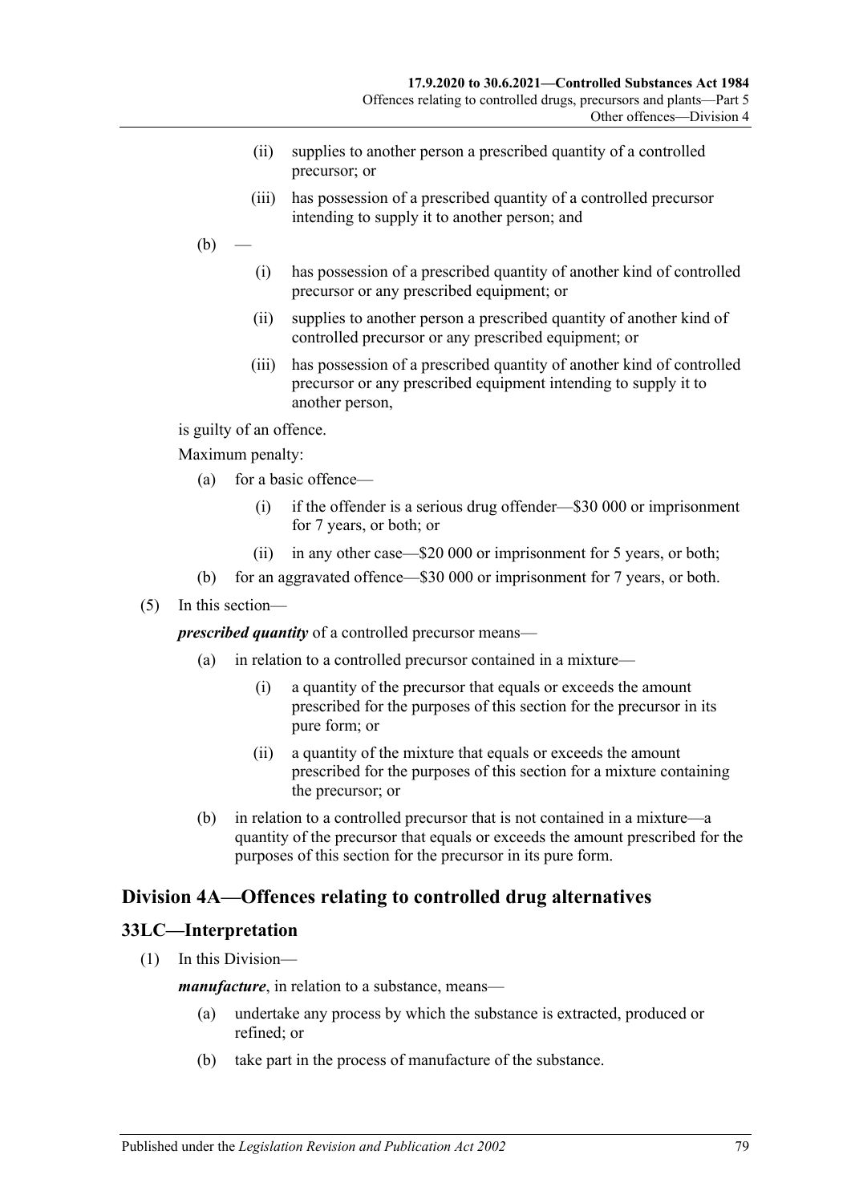(ii) supplies to another person a prescribed quantity of a controlled precursor; or

(iii) has possession of a prescribed quantity of a controlled precursor intending to supply it to another person; and

(b) —

(i) has possession of a prescribed quantity of another kind of controlled precursor or any prescribed equipment; or

(ii) supplies to another person a prescribed quantity of another kind of controlled precursor or any prescribed equipment; or

(iii) has possession of a prescribed quantity of another kind of controlled precursor or any prescribed equipment intending to supply it to another person,

is guilty of an offence.

Maximum penalty:

(a) for a basic offence—

(i) if the offender is a serious drug offender—$30 000 or imprisonment for 7 years, or both; or

(ii) in any other case—$20 000 or imprisonment for 5 years, or both;

(b) for an aggravated offence—$30 000 or imprisonment for 7 years, or both.

(5) In this section—

***prescribed quantity*** of a controlled precursor means—

(a) in relation to a controlled precursor contained in a mixture—

(i) a quantity of the precursor that equals or exceeds the amount prescribed for the purposes of this section for the precursor in its pure form; or

(ii) a quantity of the mixture that equals or exceeds the amount prescribed for the purposes of this section for a mixture containing the precursor; or

(b) in relation to a controlled precursor that is not contained in a mixture—a quantity of the precursor that equals or exceeds the amount prescribed for the purposes of this section for the precursor in its pure form.

## Division 4A—Offences relating to controlled drug alternatives

### 33LC—Interpretation

(1) In this Division—

***manufacture***, in relation to a substance, means—

(a) undertake any process by which the substance is extracted, produced or refined; or

(b) take part in the process of manufacture of the substance.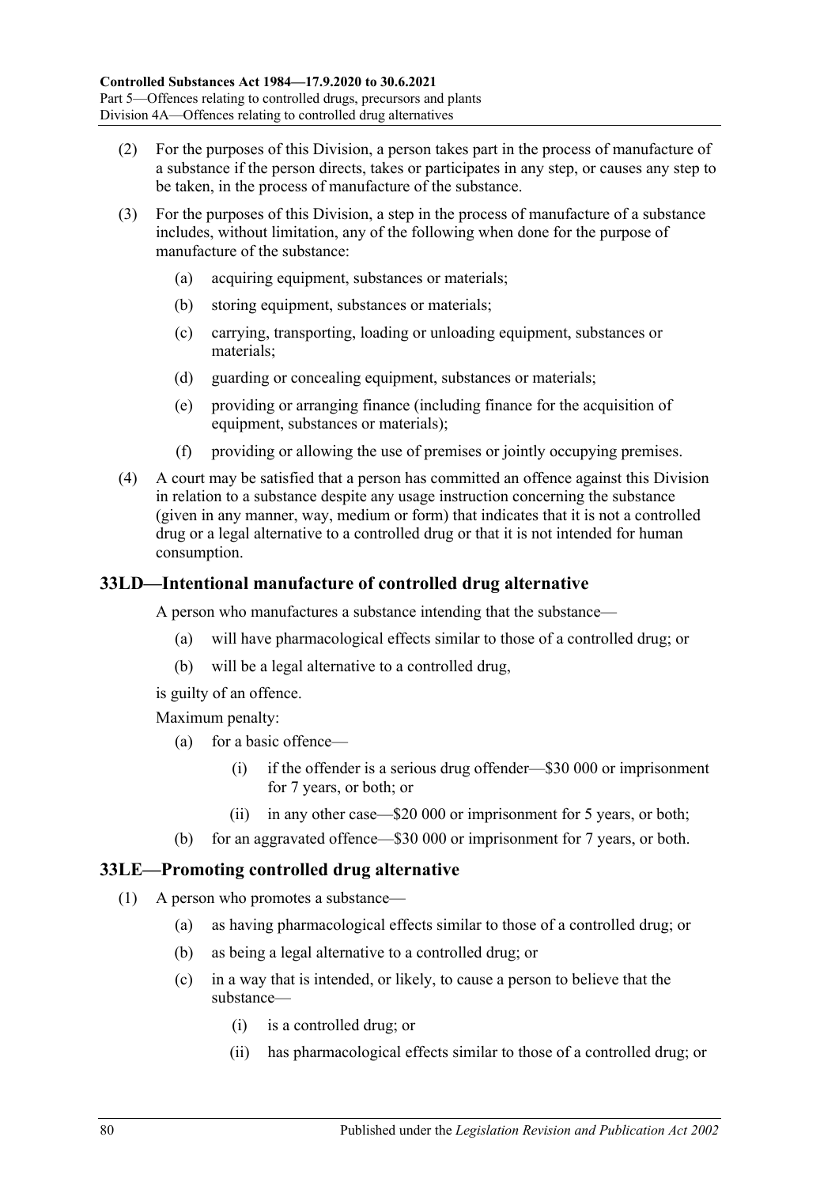(2) For the purposes of this Division, a person takes part in the process of manufacture of a substance if the person directs, takes or participates in any step, or causes any step to be taken, in the process of manufacture of the substance.

(3) For the purposes of this Division, a step in the process of manufacture of a substance includes, without limitation, any of the following when done for the purpose of manufacture of the substance:

(a) acquiring equipment, substances or materials;

(b) storing equipment, substances or materials;

(c) carrying, transporting, loading or unloading equipment, substances or materials;

(d) guarding or concealing equipment, substances or materials;

(e) providing or arranging finance (including finance for the acquisition of equipment, substances or materials);

(f) providing or allowing the use of premises or jointly occupying premises.

(4) A court may be satisfied that a person has committed an offence against this Division in relation to a substance despite any usage instruction concerning the substance (given in any manner, way, medium or form) that indicates that it is not a controlled drug or a legal alternative to a controlled drug or that it is not intended for human consumption.

### 33LD—Intentional manufacture of controlled drug alternative

A person who manufactures a substance intending that the substance—

(a) will have pharmacological effects similar to those of a controlled drug; or

(b) will be a legal alternative to a controlled drug,

is guilty of an offence.

Maximum penalty:

(a) for a basic offence—

(i) if the offender is a serious drug offender—$30 000 or imprisonment for 7 years, or both; or

(ii) in any other case—$20 000 or imprisonment for 5 years, or both;

(b) for an aggravated offence—$30 000 or imprisonment for 7 years, or both.

### 33LE—Promoting controlled drug alternative

(1) A person who promotes a substance—

(a) as having pharmacological effects similar to those of a controlled drug; or

(b) as being a legal alternative to a controlled drug; or

(c) in a way that is intended, or likely, to cause a person to believe that the substance—

(i) is a controlled drug; or

(ii) has pharmacological effects similar to those of a controlled drug; or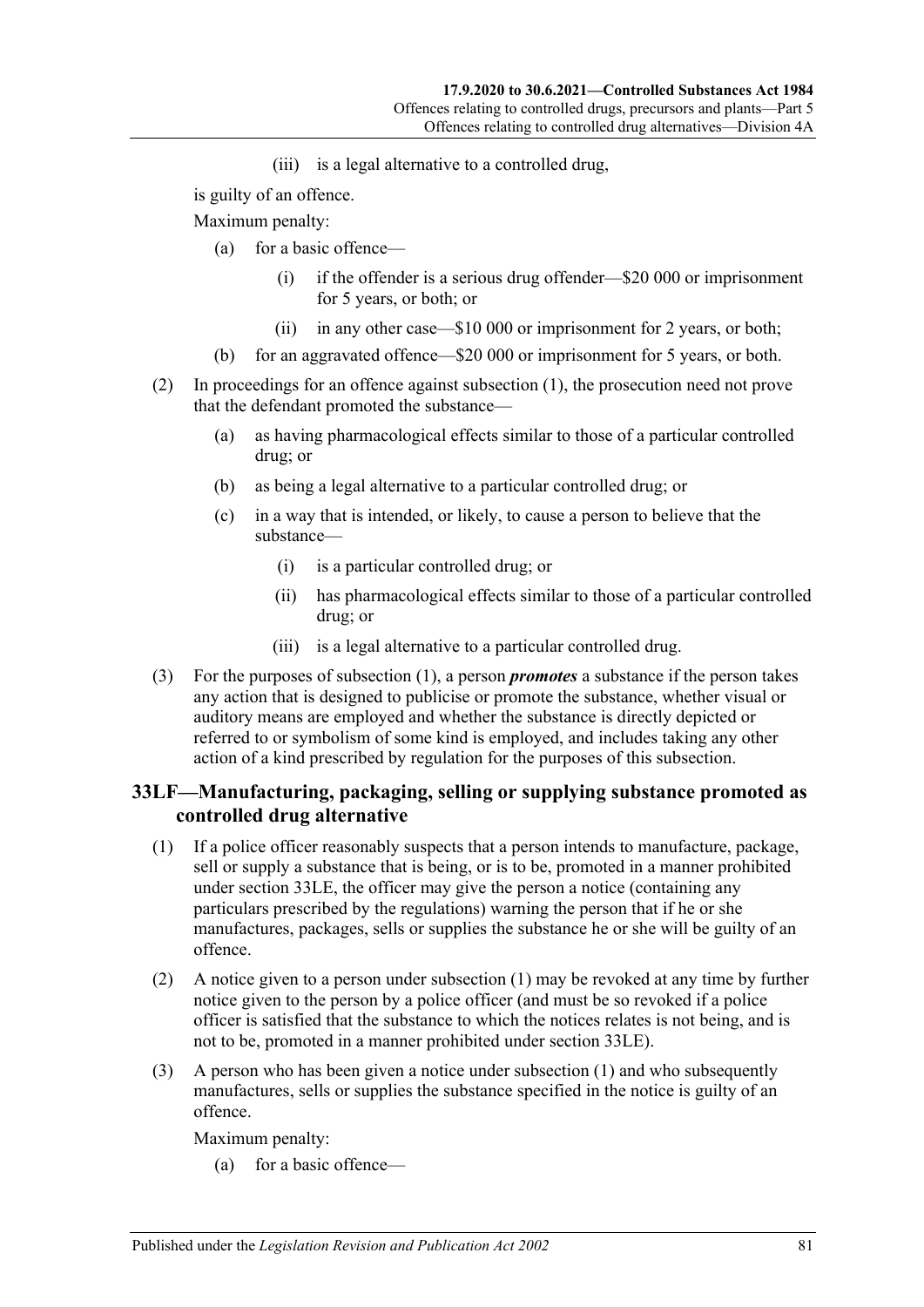(iii) is a legal alternative to a controlled drug,

is guilty of an offence.

Maximum penalty:

(a) for a basic offence—

(i) if the offender is a serious drug offender—$20 000 or imprisonment for 5 years, or both; or

(ii) in any other case—$10 000 or imprisonment for 2 years, or both;

(b) for an aggravated offence—$20 000 or imprisonment for 5 years, or both.

(2) In proceedings for an offence against subsection (1), the prosecution need not prove that the defendant promoted the substance—

(a) as having pharmacological effects similar to those of a particular controlled drug; or

(b) as being a legal alternative to a particular controlled drug; or

(c) in a way that is intended, or likely, to cause a person to believe that the substance—

(i) is a particular controlled drug; or

(ii) has pharmacological effects similar to those of a particular controlled drug; or

(iii) is a legal alternative to a particular controlled drug.

(3) For the purposes of subsection (1), a person ***promotes*** a substance if the person takes any action that is designed to publicise or promote the substance, whether visual or auditory means are employed and whether the substance is directly depicted or referred to or symbolism of some kind is employed, and includes taking any other action of a kind prescribed by regulation for the purposes of this subsection.

## 33LF—Manufacturing, packaging, selling or supplying substance promoted as controlled drug alternative

(1) If a police officer reasonably suspects that a person intends to manufacture, package, sell or supply a substance that is being, or is to be, promoted in a manner prohibited under section 33LE, the officer may give the person a notice (containing any particulars prescribed by the regulations) warning the person that if he or she manufactures, packages, sells or supplies the substance he or she will be guilty of an offence.

(2) A notice given to a person under subsection (1) may be revoked at any time by further notice given to the person by a police officer (and must be so revoked if a police officer is satisfied that the substance to which the notices relates is not being, and is not to be, promoted in a manner prohibited under section 33LE).

(3) A person who has been given a notice under subsection (1) and who subsequently manufactures, sells or supplies the substance specified in the notice is guilty of an offence.

Maximum penalty:

(a) for a basic offence—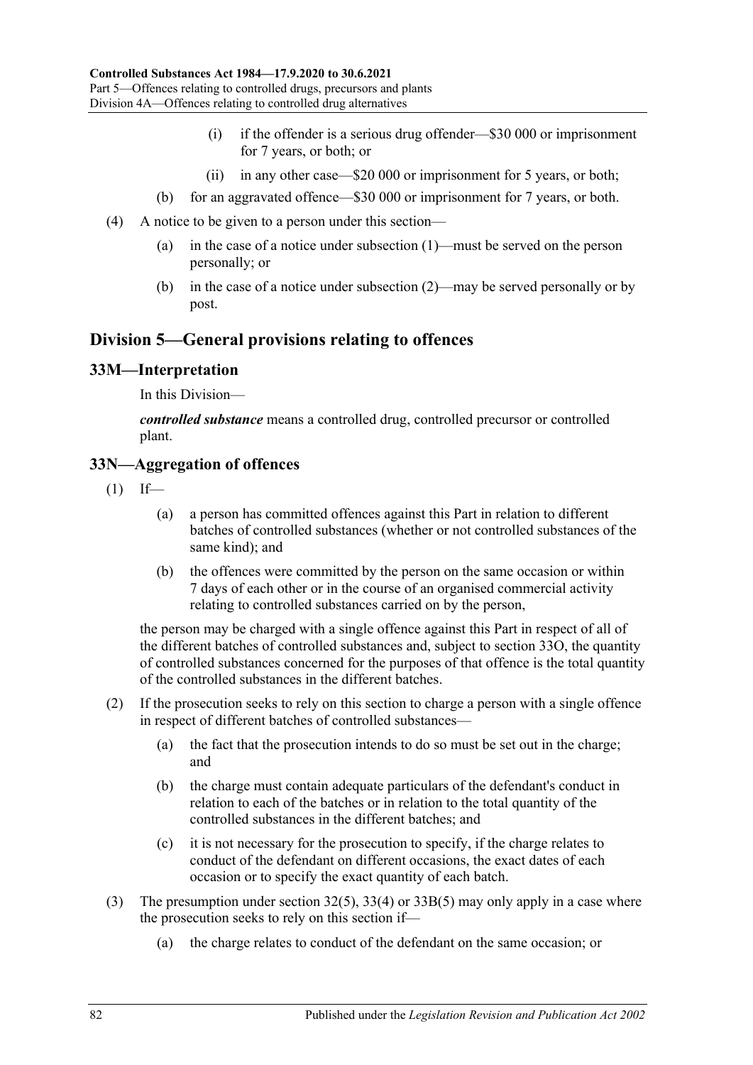(i) if the offender is a serious drug offender—$30 000 or imprisonment for 7 years, or both; or

(ii) in any other case—$20 000 or imprisonment for 5 years, or both;

(b) for an aggravated offence—$30 000 or imprisonment for 7 years, or both.

(4) A notice to be given to a person under this section—

(a) in the case of a notice under subsection (1)—must be served on the person personally; or

(b) in the case of a notice under subsection (2)—may be served personally or by post.

## Division 5—General provisions relating to offences

### 33M—Interpretation

In this Division—

***controlled substance*** means a controlled drug, controlled precursor or controlled plant.

### 33N—Aggregation of offences

(1) If—

(a) a person has committed offences against this Part in relation to different batches of controlled substances (whether or not controlled substances of the same kind); and

(b) the offences were committed by the person on the same occasion or within 7 days of each other or in the course of an organised commercial activity relating to controlled substances carried on by the person,

the person may be charged with a single offence against this Part in respect of all of the different batches of controlled substances and, subject to section 33O, the quantity of controlled substances concerned for the purposes of that offence is the total quantity of the controlled substances in the different batches.

(2) If the prosecution seeks to rely on this section to charge a person with a single offence in respect of different batches of controlled substances—

(a) the fact that the prosecution intends to do so must be set out in the charge; and

(b) the charge must contain adequate particulars of the defendant's conduct in relation to each of the batches or in relation to the total quantity of the controlled substances in the different batches; and

(c) it is not necessary for the prosecution to specify, if the charge relates to conduct of the defendant on different occasions, the exact dates of each occasion or to specify the exact quantity of each batch.

(3) The presumption under section 32(5), 33(4) or 33B(5) may only apply in a case where the prosecution seeks to rely on this section if—

(a) the charge relates to conduct of the defendant on the same occasion; or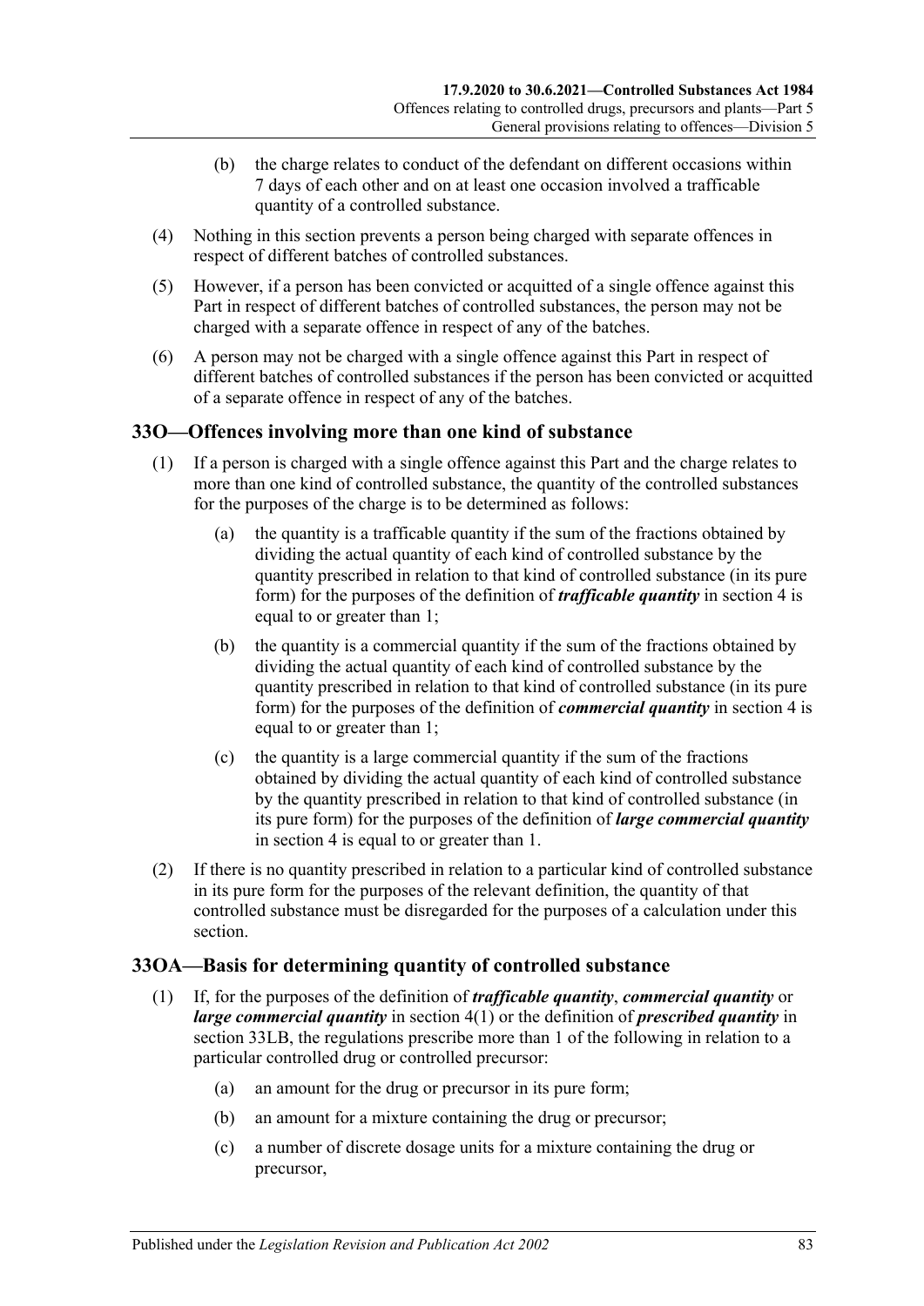(b) the charge relates to conduct of the defendant on different occasions within 7 days of each other and on at least one occasion involved a trafficable quantity of a controlled substance.

(4) Nothing in this section prevents a person being charged with separate offences in respect of different batches of controlled substances.

(5) However, if a person has been convicted or acquitted of a single offence against this Part in respect of different batches of controlled substances, the person may not be charged with a separate offence in respect of any of the batches.

(6) A person may not be charged with a single offence against this Part in respect of different batches of controlled substances if the person has been convicted or acquitted of a separate offence in respect of any of the batches.

## 33O—Offences involving more than one kind of substance

(1) If a person is charged with a single offence against this Part and the charge relates to more than one kind of controlled substance, the quantity of the controlled substances for the purposes of the charge is to be determined as follows:

(a) the quantity is a trafficable quantity if the sum of the fractions obtained by dividing the actual quantity of each kind of controlled substance by the quantity prescribed in relation to that kind of controlled substance (in its pure form) for the purposes of the definition of ***trafficable quantity*** in section 4 is equal to or greater than 1;

(b) the quantity is a commercial quantity if the sum of the fractions obtained by dividing the actual quantity of each kind of controlled substance by the quantity prescribed in relation to that kind of controlled substance (in its pure form) for the purposes of the definition of ***commercial quantity*** in section 4 is equal to or greater than 1;

(c) the quantity is a large commercial quantity if the sum of the fractions obtained by dividing the actual quantity of each kind of controlled substance by the quantity prescribed in relation to that kind of controlled substance (in its pure form) for the purposes of the definition of ***large commercial quantity*** in section 4 is equal to or greater than 1.

(2) If there is no quantity prescribed in relation to a particular kind of controlled substance in its pure form for the purposes of the relevant definition, the quantity of that controlled substance must be disregarded for the purposes of a calculation under this section.

## 33OA—Basis for determining quantity of controlled substance

(1) If, for the purposes of the definition of ***trafficable quantity***, ***commercial quantity*** or ***large commercial quantity*** in section 4(1) or the definition of ***prescribed quantity*** in section 33LB, the regulations prescribe more than 1 of the following in relation to a particular controlled drug or controlled precursor:

(a) an amount for the drug or precursor in its pure form;

(b) an amount for a mixture containing the drug or precursor;

(c) a number of discrete dosage units for a mixture containing the drug or precursor,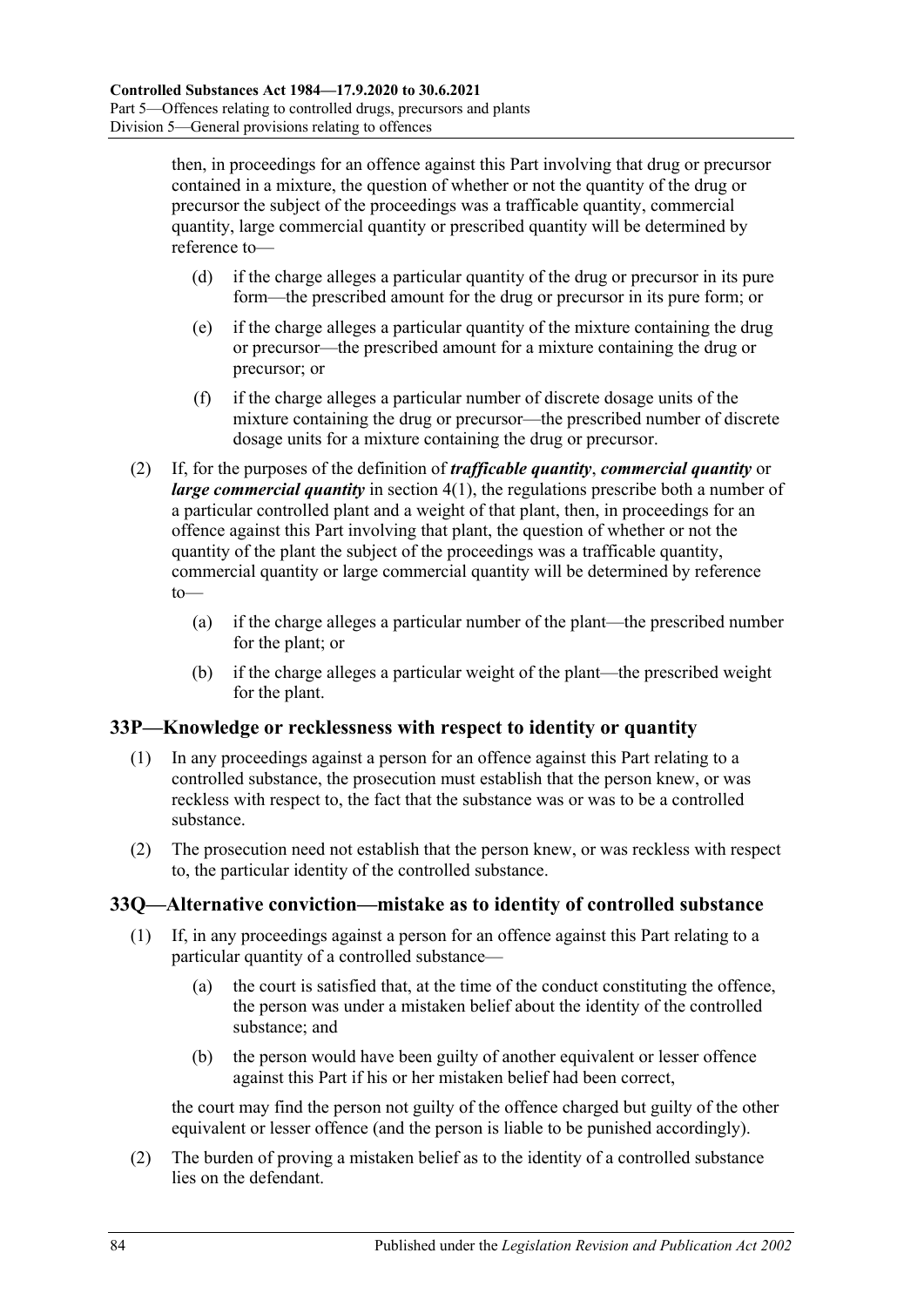then, in proceedings for an offence against this Part involving that drug or precursor contained in a mixture, the question of whether or not the quantity of the drug or precursor the subject of the proceedings was a trafficable quantity, commercial quantity, large commercial quantity or prescribed quantity will be determined by reference to—

(d) if the charge alleges a particular quantity of the drug or precursor in its pure form—the prescribed amount for the drug or precursor in its pure form; or

(e) if the charge alleges a particular quantity of the mixture containing the drug or precursor—the prescribed amount for a mixture containing the drug or precursor; or

(f) if the charge alleges a particular number of discrete dosage units of the mixture containing the drug or precursor—the prescribed number of discrete dosage units for a mixture containing the drug or precursor.

(2) If, for the purposes of the definition of ***trafficable quantity***, ***commercial quantity*** or ***large commercial quantity*** in section 4(1), the regulations prescribe both a number of a particular controlled plant and a weight of that plant, then, in proceedings for an offence against this Part involving that plant, the question of whether or not the quantity of the plant the subject of the proceedings was a trafficable quantity, commercial quantity or large commercial quantity will be determined by reference to—

(a) if the charge alleges a particular number of the plant—the prescribed number for the plant; or

(b) if the charge alleges a particular weight of the plant—the prescribed weight for the plant.

## 33P—Knowledge or recklessness with respect to identity or quantity

(1) In any proceedings against a person for an offence against this Part relating to a controlled substance, the prosecution must establish that the person knew, or was reckless with respect to, the fact that the substance was or was to be a controlled substance.

(2) The prosecution need not establish that the person knew, or was reckless with respect to, the particular identity of the controlled substance.

## 33Q—Alternative conviction—mistake as to identity of controlled substance

(1) If, in any proceedings against a person for an offence against this Part relating to a particular quantity of a controlled substance—

(a) the court is satisfied that, at the time of the conduct constituting the offence, the person was under a mistaken belief about the identity of the controlled substance; and

(b) the person would have been guilty of another equivalent or lesser offence against this Part if his or her mistaken belief had been correct,

the court may find the person not guilty of the offence charged but guilty of the other equivalent or lesser offence (and the person is liable to be punished accordingly).

(2) The burden of proving a mistaken belief as to the identity of a controlled substance lies on the defendant.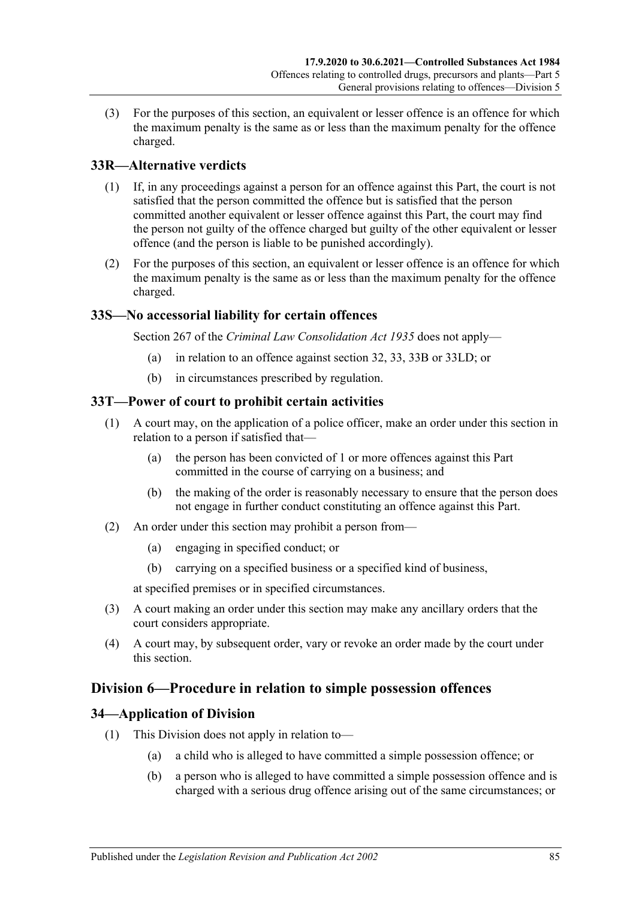(3) For the purposes of this section, an equivalent or lesser offence is an offence for which the maximum penalty is the same as or less than the maximum penalty for the offence charged.

## 33R—Alternative verdicts

(1) If, in any proceedings against a person for an offence against this Part, the court is not satisfied that the person committed the offence but is satisfied that the person committed another equivalent or lesser offence against this Part, the court may find the person not guilty of the offence charged but guilty of the other equivalent or lesser offence (and the person is liable to be punished accordingly).

(2) For the purposes of this section, an equivalent or lesser offence is an offence for which the maximum penalty is the same as or less than the maximum penalty for the offence charged.

## 33S—No accessorial liability for certain offences

Section 267 of the *Criminal Law Consolidation Act 1935* does not apply—

(a) in relation to an offence against section 32, 33, 33B or 33LD; or

(b) in circumstances prescribed by regulation.

## 33T—Power of court to prohibit certain activities

(1) A court may, on the application of a police officer, make an order under this section in relation to a person if satisfied that—

(a) the person has been convicted of 1 or more offences against this Part committed in the course of carrying on a business; and

(b) the making of the order is reasonably necessary to ensure that the person does not engage in further conduct constituting an offence against this Part.

(2) An order under this section may prohibit a person from—

(a) engaging in specified conduct; or

(b) carrying on a specified business or a specified kind of business,

at specified premises or in specified circumstances.

(3) A court making an order under this section may make any ancillary orders that the court considers appropriate.

(4) A court may, by subsequent order, vary or revoke an order made by the court under this section.

# Division 6—Procedure in relation to simple possession offences

## 34—Application of Division

(1) This Division does not apply in relation to—

(a) a child who is alleged to have committed a simple possession offence; or

(b) a person who is alleged to have committed a simple possession offence and is charged with a serious drug offence arising out of the same circumstances; or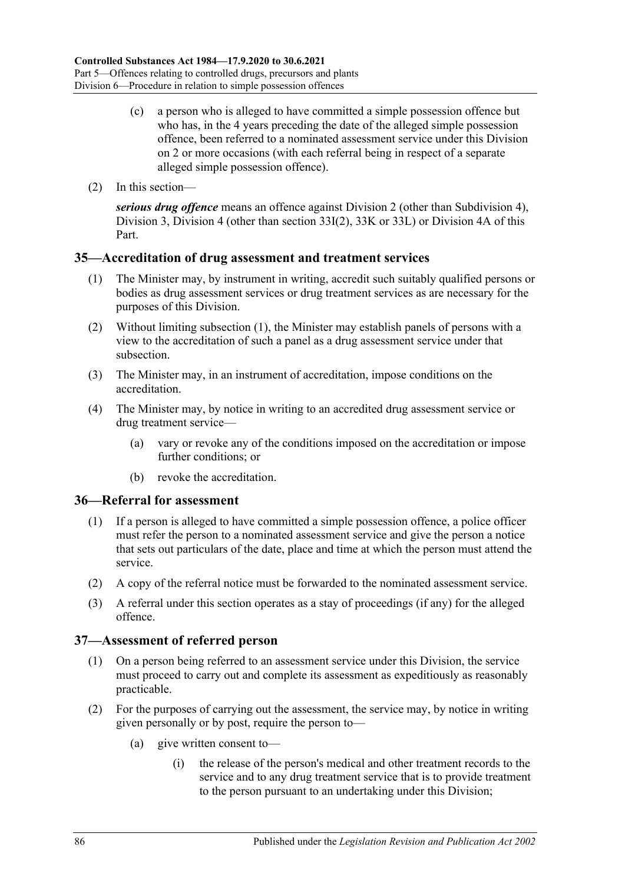(c) a person who is alleged to have committed a simple possession offence but who has, in the 4 years preceding the date of the alleged simple possession offence, been referred to a nominated assessment service under this Division on 2 or more occasions (with each referral being in respect of a separate alleged simple possession offence).

(2) In this section—

***serious drug offence*** means an offence against Division 2 (other than Subdivision 4), Division 3, Division 4 (other than section 33I(2), 33K or 33L) or Division 4A of this Part.

## 35—Accreditation of drug assessment and treatment services

(1) The Minister may, by instrument in writing, accredit such suitably qualified persons or bodies as drug assessment services or drug treatment services as are necessary for the purposes of this Division.

(2) Without limiting subsection (1), the Minister may establish panels of persons with a view to the accreditation of such a panel as a drug assessment service under that subsection.

(3) The Minister may, in an instrument of accreditation, impose conditions on the accreditation.

(4) The Minister may, by notice in writing to an accredited drug assessment service or drug treatment service—

(a) vary or revoke any of the conditions imposed on the accreditation or impose further conditions; or

(b) revoke the accreditation.

## 36—Referral for assessment

(1) If a person is alleged to have committed a simple possession offence, a police officer must refer the person to a nominated assessment service and give the person a notice that sets out particulars of the date, place and time at which the person must attend the service.

(2) A copy of the referral notice must be forwarded to the nominated assessment service.

(3) A referral under this section operates as a stay of proceedings (if any) for the alleged offence.

## 37—Assessment of referred person

(1) On a person being referred to an assessment service under this Division, the service must proceed to carry out and complete its assessment as expeditiously as reasonably practicable.

(2) For the purposes of carrying out the assessment, the service may, by notice in writing given personally or by post, require the person to—

(a) give written consent to—

(i) the release of the person's medical and other treatment records to the service and to any drug treatment service that is to provide treatment to the person pursuant to an undertaking under this Division;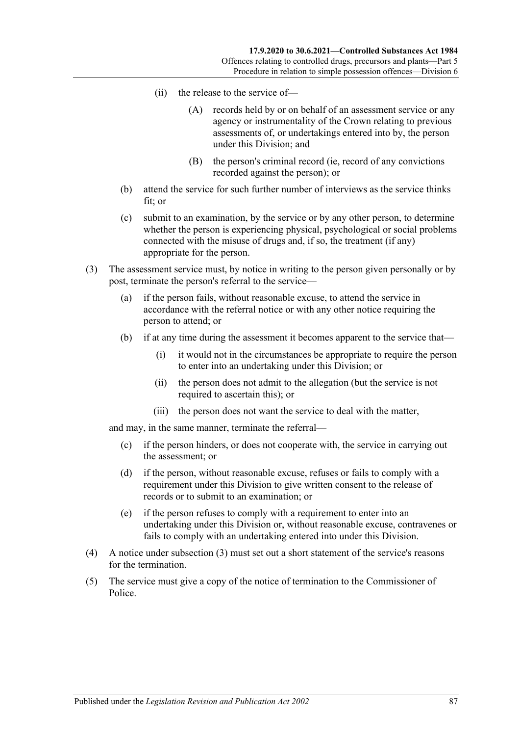(ii) the release to the service of—

(A) records held by or on behalf of an assessment service or any agency or instrumentality of the Crown relating to previous assessments of, or undertakings entered into by, the person under this Division; and

(B) the person's criminal record (ie, record of any convictions recorded against the person); or

(b) attend the service for such further number of interviews as the service thinks fit; or

(c) submit to an examination, by the service or by any other person, to determine whether the person is experiencing physical, psychological or social problems connected with the misuse of drugs and, if so, the treatment (if any) appropriate for the person.

(3) The assessment service must, by notice in writing to the person given personally or by post, terminate the person's referral to the service—

(a) if the person fails, without reasonable excuse, to attend the service in accordance with the referral notice or with any other notice requiring the person to attend; or

(b) if at any time during the assessment it becomes apparent to the service that—

(i) it would not in the circumstances be appropriate to require the person to enter into an undertaking under this Division; or

(ii) the person does not admit to the allegation (but the service is not required to ascertain this); or

(iii) the person does not want the service to deal with the matter,

and may, in the same manner, terminate the referral—

(c) if the person hinders, or does not cooperate with, the service in carrying out the assessment; or

(d) if the person, without reasonable excuse, refuses or fails to comply with a requirement under this Division to give written consent to the release of records or to submit to an examination; or

(e) if the person refuses to comply with a requirement to enter into an undertaking under this Division or, without reasonable excuse, contravenes or fails to comply with an undertaking entered into under this Division.

(4) A notice under subsection (3) must set out a short statement of the service's reasons for the termination.

(5) The service must give a copy of the notice of termination to the Commissioner of Police.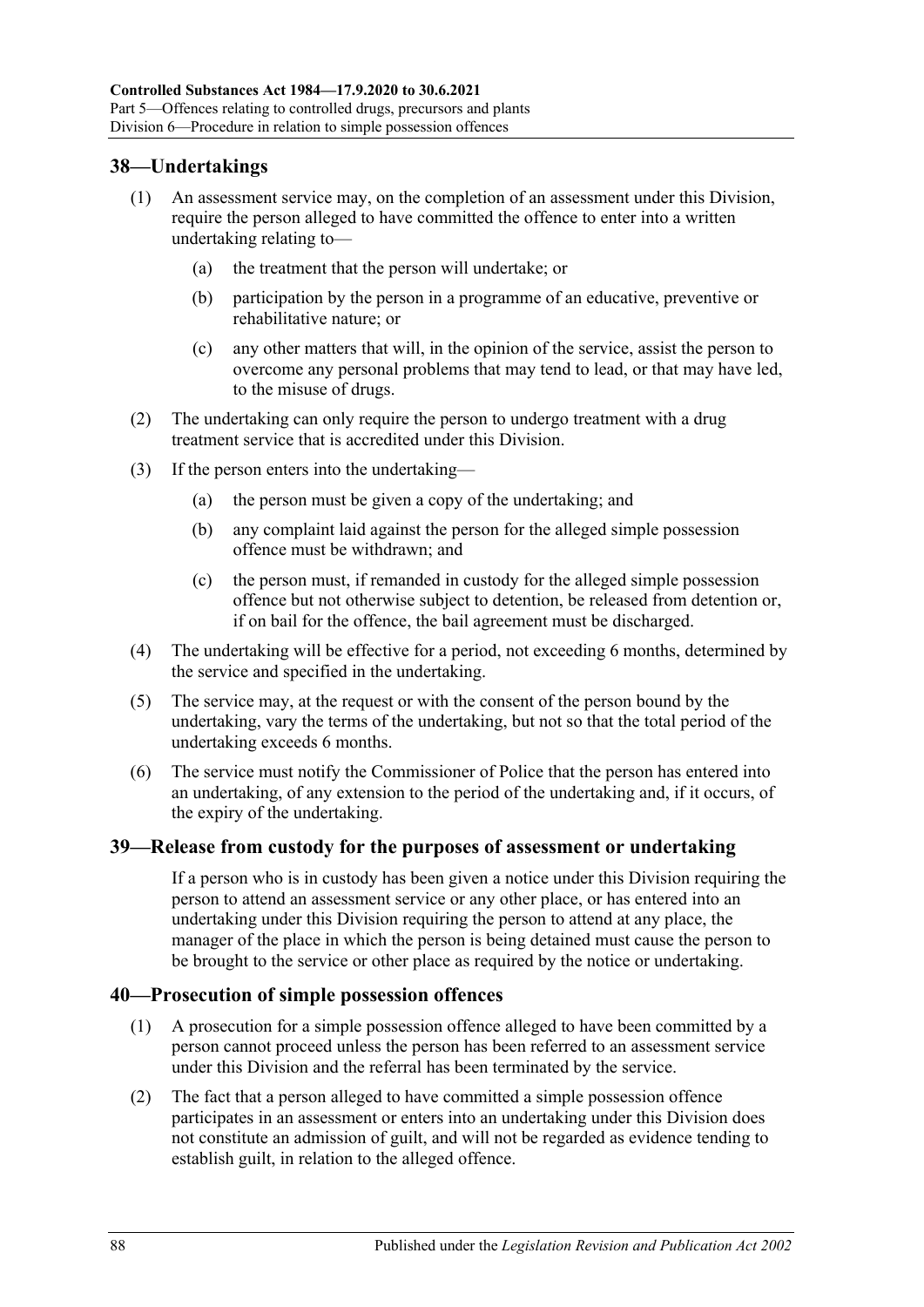## 38—Undertakings

(1) An assessment service may, on the completion of an assessment under this Division, require the person alleged to have committed the offence to enter into a written undertaking relating to—

(a) the treatment that the person will undertake; or

(b) participation by the person in a programme of an educative, preventive or rehabilitative nature; or

(c) any other matters that will, in the opinion of the service, assist the person to overcome any personal problems that may tend to lead, or that may have led, to the misuse of drugs.

(2) The undertaking can only require the person to undergo treatment with a drug treatment service that is accredited under this Division.

(3) If the person enters into the undertaking—

(a) the person must be given a copy of the undertaking; and

(b) any complaint laid against the person for the alleged simple possession offence must be withdrawn; and

(c) the person must, if remanded in custody for the alleged simple possession offence but not otherwise subject to detention, be released from detention or, if on bail for the offence, the bail agreement must be discharged.

(4) The undertaking will be effective for a period, not exceeding 6 months, determined by the service and specified in the undertaking.

(5) The service may, at the request or with the consent of the person bound by the undertaking, vary the terms of the undertaking, but not so that the total period of the undertaking exceeds 6 months.

(6) The service must notify the Commissioner of Police that the person has entered into an undertaking, of any extension to the period of the undertaking and, if it occurs, of the expiry of the undertaking.

## 39—Release from custody for the purposes of assessment or undertaking

If a person who is in custody has been given a notice under this Division requiring the person to attend an assessment service or any other place, or has entered into an undertaking under this Division requiring the person to attend at any place, the manager of the place in which the person is being detained must cause the person to be brought to the service or other place as required by the notice or undertaking.

## 40—Prosecution of simple possession offences

(1) A prosecution for a simple possession offence alleged to have been committed by a person cannot proceed unless the person has been referred to an assessment service under this Division and the referral has been terminated by the service.

(2) The fact that a person alleged to have committed a simple possession offence participates in an assessment or enters into an undertaking under this Division does not constitute an admission of guilt, and will not be regarded as evidence tending to establish guilt, in relation to the alleged offence.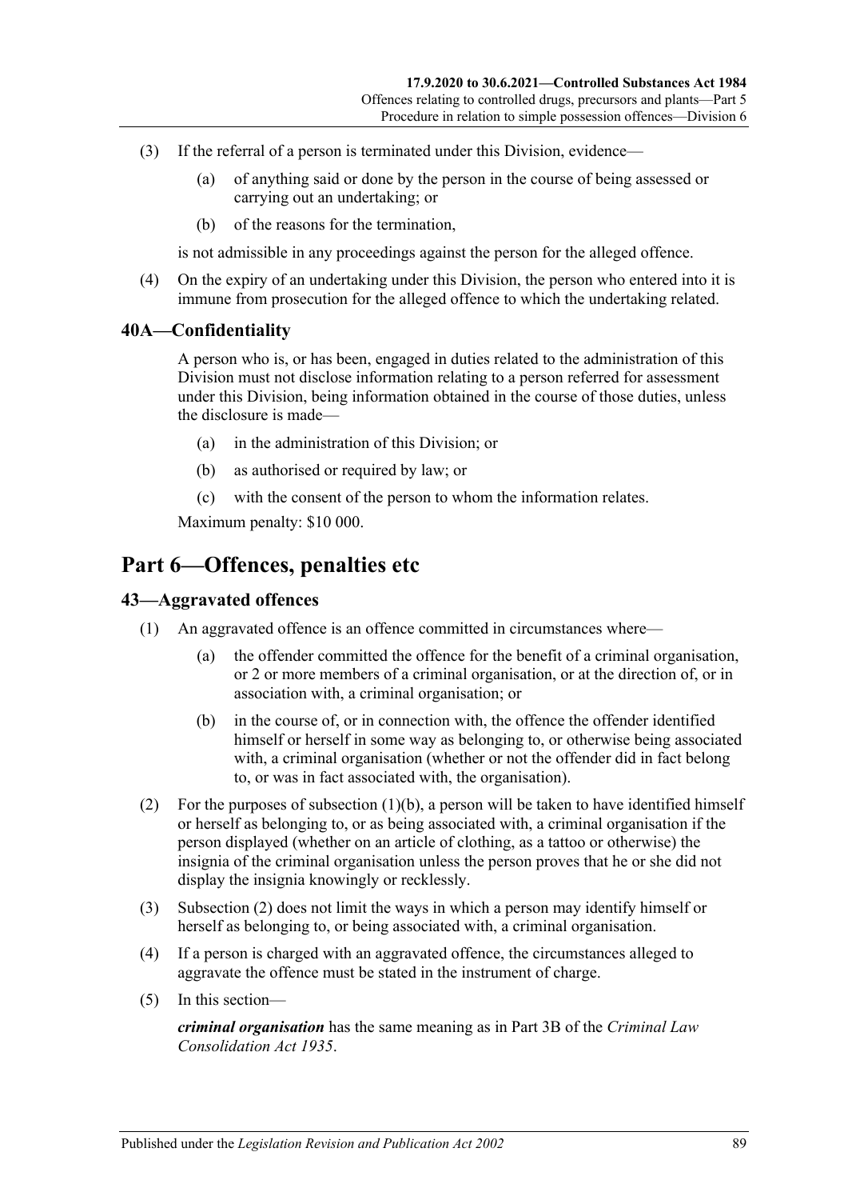(3) If the referral of a person is terminated under this Division, evidence—

(a) of anything said or done by the person in the course of being assessed or carrying out an undertaking; or

(b) of the reasons for the termination,

is not admissible in any proceedings against the person for the alleged offence.

(4) On the expiry of an undertaking under this Division, the person who entered into it is immune from prosecution for the alleged offence to which the undertaking related.

## 40A—Confidentiality

A person who is, or has been, engaged in duties related to the administration of this Division must not disclose information relating to a person referred for assessment under this Division, being information obtained in the course of those duties, unless the disclosure is made—

(a) in the administration of this Division; or

(b) as authorised or required by law; or

(c) with the consent of the person to whom the information relates.

Maximum penalty: $10 000.

# Part 6—Offences, penalties etc

## 43—Aggravated offences

(1) An aggravated offence is an offence committed in circumstances where—

(a) the offender committed the offence for the benefit of a criminal organisation, or 2 or more members of a criminal organisation, or at the direction of, or in association with, a criminal organisation; or

(b) in the course of, or in connection with, the offence the offender identified himself or herself in some way as belonging to, or otherwise being associated with, a criminal organisation (whether or not the offender did in fact belong to, or was in fact associated with, the organisation).

(2) For the purposes of subsection (1)(b), a person will be taken to have identified himself or herself as belonging to, or as being associated with, a criminal organisation if the person displayed (whether on an article of clothing, as a tattoo or otherwise) the insignia of the criminal organisation unless the person proves that he or she did not display the insignia knowingly or recklessly.

(3) Subsection (2) does not limit the ways in which a person may identify himself or herself as belonging to, or being associated with, a criminal organisation.

(4) If a person is charged with an aggravated offence, the circumstances alleged to aggravate the offence must be stated in the instrument of charge.

(5) In this section—

***criminal organisation*** has the same meaning as in Part 3B of the *Criminal Law Consolidation Act 1935*.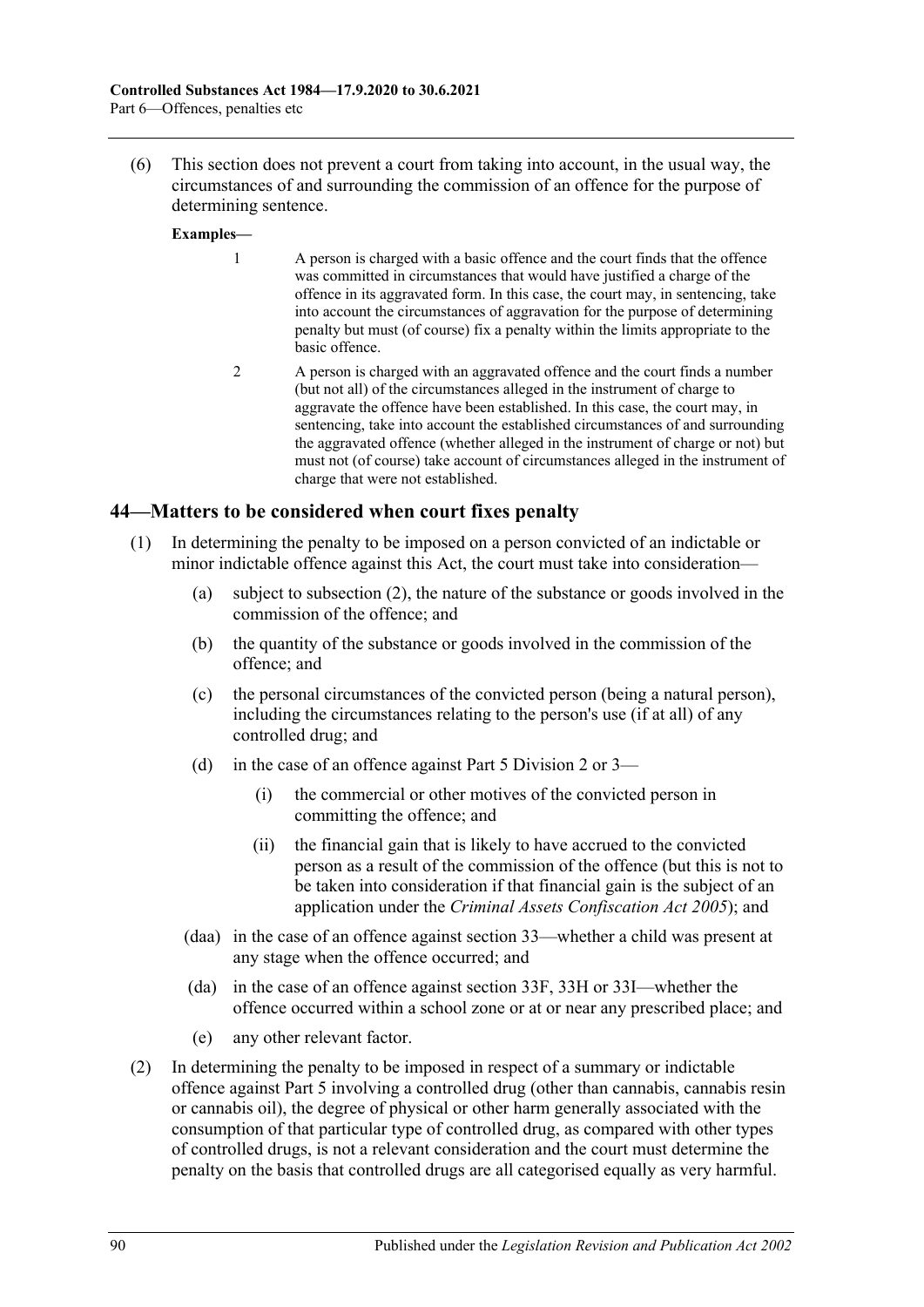(6) This section does not prevent a court from taking into account, in the usual way, the circumstances of and surrounding the commission of an offence for the purpose of determining sentence.

**Examples—**

1 A person is charged with a basic offence and the court finds that the offence was committed in circumstances that would have justified a charge of the offence in its aggravated form. In this case, the court may, in sentencing, take into account the circumstances of aggravation for the purpose of determining penalty but must (of course) fix a penalty within the limits appropriate to the basic offence.

2 A person is charged with an aggravated offence and the court finds a number (but not all) of the circumstances alleged in the instrument of charge to aggravate the offence have been established. In this case, the court may, in sentencing, take into account the established circumstances of and surrounding the aggravated offence (whether alleged in the instrument of charge or not) but must not (of course) take account of circumstances alleged in the instrument of charge that were not established.

## 44—Matters to be considered when court fixes penalty

(1) In determining the penalty to be imposed on a person convicted of an indictable or minor indictable offence against this Act, the court must take into consideration—

(a) subject to subsection (2), the nature of the substance or goods involved in the commission of the offence; and

(b) the quantity of the substance or goods involved in the commission of the offence; and

(c) the personal circumstances of the convicted person (being a natural person), including the circumstances relating to the person's use (if at all) of any controlled drug; and

(d) in the case of an offence against Part 5 Division 2 or 3—

(i) the commercial or other motives of the convicted person in committing the offence; and

(ii) the financial gain that is likely to have accrued to the convicted person as a result of the commission of the offence (but this is not to be taken into consideration if that financial gain is the subject of an application under the *Criminal Assets Confiscation Act 2005*); and

(daa) in the case of an offence against section 33—whether a child was present at any stage when the offence occurred; and

(da) in the case of an offence against section 33F, 33H or 33I—whether the offence occurred within a school zone or at or near any prescribed place; and

(e) any other relevant factor.

(2) In determining the penalty to be imposed in respect of a summary or indictable offence against Part 5 involving a controlled drug (other than cannabis, cannabis resin or cannabis oil), the degree of physical or other harm generally associated with the consumption of that particular type of controlled drug, as compared with other types of controlled drugs, is not a relevant consideration and the court must determine the penalty on the basis that controlled drugs are all categorised equally as very harmful.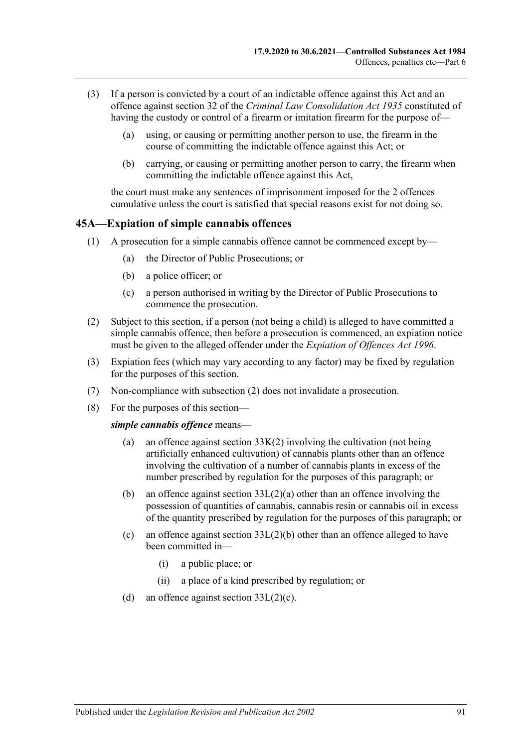(3) If a person is convicted by a court of an indictable offence against this Act and an offence against section 32 of the *Criminal Law Consolidation Act 1935* constituted of having the custody or control of a firearm or imitation firearm for the purpose of—

(a) using, or causing or permitting another person to use, the firearm in the course of committing the indictable offence against this Act; or

(b) carrying, or causing or permitting another person to carry, the firearm when committing the indictable offence against this Act,

the court must make any sentences of imprisonment imposed for the 2 offences cumulative unless the court is satisfied that special reasons exist for not doing so.

## 45A—Expiation of simple cannabis offences

(1) A prosecution for a simple cannabis offence cannot be commenced except by—

(a) the Director of Public Prosecutions; or

(b) a police officer; or

(c) a person authorised in writing by the Director of Public Prosecutions to commence the prosecution.

(2) Subject to this section, if a person (not being a child) is alleged to have committed a simple cannabis offence, then before a prosecution is commenced, an expiation notice must be given to the alleged offender under the *Expiation of Offences Act 1996*.

(3) Expiation fees (which may vary according to any factor) may be fixed by regulation for the purposes of this section.

(7) Non-compliance with subsection (2) does not invalidate a prosecution.

(8) For the purposes of this section—

***simple cannabis offence*** means—

(a) an offence against section 33K(2) involving the cultivation (not being artificially enhanced cultivation) of cannabis plants other than an offence involving the cultivation of a number of cannabis plants in excess of the number prescribed by regulation for the purposes of this paragraph; or

(b) an offence against section 33L(2)(a) other than an offence involving the possession of quantities of cannabis, cannabis resin or cannabis oil in excess of the quantity prescribed by regulation for the purposes of this paragraph; or

(c) an offence against section 33L(2)(b) other than an offence alleged to have been committed in—

(i) a public place; or

(ii) a place of a kind prescribed by regulation; or

(d) an offence against section 33L(2)(c).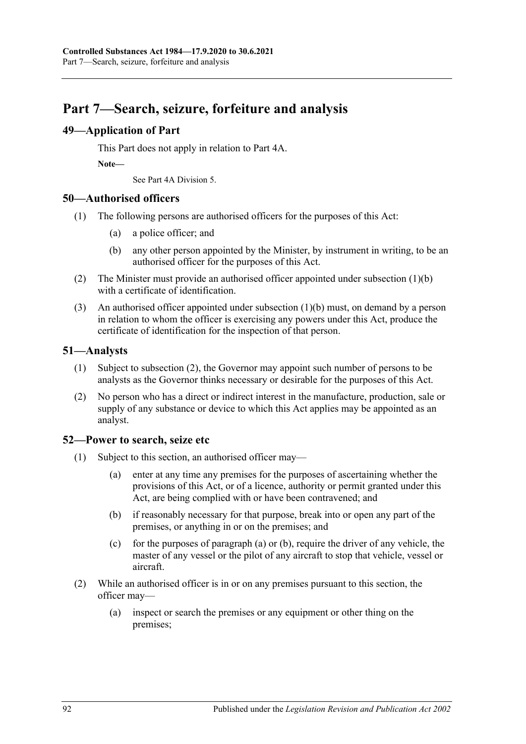# Part 7—Search, seizure, forfeiture and analysis

## 49—Application of Part

This Part does not apply in relation to Part 4A.

**Note—**

See Part 4A Division 5.

## 50—Authorised officers

(1) The following persons are authorised officers for the purposes of this Act:

(a) a police officer; and

(b) any other person appointed by the Minister, by instrument in writing, to be an authorised officer for the purposes of this Act.

(2) The Minister must provide an authorised officer appointed under subsection (1)(b) with a certificate of identification.

(3) An authorised officer appointed under subsection (1)(b) must, on demand by a person in relation to whom the officer is exercising any powers under this Act, produce the certificate of identification for the inspection of that person.

## 51—Analysts

(1) Subject to subsection (2), the Governor may appoint such number of persons to be analysts as the Governor thinks necessary or desirable for the purposes of this Act.

(2) No person who has a direct or indirect interest in the manufacture, production, sale or supply of any substance or device to which this Act applies may be appointed as an analyst.

## 52—Power to search, seize etc

(1) Subject to this section, an authorised officer may—

(a) enter at any time any premises for the purposes of ascertaining whether the provisions of this Act, or of a licence, authority or permit granted under this Act, are being complied with or have been contravened; and

(b) if reasonably necessary for that purpose, break into or open any part of the premises, or anything in or on the premises; and

(c) for the purposes of paragraph (a) or (b), require the driver of any vehicle, the master of any vessel or the pilot of any aircraft to stop that vehicle, vessel or aircraft.

(2) While an authorised officer is in or on any premises pursuant to this section, the officer may—

(a) inspect or search the premises or any equipment or other thing on the premises;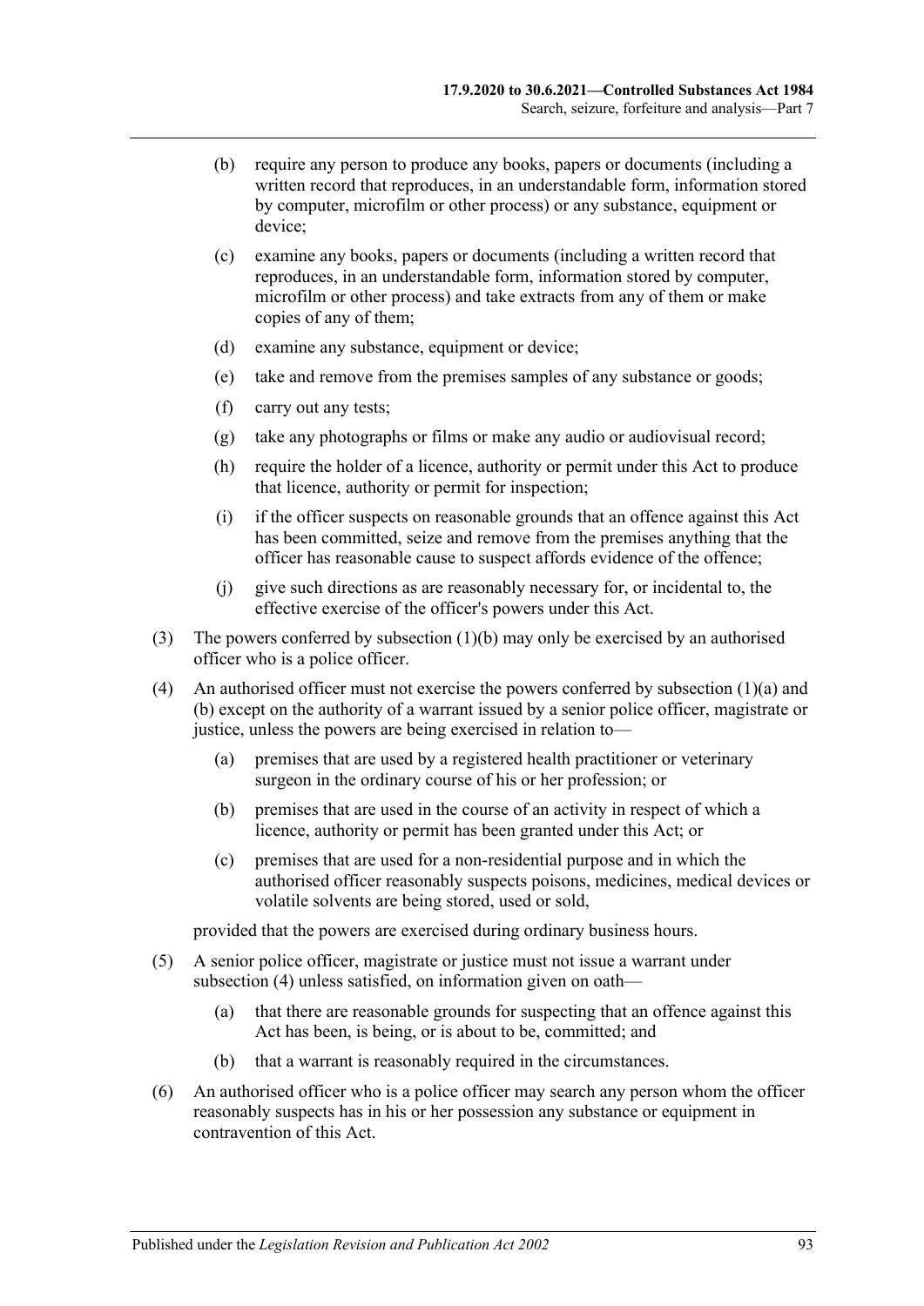(b) require any person to produce any books, papers or documents (including a written record that reproduces, in an understandable form, information stored by computer, microfilm or other process) or any substance, equipment or device;

(c) examine any books, papers or documents (including a written record that reproduces, in an understandable form, information stored by computer, microfilm or other process) and take extracts from any of them or make copies of any of them;

(d) examine any substance, equipment or device;

(e) take and remove from the premises samples of any substance or goods;

(f) carry out any tests;

(g) take any photographs or films or make any audio or audiovisual record;

(h) require the holder of a licence, authority or permit under this Act to produce that licence, authority or permit for inspection;

(i) if the officer suspects on reasonable grounds that an offence against this Act has been committed, seize and remove from the premises anything that the officer has reasonable cause to suspect affords evidence of the offence;

(j) give such directions as are reasonably necessary for, or incidental to, the effective exercise of the officer's powers under this Act.

(3) The powers conferred by subsection (1)(b) may only be exercised by an authorised officer who is a police officer.

(4) An authorised officer must not exercise the powers conferred by subsection (1)(a) and (b) except on the authority of a warrant issued by a senior police officer, magistrate or justice, unless the powers are being exercised in relation to—

(a) premises that are used by a registered health practitioner or veterinary surgeon in the ordinary course of his or her profession; or

(b) premises that are used in the course of an activity in respect of which a licence, authority or permit has been granted under this Act; or

(c) premises that are used for a non-residential purpose and in which the authorised officer reasonably suspects poisons, medicines, medical devices or volatile solvents are being stored, used or sold,

provided that the powers are exercised during ordinary business hours.

(5) A senior police officer, magistrate or justice must not issue a warrant under subsection (4) unless satisfied, on information given on oath—

(a) that there are reasonable grounds for suspecting that an offence against this Act has been, is being, or is about to be, committed; and

(b) that a warrant is reasonably required in the circumstances.

(6) An authorised officer who is a police officer may search any person whom the officer reasonably suspects has in his or her possession any substance or equipment in contravention of this Act.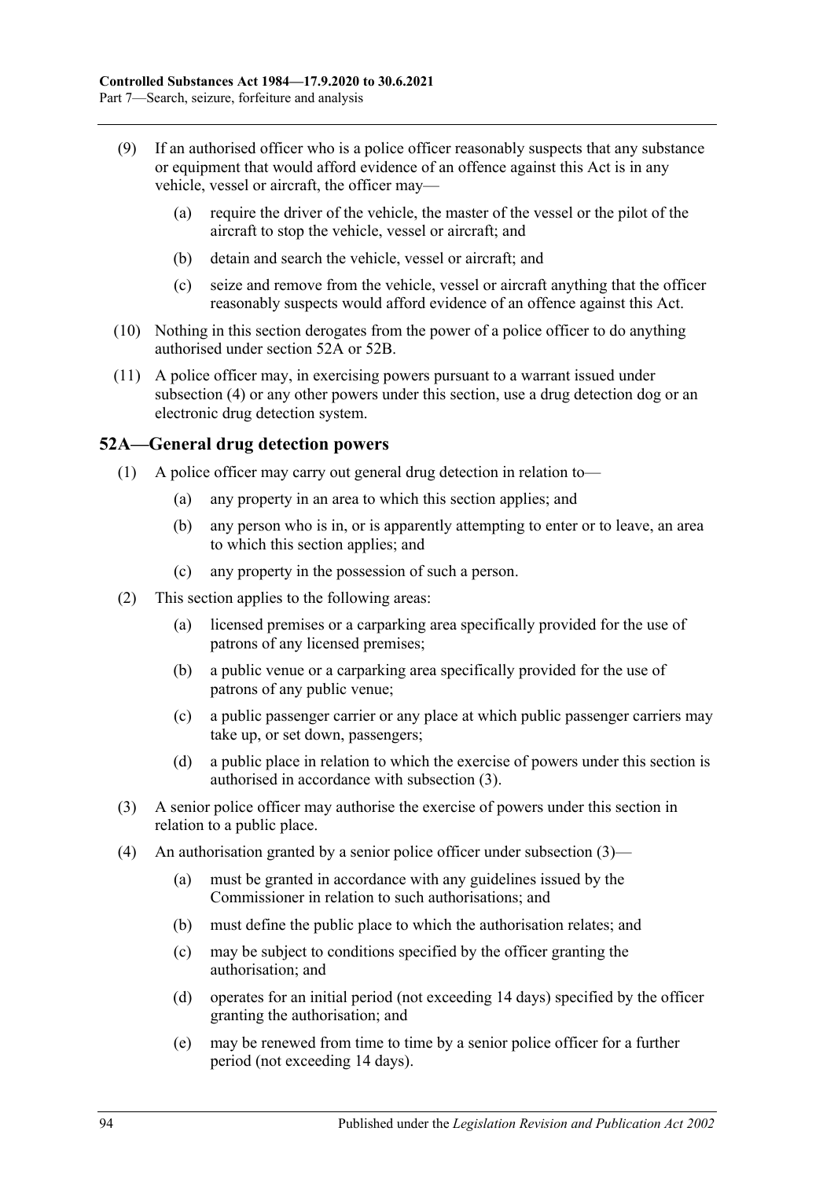(9) If an authorised officer who is a police officer reasonably suspects that any substance or equipment that would afford evidence of an offence against this Act is in any vehicle, vessel or aircraft, the officer may—

(a) require the driver of the vehicle, the master of the vessel or the pilot of the aircraft to stop the vehicle, vessel or aircraft; and

(b) detain and search the vehicle, vessel or aircraft; and

(c) seize and remove from the vehicle, vessel or aircraft anything that the officer reasonably suspects would afford evidence of an offence against this Act.

(10) Nothing in this section derogates from the power of a police officer to do anything authorised under section 52A or 52B.

(11) A police officer may, in exercising powers pursuant to a warrant issued under subsection (4) or any other powers under this section, use a drug detection dog or an electronic drug detection system.

## 52A—General drug detection powers

(1) A police officer may carry out general drug detection in relation to—

(a) any property in an area to which this section applies; and

(b) any person who is in, or is apparently attempting to enter or to leave, an area to which this section applies; and

(c) any property in the possession of such a person.

(2) This section applies to the following areas:

(a) licensed premises or a carparking area specifically provided for the use of patrons of any licensed premises;

(b) a public venue or a carparking area specifically provided for the use of patrons of any public venue;

(c) a public passenger carrier or any place at which public passenger carriers may take up, or set down, passengers;

(d) a public place in relation to which the exercise of powers under this section is authorised in accordance with subsection (3).

(3) A senior police officer may authorise the exercise of powers under this section in relation to a public place.

(4) An authorisation granted by a senior police officer under subsection (3)—

(a) must be granted in accordance with any guidelines issued by the Commissioner in relation to such authorisations; and

(b) must define the public place to which the authorisation relates; and

(c) may be subject to conditions specified by the officer granting the authorisation; and

(d) operates for an initial period (not exceeding 14 days) specified by the officer granting the authorisation; and

(e) may be renewed from time to time by a senior police officer for a further period (not exceeding 14 days).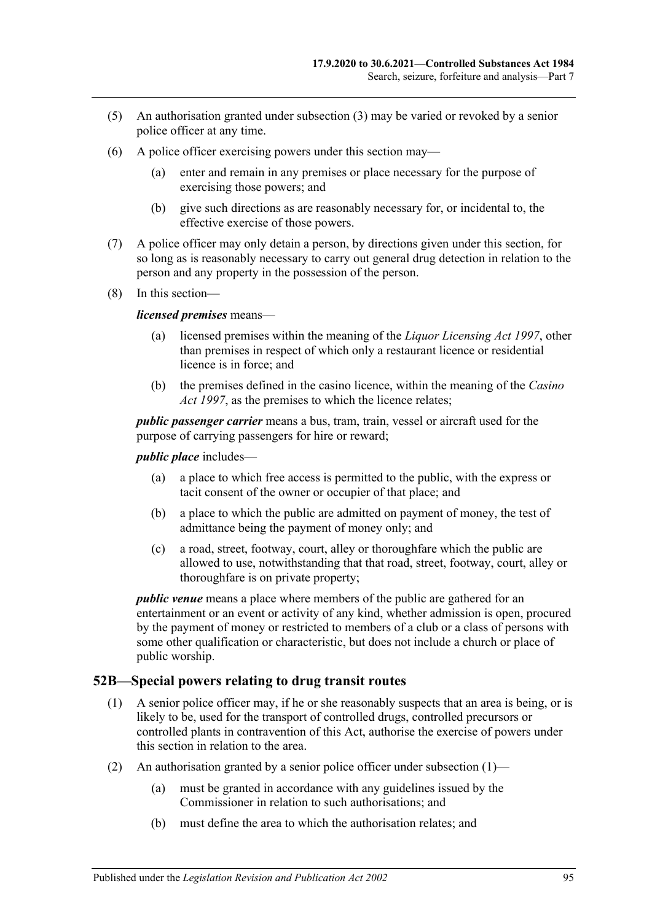(5) An authorisation granted under subsection (3) may be varied or revoked by a senior police officer at any time.

(6) A police officer exercising powers under this section may—

(a) enter and remain in any premises or place necessary for the purpose of exercising those powers; and

(b) give such directions as are reasonably necessary for, or incidental to, the effective exercise of those powers.

(7) A police officer may only detain a person, by directions given under this section, for so long as is reasonably necessary to carry out general drug detection in relation to the person and any property in the possession of the person.

(8) In this section—

***licensed premises*** means—

(a) licensed premises within the meaning of the *Liquor Licensing Act 1997*, other than premises in respect of which only a restaurant licence or residential licence is in force; and

(b) the premises defined in the casino licence, within the meaning of the *Casino Act 1997*, as the premises to which the licence relates;

***public passenger carrier*** means a bus, tram, train, vessel or aircraft used for the purpose of carrying passengers for hire or reward;

***public place*** includes—

(a) a place to which free access is permitted to the public, with the express or tacit consent of the owner or occupier of that place; and

(b) a place to which the public are admitted on payment of money, the test of admittance being the payment of money only; and

(c) a road, street, footway, court, alley or thoroughfare which the public are allowed to use, notwithstanding that that road, street, footway, court, alley or thoroughfare is on private property;

***public venue*** means a place where members of the public are gathered for an entertainment or an event or activity of any kind, whether admission is open, procured by the payment of money or restricted to members of a club or a class of persons with some other qualification or characteristic, but does not include a church or place of public worship.

## 52B—Special powers relating to drug transit routes

(1) A senior police officer may, if he or she reasonably suspects that an area is being, or is likely to be, used for the transport of controlled drugs, controlled precursors or controlled plants in contravention of this Act, authorise the exercise of powers under this section in relation to the area.

(2) An authorisation granted by a senior police officer under subsection (1)—

(a) must be granted in accordance with any guidelines issued by the Commissioner in relation to such authorisations; and

(b) must define the area to which the authorisation relates; and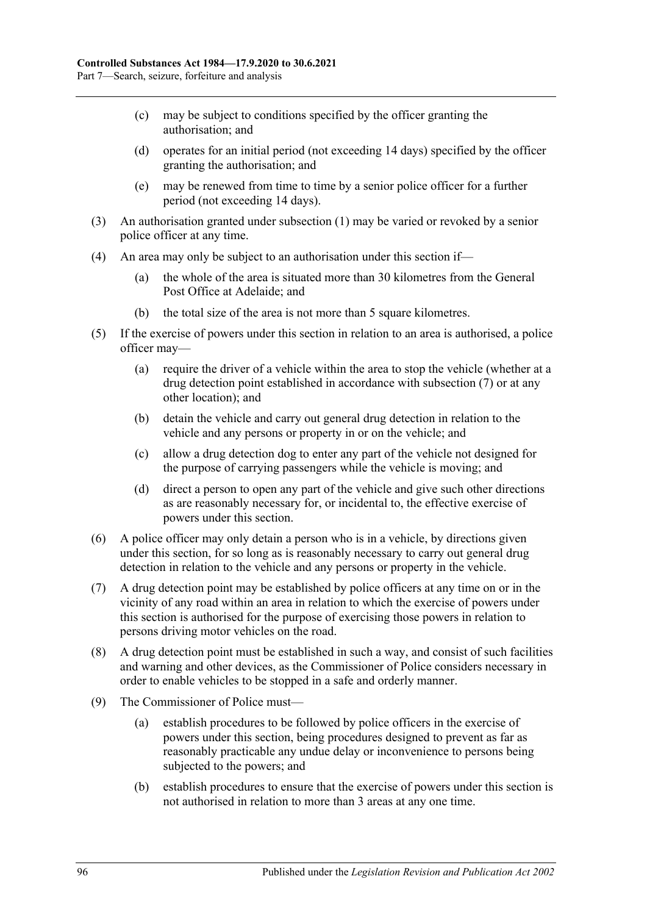(c) may be subject to conditions specified by the officer granting the authorisation; and

(d) operates for an initial period (not exceeding 14 days) specified by the officer granting the authorisation; and

(e) may be renewed from time to time by a senior police officer for a further period (not exceeding 14 days).

(3) An authorisation granted under subsection (1) may be varied or revoked by a senior police officer at any time.

(4) An area may only be subject to an authorisation under this section if—

(a) the whole of the area is situated more than 30 kilometres from the General Post Office at Adelaide; and

(b) the total size of the area is not more than 5 square kilometres.

(5) If the exercise of powers under this section in relation to an area is authorised, a police officer may—

(a) require the driver of a vehicle within the area to stop the vehicle (whether at a drug detection point established in accordance with subsection (7) or at any other location); and

(b) detain the vehicle and carry out general drug detection in relation to the vehicle and any persons or property in or on the vehicle; and

(c) allow a drug detection dog to enter any part of the vehicle not designed for the purpose of carrying passengers while the vehicle is moving; and

(d) direct a person to open any part of the vehicle and give such other directions as are reasonably necessary for, or incidental to, the effective exercise of powers under this section.

(6) A police officer may only detain a person who is in a vehicle, by directions given under this section, for so long as is reasonably necessary to carry out general drug detection in relation to the vehicle and any persons or property in the vehicle.

(7) A drug detection point may be established by police officers at any time on or in the vicinity of any road within an area in relation to which the exercise of powers under this section is authorised for the purpose of exercising those powers in relation to persons driving motor vehicles on the road.

(8) A drug detection point must be established in such a way, and consist of such facilities and warning and other devices, as the Commissioner of Police considers necessary in order to enable vehicles to be stopped in a safe and orderly manner.

(9) The Commissioner of Police must—

(a) establish procedures to be followed by police officers in the exercise of powers under this section, being procedures designed to prevent as far as reasonably practicable any undue delay or inconvenience to persons being subjected to the powers; and

(b) establish procedures to ensure that the exercise of powers under this section is not authorised in relation to more than 3 areas at any one time.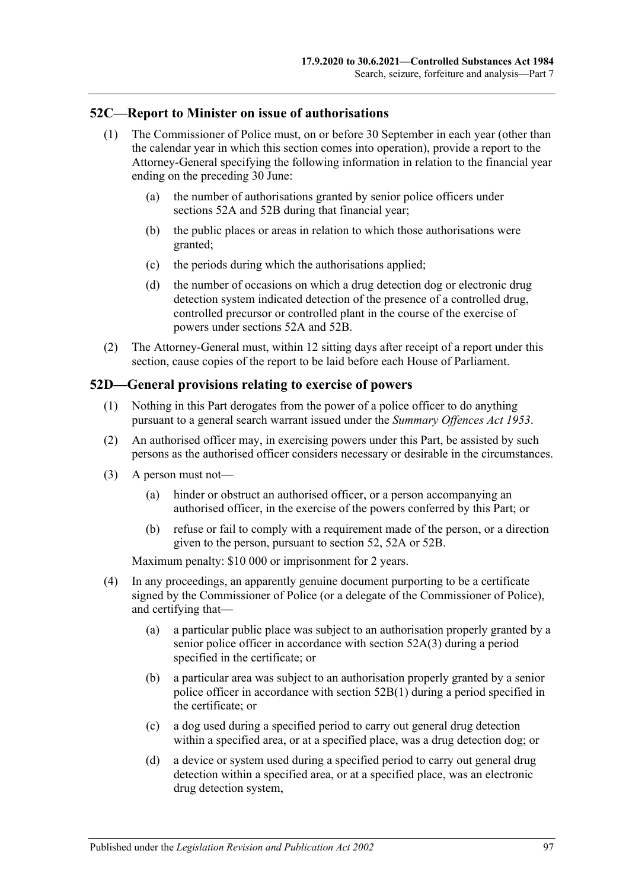## 52C—Report to Minister on issue of authorisations

(1) The Commissioner of Police must, on or before 30 September in each year (other than the calendar year in which this section comes into operation), provide a report to the Attorney-General specifying the following information in relation to the financial year ending on the preceding 30 June:

(a) the number of authorisations granted by senior police officers under sections 52A and 52B during that financial year;

(b) the public places or areas in relation to which those authorisations were granted;

(c) the periods during which the authorisations applied;

(d) the number of occasions on which a drug detection dog or electronic drug detection system indicated detection of the presence of a controlled drug, controlled precursor or controlled plant in the course of the exercise of powers under sections 52A and 52B.

(2) The Attorney-General must, within 12 sitting days after receipt of a report under this section, cause copies of the report to be laid before each House of Parliament.

## 52D—General provisions relating to exercise of powers

(1) Nothing in this Part derogates from the power of a police officer to do anything pursuant to a general search warrant issued under the *Summary Offences Act 1953*.

(2) An authorised officer may, in exercising powers under this Part, be assisted by such persons as the authorised officer considers necessary or desirable in the circumstances.

(3) A person must not—

(a) hinder or obstruct an authorised officer, or a person accompanying an authorised officer, in the exercise of the powers conferred by this Part; or

(b) refuse or fail to comply with a requirement made of the person, or a direction given to the person, pursuant to section 52, 52A or 52B.

Maximum penalty: $10 000 or imprisonment for 2 years.

(4) In any proceedings, an apparently genuine document purporting to be a certificate signed by the Commissioner of Police (or a delegate of the Commissioner of Police), and certifying that—

(a) a particular public place was subject to an authorisation properly granted by a senior police officer in accordance with section 52A(3) during a period specified in the certificate; or

(b) a particular area was subject to an authorisation properly granted by a senior police officer in accordance with section 52B(1) during a period specified in the certificate; or

(c) a dog used during a specified period to carry out general drug detection within a specified area, or at a specified place, was a drug detection dog; or

(d) a device or system used during a specified period to carry out general drug detection within a specified area, or at a specified place, was an electronic drug detection system,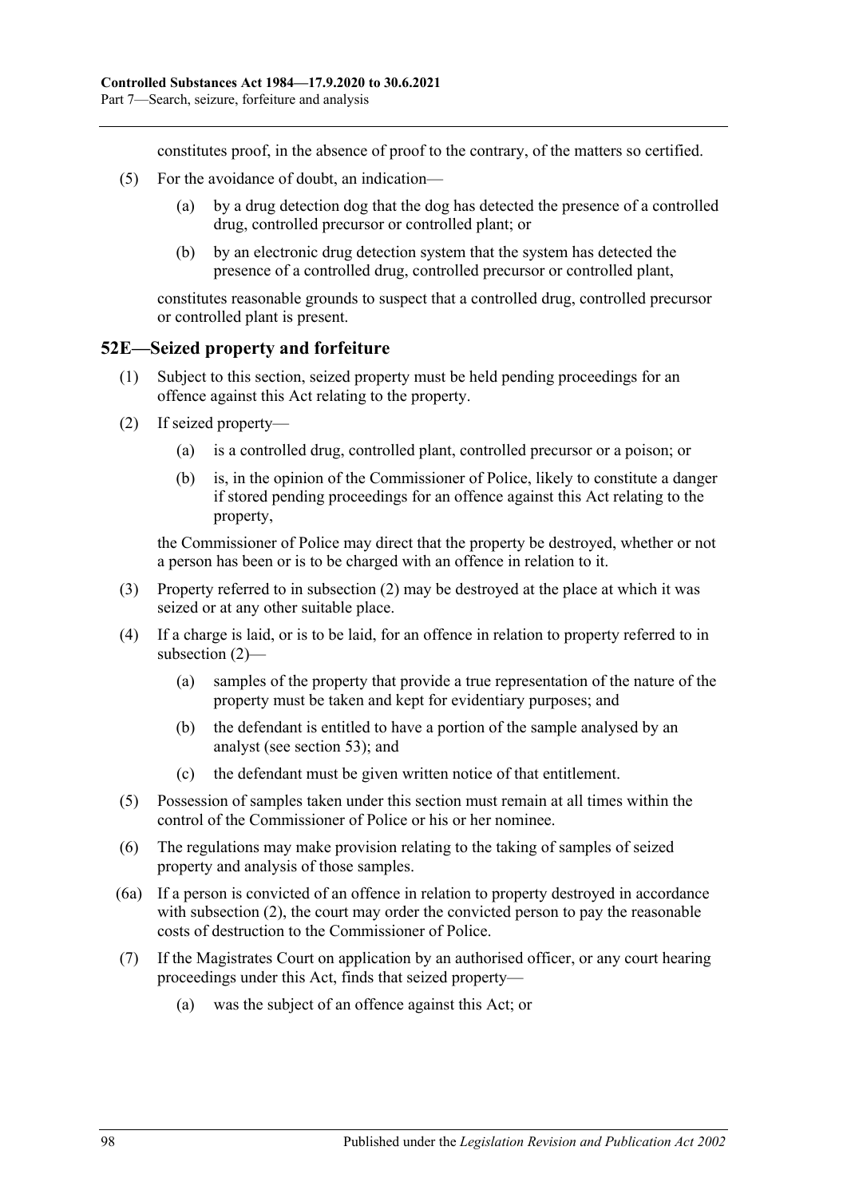constitutes proof, in the absence of proof to the contrary, of the matters so certified.

(5) For the avoidance of doubt, an indication—

(a) by a drug detection dog that the dog has detected the presence of a controlled drug, controlled precursor or controlled plant; or

(b) by an electronic drug detection system that the system has detected the presence of a controlled drug, controlled precursor or controlled plant,

constitutes reasonable grounds to suspect that a controlled drug, controlled precursor or controlled plant is present.

## 52E—Seized property and forfeiture

(1) Subject to this section, seized property must be held pending proceedings for an offence against this Act relating to the property.

(2) If seized property—

(a) is a controlled drug, controlled plant, controlled precursor or a poison; or

(b) is, in the opinion of the Commissioner of Police, likely to constitute a danger if stored pending proceedings for an offence against this Act relating to the property,

the Commissioner of Police may direct that the property be destroyed, whether or not a person has been or is to be charged with an offence in relation to it.

(3) Property referred to in subsection (2) may be destroyed at the place at which it was seized or at any other suitable place.

(4) If a charge is laid, or is to be laid, for an offence in relation to property referred to in subsection (2)—

(a) samples of the property that provide a true representation of the nature of the property must be taken and kept for evidentiary purposes; and

(b) the defendant is entitled to have a portion of the sample analysed by an analyst (see section 53); and

(c) the defendant must be given written notice of that entitlement.

(5) Possession of samples taken under this section must remain at all times within the control of the Commissioner of Police or his or her nominee.

(6) The regulations may make provision relating to the taking of samples of seized property and analysis of those samples.

(6a) If a person is convicted of an offence in relation to property destroyed in accordance with subsection (2), the court may order the convicted person to pay the reasonable costs of destruction to the Commissioner of Police.

(7) If the Magistrates Court on application by an authorised officer, or any court hearing proceedings under this Act, finds that seized property—

(a) was the subject of an offence against this Act; or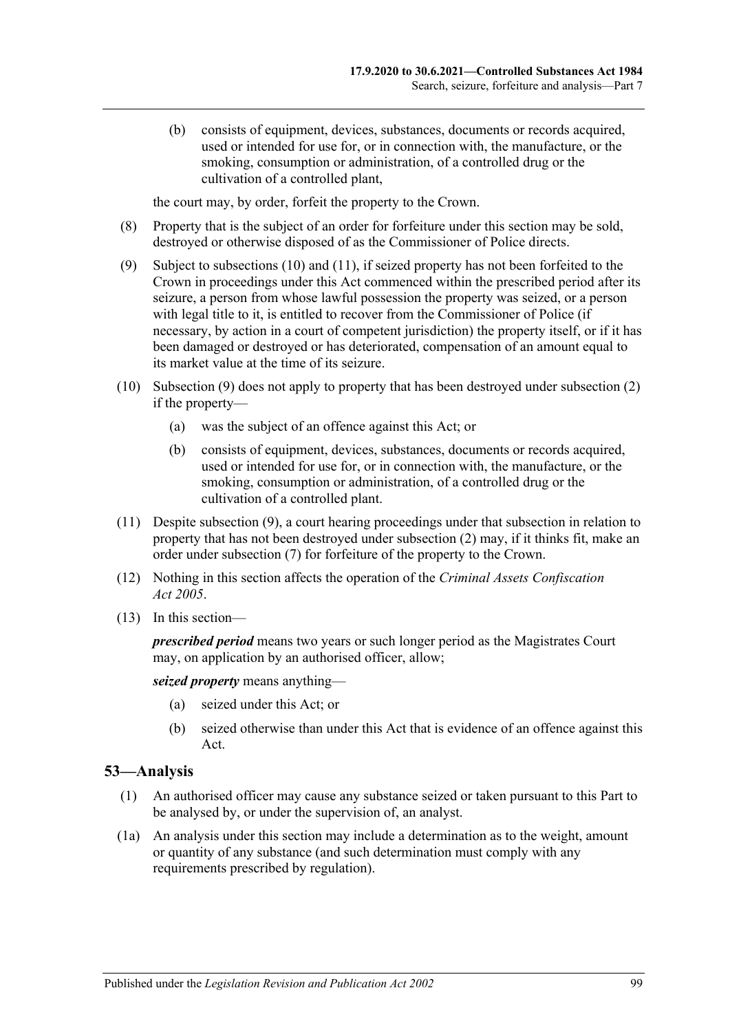(b) consists of equipment, devices, substances, documents or records acquired, used or intended for use for, or in connection with, the manufacture, or the smoking, consumption or administration, of a controlled drug or the cultivation of a controlled plant,

the court may, by order, forfeit the property to the Crown.

(8) Property that is the subject of an order for forfeiture under this section may be sold, destroyed or otherwise disposed of as the Commissioner of Police directs.

(9) Subject to subsections (10) and (11), if seized property has not been forfeited to the Crown in proceedings under this Act commenced within the prescribed period after its seizure, a person from whose lawful possession the property was seized, or a person with legal title to it, is entitled to recover from the Commissioner of Police (if necessary, by action in a court of competent jurisdiction) the property itself, or if it has been damaged or destroyed or has deteriorated, compensation of an amount equal to its market value at the time of its seizure.

(10) Subsection (9) does not apply to property that has been destroyed under subsection (2) if the property—

(a) was the subject of an offence against this Act; or

(b) consists of equipment, devices, substances, documents or records acquired, used or intended for use for, or in connection with, the manufacture, or the smoking, consumption or administration, of a controlled drug or the cultivation of a controlled plant.

(11) Despite subsection (9), a court hearing proceedings under that subsection in relation to property that has not been destroyed under subsection (2) may, if it thinks fit, make an order under subsection (7) for forfeiture of the property to the Crown.

(12) Nothing in this section affects the operation of the *Criminal Assets Confiscation Act 2005*.

(13) In this section—

***prescribed period*** means two years or such longer period as the Magistrates Court may, on application by an authorised officer, allow;

***seized property*** means anything—

(a) seized under this Act; or

(b) seized otherwise than under this Act that is evidence of an offence against this Act.

## 53—Analysis

(1) An authorised officer may cause any substance seized or taken pursuant to this Part to be analysed by, or under the supervision of, an analyst.

(1a) An analysis under this section may include a determination as to the weight, amount or quantity of any substance (and such determination must comply with any requirements prescribed by regulation).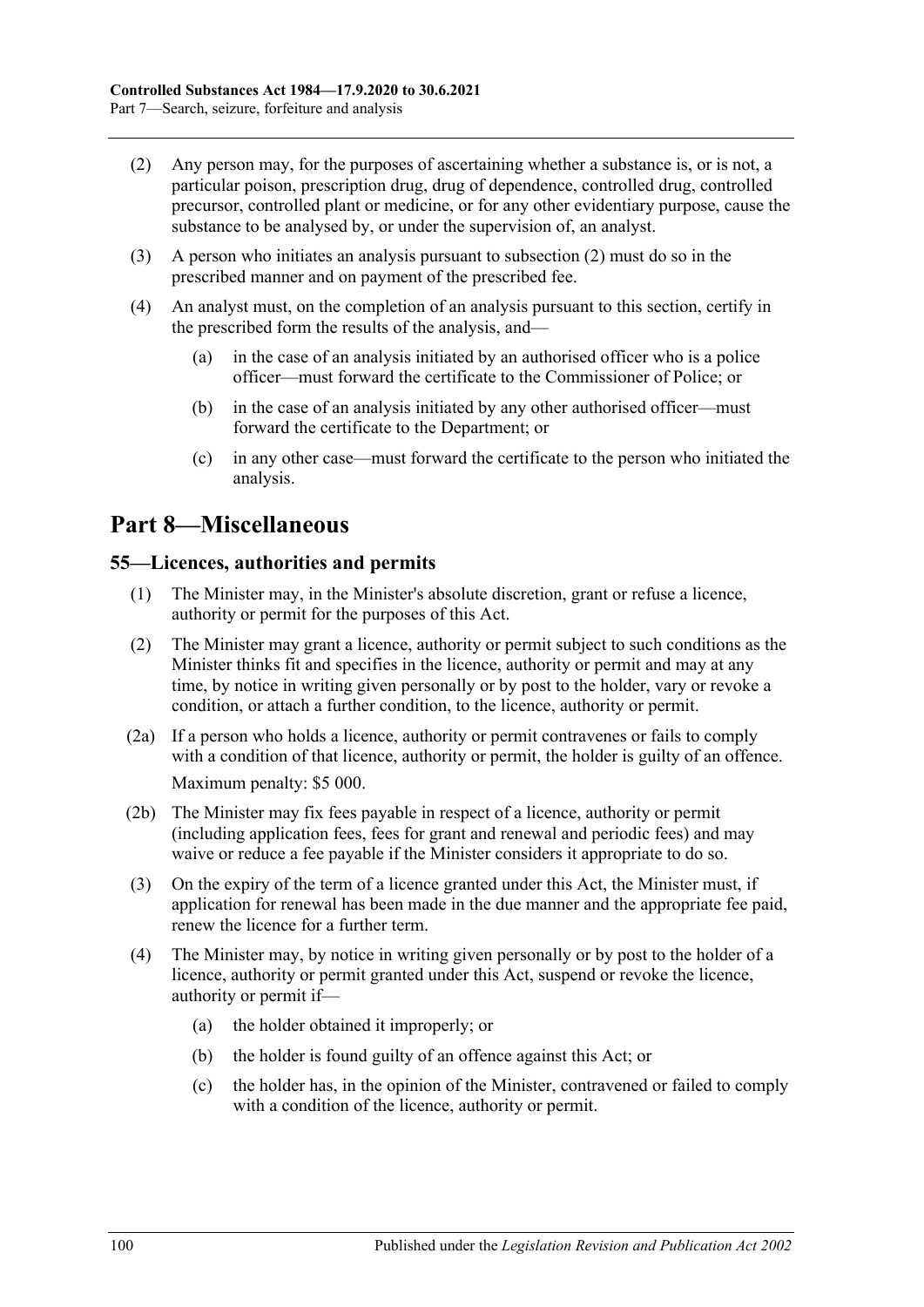(2) Any person may, for the purposes of ascertaining whether a substance is, or is not, a particular poison, prescription drug, drug of dependence, controlled drug, controlled precursor, controlled plant or medicine, or for any other evidentiary purpose, cause the substance to be analysed by, or under the supervision of, an analyst.

(3) A person who initiates an analysis pursuant to subsection (2) must do so in the prescribed manner and on payment of the prescribed fee.

(4) An analyst must, on the completion of an analysis pursuant to this section, certify in the prescribed form the results of the analysis, and—

  (a) in the case of an analysis initiated by an authorised officer who is a police officer—must forward the certificate to the Commissioner of Police; or

  (b) in the case of an analysis initiated by any other authorised officer—must forward the certificate to the Department; or

  (c) in any other case—must forward the certificate to the person who initiated the analysis.

# Part 8—Miscellaneous

## 55—Licences, authorities and permits

(1) The Minister may, in the Minister's absolute discretion, grant or refuse a licence, authority or permit for the purposes of this Act.

(2) The Minister may grant a licence, authority or permit subject to such conditions as the Minister thinks fit and specifies in the licence, authority or permit and may at any time, by notice in writing given personally or by post to the holder, vary or revoke a condition, or attach a further condition, to the licence, authority or permit.

(2a) If a person who holds a licence, authority or permit contravenes or fails to comply with a condition of that licence, authority or permit, the holder is guilty of an offence.

Maximum penalty: $5 000.

(2b) The Minister may fix fees payable in respect of a licence, authority or permit (including application fees, fees for grant and renewal and periodic fees) and may waive or reduce a fee payable if the Minister considers it appropriate to do so.

(3) On the expiry of the term of a licence granted under this Act, the Minister must, if application for renewal has been made in the due manner and the appropriate fee paid, renew the licence for a further term.

(4) The Minister may, by notice in writing given personally or by post to the holder of a licence, authority or permit granted under this Act, suspend or revoke the licence, authority or permit if—

  (a) the holder obtained it improperly; or

  (b) the holder is found guilty of an offence against this Act; or

  (c) the holder has, in the opinion of the Minister, contravened or failed to comply with a condition of the licence, authority or permit.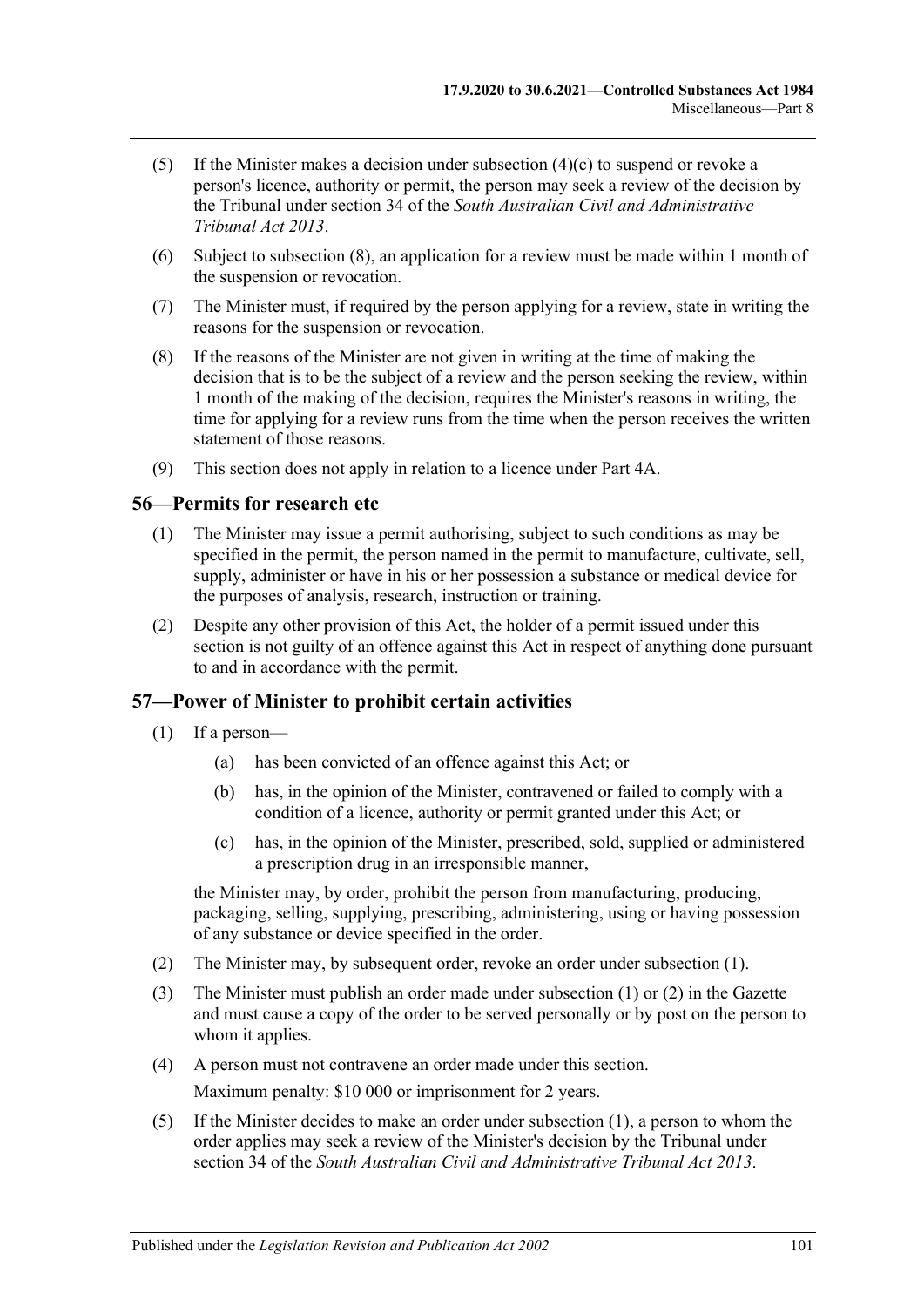(5) If the Minister makes a decision under subsection (4)(c) to suspend or revoke a person's licence, authority or permit, the person may seek a review of the decision by the Tribunal under section 34 of the *South Australian Civil and Administrative Tribunal Act 2013*.

(6) Subject to subsection (8), an application for a review must be made within 1 month of the suspension or revocation.

(7) The Minister must, if required by the person applying for a review, state in writing the reasons for the suspension or revocation.

(8) If the reasons of the Minister are not given in writing at the time of making the decision that is to be the subject of a review and the person seeking the review, within 1 month of the making of the decision, requires the Minister's reasons in writing, the time for applying for a review runs from the time when the person receives the written statement of those reasons.

(9) This section does not apply in relation to a licence under Part 4A.

## 56—Permits for research etc

(1) The Minister may issue a permit authorising, subject to such conditions as may be specified in the permit, the person named in the permit to manufacture, cultivate, sell, supply, administer or have in his or her possession a substance or medical device for the purposes of analysis, research, instruction or training.

(2) Despite any other provision of this Act, the holder of a permit issued under this section is not guilty of an offence against this Act in respect of anything done pursuant to and in accordance with the permit.

## 57—Power of Minister to prohibit certain activities

(1) If a person—

(a) has been convicted of an offence against this Act; or

(b) has, in the opinion of the Minister, contravened or failed to comply with a condition of a licence, authority or permit granted under this Act; or

(c) has, in the opinion of the Minister, prescribed, sold, supplied or administered a prescription drug in an irresponsible manner,

the Minister may, by order, prohibit the person from manufacturing, producing, packaging, selling, supplying, prescribing, administering, using or having possession of any substance or device specified in the order.

(2) The Minister may, by subsequent order, revoke an order under subsection (1).

(3) The Minister must publish an order made under subsection (1) or (2) in the Gazette and must cause a copy of the order to be served personally or by post on the person to whom it applies.

(4) A person must not contravene an order made under this section.

Maximum penalty: $10 000 or imprisonment for 2 years.

(5) If the Minister decides to make an order under subsection (1), a person to whom the order applies may seek a review of the Minister's decision by the Tribunal under section 34 of the *South Australian Civil and Administrative Tribunal Act 2013*.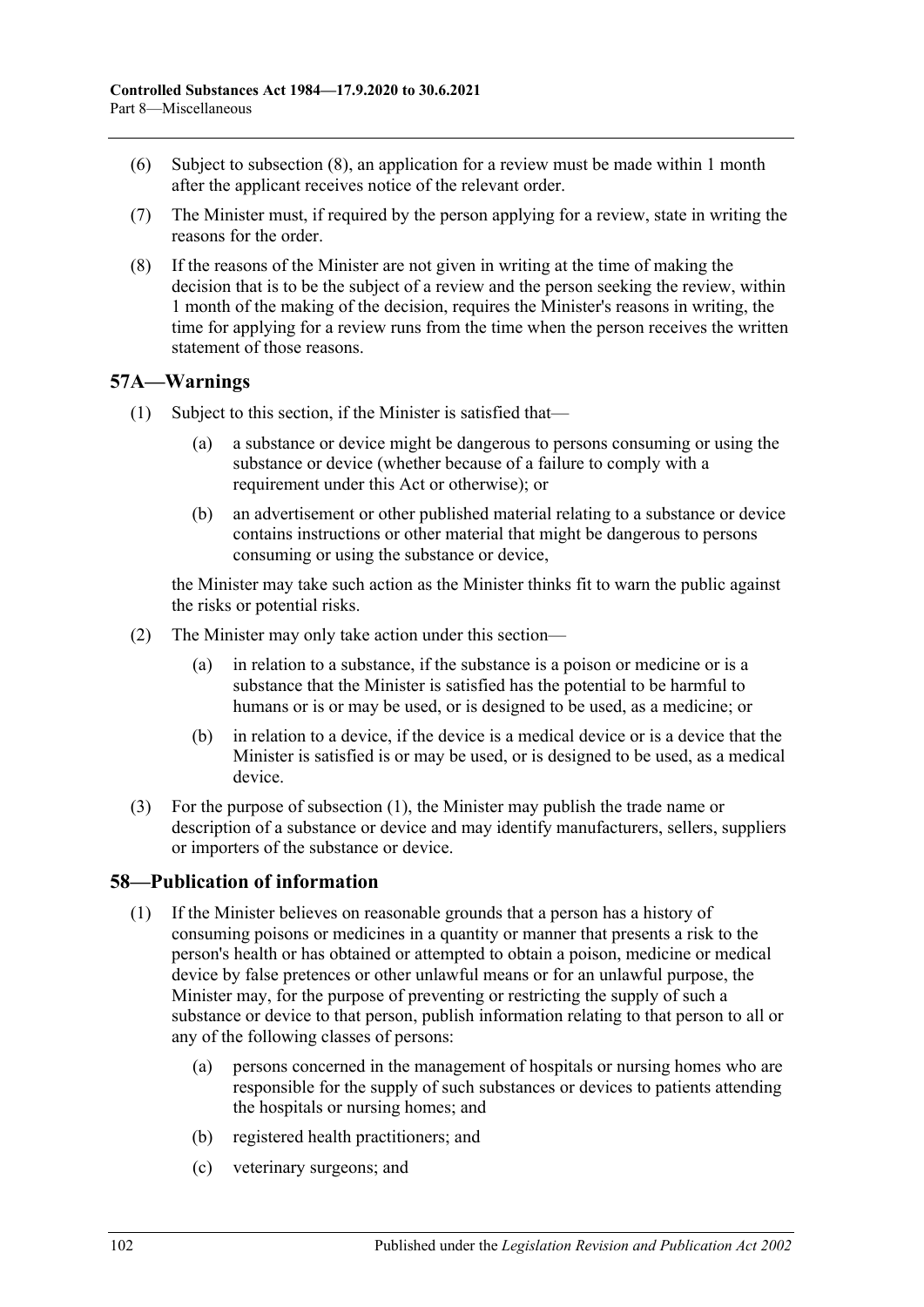(6) Subject to subsection (8), an application for a review must be made within 1 month after the applicant receives notice of the relevant order.

(7) The Minister must, if required by the person applying for a review, state in writing the reasons for the order.

(8) If the reasons of the Minister are not given in writing at the time of making the decision that is to be the subject of a review and the person seeking the review, within 1 month of the making of the decision, requires the Minister's reasons in writing, the time for applying for a review runs from the time when the person receives the written statement of those reasons.

## 57A—Warnings

(1) Subject to this section, if the Minister is satisfied that—

(a) a substance or device might be dangerous to persons consuming or using the substance or device (whether because of a failure to comply with a requirement under this Act or otherwise); or

(b) an advertisement or other published material relating to a substance or device contains instructions or other material that might be dangerous to persons consuming or using the substance or device,

the Minister may take such action as the Minister thinks fit to warn the public against the risks or potential risks.

(2) The Minister may only take action under this section—

(a) in relation to a substance, if the substance is a poison or medicine or is a substance that the Minister is satisfied has the potential to be harmful to humans or is or may be used, or is designed to be used, as a medicine; or

(b) in relation to a device, if the device is a medical device or is a device that the Minister is satisfied is or may be used, or is designed to be used, as a medical device.

(3) For the purpose of subsection (1), the Minister may publish the trade name or description of a substance or device and may identify manufacturers, sellers, suppliers or importers of the substance or device.

## 58—Publication of information

(1) If the Minister believes on reasonable grounds that a person has a history of consuming poisons or medicines in a quantity or manner that presents a risk to the person's health or has obtained or attempted to obtain a poison, medicine or medical device by false pretences or other unlawful means or for an unlawful purpose, the Minister may, for the purpose of preventing or restricting the supply of such a substance or device to that person, publish information relating to that person to all or any of the following classes of persons:

(a) persons concerned in the management of hospitals or nursing homes who are responsible for the supply of such substances or devices to patients attending the hospitals or nursing homes; and

(b) registered health practitioners; and

(c) veterinary surgeons; and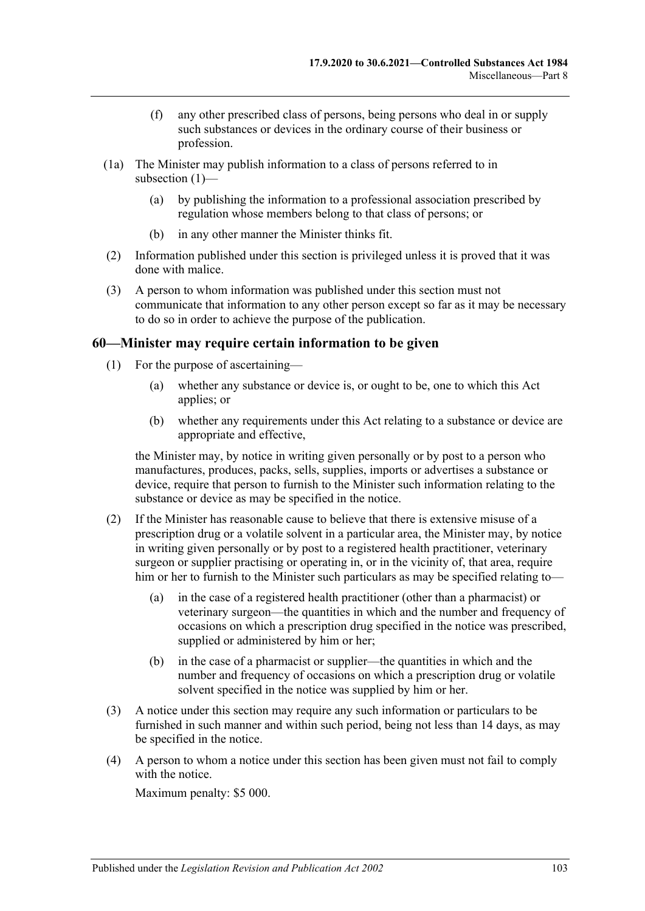(f) any other prescribed class of persons, being persons who deal in or supply such substances or devices in the ordinary course of their business or profession.

(1a) The Minister may publish information to a class of persons referred to in subsection (1)—

(a) by publishing the information to a professional association prescribed by regulation whose members belong to that class of persons; or

(b) in any other manner the Minister thinks fit.

(2) Information published under this section is privileged unless it is proved that it was done with malice.

(3) A person to whom information was published under this section must not communicate that information to any other person except so far as it may be necessary to do so in order to achieve the purpose of the publication.

## 60—Minister may require certain information to be given

(1) For the purpose of ascertaining—

(a) whether any substance or device is, or ought to be, one to which this Act applies; or

(b) whether any requirements under this Act relating to a substance or device are appropriate and effective,

the Minister may, by notice in writing given personally or by post to a person who manufactures, produces, packs, sells, supplies, imports or advertises a substance or device, require that person to furnish to the Minister such information relating to the substance or device as may be specified in the notice.

(2) If the Minister has reasonable cause to believe that there is extensive misuse of a prescription drug or a volatile solvent in a particular area, the Minister may, by notice in writing given personally or by post to a registered health practitioner, veterinary surgeon or supplier practising or operating in, or in the vicinity of, that area, require him or her to furnish to the Minister such particulars as may be specified relating to—

(a) in the case of a registered health practitioner (other than a pharmacist) or veterinary surgeon—the quantities in which and the number and frequency of occasions on which a prescription drug specified in the notice was prescribed, supplied or administered by him or her;

(b) in the case of a pharmacist or supplier—the quantities in which and the number and frequency of occasions on which a prescription drug or volatile solvent specified in the notice was supplied by him or her.

(3) A notice under this section may require any such information or particulars to be furnished in such manner and within such period, being not less than 14 days, as may be specified in the notice.

(4) A person to whom a notice under this section has been given must not fail to comply with the notice.

Maximum penalty: $5 000.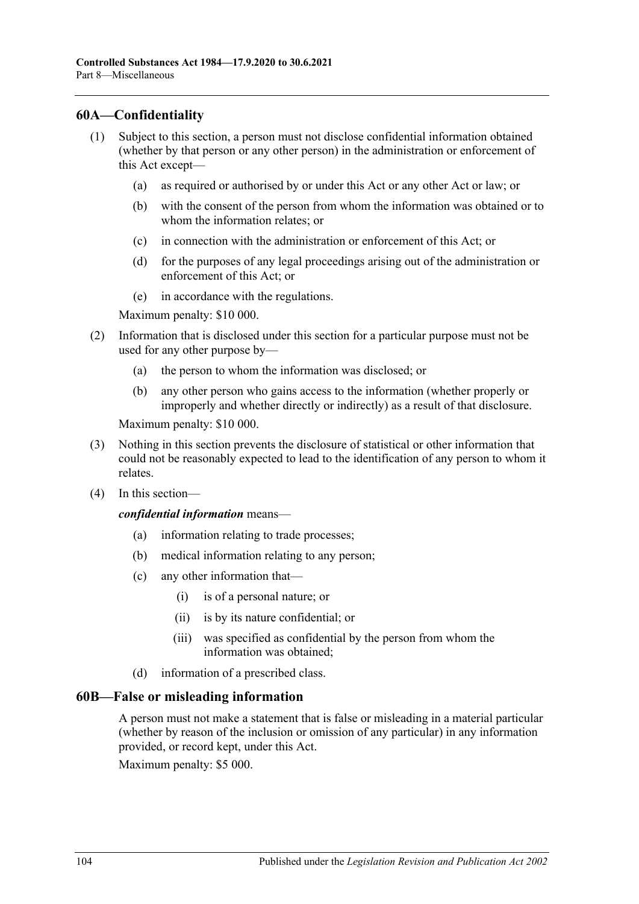## 60A—Confidentiality

(1) Subject to this section, a person must not disclose confidential information obtained (whether by that person or any other person) in the administration or enforcement of this Act except—

(a) as required or authorised by or under this Act or any other Act or law; or

(b) with the consent of the person from whom the information was obtained or to whom the information relates; or

(c) in connection with the administration or enforcement of this Act; or

(d) for the purposes of any legal proceedings arising out of the administration or enforcement of this Act; or

(e) in accordance with the regulations.

Maximum penalty: $10 000.

(2) Information that is disclosed under this section for a particular purpose must not be used for any other purpose by—

(a) the person to whom the information was disclosed; or

(b) any other person who gains access to the information (whether properly or improperly and whether directly or indirectly) as a result of that disclosure.

Maximum penalty: $10 000.

(3) Nothing in this section prevents the disclosure of statistical or other information that could not be reasonably expected to lead to the identification of any person to whom it relates.

(4) In this section—

***confidential information*** means—

(a) information relating to trade processes;

(b) medical information relating to any person;

(c) any other information that—

(i) is of a personal nature; or

(ii) is by its nature confidential; or

(iii) was specified as confidential by the person from whom the information was obtained;

(d) information of a prescribed class.

## 60B—False or misleading information

A person must not make a statement that is false or misleading in a material particular (whether by reason of the inclusion or omission of any particular) in any information provided, or record kept, under this Act.

Maximum penalty: $5 000.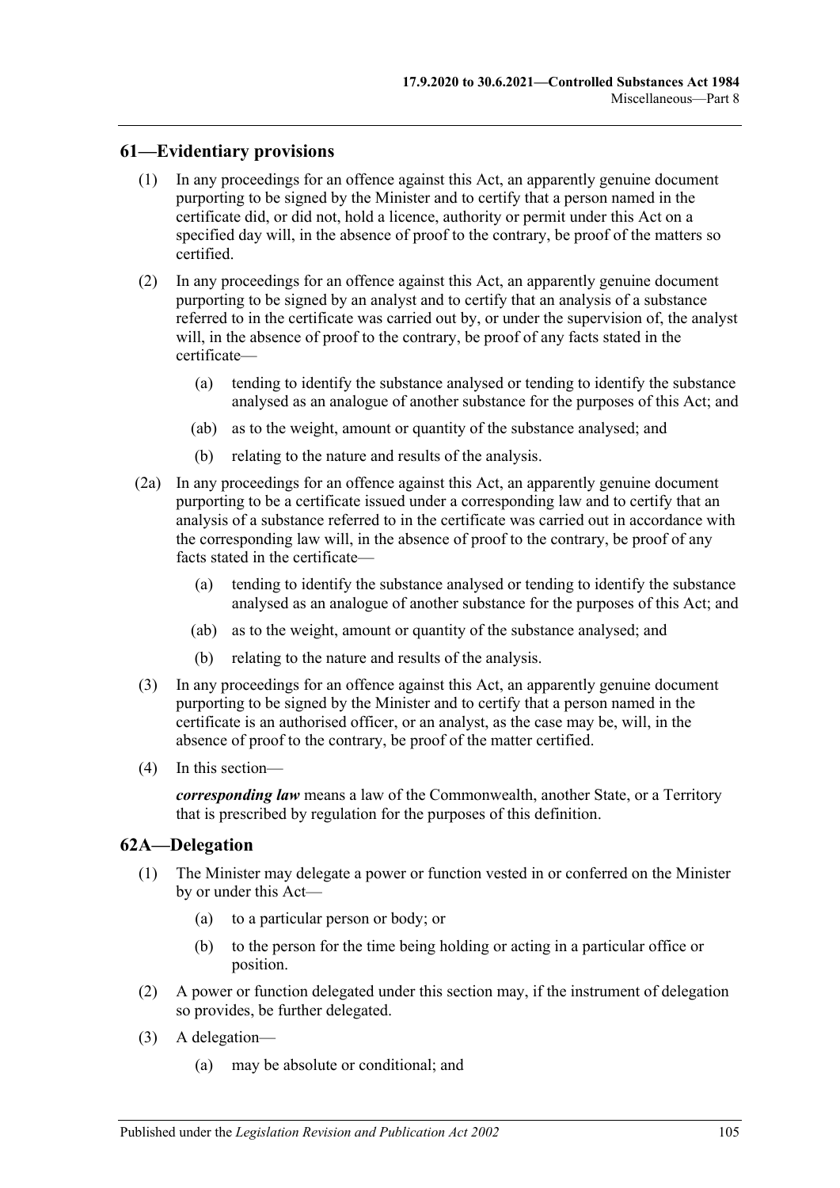## 61—Evidentiary provisions

(1) In any proceedings for an offence against this Act, an apparently genuine document purporting to be signed by the Minister and to certify that a person named in the certificate did, or did not, hold a licence, authority or permit under this Act on a specified day will, in the absence of proof to the contrary, be proof of the matters so certified.

(2) In any proceedings for an offence against this Act, an apparently genuine document purporting to be signed by an analyst and to certify that an analysis of a substance referred to in the certificate was carried out by, or under the supervision of, the analyst will, in the absence of proof to the contrary, be proof of any facts stated in the certificate—

(a) tending to identify the substance analysed or tending to identify the substance analysed as an analogue of another substance for the purposes of this Act; and

(ab) as to the weight, amount or quantity of the substance analysed; and

(b) relating to the nature and results of the analysis.

(2a) In any proceedings for an offence against this Act, an apparently genuine document purporting to be a certificate issued under a corresponding law and to certify that an analysis of a substance referred to in the certificate was carried out in accordance with the corresponding law will, in the absence of proof to the contrary, be proof of any facts stated in the certificate—

(a) tending to identify the substance analysed or tending to identify the substance analysed as an analogue of another substance for the purposes of this Act; and

(ab) as to the weight, amount or quantity of the substance analysed; and

(b) relating to the nature and results of the analysis.

(3) In any proceedings for an offence against this Act, an apparently genuine document purporting to be signed by the Minister and to certify that a person named in the certificate is an authorised officer, or an analyst, as the case may be, will, in the absence of proof to the contrary, be proof of the matter certified.

(4) In this section—

***corresponding law*** means a law of the Commonwealth, another State, or a Territory that is prescribed by regulation for the purposes of this definition.

## 62A—Delegation

(1) The Minister may delegate a power or function vested in or conferred on the Minister by or under this Act—

(a) to a particular person or body; or

(b) to the person for the time being holding or acting in a particular office or position.

(2) A power or function delegated under this section may, if the instrument of delegation so provides, be further delegated.

(3) A delegation—

(a) may be absolute or conditional; and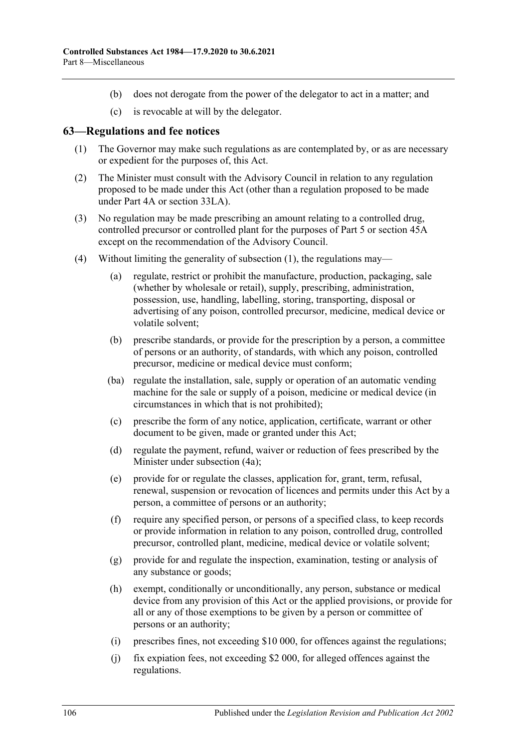(b) does not derogate from the power of the delegator to act in a matter; and

(c) is revocable at will by the delegator.

## 63—Regulations and fee notices

(1) The Governor may make such regulations as are contemplated by, or as are necessary or expedient for the purposes of, this Act.

(2) The Minister must consult with the Advisory Council in relation to any regulation proposed to be made under this Act (other than a regulation proposed to be made under Part 4A or section 33LA).

(3) No regulation may be made prescribing an amount relating to a controlled drug, controlled precursor or controlled plant for the purposes of Part 5 or section 45A except on the recommendation of the Advisory Council.

(4) Without limiting the generality of subsection (1), the regulations may—

(a) regulate, restrict or prohibit the manufacture, production, packaging, sale (whether by wholesale or retail), supply, prescribing, administration, possession, use, handling, labelling, storing, transporting, disposal or advertising of any poison, controlled precursor, medicine, medical device or volatile solvent;

(b) prescribe standards, or provide for the prescription by a person, a committee of persons or an authority, of standards, with which any poison, controlled precursor, medicine or medical device must conform;

(ba) regulate the installation, sale, supply or operation of an automatic vending machine for the sale or supply of a poison, medicine or medical device (in circumstances in which that is not prohibited);

(c) prescribe the form of any notice, application, certificate, warrant or other document to be given, made or granted under this Act;

(d) regulate the payment, refund, waiver or reduction of fees prescribed by the Minister under subsection (4a);

(e) provide for or regulate the classes, application for, grant, term, refusal, renewal, suspension or revocation of licences and permits under this Act by a person, a committee of persons or an authority;

(f) require any specified person, or persons of a specified class, to keep records or provide information in relation to any poison, controlled drug, controlled precursor, controlled plant, medicine, medical device or volatile solvent;

(g) provide for and regulate the inspection, examination, testing or analysis of any substance or goods;

(h) exempt, conditionally or unconditionally, any person, substance or medical device from any provision of this Act or the applied provisions, or provide for all or any of those exemptions to be given by a person or committee of persons or an authority;

(i) prescribes fines, not exceeding $10 000, for offences against the regulations;

(j) fix expiation fees, not exceeding $2 000, for alleged offences against the regulations.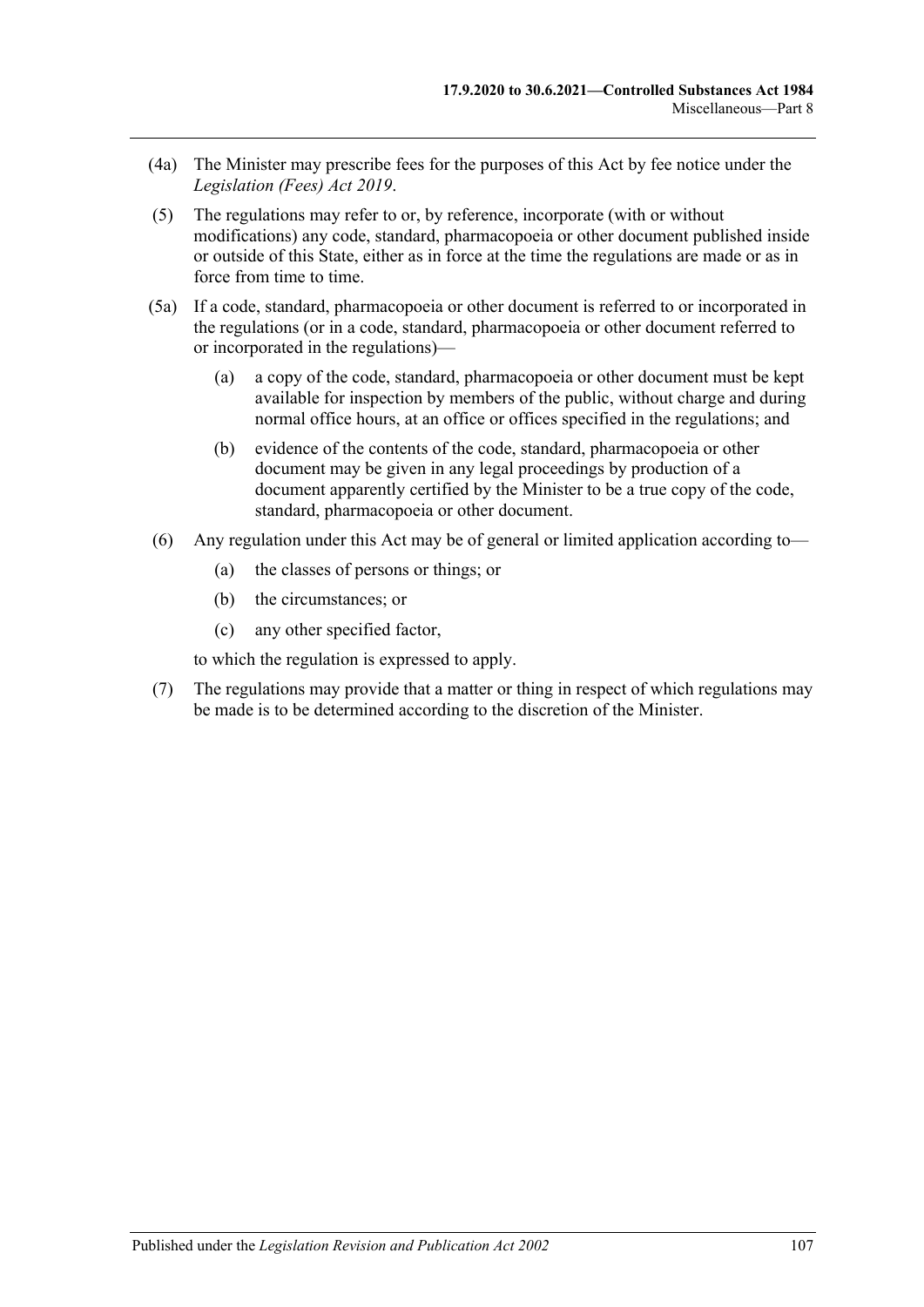(4a) The Minister may prescribe fees for the purposes of this Act by fee notice under the *Legislation (Fees) Act 2019*.

(5) The regulations may refer to or, by reference, incorporate (with or without modifications) any code, standard, pharmacopoeia or other document published inside or outside of this State, either as in force at the time the regulations are made or as in force from time to time.

(5a) If a code, standard, pharmacopoeia or other document is referred to or incorporated in the regulations (or in a code, standard, pharmacopoeia or other document referred to or incorporated in the regulations)—

- (a) a copy of the code, standard, pharmacopoeia or other document must be kept available for inspection by members of the public, without charge and during normal office hours, at an office or offices specified in the regulations; and
- (b) evidence of the contents of the code, standard, pharmacopoeia or other document may be given in any legal proceedings by production of a document apparently certified by the Minister to be a true copy of the code, standard, pharmacopoeia or other document.

(6) Any regulation under this Act may be of general or limited application according to—

- (a) the classes of persons or things; or
- (b) the circumstances; or
- (c) any other specified factor,

to which the regulation is expressed to apply.

(7) The regulations may provide that a matter or thing in respect of which regulations may be made is to be determined according to the discretion of the Minister.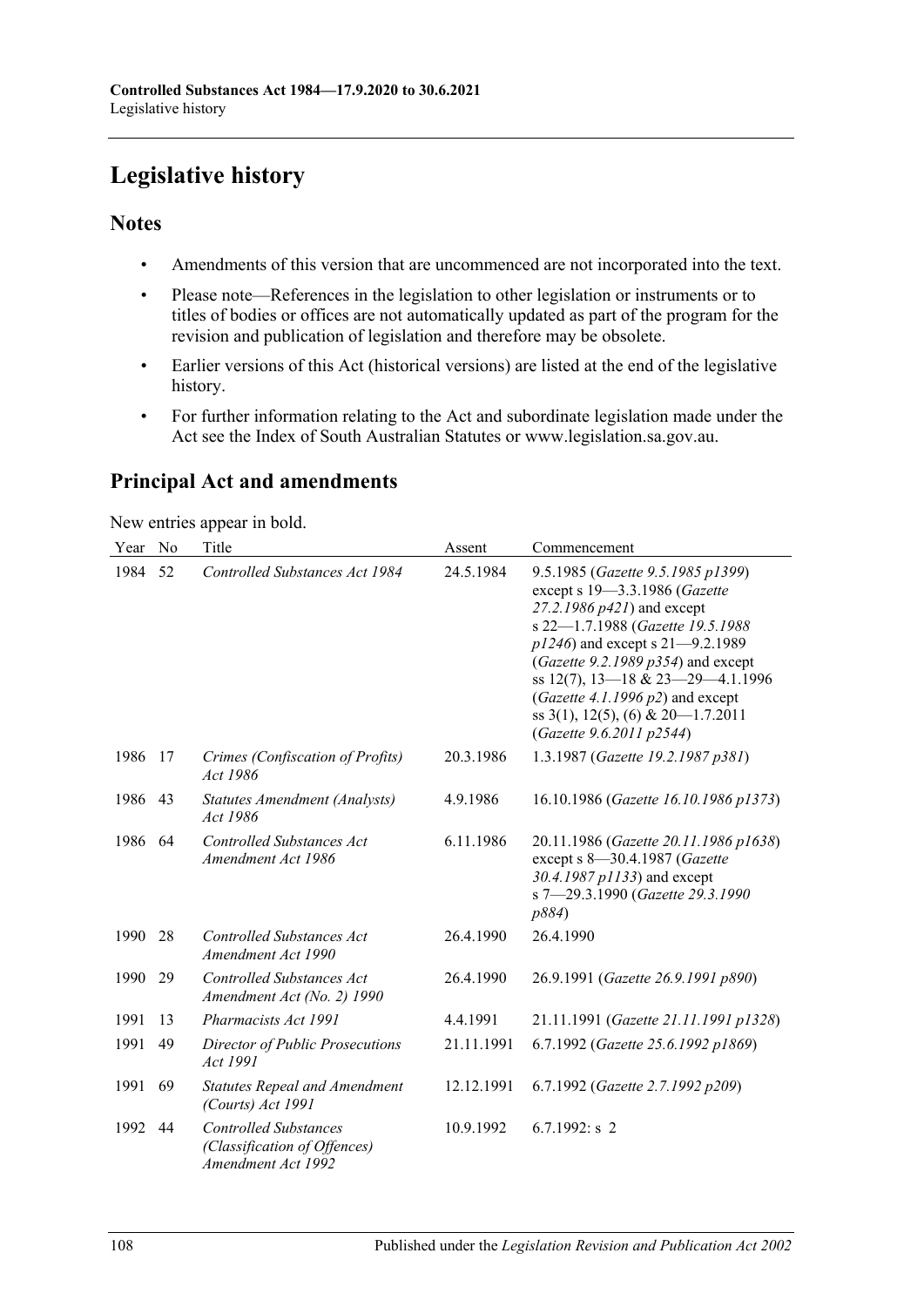# Legislative history

## Notes

- Amendments of this version that are uncommenced are not incorporated into the text.
- Please note—References in the legislation to other legislation or instruments or to titles of bodies or offices are not automatically updated as part of the program for the revision and publication of legislation and therefore may be obsolete.
- Earlier versions of this Act (historical versions) are listed at the end of the legislative history.
- For further information relating to the Act and subordinate legislation made under the Act see the Index of South Australian Statutes or www.legislation.sa.gov.au.

## Principal Act and amendments

New entries appear in bold.

| Year | No | Title | Assent | Commencement |
|---|---|---|---|---|
| 1984 | 52 | *Controlled Substances Act 1984* | 24.5.1984 | 9.5.1985 (*Gazette 9.5.1985 p1399*) except s 19—3.3.1986 (*Gazette 27.2.1986 p421*) and except s 22—1.7.1988 (*Gazette 19.5.1988 p1246*) and except s 21—9.2.1989 (*Gazette 9.2.1989 p354*) and except ss 12(7), 13—18 & 23—29—4.1.1996 (*Gazette 4.1.1996 p2*) and except ss 3(1), 12(5), (6) & 20—1.7.2011 (*Gazette 9.6.2011 p2544*) |
| 1986 | 17 | *Crimes (Confiscation of Profits) Act 1986* | 20.3.1986 | 1.3.1987 (*Gazette 19.2.1987 p381*) |
| 1986 | 43 | *Statutes Amendment (Analysts) Act 1986* | 4.9.1986 | 16.10.1986 (*Gazette 16.10.1986 p1373*) |
| 1986 | 64 | *Controlled Substances Act Amendment Act 1986* | 6.11.1986 | 20.11.1986 (*Gazette 20.11.1986 p1638*) except s 8—30.4.1987 (*Gazette 30.4.1987 p1133*) and except s 7—29.3.1990 (*Gazette 29.3.1990 p884*) |
| 1990 | 28 | *Controlled Substances Act Amendment Act 1990* | 26.4.1990 | 26.4.1990 |
| 1990 | 29 | *Controlled Substances Act Amendment Act (No. 2) 1990* | 26.4.1990 | 26.9.1991 (*Gazette 26.9.1991 p890*) |
| 1991 | 13 | *Pharmacists Act 1991* | 4.4.1991 | 21.11.1991 (*Gazette 21.11.1991 p1328*) |
| 1991 | 49 | *Director of Public Prosecutions Act 1991* | 21.11.1991 | 6.7.1992 (*Gazette 25.6.1992 p1869*) |
| 1991 | 69 | *Statutes Repeal and Amendment (Courts) Act 1991* | 12.12.1991 | 6.7.1992 (*Gazette 2.7.1992 p209*) |
| 1992 | 44 | *Controlled Substances (Classification of Offences) Amendment Act 1992* | 10.9.1992 | 6.7.1992: s 2 |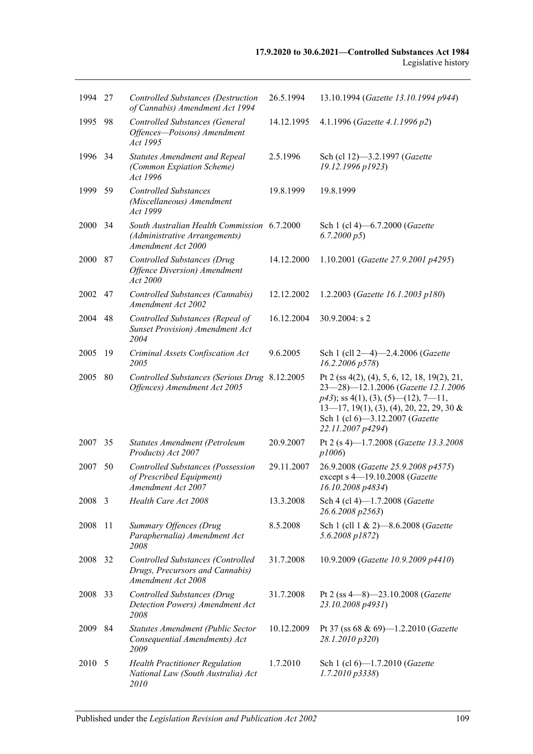| | | | | |
|---|---|---|---|---|
| 1994 | 27 | *Controlled Substances (Destruction of Cannabis) Amendment Act 1994* | 26.5.1994 | 13.10.1994 (*Gazette 13.10.1994 p944*) |
| 1995 | 98 | *Controlled Substances (General Offences—Poisons) Amendment Act 1995* | 14.12.1995 | 4.1.1996 (*Gazette 4.1.1996 p2*) |
| 1996 | 34 | *Statutes Amendment and Repeal (Common Expiation Scheme) Act 1996* | 2.5.1996 | Sch (cl 12)—3.2.1997 (*Gazette 19.12.1996 p1923*) |
| 1999 | 59 | *Controlled Substances (Miscellaneous) Amendment Act 1999* | 19.8.1999 | 19.8.1999 |
| 2000 | 34 | *South Australian Health Commission (Administrative Arrangements) Amendment Act 2000* | 6.7.2000 | Sch 1 (cl 4)—6.7.2000 (*Gazette 6.7.2000 p5*) |
| 2000 | 87 | *Controlled Substances (Drug Offence Diversion) Amendment Act 2000* | 14.12.2000 | 1.10.2001 (*Gazette 27.9.2001 p4295*) |
| 2002 | 47 | *Controlled Substances (Cannabis) Amendment Act 2002* | 12.12.2002 | 1.2.2003 (*Gazette 16.1.2003 p180*) |
| 2004 | 48 | *Controlled Substances (Repeal of Sunset Provision) Amendment Act 2004* | 16.12.2004 | 30.9.2004: s 2 |
| 2005 | 19 | *Criminal Assets Confiscation Act 2005* | 9.6.2005 | Sch 1 (cll 2—4)—2.4.2006 (*Gazette 16.2.2006 p578*) |
| 2005 | 80 | *Controlled Substances (Serious Drug Offences) Amendment Act 2005* | 8.12.2005 | Pt 2 (ss 4(2), (4), 5, 6, 12, 18, 19(2), 21, 23—28)—12.1.2006 (*Gazette 12.1.2006 p43*); ss 4(1), (3), (5)—(12), 7—11, 13—17, 19(1), (3), (4), 20, 22, 29, 30 & Sch 1 (cl 6)—3.12.2007 (*Gazette 22.11.2007 p4294*) |
| 2007 | 35 | *Statutes Amendment (Petroleum Products) Act 2007* | 20.9.2007 | Pt 2 (s 4)—1.7.2008 (*Gazette 13.3.2008 p1006*) |
| 2007 | 50 | *Controlled Substances (Possession of Prescribed Equipment) Amendment Act 2007* | 29.11.2007 | 26.9.2008 (*Gazette 25.9.2008 p4575*) except s 4—19.10.2008 (*Gazette 16.10.2008 p4834*) |
| 2008 | 3 | *Health Care Act 2008* | 13.3.2008 | Sch 4 (cl 4)—1.7.2008 (*Gazette 26.6.2008 p2563*) |
| 2008 | 11 | *Summary Offences (Drug Paraphernalia) Amendment Act 2008* | 8.5.2008 | Sch 1 (cll 1 & 2)—8.6.2008 (*Gazette 5.6.2008 p1872*) |
| 2008 | 32 | *Controlled Substances (Controlled Drugs, Precursors and Cannabis) Amendment Act 2008* | 31.7.2008 | 10.9.2009 (*Gazette 10.9.2009 p4410*) |
| 2008 | 33 | *Controlled Substances (Drug Detection Powers) Amendment Act 2008* | 31.7.2008 | Pt 2 (ss 4—8)—23.10.2008 (*Gazette 23.10.2008 p4931*) |
| 2009 | 84 | *Statutes Amendment (Public Sector Consequential Amendments) Act 2009* | 10.12.2009 | Pt 37 (ss 68 & 69)—1.2.2010 (*Gazette 28.1.2010 p320*) |
| 2010 | 5 | *Health Practitioner Regulation National Law (South Australia) Act 2010* | 1.7.2010 | Sch 1 (cl 6)—1.7.2010 (*Gazette 1.7.2010 p3338*) |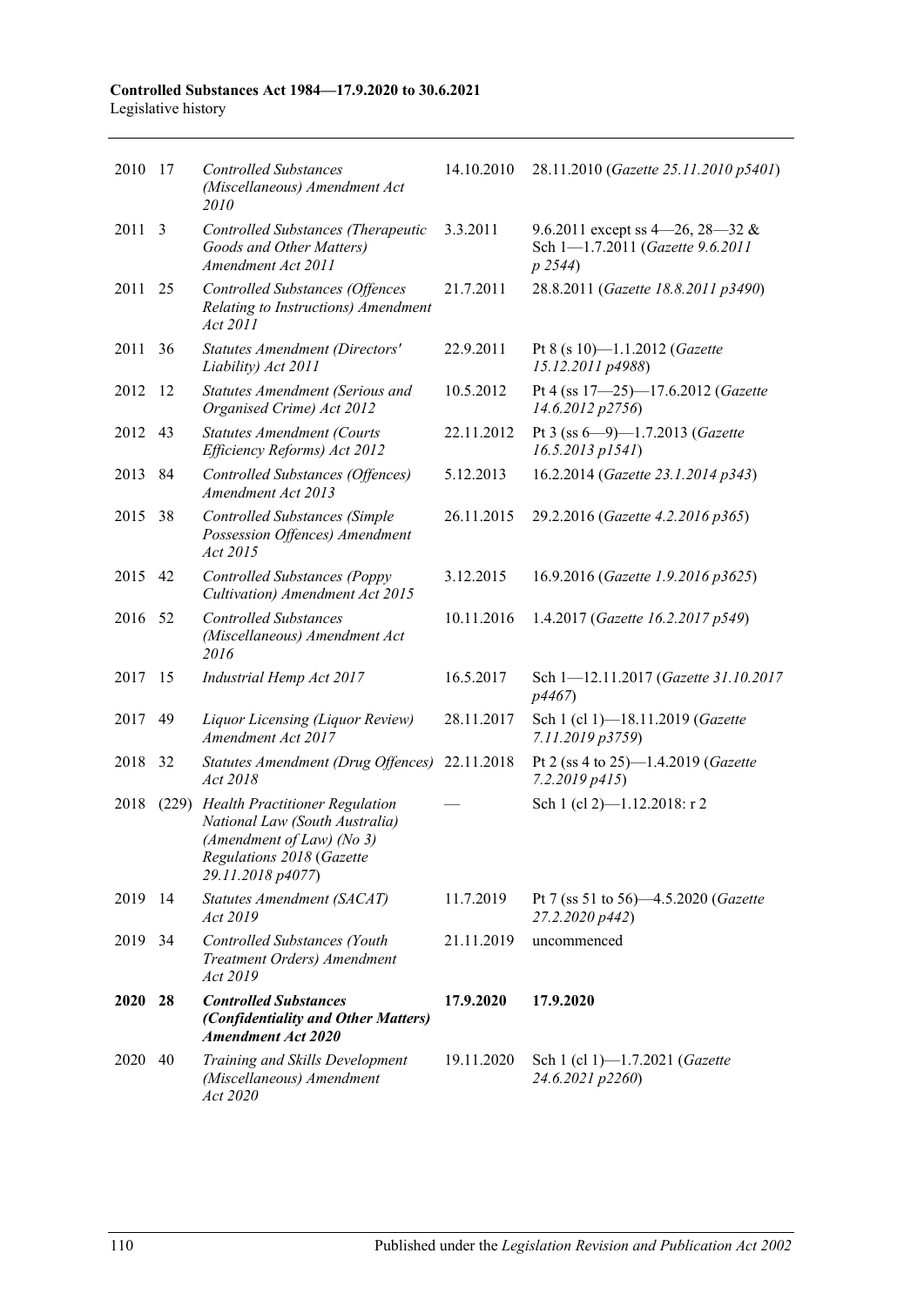| 2010 | 17 | *Controlled Substances (Miscellaneous) Amendment Act 2010* | 14.10.2010 | 28.11.2010 (*Gazette 25.11.2010 p5401*) |
|---|---|---|---|---|
| 2011 | 3 | *Controlled Substances (Therapeutic Goods and Other Matters) Amendment Act 2011* | 3.3.2011 | 9.6.2011 except ss 4—26, 28—32 & Sch 1—1.7.2011 (*Gazette 9.6.2011 p 2544*) |
| 2011 | 25 | *Controlled Substances (Offences Relating to Instructions) Amendment Act 2011* | 21.7.2011 | 28.8.2011 (*Gazette 18.8.2011 p3490*) |
| 2011 | 36 | *Statutes Amendment (Directors' Liability) Act 2011* | 22.9.2011 | Pt 8 (s 10)—1.1.2012 (*Gazette 15.12.2011 p4988*) |
| 2012 | 12 | *Statutes Amendment (Serious and Organised Crime) Act 2012* | 10.5.2012 | Pt 4 (ss 17—25)—17.6.2012 (*Gazette 14.6.2012 p2756*) |
| 2012 | 43 | *Statutes Amendment (Courts Efficiency Reforms) Act 2012* | 22.11.2012 | Pt 3 (ss 6—9)—1.7.2013 (*Gazette 16.5.2013 p1541*) |
| 2013 | 84 | *Controlled Substances (Offences) Amendment Act 2013* | 5.12.2013 | 16.2.2014 (*Gazette 23.1.2014 p343*) |
| 2015 | 38 | *Controlled Substances (Simple Possession Offences) Amendment Act 2015* | 26.11.2015 | 29.2.2016 (*Gazette 4.2.2016 p365*) |
| 2015 | 42 | *Controlled Substances (Poppy Cultivation) Amendment Act 2015* | 3.12.2015 | 16.9.2016 (*Gazette 1.9.2016 p3625*) |
| 2016 | 52 | *Controlled Substances (Miscellaneous) Amendment Act 2016* | 10.11.2016 | 1.4.2017 (*Gazette 16.2.2017 p549*) |
| 2017 | 15 | *Industrial Hemp Act 2017* | 16.5.2017 | Sch 1—12.11.2017 (*Gazette 31.10.2017 p4467*) |
| 2017 | 49 | *Liquor Licensing (Liquor Review) Amendment Act 2017* | 28.11.2017 | Sch 1 (cl 1)—18.11.2019 (*Gazette 7.11.2019 p3759*) |
| 2018 | 32 | *Statutes Amendment (Drug Offences) Act 2018* | 22.11.2018 | Pt 2 (ss 4 to 25)—1.4.2019 (*Gazette 7.2.2019 p415*) |
| 2018 | (229) | *Health Practitioner Regulation National Law (South Australia) (Amendment of Law) (No 3) Regulations 2018* (*Gazette 29.11.2018 p4077*) | — | Sch 1 (cl 2)—1.12.2018: r 2 |
| 2019 | 14 | *Statutes Amendment (SACAT) Act 2019* | 11.7.2019 | Pt 7 (ss 51 to 56)—4.5.2020 (*Gazette 27.2.2020 p442*) |
| 2019 | 34 | *Controlled Substances (Youth Treatment Orders) Amendment Act 2019* | 21.11.2019 | uncommenced |
| **2020** | **28** | ***Controlled Substances (Confidentiality and Other Matters) Amendment Act 2020*** | **17.9.2020** | **17.9.2020** |
| 2020 | 40 | *Training and Skills Development (Miscellaneous) Amendment Act 2020* | 19.11.2020 | Sch 1 (cl 1)—1.7.2021 (*Gazette 24.6.2021 p2260*) |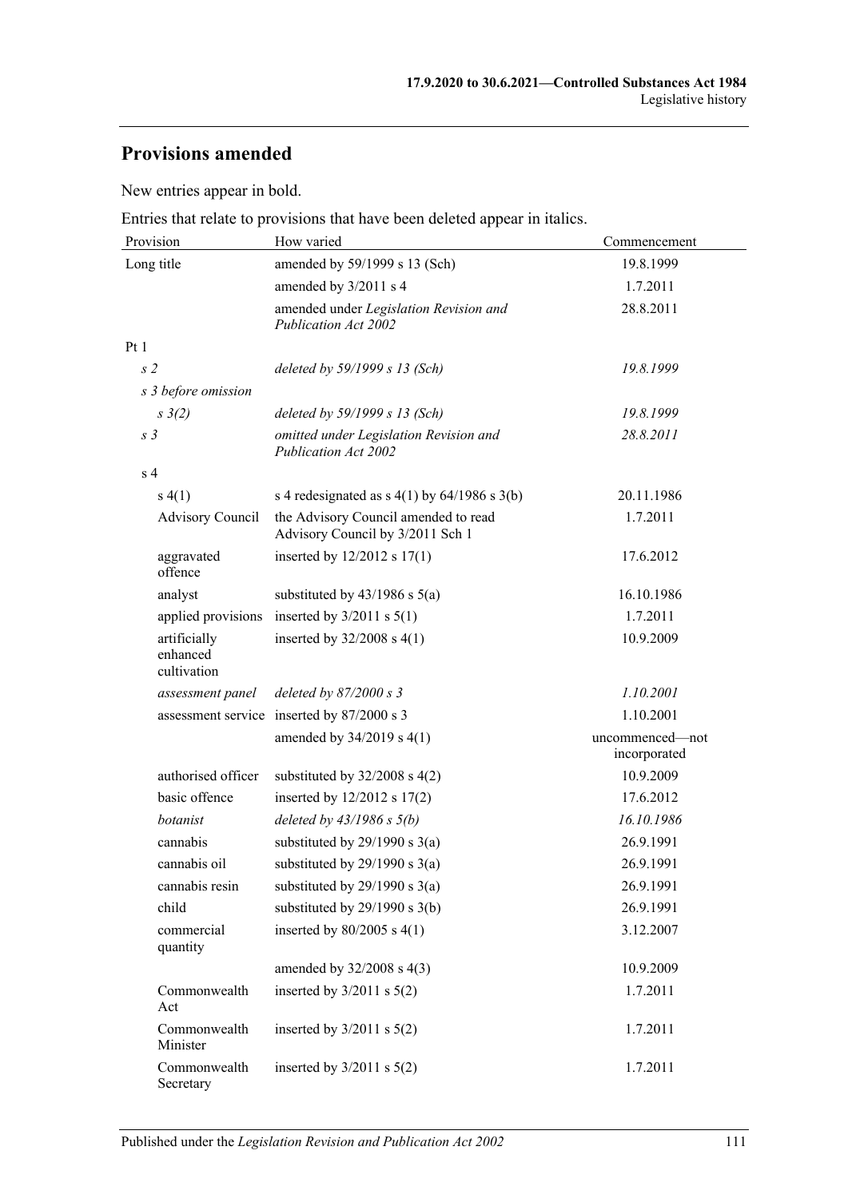## Provisions amended

New entries appear in bold.

Entries that relate to provisions that have been deleted appear in italics.

| Provision | How varied | Commencement |
|---|---|---|
| Long title | amended by 59/1999 s 13 (Sch) | 19.8.1999 |
| | amended by 3/2011 s 4 | 1.7.2011 |
| | amended under *Legislation Revision and Publication Act 2002* | 28.8.2011 |
| Pt 1 | | |
| *s 2* | *deleted by 59/1999 s 13 (Sch)* | *19.8.1999* |
| *s 3 before omission* | | |
| *s 3(2)* | *deleted by 59/1999 s 13 (Sch)* | *19.8.1999* |
| *s 3* | *omitted under Legislation Revision and Publication Act 2002* | *28.8.2011* |
| s 4 | | |
| s 4(1) | s 4 redesignated as s 4(1) by 64/1986 s 3(b) | 20.11.1986 |
| Advisory Council | the Advisory Council amended to read Advisory Council by 3/2011 Sch 1 | 1.7.2011 |
| aggravated offence | inserted by 12/2012 s 17(1) | 17.6.2012 |
| analyst | substituted by 43/1986 s 5(a) | 16.10.1986 |
| applied provisions | inserted by 3/2011 s 5(1) | 1.7.2011 |
| artificially enhanced cultivation | inserted by 32/2008 s 4(1) | 10.9.2009 |
| *assessment panel* | *deleted by 87/2000 s 3* | *1.10.2001* |
| assessment service | inserted by 87/2000 s 3 | 1.10.2001 |
| | amended by 34/2019 s 4(1) | uncommenced—not incorporated |
| authorised officer | substituted by 32/2008 s 4(2) | 10.9.2009 |
| basic offence | inserted by 12/2012 s 17(2) | 17.6.2012 |
| *botanist* | *deleted by 43/1986 s 5(b)* | *16.10.1986* |
| cannabis | substituted by 29/1990 s 3(a) | 26.9.1991 |
| cannabis oil | substituted by 29/1990 s 3(a) | 26.9.1991 |
| cannabis resin | substituted by 29/1990 s 3(a) | 26.9.1991 |
| child | substituted by 29/1990 s 3(b) | 26.9.1991 |
| commercial quantity | inserted by 80/2005 s 4(1) | 3.12.2007 |
| | amended by 32/2008 s 4(3) | 10.9.2009 |
| Commonwealth Act | inserted by 3/2011 s 5(2) | 1.7.2011 |
| Commonwealth Minister | inserted by 3/2011 s 5(2) | 1.7.2011 |
| Commonwealth Secretary | inserted by 3/2011 s 5(2) | 1.7.2011 |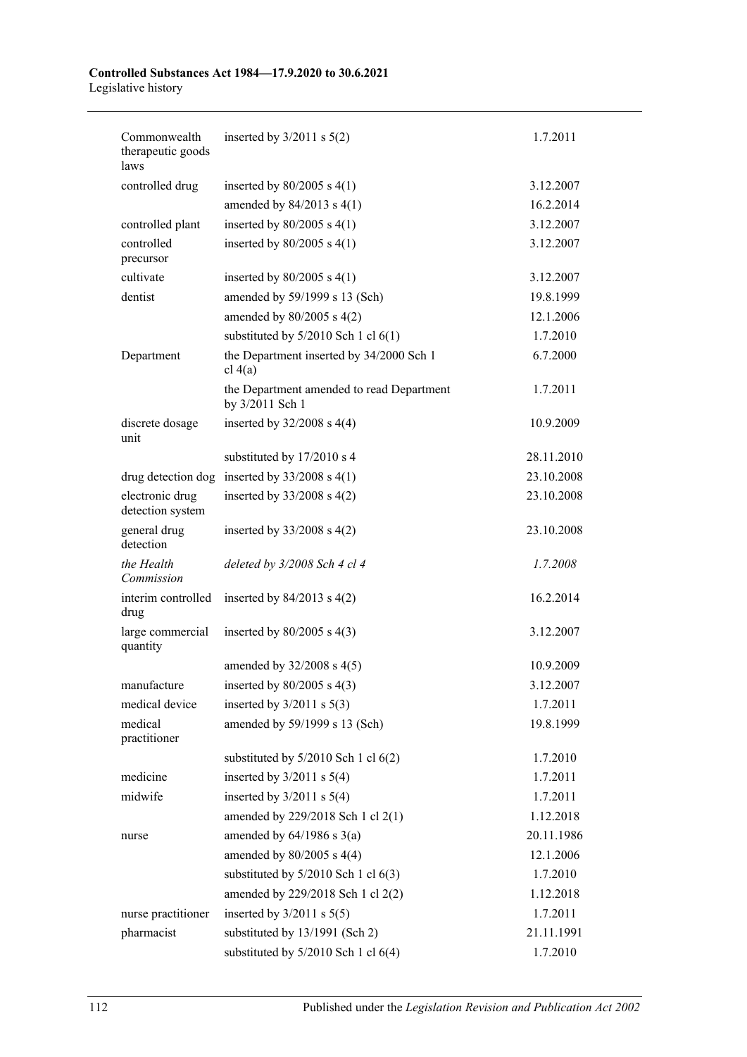| | | |
|---|---|---|
| Commonwealth therapeutic goods laws | inserted by 3/2011 s 5(2) | 1.7.2011 |
| controlled drug | inserted by 80/2005 s 4(1) | 3.12.2007 |
| | amended by 84/2013 s 4(1) | 16.2.2014 |
| controlled plant | inserted by 80/2005 s 4(1) | 3.12.2007 |
| controlled precursor | inserted by 80/2005 s 4(1) | 3.12.2007 |
| cultivate | inserted by 80/2005 s 4(1) | 3.12.2007 |
| dentist | amended by 59/1999 s 13 (Sch) | 19.8.1999 |
| | amended by 80/2005 s 4(2) | 12.1.2006 |
| | substituted by 5/2010 Sch 1 cl 6(1) | 1.7.2010 |
| Department | the Department inserted by 34/2000 Sch 1 cl 4(a) | 6.7.2000 |
| | the Department amended to read Department by 3/2011 Sch 1 | 1.7.2011 |
| discrete dosage unit | inserted by 32/2008 s 4(4) | 10.9.2009 |
| | substituted by 17/2010 s 4 | 28.11.2010 |
| drug detection dog | inserted by 33/2008 s 4(1) | 23.10.2008 |
| electronic drug detection system | inserted by 33/2008 s 4(2) | 23.10.2008 |
| general drug detection | inserted by 33/2008 s 4(2) | 23.10.2008 |
| *the Health Commission* | *deleted by 3/2008 Sch 4 cl 4* | *1.7.2008* |
| interim controlled drug | inserted by 84/2013 s 4(2) | 16.2.2014 |
| large commercial quantity | inserted by 80/2005 s 4(3) | 3.12.2007 |
| | amended by 32/2008 s 4(5) | 10.9.2009 |
| manufacture | inserted by 80/2005 s 4(3) | 3.12.2007 |
| medical device | inserted by 3/2011 s 5(3) | 1.7.2011 |
| medical practitioner | amended by 59/1999 s 13 (Sch) | 19.8.1999 |
| | substituted by 5/2010 Sch 1 cl 6(2) | 1.7.2010 |
| medicine | inserted by 3/2011 s 5(4) | 1.7.2011 |
| midwife | inserted by 3/2011 s 5(4) | 1.7.2011 |
| | amended by 229/2018 Sch 1 cl 2(1) | 1.12.2018 |
| nurse | amended by 64/1986 s 3(a) | 20.11.1986 |
| | amended by 80/2005 s 4(4) | 12.1.2006 |
| | substituted by 5/2010 Sch 1 cl 6(3) | 1.7.2010 |
| | amended by 229/2018 Sch 1 cl 2(2) | 1.12.2018 |
| nurse practitioner | inserted by 3/2011 s 5(5) | 1.7.2011 |
| pharmacist | substituted by 13/1991 (Sch 2) | 21.11.1991 |
| | substituted by 5/2010 Sch 1 cl 6(4) | 1.7.2010 |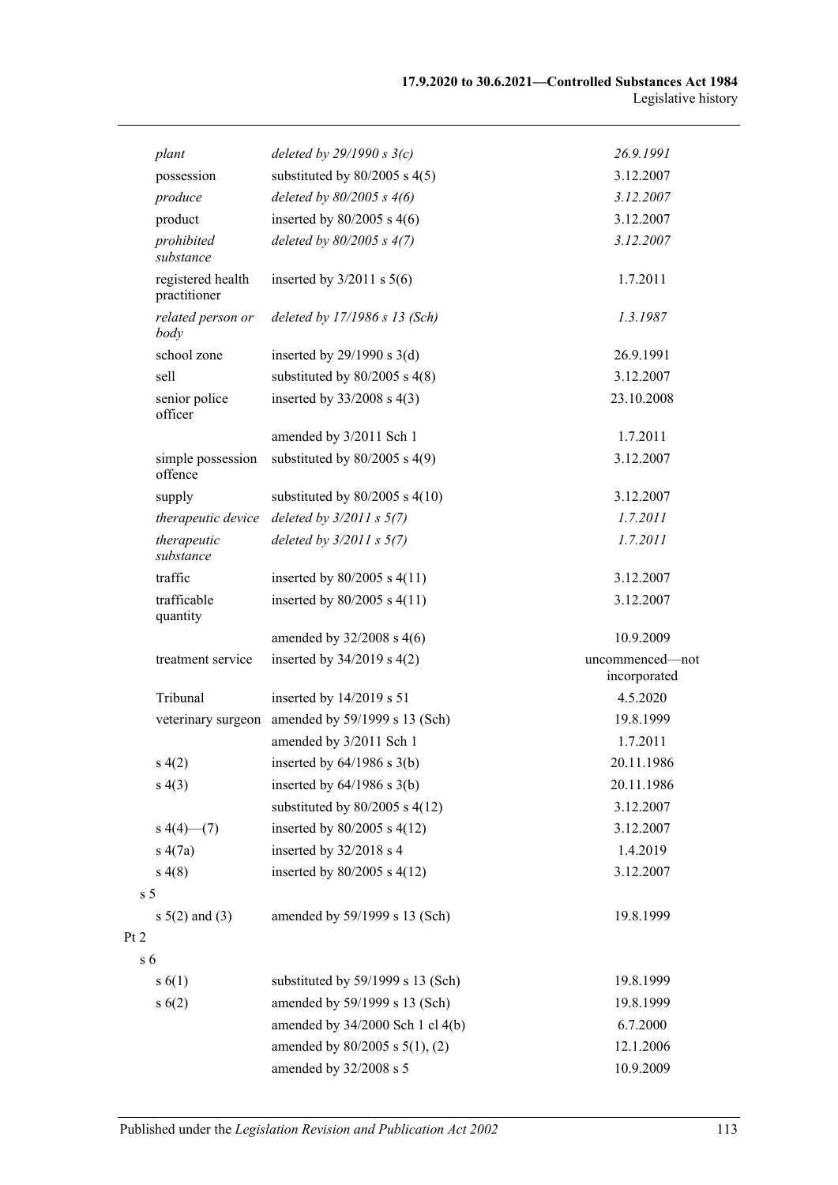| | | |
|---|---|---|
| *plant* | *deleted by 29/1990 s 3(c)* | *26.9.1991* |
| possession | substituted by 80/2005 s 4(5) | 3.12.2007 |
| *produce* | *deleted by 80/2005 s 4(6)* | *3.12.2007* |
| product | inserted by 80/2005 s 4(6) | 3.12.2007 |
| *prohibited substance* | *deleted by 80/2005 s 4(7)* | *3.12.2007* |
| registered health practitioner | inserted by 3/2011 s 5(6) | 1.7.2011 |
| *related person or body* | *deleted by 17/1986 s 13 (Sch)* | *1.3.1987* |
| school zone | inserted by 29/1990 s 3(d) | 26.9.1991 |
| sell | substituted by 80/2005 s 4(8) | 3.12.2007 |
| senior police officer | inserted by 33/2008 s 4(3) | 23.10.2008 |
| | amended by 3/2011 Sch 1 | 1.7.2011 |
| simple possession offence | substituted by 80/2005 s 4(9) | 3.12.2007 |
| supply | substituted by 80/2005 s 4(10) | 3.12.2007 |
| *therapeutic device* | *deleted by 3/2011 s 5(7)* | *1.7.2011* |
| *therapeutic substance* | *deleted by 3/2011 s 5(7)* | *1.7.2011* |
| traffic | inserted by 80/2005 s 4(11) | 3.12.2007 |
| trafficable quantity | inserted by 80/2005 s 4(11) | 3.12.2007 |
| | amended by 32/2008 s 4(6) | 10.9.2009 |
| treatment service | inserted by 34/2019 s 4(2) | uncommenced—not incorporated |
| Tribunal | inserted by 14/2019 s 51 | 4.5.2020 |
| veterinary surgeon | amended by 59/1999 s 13 (Sch) | 19.8.1999 |
| | amended by 3/2011 Sch 1 | 1.7.2011 |
| s 4(2) | inserted by 64/1986 s 3(b) | 20.11.1986 |
| s 4(3) | inserted by 64/1986 s 3(b) | 20.11.1986 |
| | substituted by 80/2005 s 4(12) | 3.12.2007 |
| s 4(4)—(7) | inserted by 80/2005 s 4(12) | 3.12.2007 |
| s 4(7a) | inserted by 32/2018 s 4 | 1.4.2019 |
| s 4(8) | inserted by 80/2005 s 4(12) | 3.12.2007 |
| s 5 | | |
| s 5(2) and (3) | amended by 59/1999 s 13 (Sch) | 19.8.1999 |
| Pt 2 | | |
| s 6 | | |
| s 6(1) | substituted by 59/1999 s 13 (Sch) | 19.8.1999 |
| s 6(2) | amended by 59/1999 s 13 (Sch) | 19.8.1999 |
| | amended by 34/2000 Sch 1 cl 4(b) | 6.7.2000 |
| | amended by 80/2005 s 5(1), (2) | 12.1.2006 |
| | amended by 32/2008 s 5 | 10.9.2009 |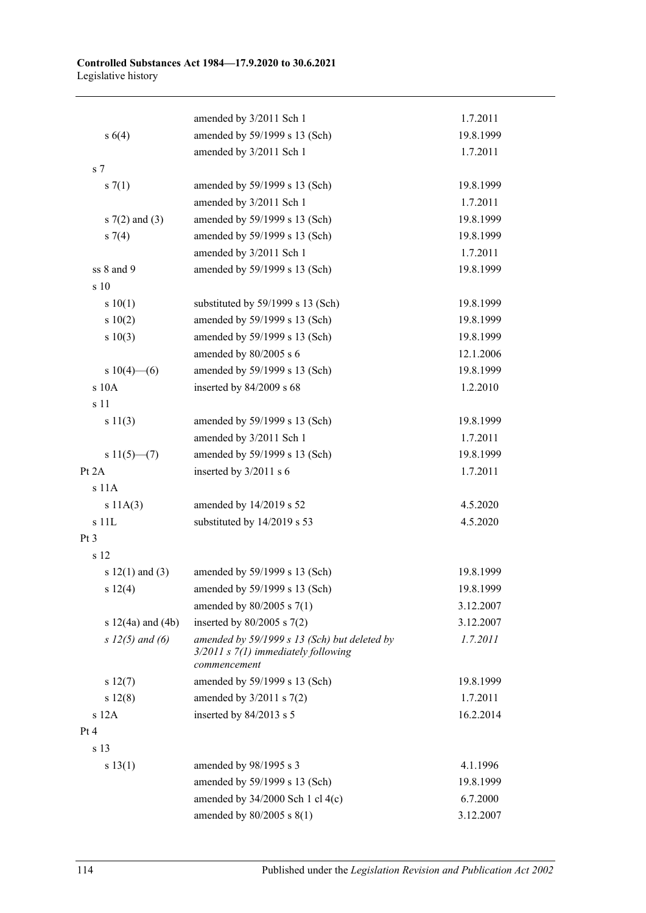| | | |
|---|---|---|
| | amended by 3/2011 Sch 1 | 1.7.2011 |
| s 6(4) | amended by 59/1999 s 13 (Sch) | 19.8.1999 |
| | amended by 3/2011 Sch 1 | 1.7.2011 |
| s 7 | | |
| s 7(1) | amended by 59/1999 s 13 (Sch) | 19.8.1999 |
| | amended by 3/2011 Sch 1 | 1.7.2011 |
| s 7(2) and (3) | amended by 59/1999 s 13 (Sch) | 19.8.1999 |
| s 7(4) | amended by 59/1999 s 13 (Sch) | 19.8.1999 |
| | amended by 3/2011 Sch 1 | 1.7.2011 |
| ss 8 and 9 | amended by 59/1999 s 13 (Sch) | 19.8.1999 |
| s 10 | | |
| s 10(1) | substituted by 59/1999 s 13 (Sch) | 19.8.1999 |
| s 10(2) | amended by 59/1999 s 13 (Sch) | 19.8.1999 |
| s 10(3) | amended by 59/1999 s 13 (Sch) | 19.8.1999 |
| | amended by 80/2005 s 6 | 12.1.2006 |
| s 10(4)—(6) | amended by 59/1999 s 13 (Sch) | 19.8.1999 |
| s 10A | inserted by 84/2009 s 68 | 1.2.2010 |
| s 11 | | |
| s 11(3) | amended by 59/1999 s 13 (Sch) | 19.8.1999 |
| | amended by 3/2011 Sch 1 | 1.7.2011 |
| s 11(5)—(7) | amended by 59/1999 s 13 (Sch) | 19.8.1999 |
| Pt 2A | inserted by 3/2011 s 6 | 1.7.2011 |
| s 11A | | |
| s 11A(3) | amended by 14/2019 s 52 | 4.5.2020 |
| s 11L | substituted by 14/2019 s 53 | 4.5.2020 |
| Pt 3 | | |
| s 12 | | |
| s 12(1) and (3) | amended by 59/1999 s 13 (Sch) | 19.8.1999 |
| s 12(4) | amended by 59/1999 s 13 (Sch) | 19.8.1999 |
| | amended by 80/2005 s 7(1) | 3.12.2007 |
| s 12(4a) and (4b) | inserted by 80/2005 s 7(2) | 3.12.2007 |
| *s 12(5) and (6)* | *amended by 59/1999 s 13 (Sch) but deleted by 3/2011 s 7(1) immediately following commencement* | *1.7.2011* |
| s 12(7) | amended by 59/1999 s 13 (Sch) | 19.8.1999 |
| s 12(8) | amended by 3/2011 s 7(2) | 1.7.2011 |
| s 12A | inserted by 84/2013 s 5 | 16.2.2014 |
| Pt 4 | | |
| s 13 | | |
| s 13(1) | amended by 98/1995 s 3 | 4.1.1996 |
| | amended by 59/1999 s 13 (Sch) | 19.8.1999 |
| | amended by 34/2000 Sch 1 cl 4(c) | 6.7.2000 |
| | amended by 80/2005 s 8(1) | 3.12.2007 |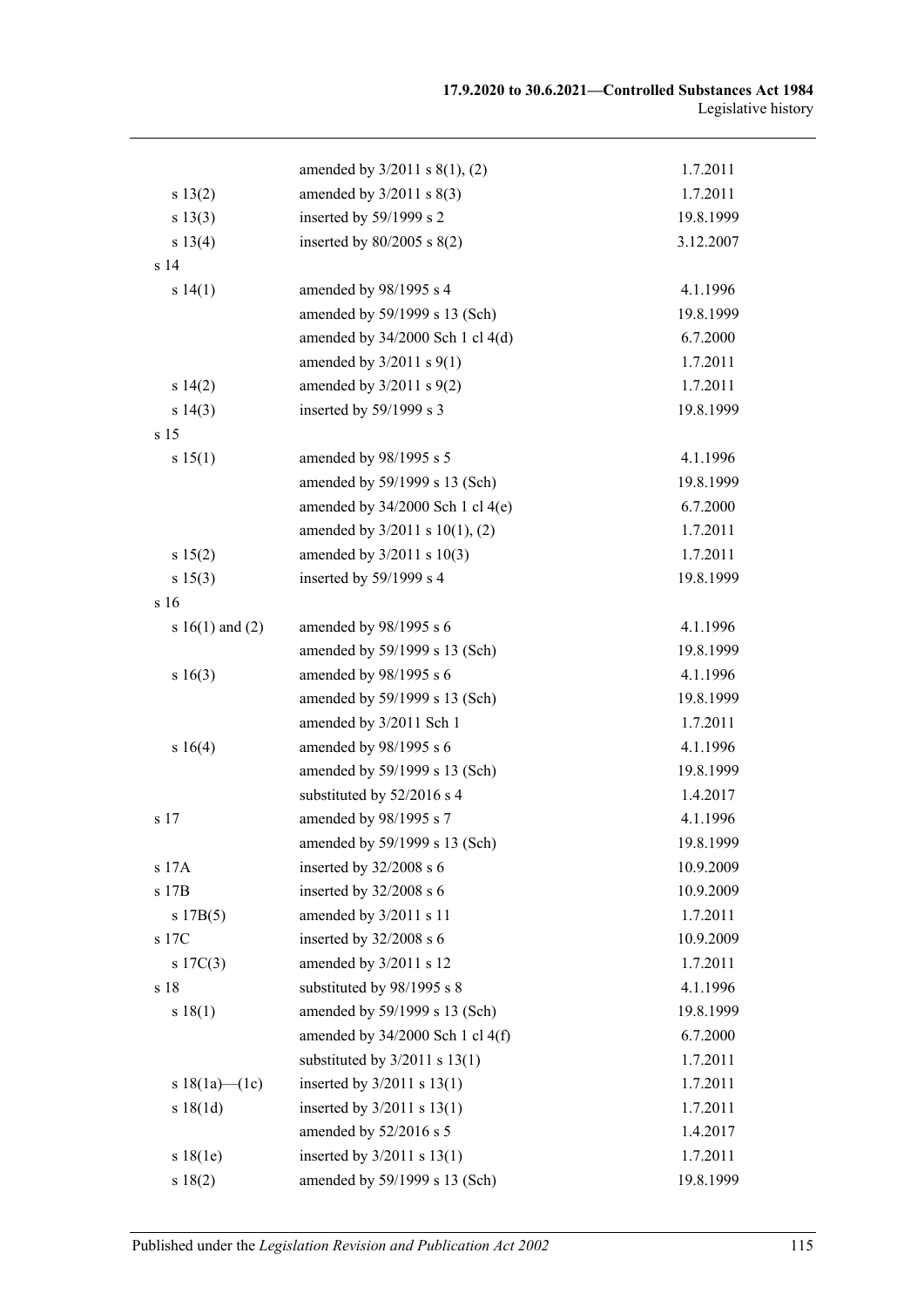| | | |
|---|---|---|
| | amended by 3/2011 s 8(1), (2) | 1.7.2011 |
| s 13(2) | amended by 3/2011 s 8(3) | 1.7.2011 |
| s 13(3) | inserted by 59/1999 s 2 | 19.8.1999 |
| s 13(4) | inserted by 80/2005 s 8(2) | 3.12.2007 |
| s 14 | | |
| s 14(1) | amended by 98/1995 s 4 | 4.1.1996 |
| | amended by 59/1999 s 13 (Sch) | 19.8.1999 |
| | amended by 34/2000 Sch 1 cl 4(d) | 6.7.2000 |
| | amended by 3/2011 s 9(1) | 1.7.2011 |
| s 14(2) | amended by 3/2011 s 9(2) | 1.7.2011 |
| s 14(3) | inserted by 59/1999 s 3 | 19.8.1999 |
| s 15 | | |
| s 15(1) | amended by 98/1995 s 5 | 4.1.1996 |
| | amended by 59/1999 s 13 (Sch) | 19.8.1999 |
| | amended by 34/2000 Sch 1 cl 4(e) | 6.7.2000 |
| | amended by 3/2011 s 10(1), (2) | 1.7.2011 |
| s 15(2) | amended by 3/2011 s 10(3) | 1.7.2011 |
| s 15(3) | inserted by 59/1999 s 4 | 19.8.1999 |
| s 16 | | |
| s 16(1) and (2) | amended by 98/1995 s 6 | 4.1.1996 |
| | amended by 59/1999 s 13 (Sch) | 19.8.1999 |
| s 16(3) | amended by 98/1995 s 6 | 4.1.1996 |
| | amended by 59/1999 s 13 (Sch) | 19.8.1999 |
| | amended by 3/2011 Sch 1 | 1.7.2011 |
| s 16(4) | amended by 98/1995 s 6 | 4.1.1996 |
| | amended by 59/1999 s 13 (Sch) | 19.8.1999 |
| | substituted by 52/2016 s 4 | 1.4.2017 |
| s 17 | amended by 98/1995 s 7 | 4.1.1996 |
| | amended by 59/1999 s 13 (Sch) | 19.8.1999 |
| s 17A | inserted by 32/2008 s 6 | 10.9.2009 |
| s 17B | inserted by 32/2008 s 6 | 10.9.2009 |
| s 17B(5) | amended by 3/2011 s 11 | 1.7.2011 |
| s 17C | inserted by 32/2008 s 6 | 10.9.2009 |
| s 17C(3) | amended by 3/2011 s 12 | 1.7.2011 |
| s 18 | substituted by 98/1995 s 8 | 4.1.1996 |
| s 18(1) | amended by 59/1999 s 13 (Sch) | 19.8.1999 |
| | amended by 34/2000 Sch 1 cl 4(f) | 6.7.2000 |
| | substituted by 3/2011 s 13(1) | 1.7.2011 |
| s 18(1a)—(1c) | inserted by 3/2011 s 13(1) | 1.7.2011 |
| s 18(1d) | inserted by 3/2011 s 13(1) | 1.7.2011 |
| | amended by 52/2016 s 5 | 1.4.2017 |
| s 18(1e) | inserted by 3/2011 s 13(1) | 1.7.2011 |
| s 18(2) | amended by 59/1999 s 13 (Sch) | 19.8.1999 |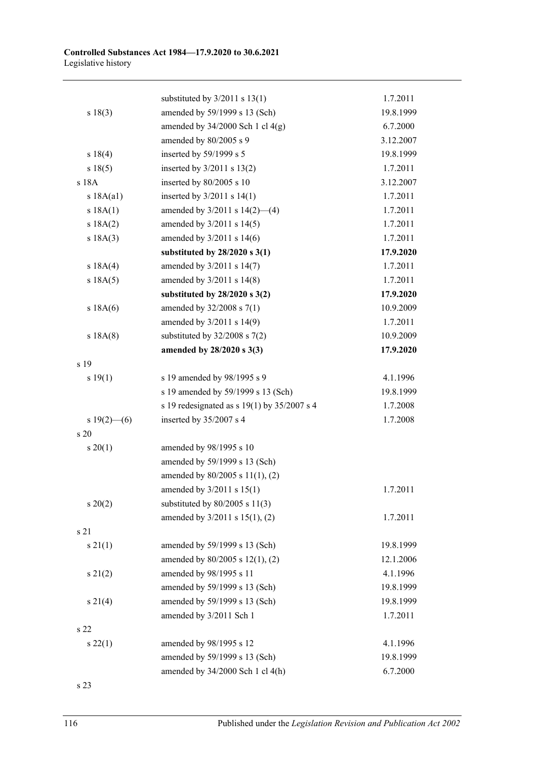| | | |
|---|---|---|
| | substituted by 3/2011 s 13(1) | 1.7.2011 |
| s 18(3) | amended by 59/1999 s 13 (Sch) | 19.8.1999 |
| | amended by 34/2000 Sch 1 cl 4(g) | 6.7.2000 |
| | amended by 80/2005 s 9 | 3.12.2007 |
| s 18(4) | inserted by 59/1999 s 5 | 19.8.1999 |
| s 18(5) | inserted by 3/2011 s 13(2) | 1.7.2011 |
| s 18A | inserted by 80/2005 s 10 | 3.12.2007 |
| s 18A(a1) | inserted by 3/2011 s 14(1) | 1.7.2011 |
| s 18A(1) | amended by 3/2011 s 14(2)—(4) | 1.7.2011 |
| s 18A(2) | amended by 3/2011 s 14(5) | 1.7.2011 |
| s 18A(3) | amended by 3/2011 s 14(6) | 1.7.2011 |
| | **substituted by 28/2020 s 3(1)** | **17.9.2020** |
| s 18A(4) | amended by 3/2011 s 14(7) | 1.7.2011 |
| s 18A(5) | amended by 3/2011 s 14(8) | 1.7.2011 |
| | **substituted by 28/2020 s 3(2)** | **17.9.2020** |
| s 18A(6) | amended by 32/2008 s 7(1) | 10.9.2009 |
| | amended by 3/2011 s 14(9) | 1.7.2011 |
| s 18A(8) | substituted by 32/2008 s 7(2) | 10.9.2009 |
| | **amended by 28/2020 s 3(3)** | **17.9.2020** |
| s 19 | | |
| s 19(1) | s 19 amended by 98/1995 s 9 | 4.1.1996 |
| | s 19 amended by 59/1999 s 13 (Sch) | 19.8.1999 |
| | s 19 redesignated as s 19(1) by 35/2007 s 4 | 1.7.2008 |
| s 19(2)—(6) | inserted by 35/2007 s 4 | 1.7.2008 |
| s 20 | | |
| s 20(1) | amended by 98/1995 s 10 | |
| | amended by 59/1999 s 13 (Sch) | |
| | amended by 80/2005 s 11(1), (2) | |
| | amended by 3/2011 s 15(1) | 1.7.2011 |
| s 20(2) | substituted by 80/2005 s 11(3) | |
| | amended by 3/2011 s 15(1), (2) | 1.7.2011 |
| s 21 | | |
| s 21(1) | amended by 59/1999 s 13 (Sch) | 19.8.1999 |
| | amended by 80/2005 s 12(1), (2) | 12.1.2006 |
| s 21(2) | amended by 98/1995 s 11 | 4.1.1996 |
| | amended by 59/1999 s 13 (Sch) | 19.8.1999 |
| s 21(4) | amended by 59/1999 s 13 (Sch) | 19.8.1999 |
| | amended by 3/2011 Sch 1 | 1.7.2011 |
| s 22 | | |
| s 22(1) | amended by 98/1995 s 12 | 4.1.1996 |
| | amended by 59/1999 s 13 (Sch) | 19.8.1999 |
| | amended by 34/2000 Sch 1 cl 4(h) | 6.7.2000 |
| s 23 | | |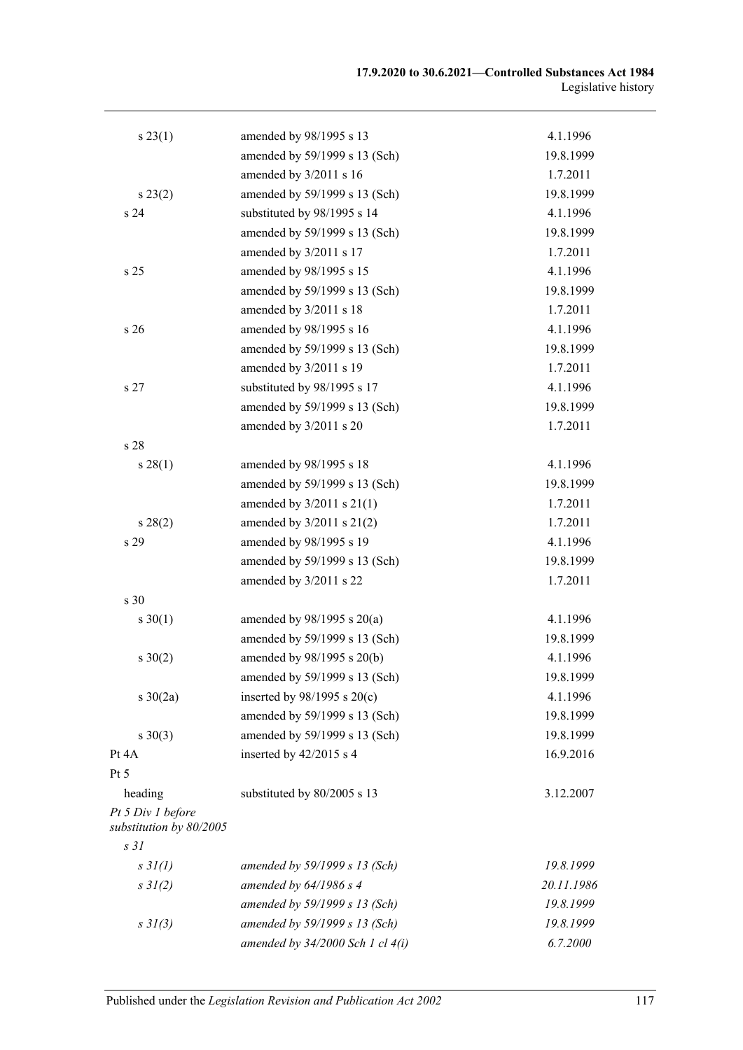| | | |
|---|---|---|
| s 23(1) | amended by 98/1995 s 13 | 4.1.1996 |
| | amended by 59/1999 s 13 (Sch) | 19.8.1999 |
| | amended by 3/2011 s 16 | 1.7.2011 |
| s 23(2) | amended by 59/1999 s 13 (Sch) | 19.8.1999 |
| s 24 | substituted by 98/1995 s 14 | 4.1.1996 |
| | amended by 59/1999 s 13 (Sch) | 19.8.1999 |
| | amended by 3/2011 s 17 | 1.7.2011 |
| s 25 | amended by 98/1995 s 15 | 4.1.1996 |
| | amended by 59/1999 s 13 (Sch) | 19.8.1999 |
| | amended by 3/2011 s 18 | 1.7.2011 |
| s 26 | amended by 98/1995 s 16 | 4.1.1996 |
| | amended by 59/1999 s 13 (Sch) | 19.8.1999 |
| | amended by 3/2011 s 19 | 1.7.2011 |
| s 27 | substituted by 98/1995 s 17 | 4.1.1996 |
| | amended by 59/1999 s 13 (Sch) | 19.8.1999 |
| | amended by 3/2011 s 20 | 1.7.2011 |
| s 28 | | |
| s 28(1) | amended by 98/1995 s 18 | 4.1.1996 |
| | amended by 59/1999 s 13 (Sch) | 19.8.1999 |
| | amended by 3/2011 s 21(1) | 1.7.2011 |
| s 28(2) | amended by 3/2011 s 21(2) | 1.7.2011 |
| s 29 | amended by 98/1995 s 19 | 4.1.1996 |
| | amended by 59/1999 s 13 (Sch) | 19.8.1999 |
| | amended by 3/2011 s 22 | 1.7.2011 |
| s 30 | | |
| s 30(1) | amended by 98/1995 s 20(a) | 4.1.1996 |
| | amended by 59/1999 s 13 (Sch) | 19.8.1999 |
| s 30(2) | amended by 98/1995 s 20(b) | 4.1.1996 |
| | amended by 59/1999 s 13 (Sch) | 19.8.1999 |
| s 30(2a) | inserted by 98/1995 s 20(c) | 4.1.1996 |
| | amended by 59/1999 s 13 (Sch) | 19.8.1999 |
| s 30(3) | amended by 59/1999 s 13 (Sch) | 19.8.1999 |
| Pt 4A | inserted by 42/2015 s 4 | 16.9.2016 |
| Pt 5 | | |
| heading | substituted by 80/2005 s 13 | 3.12.2007 |
| *Pt 5 Div 1 before substitution by 80/2005* | | |
| *s 31* | | |
| *s 31(1)* | *amended by 59/1999 s 13 (Sch)* | *19.8.1999* |
| *s 31(2)* | *amended by 64/1986 s 4* | *20.11.1986* |
| | *amended by 59/1999 s 13 (Sch)* | *19.8.1999* |
| *s 31(3)* | *amended by 59/1999 s 13 (Sch)* | *19.8.1999* |
| | *amended by 34/2000 Sch 1 cl 4(i)* | *6.7.2000* |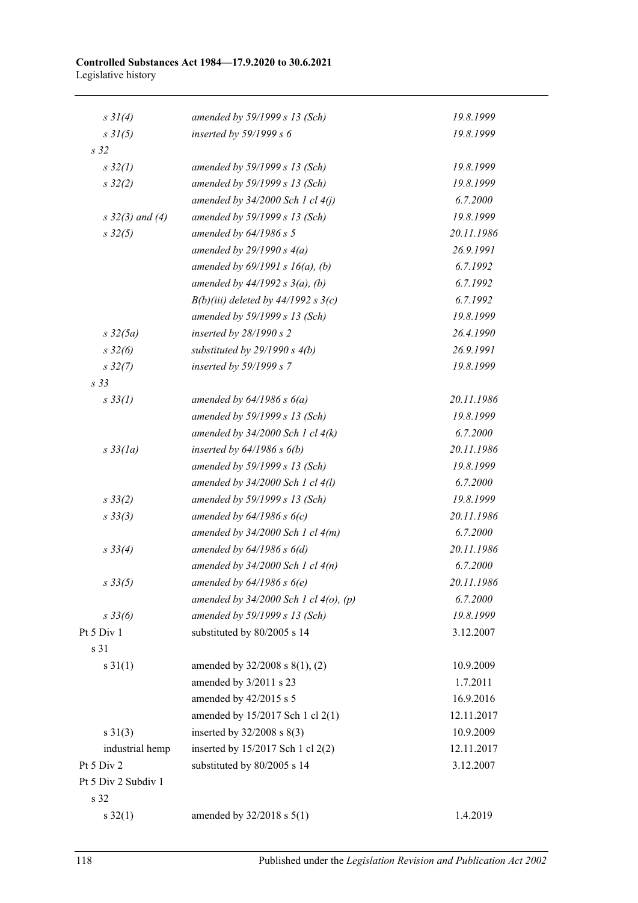| | | |
|---|---|---|
| *s 31(4)* | *amended by 59/1999 s 13 (Sch)* | *19.8.1999* |
| *s 31(5)* | *inserted by 59/1999 s 6* | *19.8.1999* |
| *s 32* | | |
| *s 32(1)* | *amended by 59/1999 s 13 (Sch)* | *19.8.1999* |
| *s 32(2)* | *amended by 59/1999 s 13 (Sch)* | *19.8.1999* |
| | *amended by 34/2000 Sch 1 cl 4(j)* | *6.7.2000* |
| *s 32(3) and (4)* | *amended by 59/1999 s 13 (Sch)* | *19.8.1999* |
| *s 32(5)* | *amended by 64/1986 s 5* | *20.11.1986* |
| | *amended by 29/1990 s 4(a)* | *26.9.1991* |
| | *amended by 69/1991 s 16(a), (b)* | *6.7.1992* |
| | *amended by 44/1992 s 3(a), (b)* | *6.7.1992* |
| | *B(b)(iii) deleted by 44/1992 s 3(c)* | *6.7.1992* |
| | *amended by 59/1999 s 13 (Sch)* | *19.8.1999* |
| *s 32(5a)* | *inserted by 28/1990 s 2* | *26.4.1990* |
| *s 32(6)* | *substituted by 29/1990 s 4(b)* | *26.9.1991* |
| *s 32(7)* | *inserted by 59/1999 s 7* | *19.8.1999* |
| *s 33* | | |
| *s 33(1)* | *amended by 64/1986 s 6(a)* | *20.11.1986* |
| | *amended by 59/1999 s 13 (Sch)* | *19.8.1999* |
| | *amended by 34/2000 Sch 1 cl 4(k)* | *6.7.2000* |
| *s 33(1a)* | *inserted by 64/1986 s 6(b)* | *20.11.1986* |
| | *amended by 59/1999 s 13 (Sch)* | *19.8.1999* |
| | *amended by 34/2000 Sch 1 cl 4(l)* | *6.7.2000* |
| *s 33(2)* | *amended by 59/1999 s 13 (Sch)* | *19.8.1999* |
| *s 33(3)* | *amended by 64/1986 s 6(c)* | *20.11.1986* |
| | *amended by 34/2000 Sch 1 cl 4(m)* | *6.7.2000* |
| *s 33(4)* | *amended by 64/1986 s 6(d)* | *20.11.1986* |
| | *amended by 34/2000 Sch 1 cl 4(n)* | *6.7.2000* |
| *s 33(5)* | *amended by 64/1986 s 6(e)* | *20.11.1986* |
| | *amended by 34/2000 Sch 1 cl 4(o), (p)* | *6.7.2000* |
| *s 33(6)* | *amended by 59/1999 s 13 (Sch)* | *19.8.1999* |
| Pt 5 Div 1 | substituted by 80/2005 s 14 | 3.12.2007 |
| s 31 | | |
| s 31(1) | amended by 32/2008 s 8(1), (2) | 10.9.2009 |
| | amended by 3/2011 s 23 | 1.7.2011 |
| | amended by 42/2015 s 5 | 16.9.2016 |
| | amended by 15/2017 Sch 1 cl 2(1) | 12.11.2017 |
| s 31(3) | inserted by 32/2008 s 8(3) | 10.9.2009 |
| industrial hemp | inserted by 15/2017 Sch 1 cl 2(2) | 12.11.2017 |
| Pt 5 Div 2 | substituted by 80/2005 s 14 | 3.12.2007 |
| Pt 5 Div 2 Subdiv 1 | | |
| s 32 | | |
| s 32(1) | amended by 32/2018 s 5(1) | 1.4.2019 |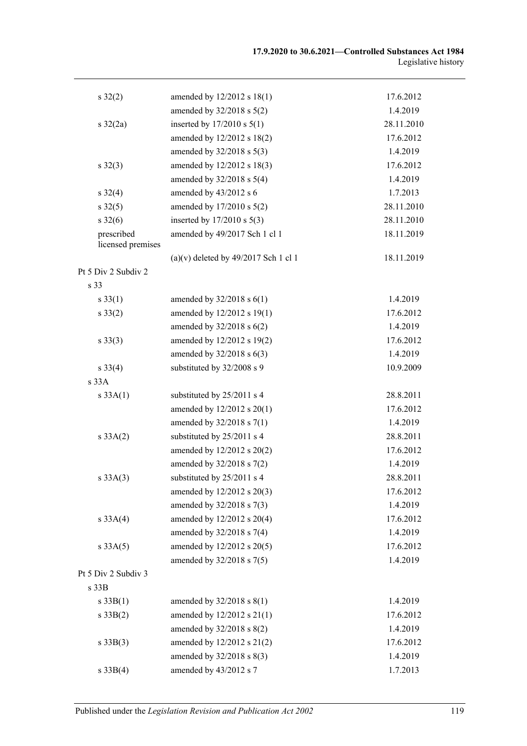| | | |
|---|---|---|
| s 32(2) | amended by 12/2012 s 18(1) | 17.6.2012 |
| | amended by 32/2018 s 5(2) | 1.4.2019 |
| s 32(2a) | inserted by 17/2010 s 5(1) | 28.11.2010 |
| | amended by 12/2012 s 18(2) | 17.6.2012 |
| | amended by 32/2018 s 5(3) | 1.4.2019 |
| s 32(3) | amended by 12/2012 s 18(3) | 17.6.2012 |
| | amended by 32/2018 s 5(4) | 1.4.2019 |
| s 32(4) | amended by 43/2012 s 6 | 1.7.2013 |
| s 32(5) | amended by 17/2010 s 5(2) | 28.11.2010 |
| s 32(6) | inserted by 17/2010 s 5(3) | 28.11.2010 |
| prescribed licensed premises | amended by 49/2017 Sch 1 cl 1 | 18.11.2019 |
| | (a)(v) deleted by 49/2017 Sch 1 cl 1 | 18.11.2019 |
| Pt 5 Div 2 Subdiv 2 | | |
| s 33 | | |
| s 33(1) | amended by 32/2018 s 6(1) | 1.4.2019 |
| s 33(2) | amended by 12/2012 s 19(1) | 17.6.2012 |
| | amended by 32/2018 s 6(2) | 1.4.2019 |
| s 33(3) | amended by 12/2012 s 19(2) | 17.6.2012 |
| | amended by 32/2018 s 6(3) | 1.4.2019 |
| s 33(4) | substituted by 32/2008 s 9 | 10.9.2009 |
| s 33A | | |
| s 33A(1) | substituted by 25/2011 s 4 | 28.8.2011 |
| | amended by 12/2012 s 20(1) | 17.6.2012 |
| | amended by 32/2018 s 7(1) | 1.4.2019 |
| s 33A(2) | substituted by 25/2011 s 4 | 28.8.2011 |
| | amended by 12/2012 s 20(2) | 17.6.2012 |
| | amended by 32/2018 s 7(2) | 1.4.2019 |
| s 33A(3) | substituted by 25/2011 s 4 | 28.8.2011 |
| | amended by 12/2012 s 20(3) | 17.6.2012 |
| | amended by 32/2018 s 7(3) | 1.4.2019 |
| s 33A(4) | amended by 12/2012 s 20(4) | 17.6.2012 |
| | amended by 32/2018 s 7(4) | 1.4.2019 |
| s 33A(5) | amended by 12/2012 s 20(5) | 17.6.2012 |
| | amended by 32/2018 s 7(5) | 1.4.2019 |
| Pt 5 Div 2 Subdiv 3 | | |
| s 33B | | |
| s 33B(1) | amended by 32/2018 s 8(1) | 1.4.2019 |
| s 33B(2) | amended by 12/2012 s 21(1) | 17.6.2012 |
| | amended by 32/2018 s 8(2) | 1.4.2019 |
| s 33B(3) | amended by 12/2012 s 21(2) | 17.6.2012 |
| | amended by 32/2018 s 8(3) | 1.4.2019 |
| s 33B(4) | amended by 43/2012 s 7 | 1.7.2013 |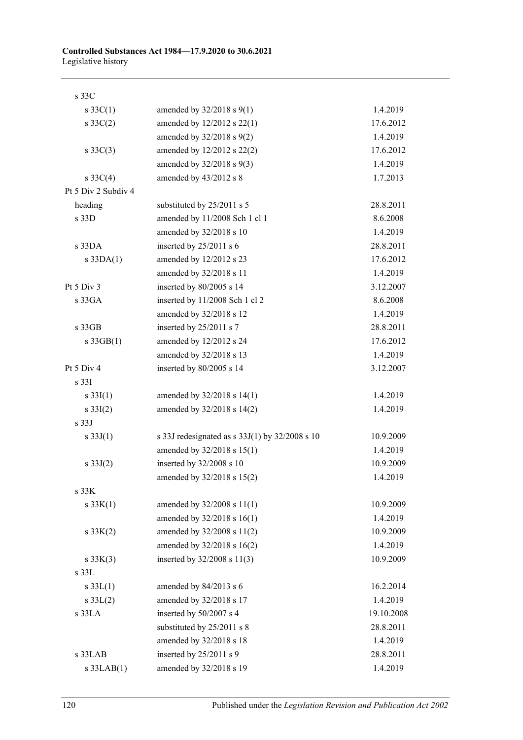| | | |
|---|---|---|
| s 33C | | |
| s 33C(1) | amended by 32/2018 s 9(1) | 1.4.2019 |
| s 33C(2) | amended by 12/2012 s 22(1) | 17.6.2012 |
| | amended by 32/2018 s 9(2) | 1.4.2019 |
| s 33C(3) | amended by 12/2012 s 22(2) | 17.6.2012 |
| | amended by 32/2018 s 9(3) | 1.4.2019 |
| s 33C(4) | amended by 43/2012 s 8 | 1.7.2013 |
| Pt 5 Div 2 Subdiv 4 | | |
| heading | substituted by 25/2011 s 5 | 28.8.2011 |
| s 33D | amended by 11/2008 Sch 1 cl 1 | 8.6.2008 |
| | amended by 32/2018 s 10 | 1.4.2019 |
| s 33DA | inserted by 25/2011 s 6 | 28.8.2011 |
| s 33DA(1) | amended by 12/2012 s 23 | 17.6.2012 |
| | amended by 32/2018 s 11 | 1.4.2019 |
| Pt 5 Div 3 | inserted by 80/2005 s 14 | 3.12.2007 |
| s 33GA | inserted by 11/2008 Sch 1 cl 2 | 8.6.2008 |
| | amended by 32/2018 s 12 | 1.4.2019 |
| s 33GB | inserted by 25/2011 s 7 | 28.8.2011 |
| s 33GB(1) | amended by 12/2012 s 24 | 17.6.2012 |
| | amended by 32/2018 s 13 | 1.4.2019 |
| Pt 5 Div 4 | inserted by 80/2005 s 14 | 3.12.2007 |
| s 33I | | |
| s 33I(1) | amended by 32/2018 s 14(1) | 1.4.2019 |
| s 33I(2) | amended by 32/2018 s 14(2) | 1.4.2019 |
| s 33J | | |
| s 33J(1) | s 33J redesignated as s 33J(1) by 32/2008 s 10 | 10.9.2009 |
| | amended by 32/2018 s 15(1) | 1.4.2019 |
| s 33J(2) | inserted by 32/2008 s 10 | 10.9.2009 |
| | amended by 32/2018 s 15(2) | 1.4.2019 |
| s 33K | | |
| s 33K(1) | amended by 32/2008 s 11(1) | 10.9.2009 |
| | amended by 32/2018 s 16(1) | 1.4.2019 |
| s 33K(2) | amended by 32/2008 s 11(2) | 10.9.2009 |
| | amended by 32/2018 s 16(2) | 1.4.2019 |
| s 33K(3) | inserted by 32/2008 s 11(3) | 10.9.2009 |
| s 33L | | |
| s 33L(1) | amended by 84/2013 s 6 | 16.2.2014 |
| s 33L(2) | amended by 32/2018 s 17 | 1.4.2019 |
| s 33LA | inserted by 50/2007 s 4 | 19.10.2008 |
| | substituted by 25/2011 s 8 | 28.8.2011 |
| | amended by 32/2018 s 18 | 1.4.2019 |
| s 33LAB | inserted by 25/2011 s 9 | 28.8.2011 |
| s 33LAB(1) | amended by 32/2018 s 19 | 1.4.2019 |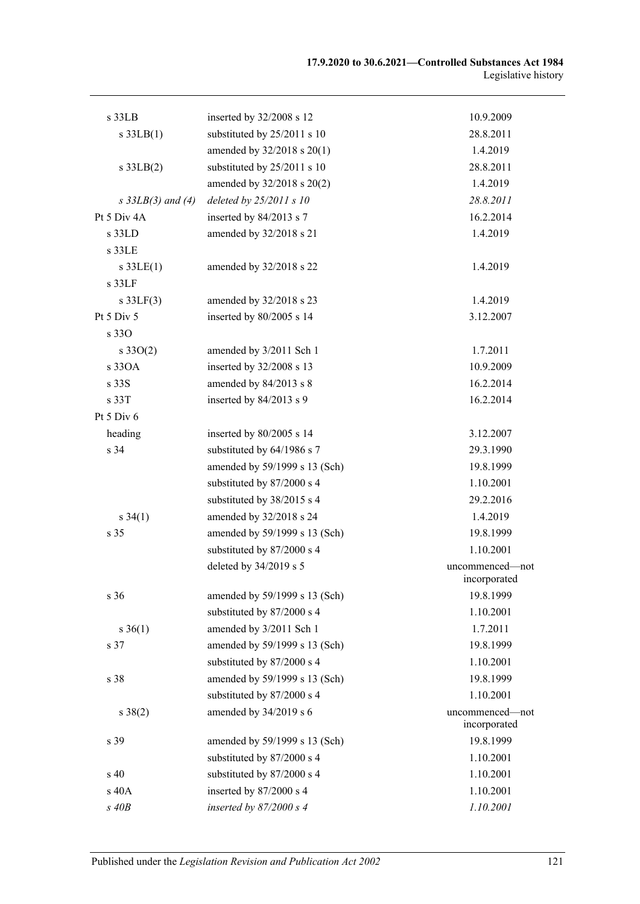| | | |
|---|---|---|
| s 33LB | inserted by 32/2008 s 12 | 10.9.2009 |
| s 33LB(1) | substituted by 25/2011 s 10 | 28.8.2011 |
| | amended by 32/2018 s 20(1) | 1.4.2019 |
| s 33LB(2) | substituted by 25/2011 s 10 | 28.8.2011 |
| | amended by 32/2018 s 20(2) | 1.4.2019 |
| *s 33LB(3) and (4)* | *deleted by 25/2011 s 10* | *28.8.2011* |
| Pt 5 Div 4A | inserted by 84/2013 s 7 | 16.2.2014 |
| s 33LD | amended by 32/2018 s 21 | 1.4.2019 |
| s 33LE | | |
| s 33LE(1) | amended by 32/2018 s 22 | 1.4.2019 |
| s 33LF | | |
| s 33LF(3) | amended by 32/2018 s 23 | 1.4.2019 |
| Pt 5 Div 5 | inserted by 80/2005 s 14 | 3.12.2007 |
| s 33O | | |
| s 33O(2) | amended by 3/2011 Sch 1 | 1.7.2011 |
| s 33OA | inserted by 32/2008 s 13 | 10.9.2009 |
| s 33S | amended by 84/2013 s 8 | 16.2.2014 |
| s 33T | inserted by 84/2013 s 9 | 16.2.2014 |
| Pt 5 Div 6 | | |
| heading | inserted by 80/2005 s 14 | 3.12.2007 |
| s 34 | substituted by 64/1986 s 7 | 29.3.1990 |
| | amended by 59/1999 s 13 (Sch) | 19.8.1999 |
| | substituted by 87/2000 s 4 | 1.10.2001 |
| | substituted by 38/2015 s 4 | 29.2.2016 |
| s 34(1) | amended by 32/2018 s 24 | 1.4.2019 |
| s 35 | amended by 59/1999 s 13 (Sch) | 19.8.1999 |
| | substituted by 87/2000 s 4 | 1.10.2001 |
| | deleted by 34/2019 s 5 | uncommenced—not incorporated |
| s 36 | amended by 59/1999 s 13 (Sch) | 19.8.1999 |
| | substituted by 87/2000 s 4 | 1.10.2001 |
| s 36(1) | amended by 3/2011 Sch 1 | 1.7.2011 |
| s 37 | amended by 59/1999 s 13 (Sch) | 19.8.1999 |
| | substituted by 87/2000 s 4 | 1.10.2001 |
| s 38 | amended by 59/1999 s 13 (Sch) | 19.8.1999 |
| | substituted by 87/2000 s 4 | 1.10.2001 |
| s 38(2) | amended by 34/2019 s 6 | uncommenced—not incorporated |
| s 39 | amended by 59/1999 s 13 (Sch) | 19.8.1999 |
| | substituted by 87/2000 s 4 | 1.10.2001 |
| s 40 | substituted by 87/2000 s 4 | 1.10.2001 |
| s 40A | inserted by 87/2000 s 4 | 1.10.2001 |
| *s 40B* | *inserted by 87/2000 s 4* | *1.10.2001* |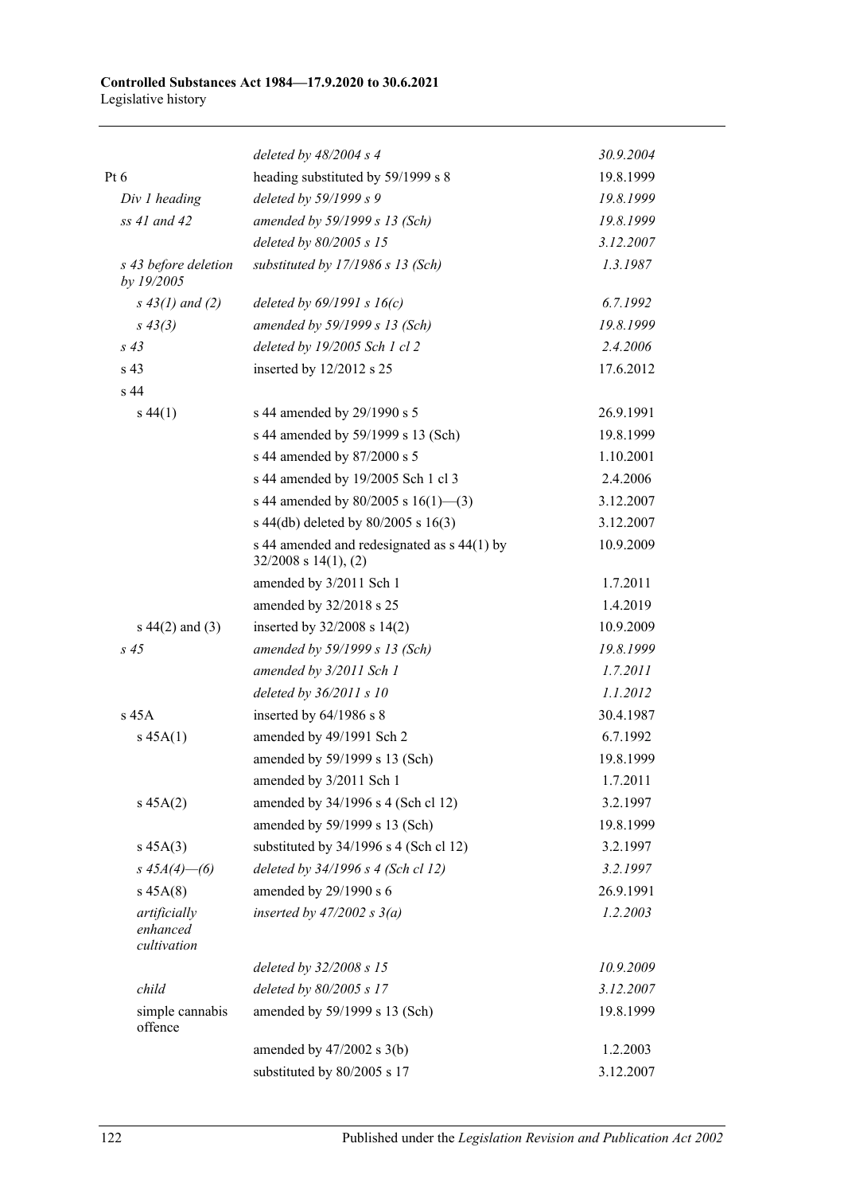| | | |
|---|---|---|
| | *deleted by 48/2004 s 4* | *30.9.2004* |
| Pt 6 | heading substituted by 59/1999 s 8 | 19.8.1999 |
| *Div 1 heading* | *deleted by 59/1999 s 9* | *19.8.1999* |
| *ss 41 and 42* | *amended by 59/1999 s 13 (Sch)* | *19.8.1999* |
| | *deleted by 80/2005 s 15* | *3.12.2007* |
| *s 43 before deletion by 19/2005* | *substituted by 17/1986 s 13 (Sch)* | *1.3.1987* |
| *s 43(1) and (2)* | *deleted by 69/1991 s 16(c)* | *6.7.1992* |
| *s 43(3)* | *amended by 59/1999 s 13 (Sch)* | *19.8.1999* |
| *s 43* | *deleted by 19/2005 Sch 1 cl 2* | *2.4.2006* |
| s 43 | inserted by 12/2012 s 25 | 17.6.2012 |
| s 44 | | |
| s 44(1) | s 44 amended by 29/1990 s 5 | 26.9.1991 |
| | s 44 amended by 59/1999 s 13 (Sch) | 19.8.1999 |
| | s 44 amended by 87/2000 s 5 | 1.10.2001 |
| | s 44 amended by 19/2005 Sch 1 cl 3 | 2.4.2006 |
| | s 44 amended by 80/2005 s 16(1)—(3) | 3.12.2007 |
| | s 44(db) deleted by 80/2005 s 16(3) | 3.12.2007 |
| | s 44 amended and redesignated as s 44(1) by 32/2008 s 14(1), (2) | 10.9.2009 |
| | amended by 3/2011 Sch 1 | 1.7.2011 |
| | amended by 32/2018 s 25 | 1.4.2019 |
| s 44(2) and (3) | inserted by 32/2008 s 14(2) | 10.9.2009 |
| *s 45* | *amended by 59/1999 s 13 (Sch)* | *19.8.1999* |
| | *amended by 3/2011 Sch 1* | *1.7.2011* |
| | *deleted by 36/2011 s 10* | *1.1.2012* |
| s 45A | inserted by 64/1986 s 8 | 30.4.1987 |
| s 45A(1) | amended by 49/1991 Sch 2 | 6.7.1992 |
| | amended by 59/1999 s 13 (Sch) | 19.8.1999 |
| | amended by 3/2011 Sch 1 | 1.7.2011 |
| s 45A(2) | amended by 34/1996 s 4 (Sch cl 12) | 3.2.1997 |
| | amended by 59/1999 s 13 (Sch) | 19.8.1999 |
| s 45A(3) | substituted by 34/1996 s 4 (Sch cl 12) | 3.2.1997 |
| *s 45A(4)—(6)* | *deleted by 34/1996 s 4 (Sch cl 12)* | *3.2.1997* |
| s 45A(8) | amended by 29/1990 s 6 | 26.9.1991 |
| *artificially enhanced cultivation* | *inserted by 47/2002 s 3(a)* | *1.2.2003* |
| | *deleted by 32/2008 s 15* | *10.9.2009* |
| *child* | *deleted by 80/2005 s 17* | *3.12.2007* |
| simple cannabis offence | amended by 59/1999 s 13 (Sch) | 19.8.1999 |
| | amended by 47/2002 s 3(b) | 1.2.2003 |
| | substituted by 80/2005 s 17 | 3.12.2007 |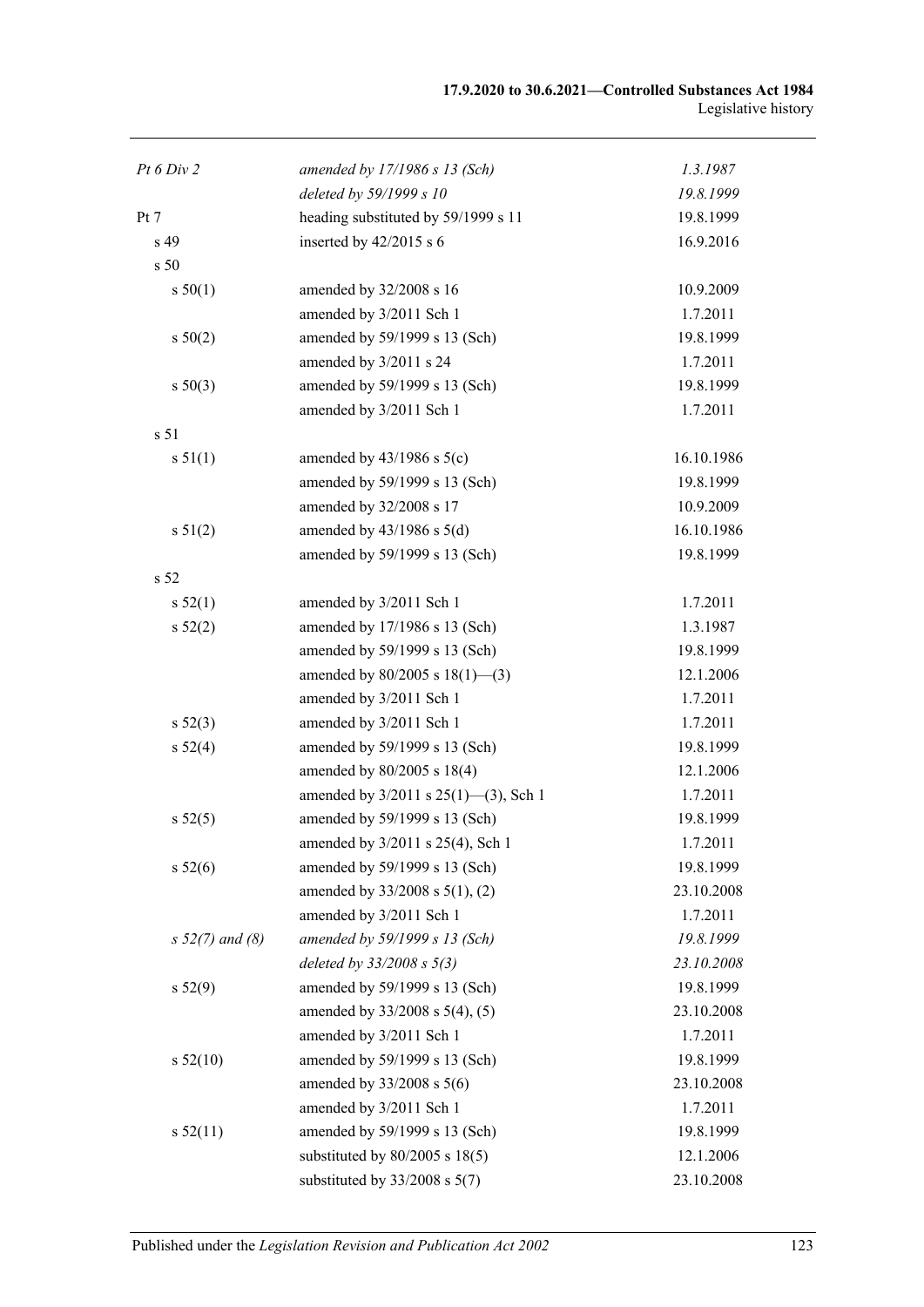| | | |
|---|---|---|
| *Pt 6 Div 2* | *amended by 17/1986 s 13 (Sch)* | *1.3.1987* |
| | *deleted by 59/1999 s 10* | *19.8.1999* |
| Pt 7 | heading substituted by 59/1999 s 11 | 19.8.1999 |
| s 49 | inserted by 42/2015 s 6 | 16.9.2016 |
| s 50 | | |
| s 50(1) | amended by 32/2008 s 16 | 10.9.2009 |
| | amended by 3/2011 Sch 1 | 1.7.2011 |
| s 50(2) | amended by 59/1999 s 13 (Sch) | 19.8.1999 |
| | amended by 3/2011 s 24 | 1.7.2011 |
| s 50(3) | amended by 59/1999 s 13 (Sch) | 19.8.1999 |
| | amended by 3/2011 Sch 1 | 1.7.2011 |
| s 51 | | |
| s 51(1) | amended by 43/1986 s 5(c) | 16.10.1986 |
| | amended by 59/1999 s 13 (Sch) | 19.8.1999 |
| | amended by 32/2008 s 17 | 10.9.2009 |
| s 51(2) | amended by 43/1986 s 5(d) | 16.10.1986 |
| | amended by 59/1999 s 13 (Sch) | 19.8.1999 |
| s 52 | | |
| s 52(1) | amended by 3/2011 Sch 1 | 1.7.2011 |
| s 52(2) | amended by 17/1986 s 13 (Sch) | 1.3.1987 |
| | amended by 59/1999 s 13 (Sch) | 19.8.1999 |
| | amended by 80/2005 s 18(1)—(3) | 12.1.2006 |
| | amended by 3/2011 Sch 1 | 1.7.2011 |
| s 52(3) | amended by 3/2011 Sch 1 | 1.7.2011 |
| s 52(4) | amended by 59/1999 s 13 (Sch) | 19.8.1999 |
| | amended by 80/2005 s 18(4) | 12.1.2006 |
| | amended by 3/2011 s 25(1)—(3), Sch 1 | 1.7.2011 |
| s 52(5) | amended by 59/1999 s 13 (Sch) | 19.8.1999 |
| | amended by 3/2011 s 25(4), Sch 1 | 1.7.2011 |
| s 52(6) | amended by 59/1999 s 13 (Sch) | 19.8.1999 |
| | amended by 33/2008 s 5(1), (2) | 23.10.2008 |
| | amended by 3/2011 Sch 1 | 1.7.2011 |
| *s 52(7) and (8)* | *amended by 59/1999 s 13 (Sch)* | *19.8.1999* |
| | *deleted by 33/2008 s 5(3)* | *23.10.2008* |
| s 52(9) | amended by 59/1999 s 13 (Sch) | 19.8.1999 |
| | amended by 33/2008 s 5(4), (5) | 23.10.2008 |
| | amended by 3/2011 Sch 1 | 1.7.2011 |
| s 52(10) | amended by 59/1999 s 13 (Sch) | 19.8.1999 |
| | amended by 33/2008 s 5(6) | 23.10.2008 |
| | amended by 3/2011 Sch 1 | 1.7.2011 |
| s 52(11) | amended by 59/1999 s 13 (Sch) | 19.8.1999 |
| | substituted by 80/2005 s 18(5) | 12.1.2006 |
| | substituted by 33/2008 s 5(7) | 23.10.2008 |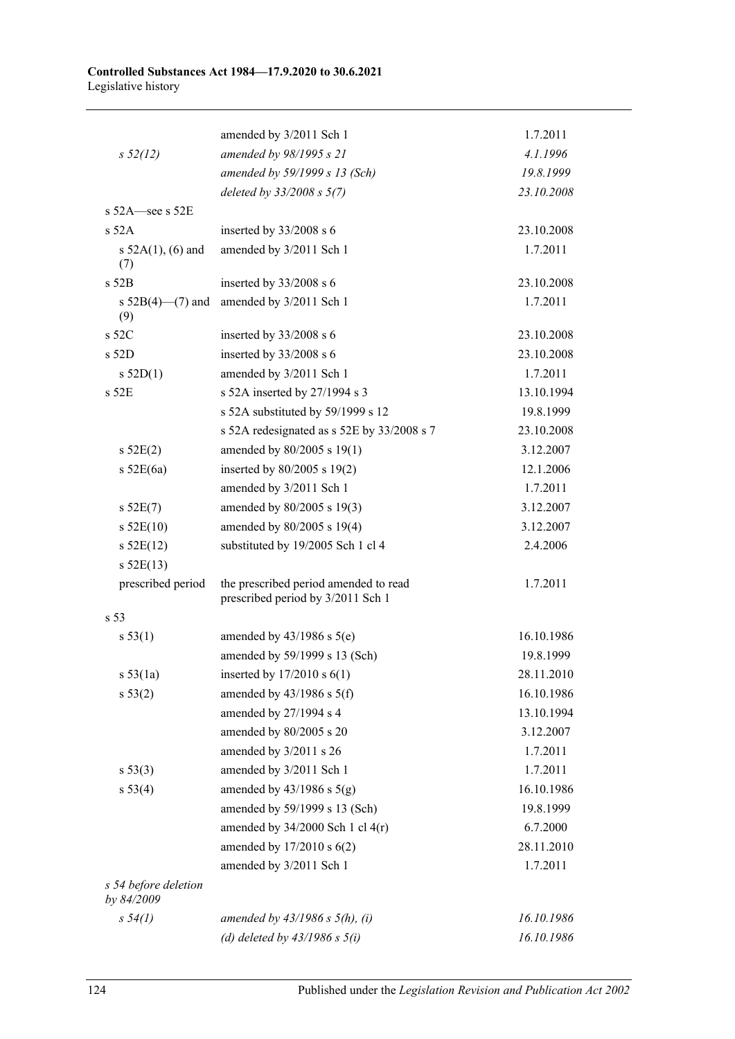| | | |
|---|---|---|
| | amended by 3/2011 Sch 1 | 1.7.2011 |
| *s 52(12)* | *amended by 98/1995 s 21* | *4.1.1996* |
| | *amended by 59/1999 s 13 (Sch)* | *19.8.1999* |
| | *deleted by 33/2008 s 5(7)* | *23.10.2008* |
| s 52A—see s 52E | | |
| s 52A | inserted by 33/2008 s 6 | 23.10.2008 |
| s 52A(1), (6) and (7) | amended by 3/2011 Sch 1 | 1.7.2011 |
| s 52B | inserted by 33/2008 s 6 | 23.10.2008 |
| s 52B(4)—(7) and (9) | amended by 3/2011 Sch 1 | 1.7.2011 |
| s 52C | inserted by 33/2008 s 6 | 23.10.2008 |
| s 52D | inserted by 33/2008 s 6 | 23.10.2008 |
| s 52D(1) | amended by 3/2011 Sch 1 | 1.7.2011 |
| s 52E | s 52A inserted by 27/1994 s 3 | 13.10.1994 |
| | s 52A substituted by 59/1999 s 12 | 19.8.1999 |
| | s 52A redesignated as s 52E by 33/2008 s 7 | 23.10.2008 |
| s 52E(2) | amended by 80/2005 s 19(1) | 3.12.2007 |
| s 52E(6a) | inserted by 80/2005 s 19(2) | 12.1.2006 |
| | amended by 3/2011 Sch 1 | 1.7.2011 |
| s 52E(7) | amended by 80/2005 s 19(3) | 3.12.2007 |
| s 52E(10) | amended by 80/2005 s 19(4) | 3.12.2007 |
| s 52E(12) | substituted by 19/2005 Sch 1 cl 4 | 2.4.2006 |
| s 52E(13) | | |
| prescribed period | the prescribed period amended to read prescribed period by 3/2011 Sch 1 | 1.7.2011 |
| s 53 | | |
| s 53(1) | amended by 43/1986 s 5(e) | 16.10.1986 |
| | amended by 59/1999 s 13 (Sch) | 19.8.1999 |
| s 53(1a) | inserted by 17/2010 s 6(1) | 28.11.2010 |
| s 53(2) | amended by 43/1986 s 5(f) | 16.10.1986 |
| | amended by 27/1994 s 4 | 13.10.1994 |
| | amended by 80/2005 s 20 | 3.12.2007 |
| | amended by 3/2011 s 26 | 1.7.2011 |
| s 53(3) | amended by 3/2011 Sch 1 | 1.7.2011 |
| s 53(4) | amended by 43/1986 s 5(g) | 16.10.1986 |
| | amended by 59/1999 s 13 (Sch) | 19.8.1999 |
| | amended by 34/2000 Sch 1 cl 4(r) | 6.7.2000 |
| | amended by 17/2010 s 6(2) | 28.11.2010 |
| | amended by 3/2011 Sch 1 | 1.7.2011 |
| *s 54 before deletion by 84/2009* | | |
| *s 54(1)* | *amended by 43/1986 s 5(h), (i)* | *16.10.1986* |
| | *(d) deleted by 43/1986 s 5(i)* | *16.10.1986* |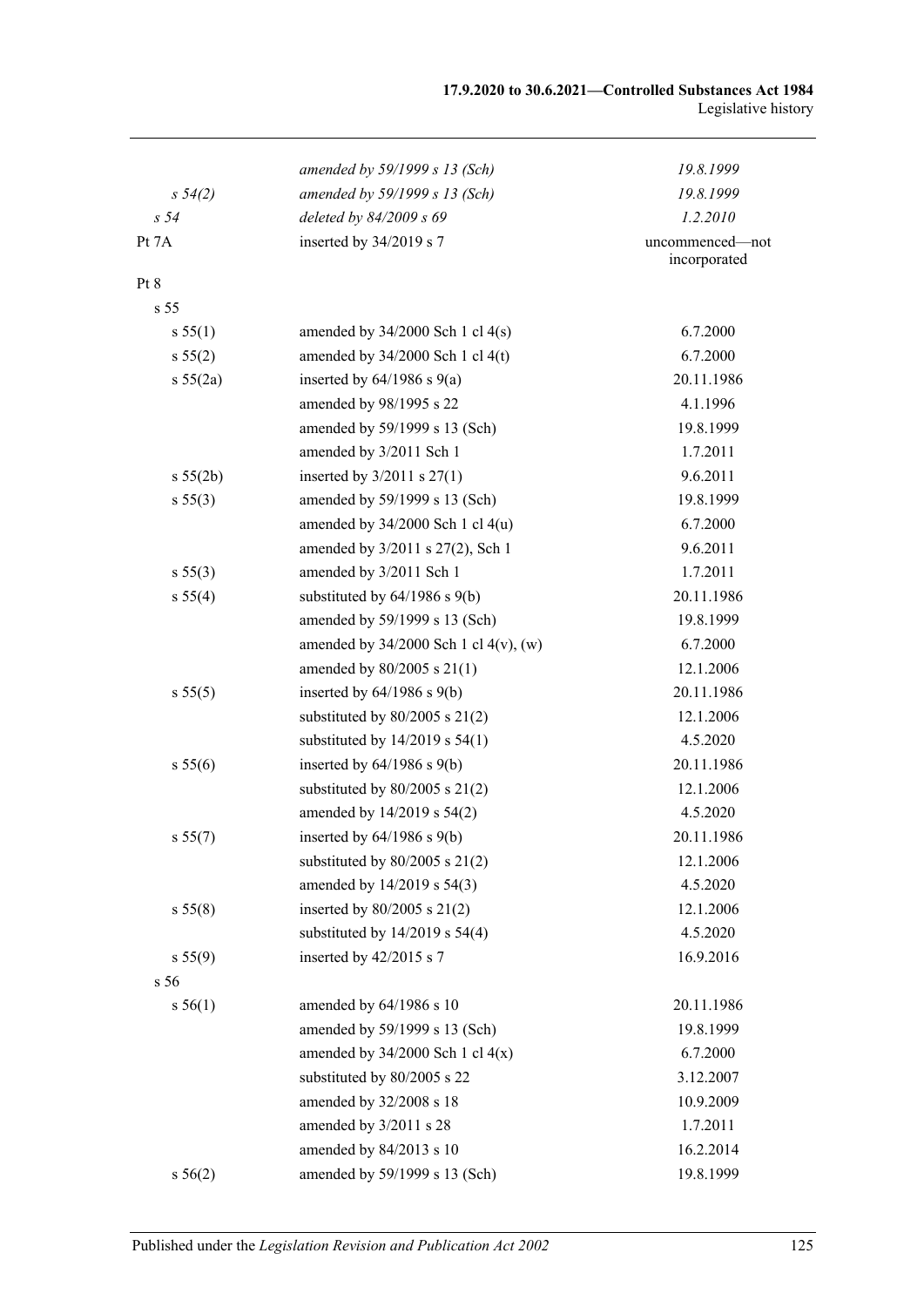| | | |
|---|---|---|
| | *amended by 59/1999 s 13 (Sch)* | *19.8.1999* |
| *s 54(2)* | *amended by 59/1999 s 13 (Sch)* | *19.8.1999* |
| *s 54* | *deleted by 84/2009 s 69* | *1.2.2010* |
| Pt 7A | inserted by 34/2019 s 7 | uncommenced—not incorporated |
| Pt 8 | | |
| s 55 | | |
| s 55(1) | amended by 34/2000 Sch 1 cl 4(s) | 6.7.2000 |
| s 55(2) | amended by 34/2000 Sch 1 cl 4(t) | 6.7.2000 |
| s 55(2a) | inserted by 64/1986 s 9(a) | 20.11.1986 |
| | amended by 98/1995 s 22 | 4.1.1996 |
| | amended by 59/1999 s 13 (Sch) | 19.8.1999 |
| | amended by 3/2011 Sch 1 | 1.7.2011 |
| s 55(2b) | inserted by 3/2011 s 27(1) | 9.6.2011 |
| s 55(3) | amended by 59/1999 s 13 (Sch) | 19.8.1999 |
| | amended by 34/2000 Sch 1 cl 4(u) | 6.7.2000 |
| | amended by 3/2011 s 27(2), Sch 1 | 9.6.2011 |
| s 55(3) | amended by 3/2011 Sch 1 | 1.7.2011 |
| s 55(4) | substituted by 64/1986 s 9(b) | 20.11.1986 |
| | amended by 59/1999 s 13 (Sch) | 19.8.1999 |
| | amended by 34/2000 Sch 1 cl 4(v), (w) | 6.7.2000 |
| | amended by 80/2005 s 21(1) | 12.1.2006 |
| s 55(5) | inserted by 64/1986 s 9(b) | 20.11.1986 |
| | substituted by 80/2005 s 21(2) | 12.1.2006 |
| | substituted by 14/2019 s 54(1) | 4.5.2020 |
| s 55(6) | inserted by 64/1986 s 9(b) | 20.11.1986 |
| | substituted by 80/2005 s 21(2) | 12.1.2006 |
| | amended by 14/2019 s 54(2) | 4.5.2020 |
| s 55(7) | inserted by 64/1986 s 9(b) | 20.11.1986 |
| | substituted by 80/2005 s 21(2) | 12.1.2006 |
| | amended by 14/2019 s 54(3) | 4.5.2020 |
| s 55(8) | inserted by 80/2005 s 21(2) | 12.1.2006 |
| | substituted by 14/2019 s 54(4) | 4.5.2020 |
| s 55(9) | inserted by 42/2015 s 7 | 16.9.2016 |
| s 56 | | |
| s 56(1) | amended by 64/1986 s 10 | 20.11.1986 |
| | amended by 59/1999 s 13 (Sch) | 19.8.1999 |
| | amended by 34/2000 Sch 1 cl 4(x) | 6.7.2000 |
| | substituted by 80/2005 s 22 | 3.12.2007 |
| | amended by 32/2008 s 18 | 10.9.2009 |
| | amended by 3/2011 s 28 | 1.7.2011 |
| | amended by 84/2013 s 10 | 16.2.2014 |
| s 56(2) | amended by 59/1999 s 13 (Sch) | 19.8.1999 |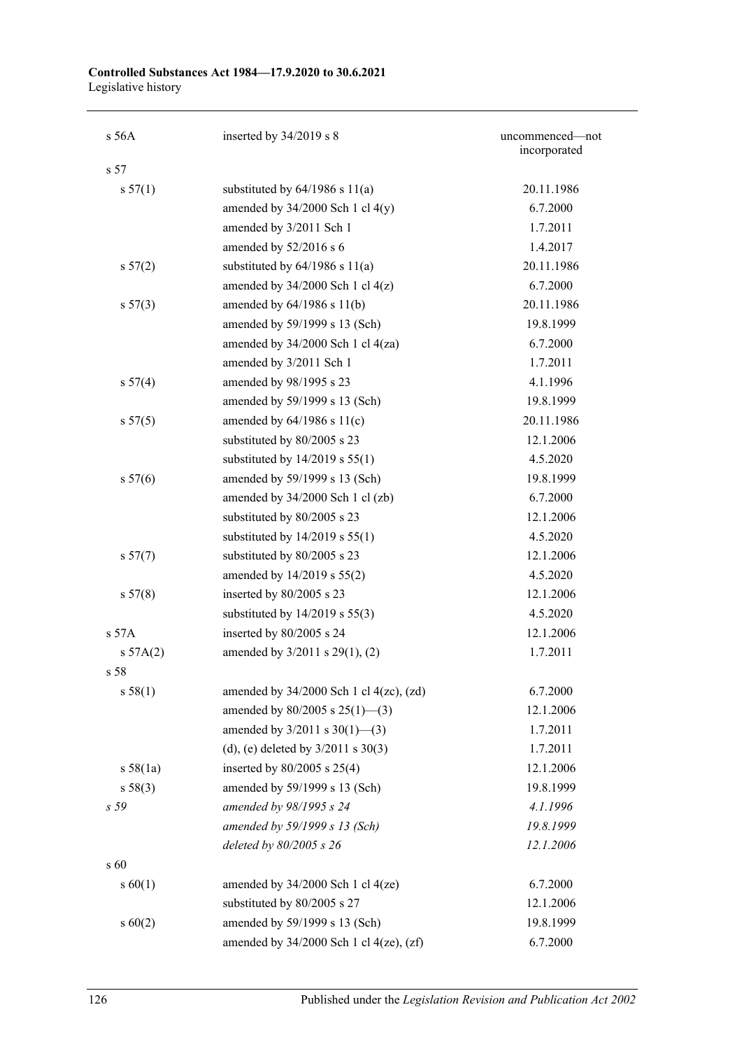| | | |
|---|---|---|
| s 56A | inserted by 34/2019 s 8 | uncommenced—not incorporated |
| s 57 | | |
| s 57(1) | substituted by 64/1986 s 11(a) | 20.11.1986 |
| | amended by 34/2000 Sch 1 cl 4(y) | 6.7.2000 |
| | amended by 3/2011 Sch 1 | 1.7.2011 |
| | amended by 52/2016 s 6 | 1.4.2017 |
| s 57(2) | substituted by 64/1986 s 11(a) | 20.11.1986 |
| | amended by 34/2000 Sch 1 cl 4(z) | 6.7.2000 |
| s 57(3) | amended by 64/1986 s 11(b) | 20.11.1986 |
| | amended by 59/1999 s 13 (Sch) | 19.8.1999 |
| | amended by 34/2000 Sch 1 cl 4(za) | 6.7.2000 |
| | amended by 3/2011 Sch 1 | 1.7.2011 |
| s 57(4) | amended by 98/1995 s 23 | 4.1.1996 |
| | amended by 59/1999 s 13 (Sch) | 19.8.1999 |
| s 57(5) | amended by 64/1986 s 11(c) | 20.11.1986 |
| | substituted by 80/2005 s 23 | 12.1.2006 |
| | substituted by 14/2019 s 55(1) | 4.5.2020 |
| s 57(6) | amended by 59/1999 s 13 (Sch) | 19.8.1999 |
| | amended by 34/2000 Sch 1 cl (zb) | 6.7.2000 |
| | substituted by 80/2005 s 23 | 12.1.2006 |
| | substituted by 14/2019 s 55(1) | 4.5.2020 |
| s 57(7) | substituted by 80/2005 s 23 | 12.1.2006 |
| | amended by 14/2019 s 55(2) | 4.5.2020 |
| s 57(8) | inserted by 80/2005 s 23 | 12.1.2006 |
| | substituted by 14/2019 s 55(3) | 4.5.2020 |
| s 57A | inserted by 80/2005 s 24 | 12.1.2006 |
| s 57A(2) | amended by 3/2011 s 29(1), (2) | 1.7.2011 |
| s 58 | | |
| s 58(1) | amended by 34/2000 Sch 1 cl 4(zc), (zd) | 6.7.2000 |
| | amended by 80/2005 s 25(1)—(3) | 12.1.2006 |
| | amended by 3/2011 s 30(1)—(3) | 1.7.2011 |
| | (d), (e) deleted by 3/2011 s 30(3) | 1.7.2011 |
| s 58(1a) | inserted by 80/2005 s 25(4) | 12.1.2006 |
| s 58(3) | amended by 59/1999 s 13 (Sch) | 19.8.1999 |
| *s 59* | *amended by 98/1995 s 24* | *4.1.1996* |
| | *amended by 59/1999 s 13 (Sch)* | *19.8.1999* |
| | *deleted by 80/2005 s 26* | *12.1.2006* |
| s 60 | | |
| s 60(1) | amended by 34/2000 Sch 1 cl 4(ze) | 6.7.2000 |
| | substituted by 80/2005 s 27 | 12.1.2006 |
| s 60(2) | amended by 59/1999 s 13 (Sch) | 19.8.1999 |
| | amended by 34/2000 Sch 1 cl 4(ze), (zf) | 6.7.2000 |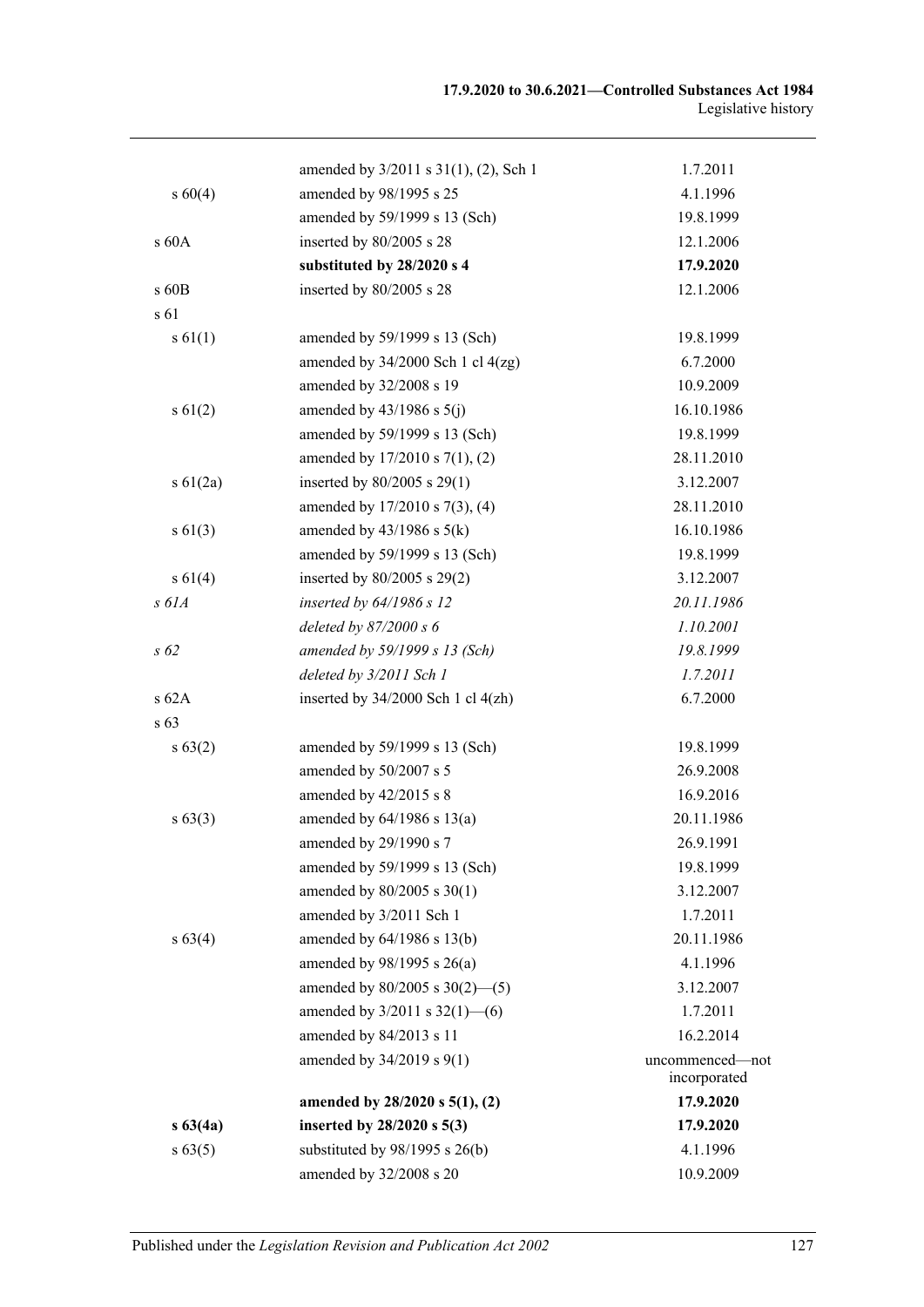| | | |
|---|---|---|
| | amended by 3/2011 s 31(1), (2), Sch 1 | 1.7.2011 |
| s 60(4) | amended by 98/1995 s 25 | 4.1.1996 |
| | amended by 59/1999 s 13 (Sch) | 19.8.1999 |
| s 60A | inserted by 80/2005 s 28 | 12.1.2006 |
| | **substituted by 28/2020 s 4** | **17.9.2020** |
| s 60B | inserted by 80/2005 s 28 | 12.1.2006 |
| s 61 | | |
| s 61(1) | amended by 59/1999 s 13 (Sch) | 19.8.1999 |
| | amended by 34/2000 Sch 1 cl 4(zg) | 6.7.2000 |
| | amended by 32/2008 s 19 | 10.9.2009 |
| s 61(2) | amended by 43/1986 s 5(j) | 16.10.1986 |
| | amended by 59/1999 s 13 (Sch) | 19.8.1999 |
| | amended by 17/2010 s 7(1), (2) | 28.11.2010 |
| s 61(2a) | inserted by 80/2005 s 29(1) | 3.12.2007 |
| | amended by 17/2010 s 7(3), (4) | 28.11.2010 |
| s 61(3) | amended by 43/1986 s 5(k) | 16.10.1986 |
| | amended by 59/1999 s 13 (Sch) | 19.8.1999 |
| s 61(4) | inserted by 80/2005 s 29(2) | 3.12.2007 |
| *s 61A* | *inserted by 64/1986 s 12* | *20.11.1986* |
| | *deleted by 87/2000 s 6* | *1.10.2001* |
| *s 62* | *amended by 59/1999 s 13 (Sch)* | *19.8.1999* |
| | *deleted by 3/2011 Sch 1* | *1.7.2011* |
| s 62A | inserted by 34/2000 Sch 1 cl 4(zh) | 6.7.2000 |
| s 63 | | |
| s 63(2) | amended by 59/1999 s 13 (Sch) | 19.8.1999 |
| | amended by 50/2007 s 5 | 26.9.2008 |
| | amended by 42/2015 s 8 | 16.9.2016 |
| s 63(3) | amended by 64/1986 s 13(a) | 20.11.1986 |
| | amended by 29/1990 s 7 | 26.9.1991 |
| | amended by 59/1999 s 13 (Sch) | 19.8.1999 |
| | amended by 80/2005 s 30(1) | 3.12.2007 |
| | amended by 3/2011 Sch 1 | 1.7.2011 |
| s 63(4) | amended by 64/1986 s 13(b) | 20.11.1986 |
| | amended by 98/1995 s 26(a) | 4.1.1996 |
| | amended by 80/2005 s 30(2)—(5) | 3.12.2007 |
| | amended by 3/2011 s 32(1)—(6) | 1.7.2011 |
| | amended by 84/2013 s 11 | 16.2.2014 |
| | amended by 34/2019 s 9(1) | uncommenced—not incorporated |
| | **amended by 28/2020 s 5(1), (2)** | **17.9.2020** |
| **s 63(4a)** | **inserted by 28/2020 s 5(3)** | **17.9.2020** |
| s 63(5) | substituted by 98/1995 s 26(b) | 4.1.1996 |
| | amended by 32/2008 s 20 | 10.9.2009 |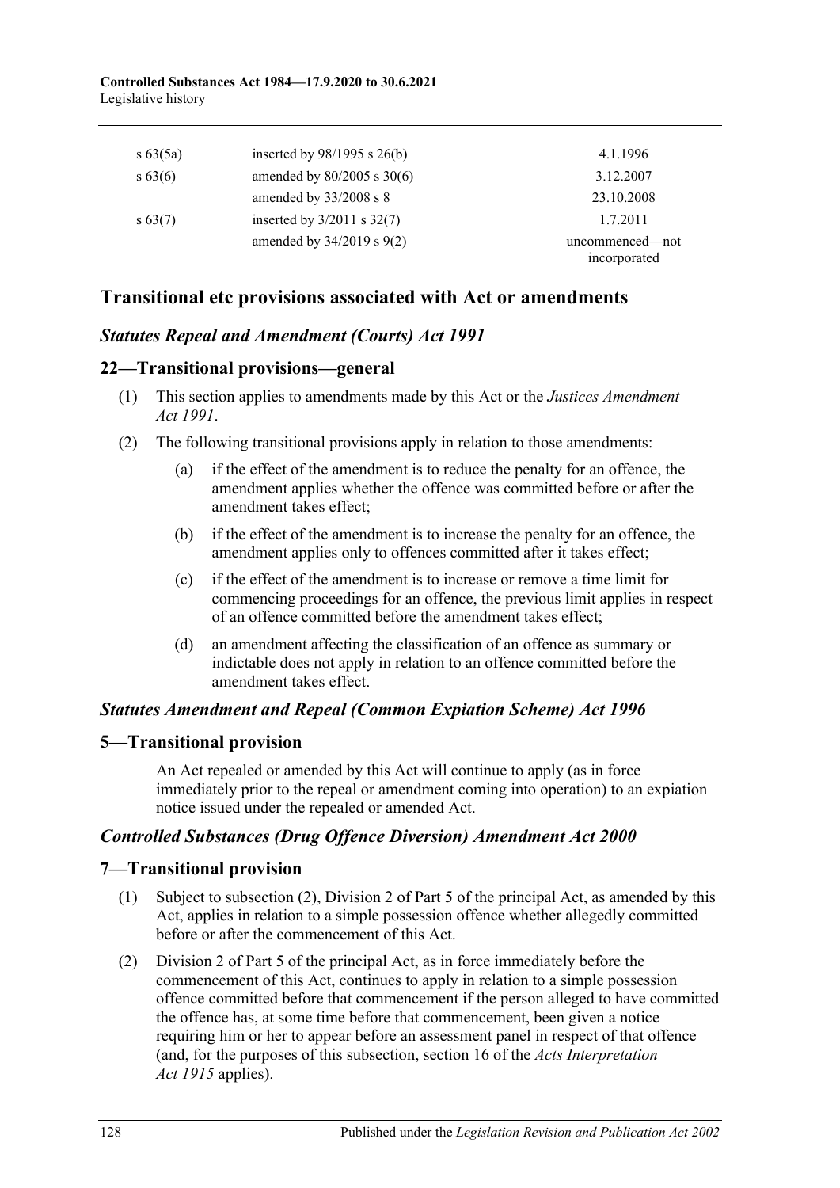| | | |
|---|---|---|
| s 63(5a) | inserted by 98/1995 s 26(b) | 4.1.1996 |
| s 63(6) | amended by 80/2005 s 30(6) | 3.12.2007 |
| | amended by 33/2008 s 8 | 23.10.2008 |
| s 63(7) | inserted by 3/2011 s 32(7) | 1.7.2011 |
| | amended by 34/2019 s 9(2) | uncommenced—not incorporated |

## Transitional etc provisions associated with Act or amendments

### *Statutes Repeal and Amendment (Courts) Act 1991*

### 22—Transitional provisions—general

(1) This section applies to amendments made by this Act or the *Justices Amendment Act 1991*.

(2) The following transitional provisions apply in relation to those amendments:

(a) if the effect of the amendment is to reduce the penalty for an offence, the amendment applies whether the offence was committed before or after the amendment takes effect;

(b) if the effect of the amendment is to increase the penalty for an offence, the amendment applies only to offences committed after it takes effect;

(c) if the effect of the amendment is to increase or remove a time limit for commencing proceedings for an offence, the previous limit applies in respect of an offence committed before the amendment takes effect;

(d) an amendment affecting the classification of an offence as summary or indictable does not apply in relation to an offence committed before the amendment takes effect.

### *Statutes Amendment and Repeal (Common Expiation Scheme) Act 1996*

### 5—Transitional provision

An Act repealed or amended by this Act will continue to apply (as in force immediately prior to the repeal or amendment coming into operation) to an expiation notice issued under the repealed or amended Act.

### *Controlled Substances (Drug Offence Diversion) Amendment Act 2000*

### 7—Transitional provision

(1) Subject to subsection (2), Division 2 of Part 5 of the principal Act, as amended by this Act, applies in relation to a simple possession offence whether allegedly committed before or after the commencement of this Act.

(2) Division 2 of Part 5 of the principal Act, as in force immediately before the commencement of this Act, continues to apply in relation to a simple possession offence committed before that commencement if the person alleged to have committed the offence has, at some time before that commencement, been given a notice requiring him or her to appear before an assessment panel in respect of that offence (and, for the purposes of this subsection, section 16 of the *Acts Interpretation Act 1915* applies).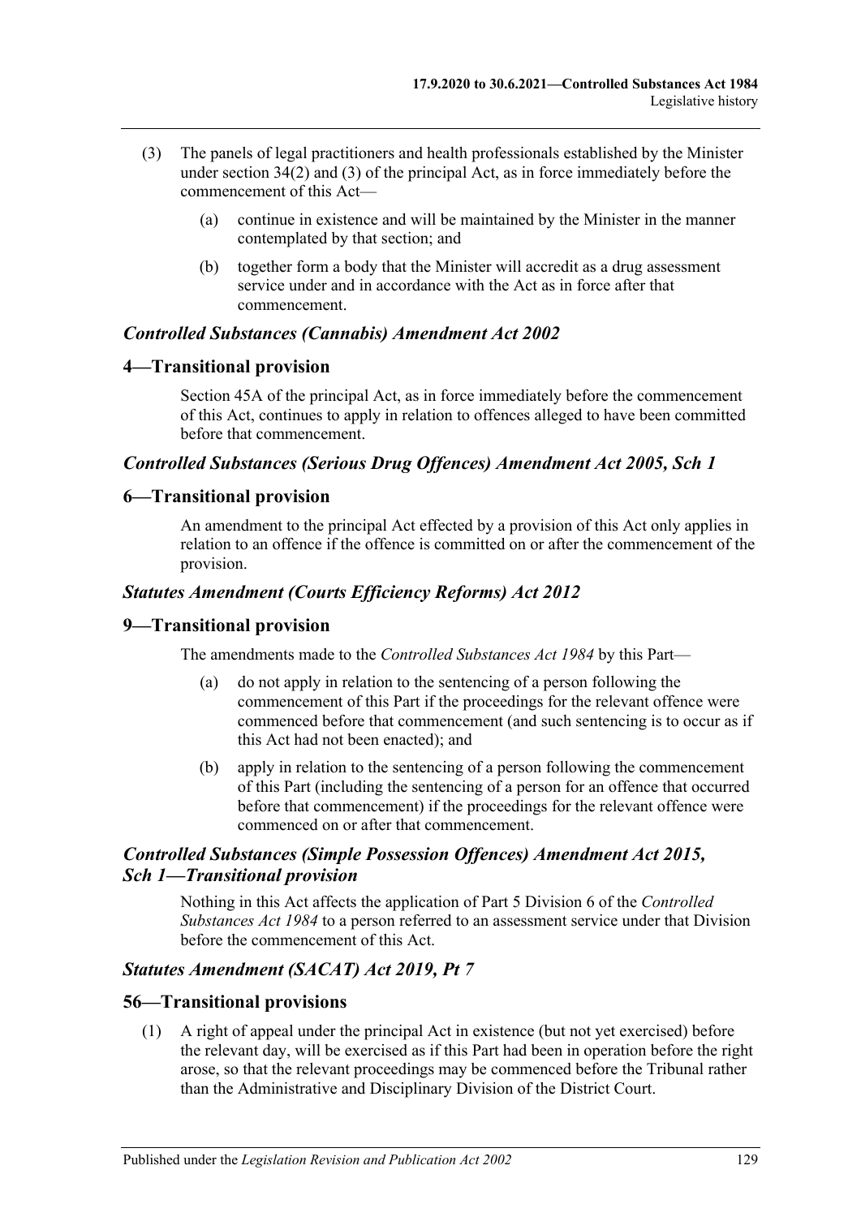(3) The panels of legal practitioners and health professionals established by the Minister under section 34(2) and (3) of the principal Act, as in force immediately before the commencement of this Act—

(a) continue in existence and will be maintained by the Minister in the manner contemplated by that section; and

(b) together form a body that the Minister will accredit as a drug assessment service under and in accordance with the Act as in force after that commencement.

### *Controlled Substances (Cannabis) Amendment Act 2002*

## 4—Transitional provision

Section 45A of the principal Act, as in force immediately before the commencement of this Act, continues to apply in relation to offences alleged to have been committed before that commencement.

### *Controlled Substances (Serious Drug Offences) Amendment Act 2005, Sch 1*

## 6—Transitional provision

An amendment to the principal Act effected by a provision of this Act only applies in relation to an offence if the offence is committed on or after the commencement of the provision.

### *Statutes Amendment (Courts Efficiency Reforms) Act 2012*

## 9—Transitional provision

The amendments made to the *Controlled Substances Act 1984* by this Part—

(a) do not apply in relation to the sentencing of a person following the commencement of this Part if the proceedings for the relevant offence were commenced before that commencement (and such sentencing is to occur as if this Act had not been enacted); and

(b) apply in relation to the sentencing of a person following the commencement of this Part (including the sentencing of a person for an offence that occurred before that commencement) if the proceedings for the relevant offence were commenced on or after that commencement.

### *Controlled Substances (Simple Possession Offences) Amendment Act 2015, Sch 1—Transitional provision*

Nothing in this Act affects the application of Part 5 Division 6 of the *Controlled Substances Act 1984* to a person referred to an assessment service under that Division before the commencement of this Act.

### *Statutes Amendment (SACAT) Act 2019, Pt 7*

## 56—Transitional provisions

(1) A right of appeal under the principal Act in existence (but not yet exercised) before the relevant day, will be exercised as if this Part had been in operation before the right arose, so that the relevant proceedings may be commenced before the Tribunal rather than the Administrative and Disciplinary Division of the District Court.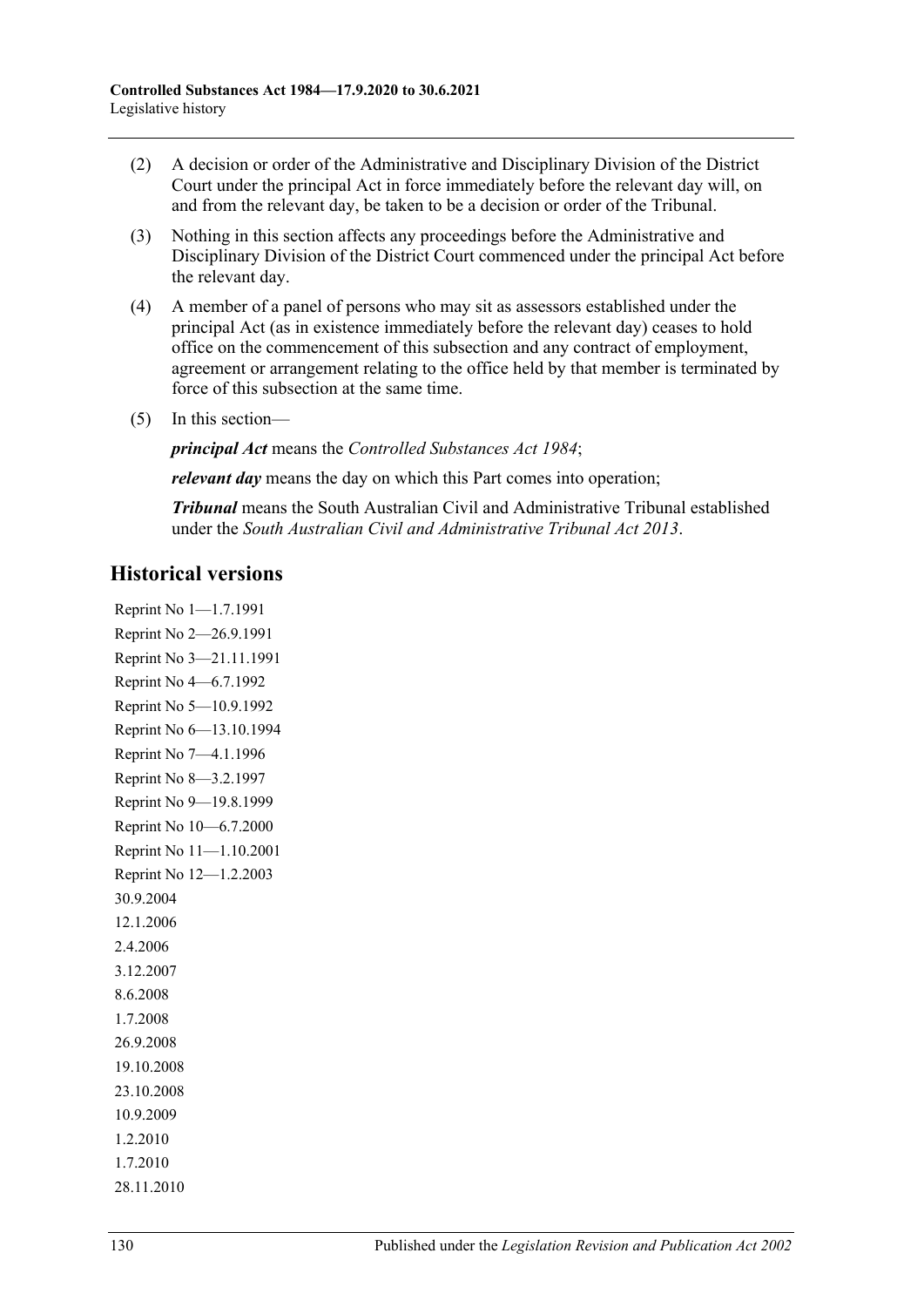(2) A decision or order of the Administrative and Disciplinary Division of the District Court under the principal Act in force immediately before the relevant day will, on and from the relevant day, be taken to be a decision or order of the Tribunal.

(3) Nothing in this section affects any proceedings before the Administrative and Disciplinary Division of the District Court commenced under the principal Act before the relevant day.

(4) A member of a panel of persons who may sit as assessors established under the principal Act (as in existence immediately before the relevant day) ceases to hold office on the commencement of this subsection and any contract of employment, agreement or arrangement relating to the office held by that member is terminated by force of this subsection at the same time.

(5) In this section—

***principal Act*** means the *Controlled Substances Act 1984*;

***relevant day*** means the day on which this Part comes into operation;

***Tribunal*** means the South Australian Civil and Administrative Tribunal established under the *South Australian Civil and Administrative Tribunal Act 2013*.

## Historical versions

Reprint No 1—1.7.1991
Reprint No 2—26.9.1991
Reprint No 3—21.11.1991
Reprint No 4—6.7.1992
Reprint No 5—10.9.1992
Reprint No 6—13.10.1994
Reprint No 7—4.1.1996
Reprint No 8—3.2.1997
Reprint No 9—19.8.1999
Reprint No 10—6.7.2000
Reprint No 11—1.10.2001
Reprint No 12—1.2.2003
30.9.2004
12.1.2006
2.4.2006
3.12.2007
8.6.2008
1.7.2008
26.9.2008
19.10.2008
23.10.2008
10.9.2009
1.2.2010
1.7.2010
28.11.2010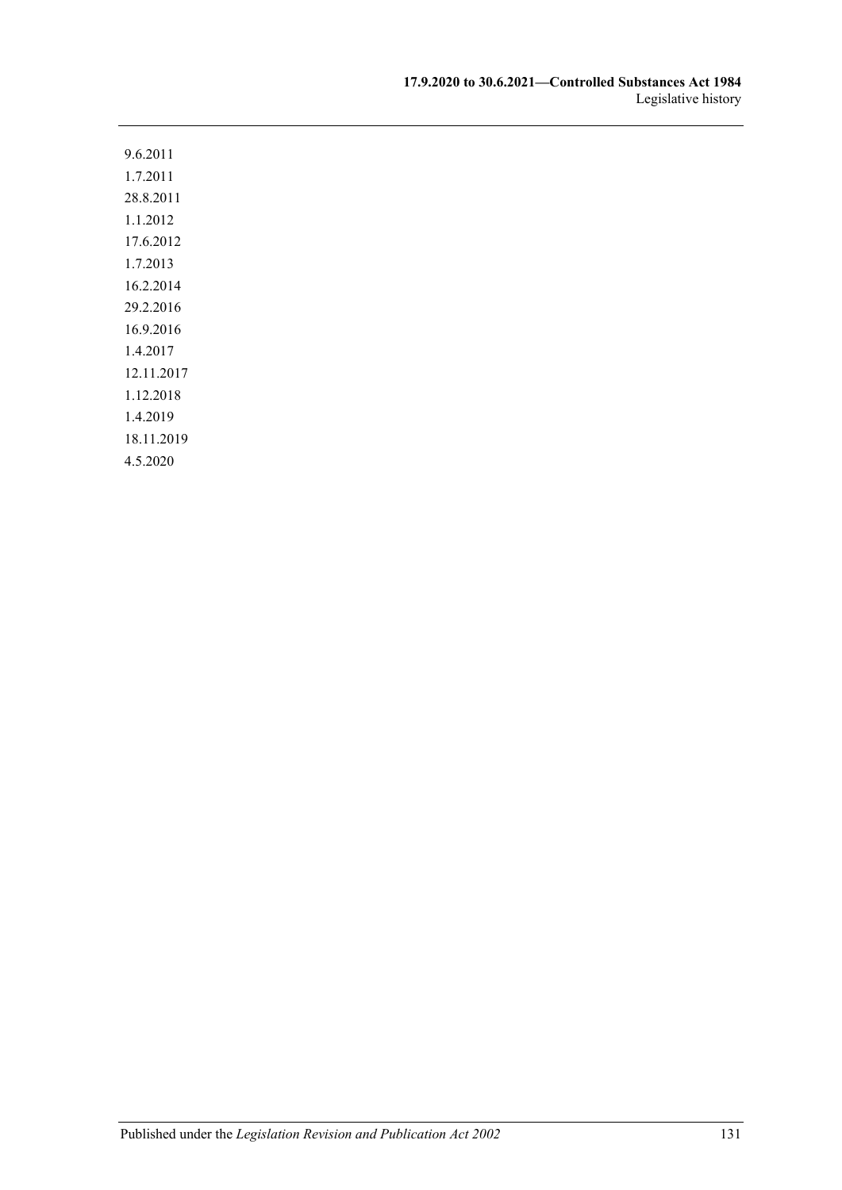9.6.2011

1.7.2011

28.8.2011

1.1.2012

17.6.2012

1.7.2013

16.2.2014

29.2.2016

16.9.2016

1.4.2017

12.11.2017

1.12.2018

1.4.2019

18.11.2019

4.5.2020